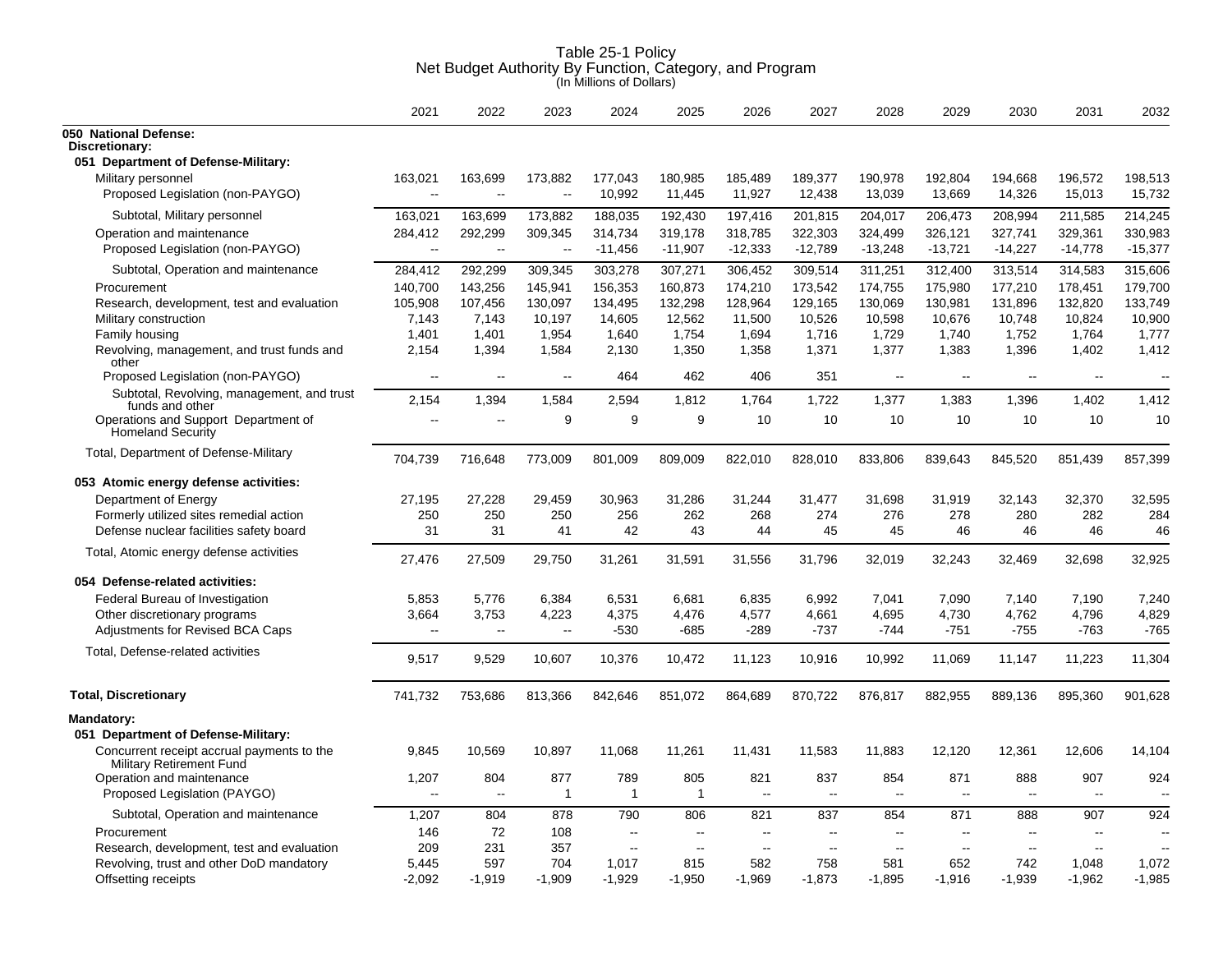# Table 25-1 Policy
## Net Budget Authority By Function, Category, and Program
(In Millions of Dollars)

| | 2021 | 2022 | 2023 | 2024 | 2025 | 2026 | 2027 | 2028 | 2029 | 2030 | 2031 | 2032 |
|---|---|---|---|---|---|---|---|---|---|---|---|---|
| **050 National Defense:** | | | | | | | | | | | | |
| **Discretionary:** | | | | | | | | | | | | |
| **051 Department of Defense-Military:** | | | | | | | | | | | | |
| Military personnel | 163,021 | 163,699 | 173,882 | 177,043 | 180,985 | 185,489 | 189,377 | 190,978 | 192,804 | 194,668 | 196,572 | 198,513 |
| Proposed Legislation (non-PAYGO) | -- | -- | -- | 10,992 | 11,445 | 11,927 | 12,438 | 13,039 | 13,669 | 14,326 | 15,013 | 15,732 |
| Subtotal, Military personnel | 163,021 | 163,699 | 173,882 | 188,035 | 192,430 | 197,416 | 201,815 | 204,017 | 206,473 | 208,994 | 211,585 | 214,245 |
| Operation and maintenance | 284,412 | 292,299 | 309,345 | 314,734 | 319,178 | 318,785 | 322,303 | 324,499 | 326,121 | 327,741 | 329,361 | 330,983 |
| Proposed Legislation (non-PAYGO) | -- | -- | -- | -11,456 | -11,907 | -12,333 | -12,789 | -13,248 | -13,721 | -14,227 | -14,778 | -15,377 |
| Subtotal, Operation and maintenance | 284,412 | 292,299 | 309,345 | 303,278 | 307,271 | 306,452 | 309,514 | 311,251 | 312,400 | 313,514 | 314,583 | 315,606 |
| Procurement | 140,700 | 143,256 | 145,941 | 156,353 | 160,873 | 174,210 | 173,542 | 174,755 | 175,980 | 177,210 | 178,451 | 179,700 |
| Research, development, test and evaluation | 105,908 | 107,456 | 130,097 | 134,495 | 132,298 | 128,964 | 129,165 | 130,069 | 130,981 | 131,896 | 132,820 | 133,749 |
| Military construction | 7,143 | 7,143 | 10,197 | 14,605 | 12,562 | 11,500 | 10,526 | 10,598 | 10,676 | 10,748 | 10,824 | 10,900 |
| Family housing | 1,401 | 1,401 | 1,954 | 1,640 | 1,754 | 1,694 | 1,716 | 1,729 | 1,740 | 1,752 | 1,764 | 1,777 |
| Revolving, management, and trust funds and other | 2,154 | 1,394 | 1,584 | 2,130 | 1,350 | 1,358 | 1,371 | 1,377 | 1,383 | 1,396 | 1,402 | 1,412 |
| Proposed Legislation (non-PAYGO) | -- | -- | -- | 464 | 462 | 406 | 351 | -- | -- | -- | -- | -- |
| Subtotal, Revolving, management, and trust funds and other | 2,154 | 1,394 | 1,584 | 2,594 | 1,812 | 1,764 | 1,722 | 1,377 | 1,383 | 1,396 | 1,402 | 1,412 |
| Operations and Support Department of Homeland Security | -- | -- | 9 | 9 | 9 | 10 | 10 | 10 | 10 | 10 | 10 | 10 |
| Total, Department of Defense-Military | 704,739 | 716,648 | 773,009 | 801,009 | 809,009 | 822,010 | 828,010 | 833,806 | 839,643 | 845,520 | 851,439 | 857,399 |
| **053 Atomic energy defense activities:** | | | | | | | | | | | | |
| Department of Energy | 27,195 | 27,228 | 29,459 | 30,963 | 31,286 | 31,244 | 31,477 | 31,698 | 31,919 | 32,143 | 32,370 | 32,595 |
| Formerly utilized sites remedial action | 250 | 250 | 250 | 256 | 262 | 268 | 274 | 276 | 278 | 280 | 282 | 284 |
| Defense nuclear facilities safety board | 31 | 31 | 41 | 42 | 43 | 44 | 45 | 45 | 46 | 46 | 46 | 46 |
| Total, Atomic energy defense activities | 27,476 | 27,509 | 29,750 | 31,261 | 31,591 | 31,556 | 31,796 | 32,019 | 32,243 | 32,469 | 32,698 | 32,925 |
| **054 Defense-related activities:** | | | | | | | | | | | | |
| Federal Bureau of Investigation | 5,853 | 5,776 | 6,384 | 6,531 | 6,681 | 6,835 | 6,992 | 7,041 | 7,090 | 7,140 | 7,190 | 7,240 |
| Other discretionary programs | 3,664 | 3,753 | 4,223 | 4,375 | 4,476 | 4,577 | 4,661 | 4,695 | 4,730 | 4,762 | 4,796 | 4,829 |
| Adjustments for Revised BCA Caps | -- | -- | -- | -530 | -685 | -289 | -737 | -744 | -751 | -755 | -763 | -765 |
| Total, Defense-related activities | 9,517 | 9,529 | 10,607 | 10,376 | 10,472 | 11,123 | 10,916 | 10,992 | 11,069 | 11,147 | 11,223 | 11,304 |
| **Total, Discretionary** | 741,732 | 753,686 | 813,366 | 842,646 | 851,072 | 864,689 | 870,722 | 876,817 | 882,955 | 889,136 | 895,360 | 901,628 |
| **Mandatory:** | | | | | | | | | | | | |
| **051 Department of Defense-Military:** | | | | | | | | | | | | |
| Concurrent receipt accrual payments to the Military Retirement Fund | 9,845 | 10,569 | 10,897 | 11,068 | 11,261 | 11,431 | 11,583 | 11,883 | 12,120 | 12,361 | 12,606 | 14,104 |
| Operation and maintenance | 1,207 | 804 | 877 | 789 | 805 | 821 | 837 | 854 | 871 | 888 | 907 | 924 |
| Proposed Legislation (PAYGO) | -- | -- | 1 | 1 | 1 | -- | -- | -- | -- | -- | -- | -- |
| Subtotal, Operation and maintenance | 1,207 | 804 | 878 | 790 | 806 | 821 | 837 | 854 | 871 | 888 | 907 | 924 |
| Procurement | 146 | 72 | 108 | -- | -- | -- | -- | -- | -- | -- | -- | -- |
| Research, development, test and evaluation | 209 | 231 | 357 | -- | -- | -- | -- | -- | -- | -- | -- | -- |
| Revolving, trust and other DoD mandatory | 5,445 | 597 | 704 | 1,017 | 815 | 582 | 758 | 581 | 652 | 742 | 1,048 | 1,072 |
| Offsetting receipts | -2,092 | -1,919 | -1,909 | -1,929 | -1,950 | -1,969 | -1,873 | -1,895 | -1,916 | -1,939 | -1,962 | -1,985 |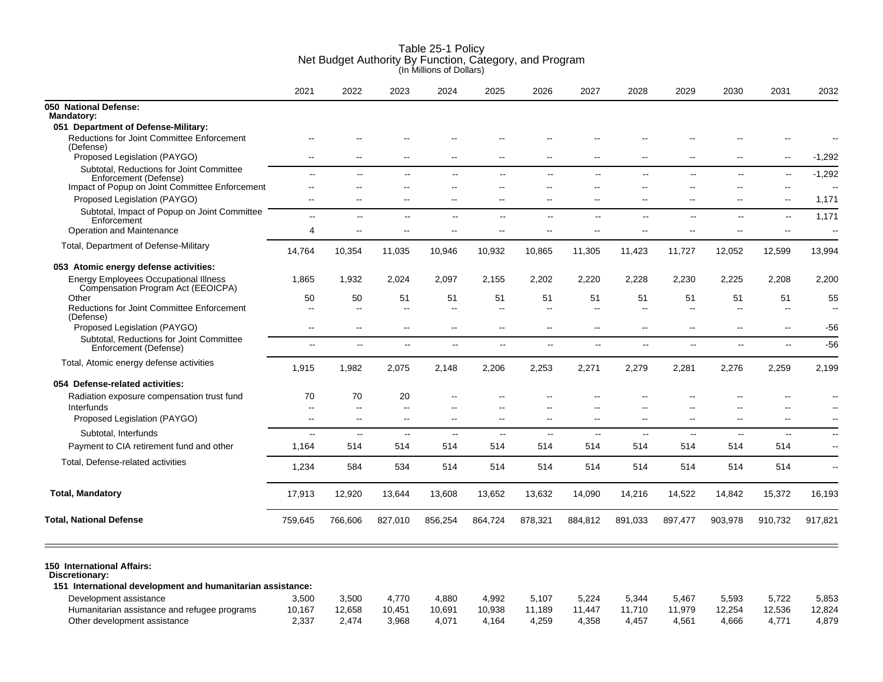# Table 25-1 Policy
## Net Budget Authority By Function, Category, and Program
(In Millions of Dollars)

| | 2021 | 2022 | 2023 | 2024 | 2025 | 2026 | 2027 | 2028 | 2029 | 2030 | 2031 | 2032 |
|---|---|---|---|---|---|---|---|---|---|---|---|---|
| **050 National Defense:** | | | | | | | | | | | | |
| **Mandatory:** | | | | | | | | | | | | |
| **051 Department of Defense-Military:** | | | | | | | | | | | | |
| Reductions for Joint Committee Enforcement (Defense) | -- | -- | -- | -- | -- | -- | -- | -- | -- | -- | -- | -- |
| Proposed Legislation (PAYGO) | -- | -- | -- | -- | -- | -- | -- | -- | -- | -- | -- | -1,292 |
| Subtotal, Reductions for Joint Committee Enforcement (Defense) | -- | -- | -- | -- | -- | -- | -- | -- | -- | -- | -- | -1,292 |
| Impact of Popup on Joint Committee Enforcement | -- | -- | -- | -- | -- | -- | -- | -- | -- | -- | -- | -- |
| Proposed Legislation (PAYGO) | -- | -- | -- | -- | -- | -- | -- | -- | -- | -- | -- | 1,171 |
| Subtotal, Impact of Popup on Joint Committee Enforcement | -- | -- | -- | -- | -- | -- | -- | -- | -- | -- | -- | 1,171 |
| Operation and Maintenance | 4 | -- | -- | -- | -- | -- | -- | -- | -- | -- | -- | -- |
| Total, Department of Defense-Military | 14,764 | 10,354 | 11,035 | 10,946 | 10,932 | 10,865 | 11,305 | 11,423 | 11,727 | 12,052 | 12,599 | 13,994 |
| **053 Atomic energy defense activities:** | | | | | | | | | | | | |
| Energy Employees Occupational Illness Compensation Program Act (EEOICPA) | 1,865 | 1,932 | 2,024 | 2,097 | 2,155 | 2,202 | 2,220 | 2,228 | 2,230 | 2,225 | 2,208 | 2,200 |
| Other | 50 | 50 | 51 | 51 | 51 | 51 | 51 | 51 | 51 | 51 | 51 | 55 |
| Reductions for Joint Committee Enforcement (Defense) | -- | -- | -- | -- | -- | -- | -- | -- | -- | -- | -- | -- |
| Proposed Legislation (PAYGO) | -- | -- | -- | -- | -- | -- | -- | -- | -- | -- | -- | -56 |
| Subtotal, Reductions for Joint Committee Enforcement (Defense) | -- | -- | -- | -- | -- | -- | -- | -- | -- | -- | -- | -56 |
| Total, Atomic energy defense activities | 1,915 | 1,982 | 2,075 | 2,148 | 2,206 | 2,253 | 2,271 | 2,279 | 2,281 | 2,276 | 2,259 | 2,199 |
| **054 Defense-related activities:** | | | | | | | | | | | | |
| Radiation exposure compensation trust fund | 70 | 70 | 20 | -- | -- | -- | -- | -- | -- | -- | -- | -- |
| Interfunds | -- | -- | -- | -- | -- | -- | -- | -- | -- | -- | -- | -- |
| Proposed Legislation (PAYGO) | -- | -- | -- | -- | -- | -- | -- | -- | -- | -- | -- | -- |
| Subtotal, Interfunds | -- | -- | -- | -- | -- | -- | -- | -- | -- | -- | -- | -- |
| Payment to CIA retirement fund and other | 1,164 | 514 | 514 | 514 | 514 | 514 | 514 | 514 | 514 | 514 | 514 | -- |
| Total, Defense-related activities | 1,234 | 584 | 534 | 514 | 514 | 514 | 514 | 514 | 514 | 514 | 514 | -- |
| **Total, Mandatory** | 17,913 | 12,920 | 13,644 | 13,608 | 13,652 | 13,632 | 14,090 | 14,216 | 14,522 | 14,842 | 15,372 | 16,193 |
| **Total, National Defense** | 759,645 | 766,606 | 827,010 | 856,254 | 864,724 | 878,321 | 884,812 | 891,033 | 897,477 | 903,978 | 910,732 | 917,821 |
| **150 International Affairs:** | | | | | | | | | | | | |
| **Discretionary:** | | | | | | | | | | | | |
| **151 International development and humanitarian assistance:** | | | | | | | | | | | | |
| Development assistance | 3,500 | 3,500 | 4,770 | 4,880 | 4,992 | 5,107 | 5,224 | 5,344 | 5,467 | 5,593 | 5,722 | 5,853 |
| Humanitarian assistance and refugee programs | 10,167 | 12,658 | 10,451 | 10,691 | 10,938 | 11,189 | 11,447 | 11,710 | 11,979 | 12,254 | 12,536 | 12,824 |
| Other development assistance | 2,337 | 2,474 | 3,968 | 4,071 | 4,164 | 4,259 | 4,358 | 4,457 | 4,561 | 4,666 | 4,771 | 4,879 |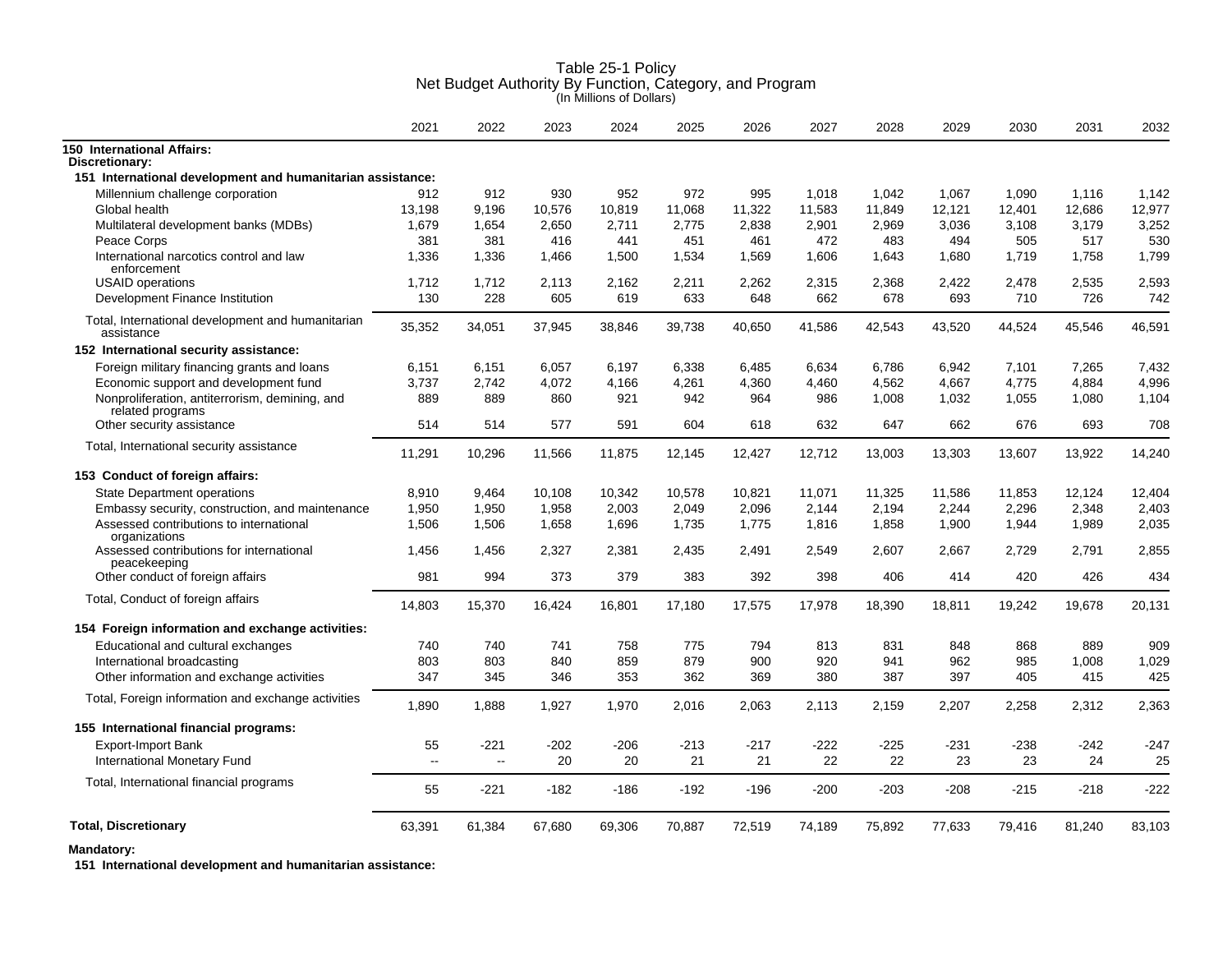# Table 25-1 Policy
## Net Budget Authority By Function, Category, and Program
(In Millions of Dollars)

| | 2021 | 2022 | 2023 | 2024 | 2025 | 2026 | 2027 | 2028 | 2029 | 2030 | 2031 | 2032 |
|---|---|---|---|---|---|---|---|---|---|---|---|---|
| **150 International Affairs:** | | | | | | | | | | | | |
| **Discretionary:** | | | | | | | | | | | | |
| **151 International development and humanitarian assistance:** | | | | | | | | | | | | |
| Millennium challenge corporation | 912 | 912 | 930 | 952 | 972 | 995 | 1,018 | 1,042 | 1,067 | 1,090 | 1,116 | 1,142 |
| Global health | 13,198 | 9,196 | 10,576 | 10,819 | 11,068 | 11,322 | 11,583 | 11,849 | 12,121 | 12,401 | 12,686 | 12,977 |
| Multilateral development banks (MDBs) | 1,679 | 1,654 | 2,650 | 2,711 | 2,775 | 2,838 | 2,901 | 2,969 | 3,036 | 3,108 | 3,179 | 3,252 |
| Peace Corps | 381 | 381 | 416 | 441 | 451 | 461 | 472 | 483 | 494 | 505 | 517 | 530 |
| International narcotics control and law enforcement | 1,336 | 1,336 | 1,466 | 1,500 | 1,534 | 1,569 | 1,606 | 1,643 | 1,680 | 1,719 | 1,758 | 1,799 |
| USAID operations | 1,712 | 1,712 | 2,113 | 2,162 | 2,211 | 2,262 | 2,315 | 2,368 | 2,422 | 2,478 | 2,535 | 2,593 |
| Development Finance Institution | 130 | 228 | 605 | 619 | 633 | 648 | 662 | 678 | 693 | 710 | 726 | 742 |
| Total, International development and humanitarian assistance | 35,352 | 34,051 | 37,945 | 38,846 | 39,738 | 40,650 | 41,586 | 42,543 | 43,520 | 44,524 | 45,546 | 46,591 |
| **152 International security assistance:** | | | | | | | | | | | | |
| Foreign military financing grants and loans | 6,151 | 6,151 | 6,057 | 6,197 | 6,338 | 6,485 | 6,634 | 6,786 | 6,942 | 7,101 | 7,265 | 7,432 |
| Economic support and development fund | 3,737 | 2,742 | 4,072 | 4,166 | 4,261 | 4,360 | 4,460 | 4,562 | 4,667 | 4,775 | 4,884 | 4,996 |
| Nonproliferation, antiterrorism, demining, and related programs | 889 | 889 | 860 | 921 | 942 | 964 | 986 | 1,008 | 1,032 | 1,055 | 1,080 | 1,104 |
| Other security assistance | 514 | 514 | 577 | 591 | 604 | 618 | 632 | 647 | 662 | 676 | 693 | 708 |
| Total, International security assistance | 11,291 | 10,296 | 11,566 | 11,875 | 12,145 | 12,427 | 12,712 | 13,003 | 13,303 | 13,607 | 13,922 | 14,240 |
| **153 Conduct of foreign affairs:** | | | | | | | | | | | | |
| State Department operations | 8,910 | 9,464 | 10,108 | 10,342 | 10,578 | 10,821 | 11,071 | 11,325 | 11,586 | 11,853 | 12,124 | 12,404 |
| Embassy security, construction, and maintenance | 1,950 | 1,950 | 1,958 | 2,003 | 2,049 | 2,096 | 2,144 | 2,194 | 2,244 | 2,296 | 2,348 | 2,403 |
| Assessed contributions to international organizations | 1,506 | 1,506 | 1,658 | 1,696 | 1,735 | 1,775 | 1,816 | 1,858 | 1,900 | 1,944 | 1,989 | 2,035 |
| Assessed contributions for international peacekeeping | 1,456 | 1,456 | 2,327 | 2,381 | 2,435 | 2,491 | 2,549 | 2,607 | 2,667 | 2,729 | 2,791 | 2,855 |
| Other conduct of foreign affairs | 981 | 994 | 373 | 379 | 383 | 392 | 398 | 406 | 414 | 420 | 426 | 434 |
| Total, Conduct of foreign affairs | 14,803 | 15,370 | 16,424 | 16,801 | 17,180 | 17,575 | 17,978 | 18,390 | 18,811 | 19,242 | 19,678 | 20,131 |
| **154 Foreign information and exchange activities:** | | | | | | | | | | | | |
| Educational and cultural exchanges | 740 | 740 | 741 | 758 | 775 | 794 | 813 | 831 | 848 | 868 | 889 | 909 |
| International broadcasting | 803 | 803 | 840 | 859 | 879 | 900 | 920 | 941 | 962 | 985 | 1,008 | 1,029 |
| Other information and exchange activities | 347 | 345 | 346 | 353 | 362 | 369 | 380 | 387 | 397 | 405 | 415 | 425 |
| Total, Foreign information and exchange activities | 1,890 | 1,888 | 1,927 | 1,970 | 2,016 | 2,063 | 2,113 | 2,159 | 2,207 | 2,258 | 2,312 | 2,363 |
| **155 International financial programs:** | | | | | | | | | | | | |
| Export-Import Bank | 55 | -221 | -202 | -206 | -213 | -217 | -222 | -225 | -231 | -238 | -242 | -247 |
| International Monetary Fund | -- | -- | 20 | 20 | 21 | 21 | 22 | 22 | 23 | 23 | 24 | 25 |
| Total, International financial programs | 55 | -221 | -182 | -186 | -192 | -196 | -200 | -203 | -208 | -215 | -218 | -222 |
| **Total, Discretionary** | 63,391 | 61,384 | 67,680 | 69,306 | 70,887 | 72,519 | 74,189 | 75,892 | 77,633 | 79,416 | 81,240 | 83,103 |
| **Mandatory:** | | | | | | | | | | | | |
| **151 International development and humanitarian assistance:** | | | | | | | | | | | | |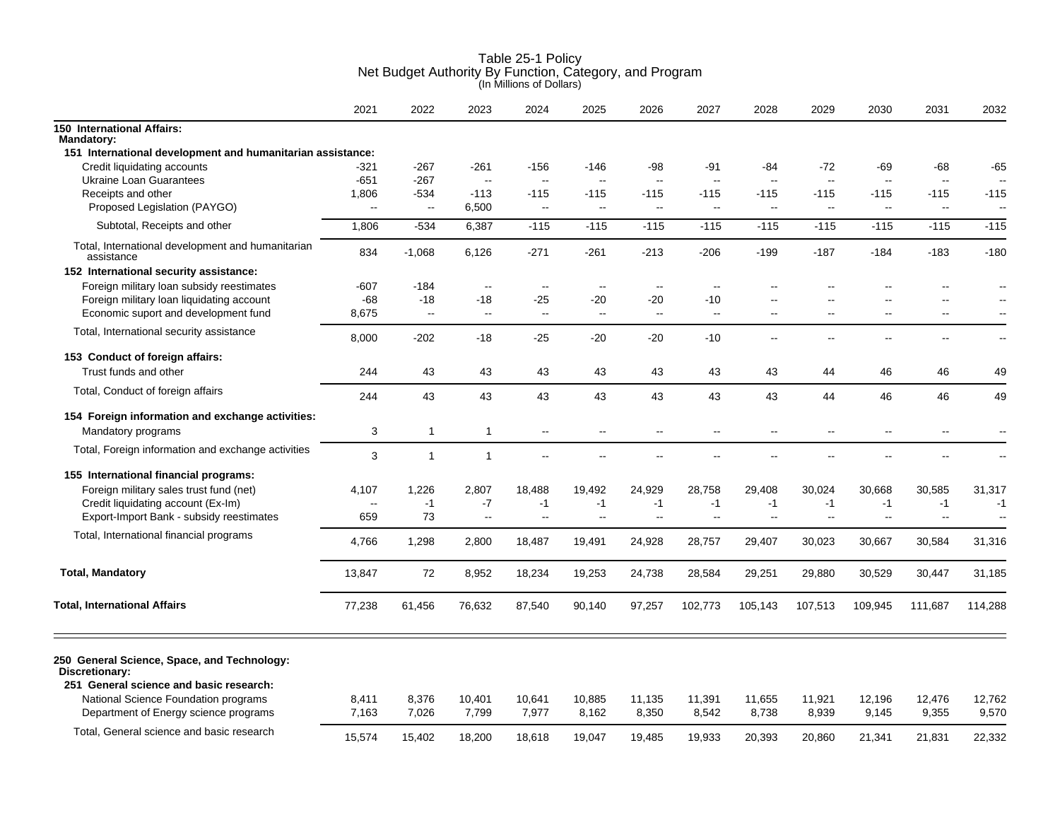# Table 25-1 Policy
## Net Budget Authority By Function, Category, and Program
(In Millions of Dollars)

| | 2021 | 2022 | 2023 | 2024 | 2025 | 2026 | 2027 | 2028 | 2029 | 2030 | 2031 | 2032 |
|---|---|---|---|---|---|---|---|---|---|---|---|---|
| **150 International Affairs:** | | | | | | | | | | | | |
| **Mandatory:** | | | | | | | | | | | | |
| **151 International development and humanitarian assistance:** | | | | | | | | | | | | |
| Credit liquidating accounts | -321 | -267 | -261 | -156 | -146 | -98 | -91 | -84 | -72 | -69 | -68 | -65 |
| Ukraine Loan Guarantees | -651 | -267 | -- | -- | -- | -- | -- | -- | -- | -- | -- | -- |
| Receipts and other | 1,806 | -534 | -113 | -115 | -115 | -115 | -115 | -115 | -115 | -115 | -115 | -115 |
| Proposed Legislation (PAYGO) | -- | -- | 6,500 | -- | -- | -- | -- | -- | -- | -- | -- | -- |
| Subtotal, Receipts and other | 1,806 | -534 | 6,387 | -115 | -115 | -115 | -115 | -115 | -115 | -115 | -115 | -115 |
| Total, International development and humanitarian assistance | 834 | -1,068 | 6,126 | -271 | -261 | -213 | -206 | -199 | -187 | -184 | -183 | -180 |
| **152 International security assistance:** | | | | | | | | | | | | |
| Foreign military loan subsidy reestimates | -607 | -184 | -- | -- | -- | -- | -- | -- | -- | -- | -- | -- |
| Foreign military loan liquidating account | -68 | -18 | -18 | -25 | -20 | -20 | -10 | -- | -- | -- | -- | -- |
| Economic suport and development fund | 8,675 | -- | -- | -- | -- | -- | -- | -- | -- | -- | -- | -- |
| Total, International security assistance | 8,000 | -202 | -18 | -25 | -20 | -20 | -10 | -- | -- | -- | -- | -- |
| **153 Conduct of foreign affairs:** | | | | | | | | | | | | |
| Trust funds and other | 244 | 43 | 43 | 43 | 43 | 43 | 43 | 43 | 44 | 46 | 46 | 49 |
| Total, Conduct of foreign affairs | 244 | 43 | 43 | 43 | 43 | 43 | 43 | 43 | 44 | 46 | 46 | 49 |
| **154 Foreign information and exchange activities:** | | | | | | | | | | | | |
| Mandatory programs | 3 | 1 | 1 | -- | -- | -- | -- | -- | -- | -- | -- | -- |
| Total, Foreign information and exchange activities | 3 | 1 | 1 | -- | -- | -- | -- | -- | -- | -- | -- | -- |
| **155 International financial programs:** | | | | | | | | | | | | |
| Foreign military sales trust fund (net) | 4,107 | 1,226 | 2,807 | 18,488 | 19,492 | 24,929 | 28,758 | 29,408 | 30,024 | 30,668 | 30,585 | 31,317 |
| Credit liquidating account (Ex-Im) | -- | -1 | -7 | -1 | -1 | -1 | -1 | -1 | -1 | -1 | -1 | -1 |
| Export-Import Bank - subsidy reestimates | 659 | 73 | -- | -- | -- | -- | -- | -- | -- | -- | -- | -- |
| Total, International financial programs | 4,766 | 1,298 | 2,800 | 18,487 | 19,491 | 24,928 | 28,757 | 29,407 | 30,023 | 30,667 | 30,584 | 31,316 |
| **Total, Mandatory** | 13,847 | 72 | 8,952 | 18,234 | 19,253 | 24,738 | 28,584 | 29,251 | 29,880 | 30,529 | 30,447 | 31,185 |
| **Total, International Affairs** | 77,238 | 61,456 | 76,632 | 87,540 | 90,140 | 97,257 | 102,773 | 105,143 | 107,513 | 109,945 | 111,687 | 114,288 |
| **250 General Science, Space, and Technology:** | | | | | | | | | | | | |
| **Discretionary:** | | | | | | | | | | | | |
| **251 General science and basic research:** | | | | | | | | | | | | |
| National Science Foundation programs | 8,411 | 8,376 | 10,401 | 10,641 | 10,885 | 11,135 | 11,391 | 11,655 | 11,921 | 12,196 | 12,476 | 12,762 |
| Department of Energy science programs | 7,163 | 7,026 | 7,799 | 7,977 | 8,162 | 8,350 | 8,542 | 8,738 | 8,939 | 9,145 | 9,355 | 9,570 |
| Total, General science and basic research | 15,574 | 15,402 | 18,200 | 18,618 | 19,047 | 19,485 | 19,933 | 20,393 | 20,860 | 21,341 | 21,831 | 22,332 |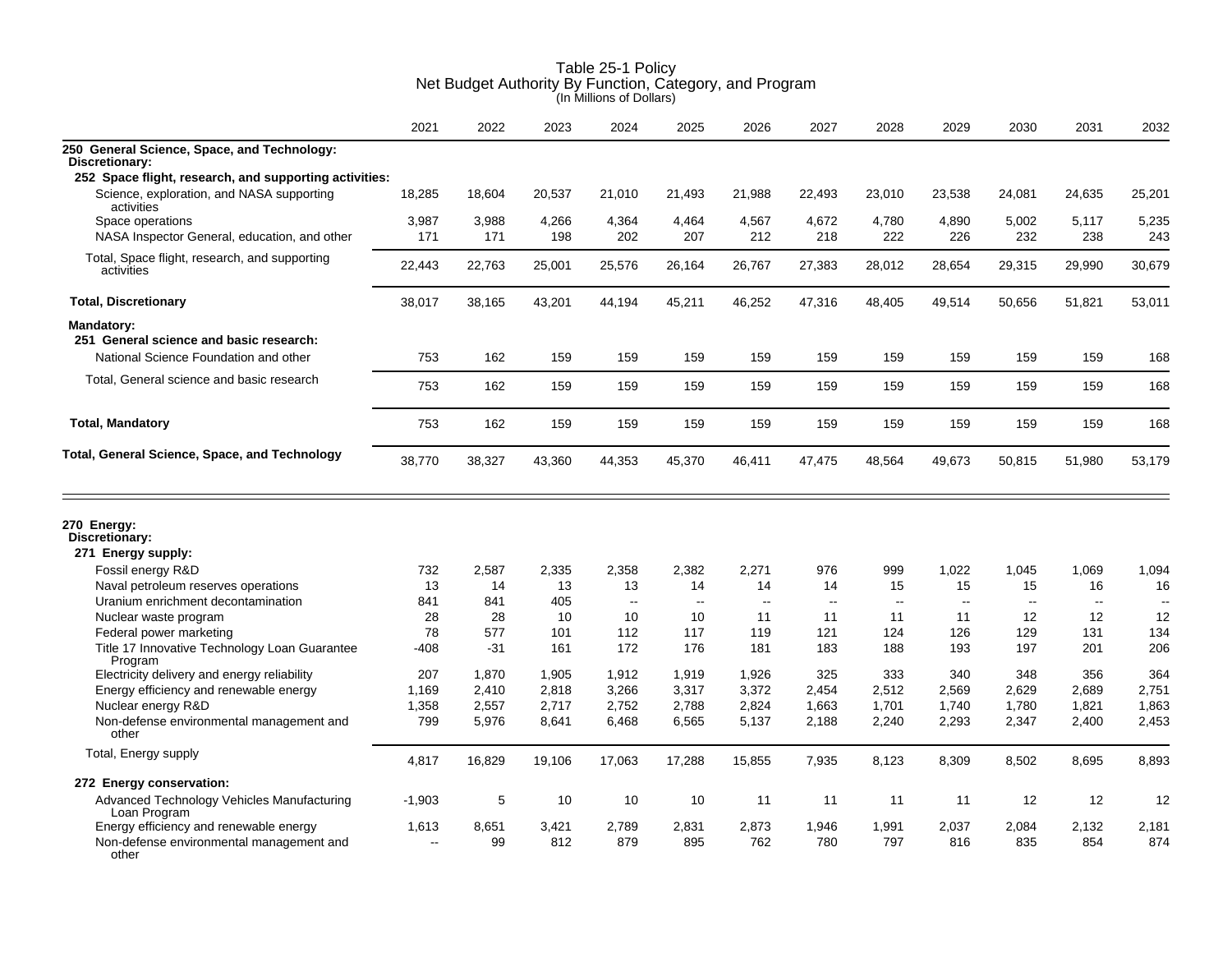# Table 25-1 Policy
## Net Budget Authority By Function, Category, and Program
(In Millions of Dollars)

| | 2021 | 2022 | 2023 | 2024 | 2025 | 2026 | 2027 | 2028 | 2029 | 2030 | 2031 | 2032 |
|---|---|---|---|---|---|---|---|---|---|---|---|---|
| **250 General Science, Space, and Technology:** | | | | | | | | | | | | |
| **Discretionary:** | | | | | | | | | | | | |
| **252 Space flight, research, and supporting activities:** | | | | | | | | | | | | |
| Science, exploration, and NASA supporting activities | 18,285 | 18,604 | 20,537 | 21,010 | 21,493 | 21,988 | 22,493 | 23,010 | 23,538 | 24,081 | 24,635 | 25,201 |
| Space operations | 3,987 | 3,988 | 4,266 | 4,364 | 4,464 | 4,567 | 4,672 | 4,780 | 4,890 | 5,002 | 5,117 | 5,235 |
| NASA Inspector General, education, and other | 171 | 171 | 198 | 202 | 207 | 212 | 218 | 222 | 226 | 232 | 238 | 243 |
| Total, Space flight, research, and supporting activities | 22,443 | 22,763 | 25,001 | 25,576 | 26,164 | 26,767 | 27,383 | 28,012 | 28,654 | 29,315 | 29,990 | 30,679 |
| **Total, Discretionary** | 38,017 | 38,165 | 43,201 | 44,194 | 45,211 | 46,252 | 47,316 | 48,405 | 49,514 | 50,656 | 51,821 | 53,011 |
| **Mandatory:** | | | | | | | | | | | | |
| **251 General science and basic research:** | | | | | | | | | | | | |
| National Science Foundation and other | 753 | 162 | 159 | 159 | 159 | 159 | 159 | 159 | 159 | 159 | 159 | 168 |
| Total, General science and basic research | 753 | 162 | 159 | 159 | 159 | 159 | 159 | 159 | 159 | 159 | 159 | 168 |
| **Total, Mandatory** | 753 | 162 | 159 | 159 | 159 | 159 | 159 | 159 | 159 | 159 | 159 | 168 |
| **Total, General Science, Space, and Technology** | 38,770 | 38,327 | 43,360 | 44,353 | 45,370 | 46,411 | 47,475 | 48,564 | 49,673 | 50,815 | 51,980 | 53,179 |
| **270 Energy:** | | | | | | | | | | | | |
| **Discretionary:** | | | | | | | | | | | | |
| **271 Energy supply:** | | | | | | | | | | | | |
| Fossil energy R&D | 732 | 2,587 | 2,335 | 2,358 | 2,382 | 2,271 | 976 | 999 | 1,022 | 1,045 | 1,069 | 1,094 |
| Naval petroleum reserves operations | 13 | 14 | 13 | 13 | 14 | 14 | 14 | 15 | 15 | 15 | 16 | 16 |
| Uranium enrichment decontamination | 841 | 841 | 405 | -- | -- | -- | -- | -- | -- | -- | -- | -- |
| Nuclear waste program | 28 | 28 | 10 | 10 | 10 | 11 | 11 | 11 | 11 | 12 | 12 | 12 |
| Federal power marketing | 78 | 577 | 101 | 112 | 117 | 119 | 121 | 124 | 126 | 129 | 131 | 134 |
| Title 17 Innovative Technology Loan Guarantee Program | -408 | -31 | 161 | 172 | 176 | 181 | 183 | 188 | 193 | 197 | 201 | 206 |
| Electricity delivery and energy reliability | 207 | 1,870 | 1,905 | 1,912 | 1,919 | 1,926 | 325 | 333 | 340 | 348 | 356 | 364 |
| Energy efficiency and renewable energy | 1,169 | 2,410 | 2,818 | 3,266 | 3,317 | 3,372 | 2,454 | 2,512 | 2,569 | 2,629 | 2,689 | 2,751 |
| Nuclear energy R&D | 1,358 | 2,557 | 2,717 | 2,752 | 2,788 | 2,824 | 1,663 | 1,701 | 1,740 | 1,780 | 1,821 | 1,863 |
| Non-defense environmental management and other | 799 | 5,976 | 8,641 | 6,468 | 6,565 | 5,137 | 2,188 | 2,240 | 2,293 | 2,347 | 2,400 | 2,453 |
| Total, Energy supply | 4,817 | 16,829 | 19,106 | 17,063 | 17,288 | 15,855 | 7,935 | 8,123 | 8,309 | 8,502 | 8,695 | 8,893 |
| **272 Energy conservation:** | | | | | | | | | | | | |
| Advanced Technology Vehicles Manufacturing Loan Program | -1,903 | 5 | 10 | 10 | 10 | 11 | 11 | 11 | 11 | 12 | 12 | 12 |
| Energy efficiency and renewable energy | 1,613 | 8,651 | 3,421 | 2,789 | 2,831 | 2,873 | 1,946 | 1,991 | 2,037 | 2,084 | 2,132 | 2,181 |
| Non-defense environmental management and other | -- | 99 | 812 | 879 | 895 | 762 | 780 | 797 | 816 | 835 | 854 | 874 |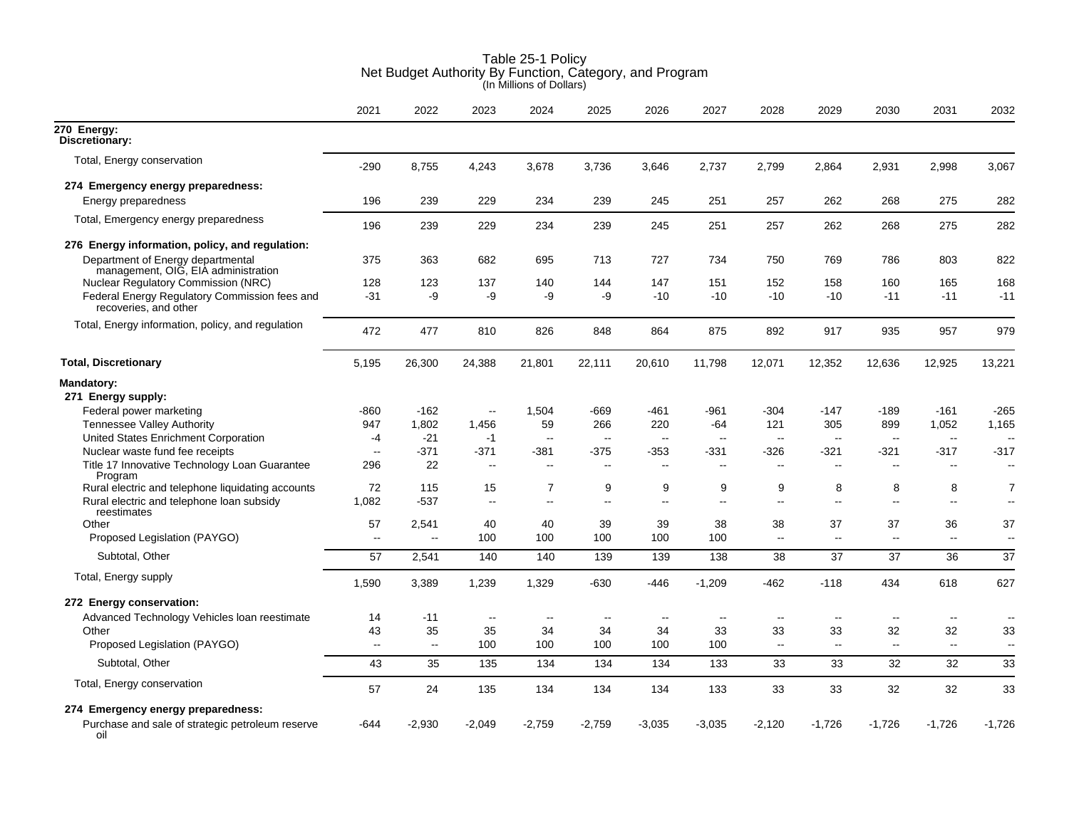# Table 25-1 Policy
## Net Budget Authority By Function, Category, and Program
(In Millions of Dollars)

| | 2021 | 2022 | 2023 | 2024 | 2025 | 2026 | 2027 | 2028 | 2029 | 2030 | 2031 | 2032 |
|---|---|---|---|---|---|---|---|---|---|---|---|---|
| **270 Energy:** | | | | | | | | | | | | |
| **Discretionary:** | | | | | | | | | | | | |
| Total, Energy conservation | -290 | 8,755 | 4,243 | 3,678 | 3,736 | 3,646 | 2,737 | 2,799 | 2,864 | 2,931 | 2,998 | 3,067 |
| **274 Emergency energy preparedness:** | | | | | | | | | | | | |
| Energy preparedness | 196 | 239 | 229 | 234 | 239 | 245 | 251 | 257 | 262 | 268 | 275 | 282 |
| Total, Emergency energy preparedness | 196 | 239 | 229 | 234 | 239 | 245 | 251 | 257 | 262 | 268 | 275 | 282 |
| **276 Energy information, policy, and regulation:** | | | | | | | | | | | | |
| Department of Energy departmental management, OIG, EIA administration | 375 | 363 | 682 | 695 | 713 | 727 | 734 | 750 | 769 | 786 | 803 | 822 |
| Nuclear Regulatory Commission (NRC) | 128 | 123 | 137 | 140 | 144 | 147 | 151 | 152 | 158 | 160 | 165 | 168 |
| Federal Energy Regulatory Commission fees and recoveries, and other | -31 | -9 | -9 | -9 | -9 | -10 | -10 | -10 | -10 | -11 | -11 | -11 |
| Total, Energy information, policy, and regulation | 472 | 477 | 810 | 826 | 848 | 864 | 875 | 892 | 917 | 935 | 957 | 979 |
| **Total, Discretionary** | 5,195 | 26,300 | 24,388 | 21,801 | 22,111 | 20,610 | 11,798 | 12,071 | 12,352 | 12,636 | 12,925 | 13,221 |
| **Mandatory:** | | | | | | | | | | | | |
| **271 Energy supply:** | | | | | | | | | | | | |
| Federal power marketing | -860 | -162 | -- | 1,504 | -669 | -461 | -961 | -304 | -147 | -189 | -161 | -265 |
| Tennessee Valley Authority | 947 | 1,802 | 1,456 | 59 | 266 | 220 | -64 | 121 | 305 | 899 | 1,052 | 1,165 |
| United States Enrichment Corporation | -4 | -21 | -1 | -- | -- | -- | -- | -- | -- | -- | -- | -- |
| Nuclear waste fund fee receipts | -- | -371 | -371 | -381 | -375 | -353 | -331 | -326 | -321 | -321 | -317 | -317 |
| Title 17 Innovative Technology Loan Guarantee Program | 296 | 22 | -- | -- | -- | -- | -- | -- | -- | -- | -- | -- |
| Rural electric and telephone liquidating accounts | 72 | 115 | 15 | 7 | 9 | 9 | 9 | 9 | 8 | 8 | 8 | 7 |
| Rural electric and telephone loan subsidy reestimates | 1,082 | -537 | -- | -- | -- | -- | -- | -- | -- | -- | -- | -- |
| Other | 57 | 2,541 | 40 | 40 | 39 | 39 | 38 | 38 | 37 | 37 | 36 | 37 |
| Proposed Legislation (PAYGO) | -- | -- | 100 | 100 | 100 | 100 | 100 | -- | -- | -- | -- | -- |
| Subtotal, Other | 57 | 2,541 | 140 | 140 | 139 | 139 | 138 | 38 | 37 | 37 | 36 | 37 |
| Total, Energy supply | 1,590 | 3,389 | 1,239 | 1,329 | -630 | -446 | -1,209 | -462 | -118 | 434 | 618 | 627 |
| **272 Energy conservation:** | | | | | | | | | | | | |
| Advanced Technology Vehicles loan reestimate | 14 | -11 | -- | -- | -- | -- | -- | -- | -- | -- | -- | -- |
| Other | 43 | 35 | 35 | 34 | 34 | 34 | 33 | 33 | 33 | 32 | 32 | 33 |
| Proposed Legislation (PAYGO) | -- | -- | 100 | 100 | 100 | 100 | 100 | -- | -- | -- | -- | -- |
| Subtotal, Other | 43 | 35 | 135 | 134 | 134 | 134 | 133 | 33 | 33 | 32 | 32 | 33 |
| Total, Energy conservation | 57 | 24 | 135 | 134 | 134 | 134 | 133 | 33 | 33 | 32 | 32 | 33 |
| **274 Emergency energy preparedness:** | | | | | | | | | | | | |
| Purchase and sale of strategic petroleum reserve oil | -644 | -2,930 | -2,049 | -2,759 | -2,759 | -3,035 | -3,035 | -2,120 | -1,726 | -1,726 | -1,726 | -1,726 |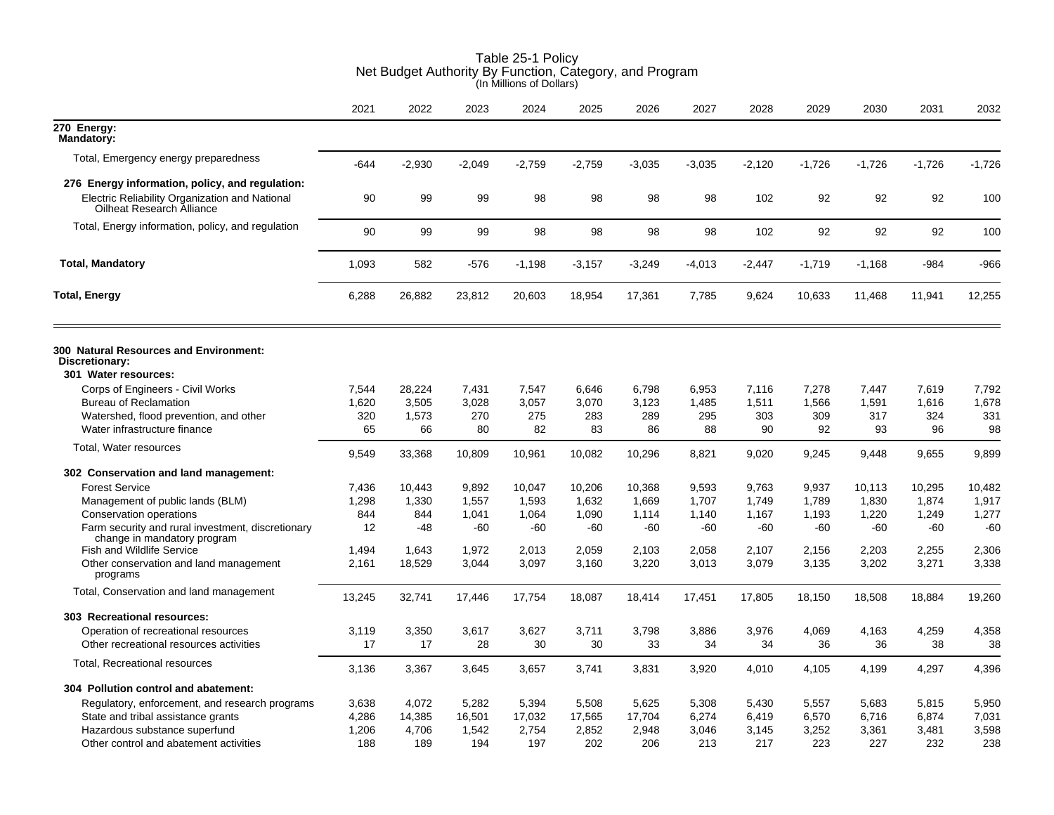# Table 25-1 Policy
## Net Budget Authority By Function, Category, and Program
(In Millions of Dollars)

| | 2021 | 2022 | 2023 | 2024 | 2025 | 2026 | 2027 | 2028 | 2029 | 2030 | 2031 | 2032 |
|---|---|---|---|---|---|---|---|---|---|---|---|---|
| **270 Energy:** | | | | | | | | | | | | |
| **Mandatory:** | | | | | | | | | | | | |
| Total, Emergency energy preparedness | -644 | -2,930 | -2,049 | -2,759 | -2,759 | -3,035 | -3,035 | -2,120 | -1,726 | -1,726 | -1,726 | -1,726 |
| **276 Energy information, policy, and regulation:** | | | | | | | | | | | | |
| Electric Reliability Organization and National Oilheat Research Alliance | 90 | 99 | 99 | 98 | 98 | 98 | 98 | 102 | 92 | 92 | 92 | 100 |
| Total, Energy information, policy, and regulation | 90 | 99 | 99 | 98 | 98 | 98 | 98 | 102 | 92 | 92 | 92 | 100 |
| **Total, Mandatory** | 1,093 | 582 | -576 | -1,198 | -3,157 | -3,249 | -4,013 | -2,447 | -1,719 | -1,168 | -984 | -966 |
| **Total, Energy** | 6,288 | 26,882 | 23,812 | 20,603 | 18,954 | 17,361 | 7,785 | 9,624 | 10,633 | 11,468 | 11,941 | 12,255 |
| **300 Natural Resources and Environment:** | | | | | | | | | | | | |
| **Discretionary:** | | | | | | | | | | | | |
| **301 Water resources:** | | | | | | | | | | | | |
| Corps of Engineers - Civil Works | 7,544 | 28,224 | 7,431 | 7,547 | 6,646 | 6,798 | 6,953 | 7,116 | 7,278 | 7,447 | 7,619 | 7,792 |
| Bureau of Reclamation | 1,620 | 3,505 | 3,028 | 3,057 | 3,070 | 3,123 | 1,485 | 1,511 | 1,566 | 1,591 | 1,616 | 1,678 |
| Watershed, flood prevention, and other | 320 | 1,573 | 270 | 275 | 283 | 289 | 295 | 303 | 309 | 317 | 324 | 331 |
| Water infrastructure finance | 65 | 66 | 80 | 82 | 83 | 86 | 88 | 90 | 92 | 93 | 96 | 98 |
| Total, Water resources | 9,549 | 33,368 | 10,809 | 10,961 | 10,082 | 10,296 | 8,821 | 9,020 | 9,245 | 9,448 | 9,655 | 9,899 |
| **302 Conservation and land management:** | | | | | | | | | | | | |
| Forest Service | 7,436 | 10,443 | 9,892 | 10,047 | 10,206 | 10,368 | 9,593 | 9,763 | 9,937 | 10,113 | 10,295 | 10,482 |
| Management of public lands (BLM) | 1,298 | 1,330 | 1,557 | 1,593 | 1,632 | 1,669 | 1,707 | 1,749 | 1,789 | 1,830 | 1,874 | 1,917 |
| Conservation operations | 844 | 844 | 1,041 | 1,064 | 1,090 | 1,114 | 1,140 | 1,167 | 1,193 | 1,220 | 1,249 | 1,277 |
| Farm security and rural investment, discretionary change in mandatory program | 12 | -48 | -60 | -60 | -60 | -60 | -60 | -60 | -60 | -60 | -60 | -60 |
| Fish and Wildlife Service | 1,494 | 1,643 | 1,972 | 2,013 | 2,059 | 2,103 | 2,058 | 2,107 | 2,156 | 2,203 | 2,255 | 2,306 |
| Other conservation and land management programs | 2,161 | 18,529 | 3,044 | 3,097 | 3,160 | 3,220 | 3,013 | 3,079 | 3,135 | 3,202 | 3,271 | 3,338 |
| Total, Conservation and land management | 13,245 | 32,741 | 17,446 | 17,754 | 18,087 | 18,414 | 17,451 | 17,805 | 18,150 | 18,508 | 18,884 | 19,260 |
| **303 Recreational resources:** | | | | | | | | | | | | |
| Operation of recreational resources | 3,119 | 3,350 | 3,617 | 3,627 | 3,711 | 3,798 | 3,886 | 3,976 | 4,069 | 4,163 | 4,259 | 4,358 |
| Other recreational resources activities | 17 | 17 | 28 | 30 | 30 | 33 | 34 | 34 | 36 | 36 | 38 | 38 |
| Total, Recreational resources | 3,136 | 3,367 | 3,645 | 3,657 | 3,741 | 3,831 | 3,920 | 4,010 | 4,105 | 4,199 | 4,297 | 4,396 |
| **304 Pollution control and abatement:** | | | | | | | | | | | | |
| Regulatory, enforcement, and research programs | 3,638 | 4,072 | 5,282 | 5,394 | 5,508 | 5,625 | 5,308 | 5,430 | 5,557 | 5,683 | 5,815 | 5,950 |
| State and tribal assistance grants | 4,286 | 14,385 | 16,501 | 17,032 | 17,565 | 17,704 | 6,274 | 6,419 | 6,570 | 6,716 | 6,874 | 7,031 |
| Hazardous substance superfund | 1,206 | 4,706 | 1,542 | 2,754 | 2,852 | 2,948 | 3,046 | 3,145 | 3,252 | 3,361 | 3,481 | 3,598 |
| Other control and abatement activities | 188 | 189 | 194 | 197 | 202 | 206 | 213 | 217 | 223 | 227 | 232 | 238 |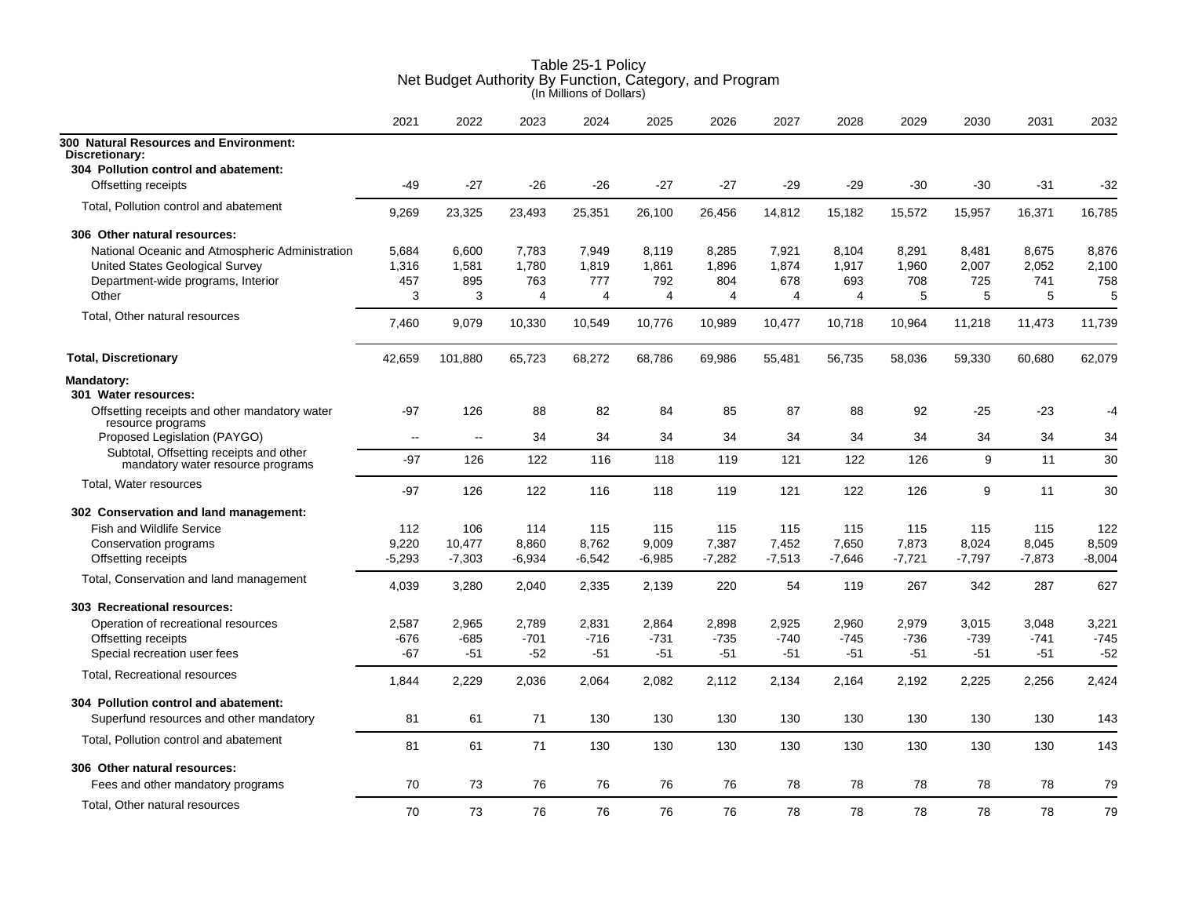# Table 25-1 Policy
## Net Budget Authority By Function, Category, and Program
(In Millions of Dollars)

| | 2021 | 2022 | 2023 | 2024 | 2025 | 2026 | 2027 | 2028 | 2029 | 2030 | 2031 | 2032 |
|---|---|---|---|---|---|---|---|---|---|---|---|---|
| **300 Natural Resources and Environment:** | | | | | | | | | | | | |
| **Discretionary:** | | | | | | | | | | | | |
| **304 Pollution control and abatement:** | | | | | | | | | | | | |
| Offsetting receipts | -49 | -27 | -26 | -26 | -27 | -27 | -29 | -29 | -30 | -30 | -31 | -32 |
| Total, Pollution control and abatement | 9,269 | 23,325 | 23,493 | 25,351 | 26,100 | 26,456 | 14,812 | 15,182 | 15,572 | 15,957 | 16,371 | 16,785 |
| **306 Other natural resources:** | | | | | | | | | | | | |
| National Oceanic and Atmospheric Administration | 5,684 | 6,600 | 7,783 | 7,949 | 8,119 | 8,285 | 7,921 | 8,104 | 8,291 | 8,481 | 8,675 | 8,876 |
| United States Geological Survey | 1,316 | 1,581 | 1,780 | 1,819 | 1,861 | 1,896 | 1,874 | 1,917 | 1,960 | 2,007 | 2,052 | 2,100 |
| Department-wide programs, Interior | 457 | 895 | 763 | 777 | 792 | 804 | 678 | 693 | 708 | 725 | 741 | 758 |
| Other | 3 | 3 | 4 | 4 | 4 | 4 | 4 | 4 | 5 | 5 | 5 | 5 |
| Total, Other natural resources | 7,460 | 9,079 | 10,330 | 10,549 | 10,776 | 10,989 | 10,477 | 10,718 | 10,964 | 11,218 | 11,473 | 11,739 |
| **Total, Discretionary** | 42,659 | 101,880 | 65,723 | 68,272 | 68,786 | 69,986 | 55,481 | 56,735 | 58,036 | 59,330 | 60,680 | 62,079 |
| **Mandatory:** | | | | | | | | | | | | |
| **301 Water resources:** | | | | | | | | | | | | |
| Offsetting receipts and other mandatory water resource programs | -97 | 126 | 88 | 82 | 84 | 85 | 87 | 88 | 92 | -25 | -23 | -4 |
| Proposed Legislation (PAYGO) | -- | -- | 34 | 34 | 34 | 34 | 34 | 34 | 34 | 34 | 34 | 34 |
| Subtotal, Offsetting receipts and other mandatory water resource programs | -97 | 126 | 122 | 116 | 118 | 119 | 121 | 122 | 126 | 9 | 11 | 30 |
| Total, Water resources | -97 | 126 | 122 | 116 | 118 | 119 | 121 | 122 | 126 | 9 | 11 | 30 |
| **302 Conservation and land management:** | | | | | | | | | | | | |
| Fish and Wildlife Service | 112 | 106 | 114 | 115 | 115 | 115 | 115 | 115 | 115 | 115 | 115 | 122 |
| Conservation programs | 9,220 | 10,477 | 8,860 | 8,762 | 9,009 | 7,387 | 7,452 | 7,650 | 7,873 | 8,024 | 8,045 | 8,509 |
| Offsetting receipts | -5,293 | -7,303 | -6,934 | -6,542 | -6,985 | -7,282 | -7,513 | -7,646 | -7,721 | -7,797 | -7,873 | -8,004 |
| Total, Conservation and land management | 4,039 | 3,280 | 2,040 | 2,335 | 2,139 | 220 | 54 | 119 | 267 | 342 | 287 | 627 |
| **303 Recreational resources:** | | | | | | | | | | | | |
| Operation of recreational resources | 2,587 | 2,965 | 2,789 | 2,831 | 2,864 | 2,898 | 2,925 | 2,960 | 2,979 | 3,015 | 3,048 | 3,221 |
| Offsetting receipts | -676 | -685 | -701 | -716 | -731 | -735 | -740 | -745 | -736 | -739 | -741 | -745 |
| Special recreation user fees | -67 | -51 | -52 | -51 | -51 | -51 | -51 | -51 | -51 | -51 | -51 | -52 |
| Total, Recreational resources | 1,844 | 2,229 | 2,036 | 2,064 | 2,082 | 2,112 | 2,134 | 2,164 | 2,192 | 2,225 | 2,256 | 2,424 |
| **304 Pollution control and abatement:** | | | | | | | | | | | | |
| Superfund resources and other mandatory | 81 | 61 | 71 | 130 | 130 | 130 | 130 | 130 | 130 | 130 | 130 | 143 |
| Total, Pollution control and abatement | 81 | 61 | 71 | 130 | 130 | 130 | 130 | 130 | 130 | 130 | 130 | 143 |
| **306 Other natural resources:** | | | | | | | | | | | | |
| Fees and other mandatory programs | 70 | 73 | 76 | 76 | 76 | 76 | 78 | 78 | 78 | 78 | 78 | 79 |
| Total, Other natural resources | 70 | 73 | 76 | 76 | 76 | 76 | 78 | 78 | 78 | 78 | 78 | 79 |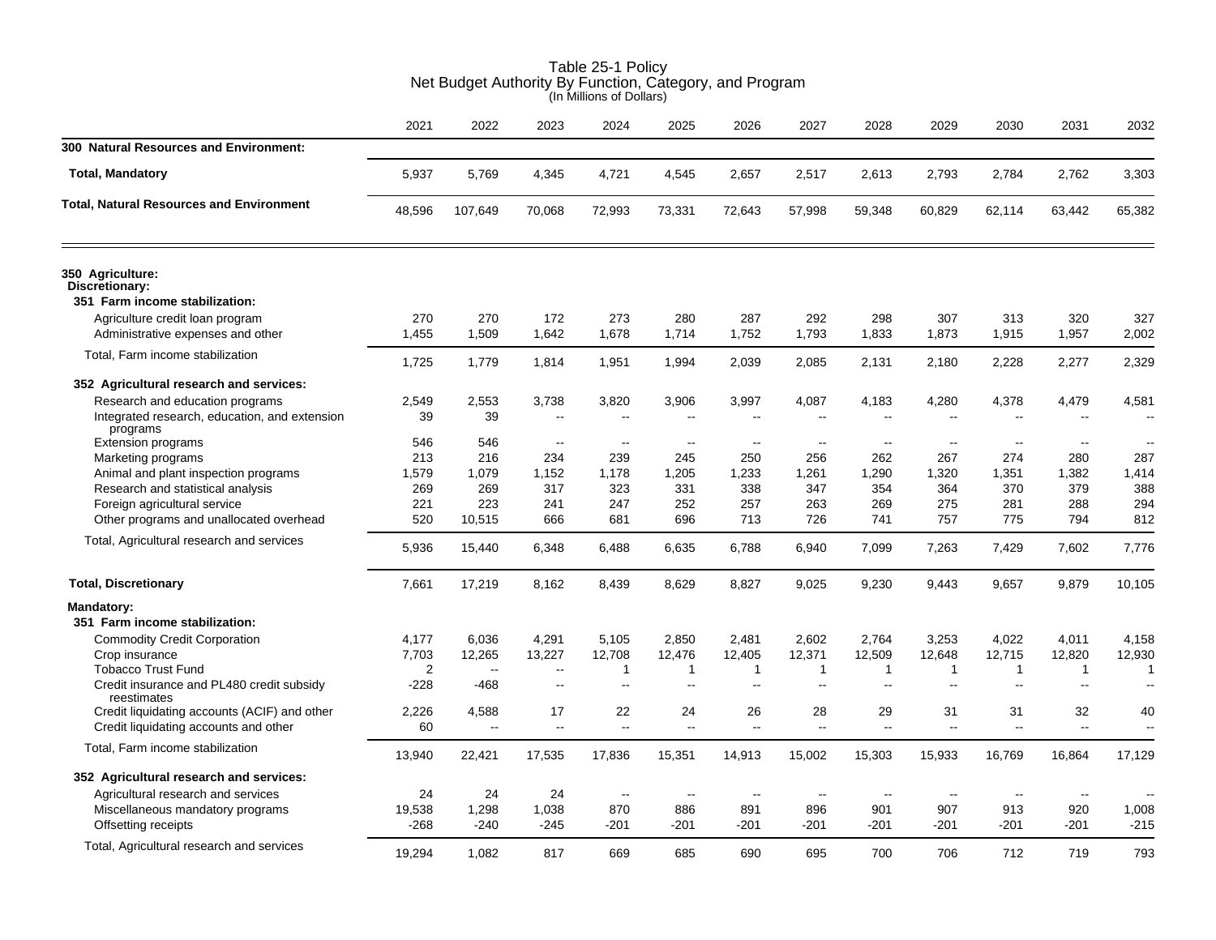# Table 25-1 Policy
## Net Budget Authority By Function, Category, and Program
(In Millions of Dollars)

| | 2021 | 2022 | 2023 | 2024 | 2025 | 2026 | 2027 | 2028 | 2029 | 2030 | 2031 | 2032 |
|---|---|---|---|---|---|---|---|---|---|---|---|---|
| **300 Natural Resources and Environment:** | | | | | | | | | | | | |
| **Total, Mandatory** | 5,937 | 5,769 | 4,345 | 4,721 | 4,545 | 2,657 | 2,517 | 2,613 | 2,793 | 2,784 | 2,762 | 3,303 |
| **Total, Natural Resources and Environment** | 48,596 | 107,649 | 70,068 | 72,993 | 73,331 | 72,643 | 57,998 | 59,348 | 60,829 | 62,114 | 63,442 | 65,382 |
| **350 Agriculture:** | | | | | | | | | | | | |
| **Discretionary:** | | | | | | | | | | | | |
| **351 Farm income stabilization:** | | | | | | | | | | | | |
| Agriculture credit loan program | 270 | 270 | 172 | 273 | 280 | 287 | 292 | 298 | 307 | 313 | 320 | 327 |
| Administrative expenses and other | 1,455 | 1,509 | 1,642 | 1,678 | 1,714 | 1,752 | 1,793 | 1,833 | 1,873 | 1,915 | 1,957 | 2,002 |
| Total, Farm income stabilization | 1,725 | 1,779 | 1,814 | 1,951 | 1,994 | 2,039 | 2,085 | 2,131 | 2,180 | 2,228 | 2,277 | 2,329 |
| **352 Agricultural research and services:** | | | | | | | | | | | | |
| Research and education programs | 2,549 | 2,553 | 3,738 | 3,820 | 3,906 | 3,997 | 4,087 | 4,183 | 4,280 | 4,378 | 4,479 | 4,581 |
| Integrated research, education, and extension programs | 39 | 39 | -- | -- | -- | -- | -- | -- | -- | -- | -- | -- |
| Extension programs | 546 | 546 | -- | -- | -- | -- | -- | -- | -- | -- | -- | -- |
| Marketing programs | 213 | 216 | 234 | 239 | 245 | 250 | 256 | 262 | 267 | 274 | 280 | 287 |
| Animal and plant inspection programs | 1,579 | 1,079 | 1,152 | 1,178 | 1,205 | 1,233 | 1,261 | 1,290 | 1,320 | 1,351 | 1,382 | 1,414 |
| Research and statistical analysis | 269 | 269 | 317 | 323 | 331 | 338 | 347 | 354 | 364 | 370 | 379 | 388 |
| Foreign agricultural service | 221 | 223 | 241 | 247 | 252 | 257 | 263 | 269 | 275 | 281 | 288 | 294 |
| Other programs and unallocated overhead | 520 | 10,515 | 666 | 681 | 696 | 713 | 726 | 741 | 757 | 775 | 794 | 812 |
| Total, Agricultural research and services | 5,936 | 15,440 | 6,348 | 6,488 | 6,635 | 6,788 | 6,940 | 7,099 | 7,263 | 7,429 | 7,602 | 7,776 |
| **Total, Discretionary** | 7,661 | 17,219 | 8,162 | 8,439 | 8,629 | 8,827 | 9,025 | 9,230 | 9,443 | 9,657 | 9,879 | 10,105 |
| **Mandatory:** | | | | | | | | | | | | |
| **351 Farm income stabilization:** | | | | | | | | | | | | |
| Commodity Credit Corporation | 4,177 | 6,036 | 4,291 | 5,105 | 2,850 | 2,481 | 2,602 | 2,764 | 3,253 | 4,022 | 4,011 | 4,158 |
| Crop insurance | 7,703 | 12,265 | 13,227 | 12,708 | 12,476 | 12,405 | 12,371 | 12,509 | 12,648 | 12,715 | 12,820 | 12,930 |
| Tobacco Trust Fund | 2 | -- | -- | 1 | 1 | 1 | 1 | 1 | 1 | 1 | 1 | 1 |
| Credit insurance and PL480 credit subsidy reestimates | -228 | -468 | -- | -- | -- | -- | -- | -- | -- | -- | -- | -- |
| Credit liquidating accounts (ACIF) and other | 2,226 | 4,588 | 17 | 22 | 24 | 26 | 28 | 29 | 31 | 31 | 32 | 40 |
| Credit liquidating accounts and other | 60 | -- | -- | -- | -- | -- | -- | -- | -- | -- | -- | -- |
| Total, Farm income stabilization | 13,940 | 22,421 | 17,535 | 17,836 | 15,351 | 14,913 | 15,002 | 15,303 | 15,933 | 16,769 | 16,864 | 17,129 |
| **352 Agricultural research and services:** | | | | | | | | | | | | |
| Agricultural research and services | 24 | 24 | 24 | -- | -- | -- | -- | -- | -- | -- | -- | -- |
| Miscellaneous mandatory programs | 19,538 | 1,298 | 1,038 | 870 | 886 | 891 | 896 | 901 | 907 | 913 | 920 | 1,008 |
| Offsetting receipts | -268 | -240 | -245 | -201 | -201 | -201 | -201 | -201 | -201 | -201 | -201 | -215 |
| Total, Agricultural research and services | 19,294 | 1,082 | 817 | 669 | 685 | 690 | 695 | 700 | 706 | 712 | 719 | 793 |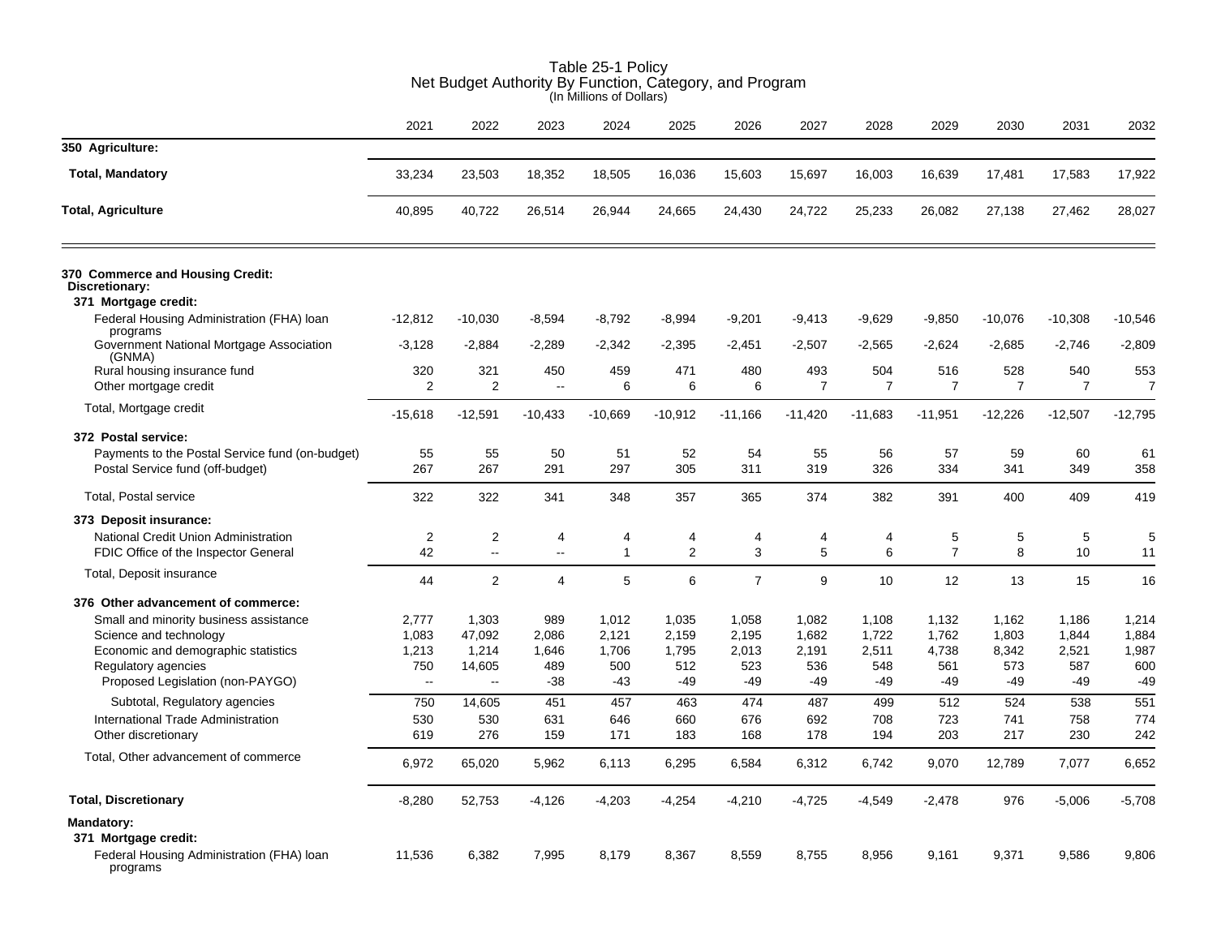# Table 25-1 Policy
## Net Budget Authority By Function, Category, and Program
(In Millions of Dollars)

| | 2021 | 2022 | 2023 | 2024 | 2025 | 2026 | 2027 | 2028 | 2029 | 2030 | 2031 | 2032 |
|---|---|---|---|---|---|---|---|---|---|---|---|---|
| **350 Agriculture:** | | | | | | | | | | | | |
| **Total, Mandatory** | 33,234 | 23,503 | 18,352 | 18,505 | 16,036 | 15,603 | 15,697 | 16,003 | 16,639 | 17,481 | 17,583 | 17,922 |
| **Total, Agriculture** | 40,895 | 40,722 | 26,514 | 26,944 | 24,665 | 24,430 | 24,722 | 25,233 | 26,082 | 27,138 | 27,462 | 28,027 |
| **370 Commerce and Housing Credit:** | | | | | | | | | | | | |
| **Discretionary:** | | | | | | | | | | | | |
| **371 Mortgage credit:** | | | | | | | | | | | | |
| Federal Housing Administration (FHA) loan programs | -12,812 | -10,030 | -8,594 | -8,792 | -8,994 | -9,201 | -9,413 | -9,629 | -9,850 | -10,076 | -10,308 | -10,546 |
| Government National Mortgage Association (GNMA) | -3,128 | -2,884 | -2,289 | -2,342 | -2,395 | -2,451 | -2,507 | -2,565 | -2,624 | -2,685 | -2,746 | -2,809 |
| Rural housing insurance fund | 320 | 321 | 450 | 459 | 471 | 480 | 493 | 504 | 516 | 528 | 540 | 553 |
| Other mortgage credit | 2 | 2 | -- | 6 | 6 | 6 | 7 | 7 | 7 | 7 | 7 | 7 |
| Total, Mortgage credit | -15,618 | -12,591 | -10,433 | -10,669 | -10,912 | -11,166 | -11,420 | -11,683 | -11,951 | -12,226 | -12,507 | -12,795 |
| **372 Postal service:** | | | | | | | | | | | | |
| Payments to the Postal Service fund (on-budget) | 55 | 55 | 50 | 51 | 52 | 54 | 55 | 56 | 57 | 59 | 60 | 61 |
| Postal Service fund (off-budget) | 267 | 267 | 291 | 297 | 305 | 311 | 319 | 326 | 334 | 341 | 349 | 358 |
| Total, Postal service | 322 | 322 | 341 | 348 | 357 | 365 | 374 | 382 | 391 | 400 | 409 | 419 |
| **373 Deposit insurance:** | | | | | | | | | | | | |
| National Credit Union Administration | 2 | 2 | 4 | 4 | 4 | 4 | 4 | 4 | 5 | 5 | 5 | 5 |
| FDIC Office of the Inspector General | 42 | -- | -- | 1 | 2 | 3 | 5 | 6 | 7 | 8 | 10 | 11 |
| Total, Deposit insurance | 44 | 2 | 4 | 5 | 6 | 7 | 9 | 10 | 12 | 13 | 15 | 16 |
| **376 Other advancement of commerce:** | | | | | | | | | | | | |
| Small and minority business assistance | 2,777 | 1,303 | 989 | 1,012 | 1,035 | 1,058 | 1,082 | 1,108 | 1,132 | 1,162 | 1,186 | 1,214 |
| Science and technology | 1,083 | 47,092 | 2,086 | 2,121 | 2,159 | 2,195 | 1,682 | 1,722 | 1,762 | 1,803 | 1,844 | 1,884 |
| Economic and demographic statistics | 1,213 | 1,214 | 1,646 | 1,706 | 1,795 | 2,013 | 2,191 | 2,511 | 4,738 | 8,342 | 2,521 | 1,987 |
| Regulatory agencies | 750 | 14,605 | 489 | 500 | 512 | 523 | 536 | 548 | 561 | 573 | 587 | 600 |
| Proposed Legislation (non-PAYGO) | -- | -- | -38 | -43 | -49 | -49 | -49 | -49 | -49 | -49 | -49 | -49 |
| Subtotal, Regulatory agencies | 750 | 14,605 | 451 | 457 | 463 | 474 | 487 | 499 | 512 | 524 | 538 | 551 |
| International Trade Administration | 530 | 530 | 631 | 646 | 660 | 676 | 692 | 708 | 723 | 741 | 758 | 774 |
| Other discretionary | 619 | 276 | 159 | 171 | 183 | 168 | 178 | 194 | 203 | 217 | 230 | 242 |
| Total, Other advancement of commerce | 6,972 | 65,020 | 5,962 | 6,113 | 6,295 | 6,584 | 6,312 | 6,742 | 9,070 | 12,789 | 7,077 | 6,652 |
| **Total, Discretionary** | -8,280 | 52,753 | -4,126 | -4,203 | -4,254 | -4,210 | -4,725 | -4,549 | -2,478 | 976 | -5,006 | -5,708 |
| **Mandatory:** | | | | | | | | | | | | |
| **371 Mortgage credit:** | | | | | | | | | | | | |
| Federal Housing Administration (FHA) loan programs | 11,536 | 6,382 | 7,995 | 8,179 | 8,367 | 8,559 | 8,755 | 8,956 | 9,161 | 9,371 | 9,586 | 9,806 |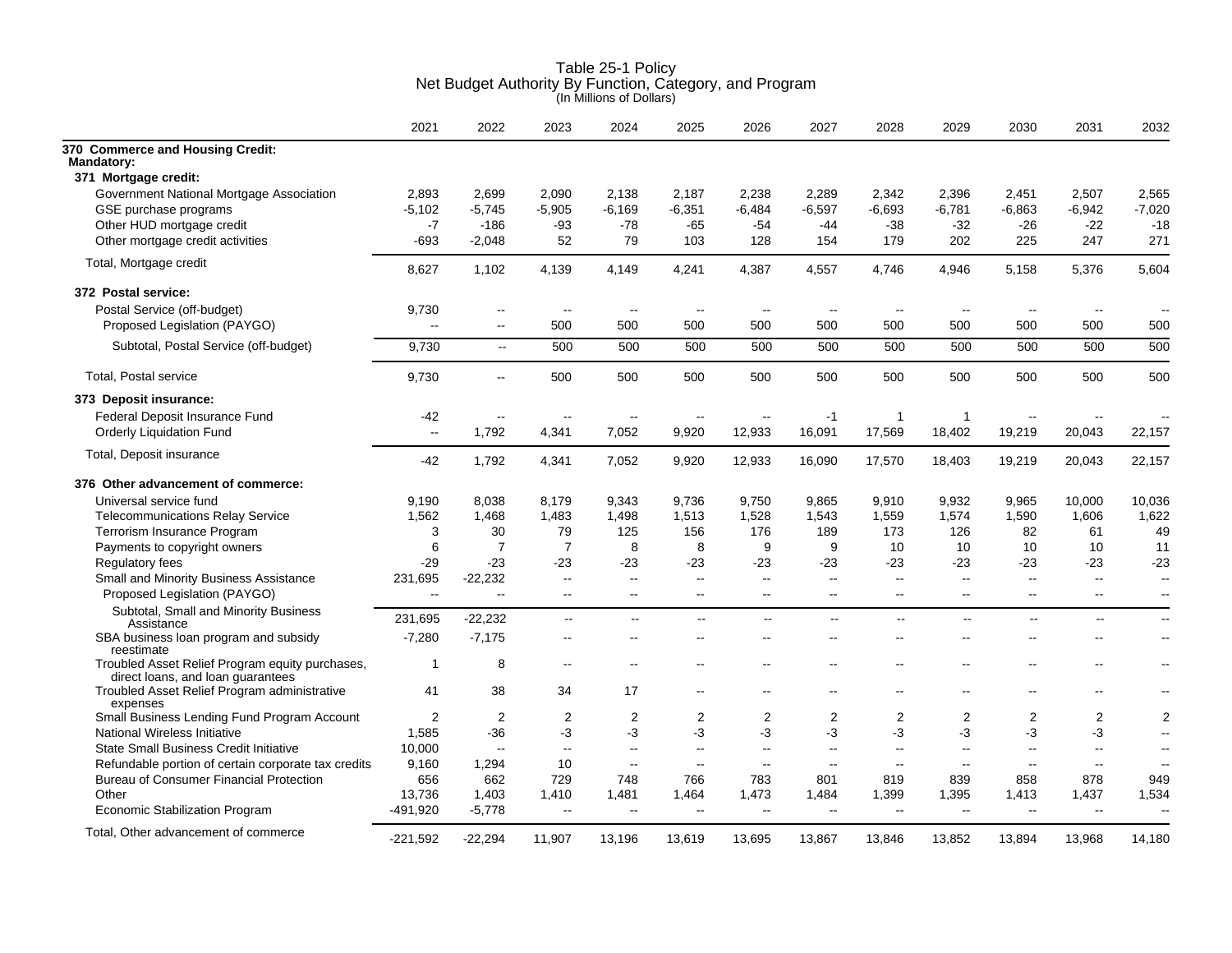# Table 25-1 Policy
## Net Budget Authority By Function, Category, and Program
(In Millions of Dollars)

| | 2021 | 2022 | 2023 | 2024 | 2025 | 2026 | 2027 | 2028 | 2029 | 2030 | 2031 | 2032 |
|---|---|---|---|---|---|---|---|---|---|---|---|---|
| **370 Commerce and Housing Credit:** | | | | | | | | | | | | |
| **Mandatory:** | | | | | | | | | | | | |
| **371 Mortgage credit:** | | | | | | | | | | | | |
| Government National Mortgage Association | 2,893 | 2,699 | 2,090 | 2,138 | 2,187 | 2,238 | 2,289 | 2,342 | 2,396 | 2,451 | 2,507 | 2,565 |
| GSE purchase programs | -5,102 | -5,745 | -5,905 | -6,169 | -6,351 | -6,484 | -6,597 | -6,693 | -6,781 | -6,863 | -6,942 | -7,020 |
| Other HUD mortgage credit | -7 | -186 | -93 | -78 | -65 | -54 | -44 | -38 | -32 | -26 | -22 | -18 |
| Other mortgage credit activities | -693 | -2,048 | 52 | 79 | 103 | 128 | 154 | 179 | 202 | 225 | 247 | 271 |
| Total, Mortgage credit | 8,627 | 1,102 | 4,139 | 4,149 | 4,241 | 4,387 | 4,557 | 4,746 | 4,946 | 5,158 | 5,376 | 5,604 |
| **372 Postal service:** | | | | | | | | | | | | |
| Postal Service (off-budget) | 9,730 | -- | -- | -- | -- | -- | -- | -- | -- | -- | -- | -- |
| Proposed Legislation (PAYGO) | -- | -- | 500 | 500 | 500 | 500 | 500 | 500 | 500 | 500 | 500 | 500 |
| Subtotal, Postal Service (off-budget) | 9,730 | -- | 500 | 500 | 500 | 500 | 500 | 500 | 500 | 500 | 500 | 500 |
| Total, Postal service | 9,730 | -- | 500 | 500 | 500 | 500 | 500 | 500 | 500 | 500 | 500 | 500 |
| **373 Deposit insurance:** | | | | | | | | | | | | |
| Federal Deposit Insurance Fund | -42 | -- | -- | -- | -- | -- | -1 | 1 | 1 | -- | -- | -- |
| Orderly Liquidation Fund | -- | 1,792 | 4,341 | 7,052 | 9,920 | 12,933 | 16,091 | 17,569 | 18,402 | 19,219 | 20,043 | 22,157 |
| Total, Deposit insurance | -42 | 1,792 | 4,341 | 7,052 | 9,920 | 12,933 | 16,090 | 17,570 | 18,403 | 19,219 | 20,043 | 22,157 |
| **376 Other advancement of commerce:** | | | | | | | | | | | | |
| Universal service fund | 9,190 | 8,038 | 8,179 | 9,343 | 9,736 | 9,750 | 9,865 | 9,910 | 9,932 | 9,965 | 10,000 | 10,036 |
| Telecommunications Relay Service | 1,562 | 1,468 | 1,483 | 1,498 | 1,513 | 1,528 | 1,543 | 1,559 | 1,574 | 1,590 | 1,606 | 1,622 |
| Terrorism Insurance Program | 3 | 30 | 79 | 125 | 156 | 176 | 189 | 173 | 126 | 82 | 61 | 49 |
| Payments to copyright owners | 6 | 7 | 7 | 8 | 8 | 9 | 9 | 10 | 10 | 10 | 10 | 11 |
| Regulatory fees | -29 | -23 | -23 | -23 | -23 | -23 | -23 | -23 | -23 | -23 | -23 | -23 |
| Small and Minority Business Assistance | 231,695 | -22,232 | -- | -- | -- | -- | -- | -- | -- | -- | -- | -- |
| Proposed Legislation (PAYGO) | -- | -- | -- | -- | -- | -- | -- | -- | -- | -- | -- | -- |
| Subtotal, Small and Minority Business Assistance | 231,695 | -22,232 | -- | -- | -- | -- | -- | -- | -- | -- | -- | -- |
| SBA business loan program and subsidy reestimate | -7,280 | -7,175 | -- | -- | -- | -- | -- | -- | -- | -- | -- | -- |
| Troubled Asset Relief Program equity purchases, direct loans, and loan guarantees | 1 | 8 | -- | -- | -- | -- | -- | -- | -- | -- | -- | -- |
| Troubled Asset Relief Program administrative expenses | 41 | 38 | 34 | 17 | -- | -- | -- | -- | -- | -- | -- | -- |
| Small Business Lending Fund Program Account | 2 | 2 | 2 | 2 | 2 | 2 | 2 | 2 | 2 | 2 | 2 | 2 |
| National Wireless Initiative | 1,585 | -36 | -3 | -3 | -3 | -3 | -3 | -3 | -3 | -3 | -3 | -- |
| State Small Business Credit Initiative | 10,000 | -- | -- | -- | -- | -- | -- | -- | -- | -- | -- | -- |
| Refundable portion of certain corporate tax credits | 9,160 | 1,294 | 10 | -- | -- | -- | -- | -- | -- | -- | -- | -- |
| Bureau of Consumer Financial Protection | 656 | 662 | 729 | 748 | 766 | 783 | 801 | 819 | 839 | 858 | 878 | 949 |
| Other | 13,736 | 1,403 | 1,410 | 1,481 | 1,464 | 1,473 | 1,484 | 1,399 | 1,395 | 1,413 | 1,437 | 1,534 |
| Economic Stabilization Program | -491,920 | -5,778 | -- | -- | -- | -- | -- | -- | -- | -- | -- | -- |
| Total, Other advancement of commerce | -221,592 | -22,294 | 11,907 | 13,196 | 13,619 | 13,695 | 13,867 | 13,846 | 13,852 | 13,894 | 13,968 | 14,180 |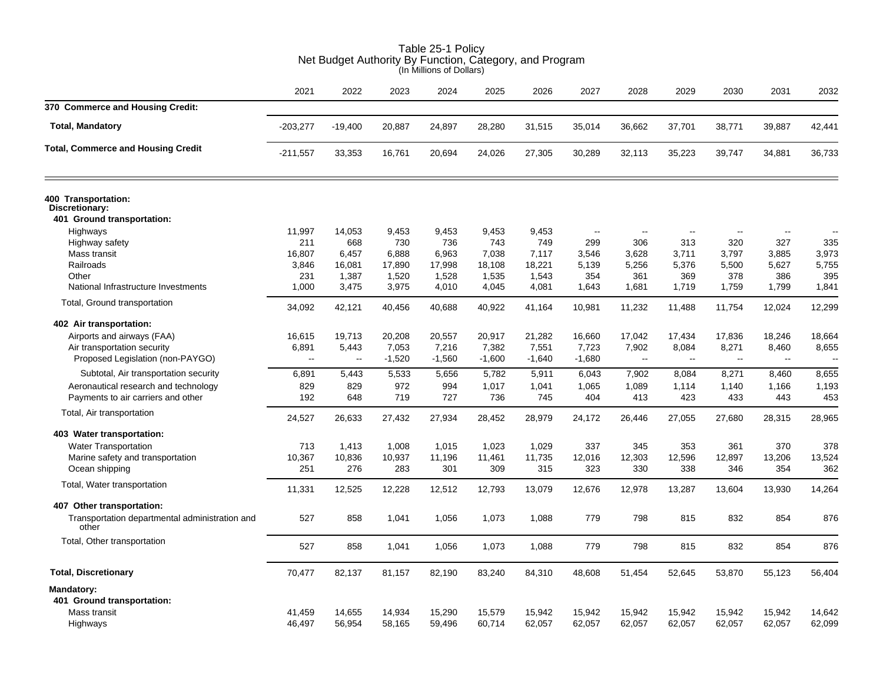# Table 25-1 Policy
## Net Budget Authority By Function, Category, and Program
(In Millions of Dollars)

| | 2021 | 2022 | 2023 | 2024 | 2025 | 2026 | 2027 | 2028 | 2029 | 2030 | 2031 | 2032 |
|---|---|---|---|---|---|---|---|---|---|---|---|---|
| **370 Commerce and Housing Credit:** | | | | | | | | | | | | |
| **Total, Mandatory** | -203,277 | -19,400 | 20,887 | 24,897 | 28,280 | 31,515 | 35,014 | 36,662 | 37,701 | 38,771 | 39,887 | 42,441 |
| **Total, Commerce and Housing Credit** | -211,557 | 33,353 | 16,761 | 20,694 | 24,026 | 27,305 | 30,289 | 32,113 | 35,223 | 39,747 | 34,881 | 36,733 |
| **400 Transportation:** | | | | | | | | | | | | |
| **Discretionary:** | | | | | | | | | | | | |
| **401 Ground transportation:** | | | | | | | | | | | | |
| Highways | 11,997 | 14,053 | 9,453 | 9,453 | 9,453 | 9,453 | -- | -- | -- | -- | -- | -- |
| Highway safety | 211 | 668 | 730 | 736 | 743 | 749 | 299 | 306 | 313 | 320 | 327 | 335 |
| Mass transit | 16,807 | 6,457 | 6,888 | 6,963 | 7,038 | 7,117 | 3,546 | 3,628 | 3,711 | 3,797 | 3,885 | 3,973 |
| Railroads | 3,846 | 16,081 | 17,890 | 17,998 | 18,108 | 18,221 | 5,139 | 5,256 | 5,376 | 5,500 | 5,627 | 5,755 |
| Other | 231 | 1,387 | 1,520 | 1,528 | 1,535 | 1,543 | 354 | 361 | 369 | 378 | 386 | 395 |
| National Infrastructure Investments | 1,000 | 3,475 | 3,975 | 4,010 | 4,045 | 4,081 | 1,643 | 1,681 | 1,719 | 1,759 | 1,799 | 1,841 |
| Total, Ground transportation | 34,092 | 42,121 | 40,456 | 40,688 | 40,922 | 41,164 | 10,981 | 11,232 | 11,488 | 11,754 | 12,024 | 12,299 |
| **402 Air transportation:** | | | | | | | | | | | | |
| Airports and airways (FAA) | 16,615 | 19,713 | 20,208 | 20,557 | 20,917 | 21,282 | 16,660 | 17,042 | 17,434 | 17,836 | 18,246 | 18,664 |
| Air transportation security | 6,891 | 5,443 | 7,053 | 7,216 | 7,382 | 7,551 | 7,723 | 7,902 | 8,084 | 8,271 | 8,460 | 8,655 |
| Proposed Legislation (non-PAYGO) | -- | -- | -1,520 | -1,560 | -1,600 | -1,640 | -1,680 | -- | -- | -- | -- | -- |
| Subtotal, Air transportation security | 6,891 | 5,443 | 5,533 | 5,656 | 5,782 | 5,911 | 6,043 | 7,902 | 8,084 | 8,271 | 8,460 | 8,655 |
| Aeronautical research and technology | 829 | 829 | 972 | 994 | 1,017 | 1,041 | 1,065 | 1,089 | 1,114 | 1,140 | 1,166 | 1,193 |
| Payments to air carriers and other | 192 | 648 | 719 | 727 | 736 | 745 | 404 | 413 | 423 | 433 | 443 | 453 |
| Total, Air transportation | 24,527 | 26,633 | 27,432 | 27,934 | 28,452 | 28,979 | 24,172 | 26,446 | 27,055 | 27,680 | 28,315 | 28,965 |
| **403 Water transportation:** | | | | | | | | | | | | |
| Water Transportation | 713 | 1,413 | 1,008 | 1,015 | 1,023 | 1,029 | 337 | 345 | 353 | 361 | 370 | 378 |
| Marine safety and transportation | 10,367 | 10,836 | 10,937 | 11,196 | 11,461 | 11,735 | 12,016 | 12,303 | 12,596 | 12,897 | 13,206 | 13,524 |
| Ocean shipping | 251 | 276 | 283 | 301 | 309 | 315 | 323 | 330 | 338 | 346 | 354 | 362 |
| Total, Water transportation | 11,331 | 12,525 | 12,228 | 12,512 | 12,793 | 13,079 | 12,676 | 12,978 | 13,287 | 13,604 | 13,930 | 14,264 |
| **407 Other transportation:** | | | | | | | | | | | | |
| Transportation departmental administration and other | 527 | 858 | 1,041 | 1,056 | 1,073 | 1,088 | 779 | 798 | 815 | 832 | 854 | 876 |
| Total, Other transportation | 527 | 858 | 1,041 | 1,056 | 1,073 | 1,088 | 779 | 798 | 815 | 832 | 854 | 876 |
| **Total, Discretionary** | 70,477 | 82,137 | 81,157 | 82,190 | 83,240 | 84,310 | 48,608 | 51,454 | 52,645 | 53,870 | 55,123 | 56,404 |
| **Mandatory:** | | | | | | | | | | | | |
| **401 Ground transportation:** | | | | | | | | | | | | |
| Mass transit | 41,459 | 14,655 | 14,934 | 15,290 | 15,579 | 15,942 | 15,942 | 15,942 | 15,942 | 15,942 | 15,942 | 14,642 |
| Highways | 46,497 | 56,954 | 58,165 | 59,496 | 60,714 | 62,057 | 62,057 | 62,057 | 62,057 | 62,057 | 62,057 | 62,099 |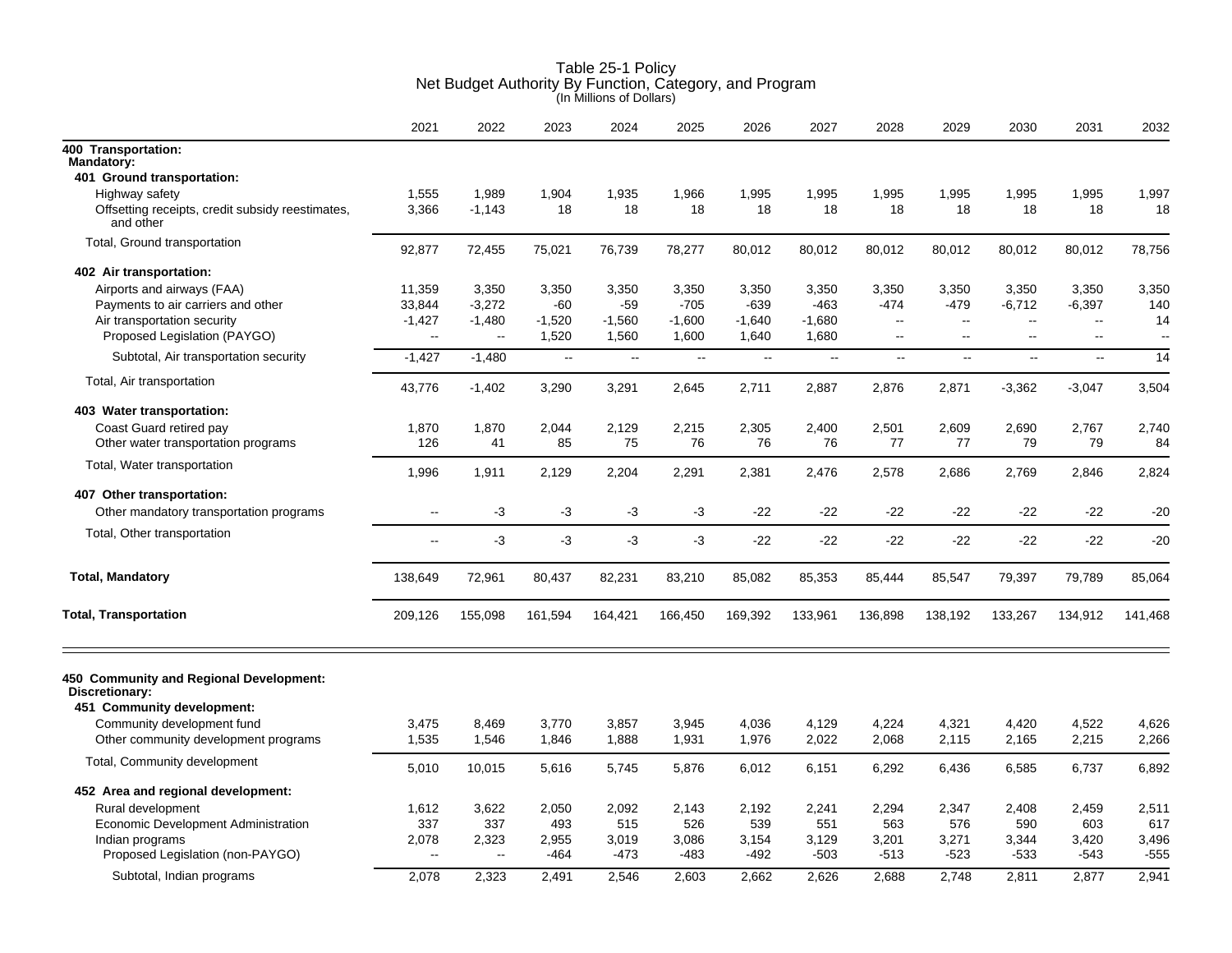# Table 25-1 Policy
## Net Budget Authority By Function, Category, and Program
(In Millions of Dollars)

| | 2021 | 2022 | 2023 | 2024 | 2025 | 2026 | 2027 | 2028 | 2029 | 2030 | 2031 | 2032 |
|---|---|---|---|---|---|---|---|---|---|---|---|---|
| **400 Transportation:** | | | | | | | | | | | | |
| **Mandatory:** | | | | | | | | | | | | |
| **401 Ground transportation:** | | | | | | | | | | | | |
| Highway safety | 1,555 | 1,989 | 1,904 | 1,935 | 1,966 | 1,995 | 1,995 | 1,995 | 1,995 | 1,995 | 1,995 | 1,997 |
| Offsetting receipts, credit subsidy reestimates, and other | 3,366 | -1,143 | 18 | 18 | 18 | 18 | 18 | 18 | 18 | 18 | 18 | 18 |
| Total, Ground transportation | 92,877 | 72,455 | 75,021 | 76,739 | 78,277 | 80,012 | 80,012 | 80,012 | 80,012 | 80,012 | 80,012 | 78,756 |
| **402 Air transportation:** | | | | | | | | | | | | |
| Airports and airways (FAA) | 11,359 | 3,350 | 3,350 | 3,350 | 3,350 | 3,350 | 3,350 | 3,350 | 3,350 | 3,350 | 3,350 | 3,350 |
| Payments to air carriers and other | 33,844 | -3,272 | -60 | -59 | -705 | -639 | -463 | -474 | -479 | -6,712 | -6,397 | 140 |
| Air transportation security | -1,427 | -1,480 | -1,520 | -1,560 | -1,600 | -1,640 | -1,680 | -- | -- | -- | -- | 14 |
| Proposed Legislation (PAYGO) | -- | -- | 1,520 | 1,560 | 1,600 | 1,640 | 1,680 | -- | -- | -- | -- | -- |
| Subtotal, Air transportation security | -1,427 | -1,480 | -- | -- | -- | -- | -- | -- | -- | -- | -- | 14 |
| Total, Air transportation | 43,776 | -1,402 | 3,290 | 3,291 | 2,645 | 2,711 | 2,887 | 2,876 | 2,871 | -3,362 | -3,047 | 3,504 |
| **403 Water transportation:** | | | | | | | | | | | | |
| Coast Guard retired pay | 1,870 | 1,870 | 2,044 | 2,129 | 2,215 | 2,305 | 2,400 | 2,501 | 2,609 | 2,690 | 2,767 | 2,740 |
| Other water transportation programs | 126 | 41 | 85 | 75 | 76 | 76 | 76 | 77 | 77 | 79 | 79 | 84 |
| Total, Water transportation | 1,996 | 1,911 | 2,129 | 2,204 | 2,291 | 2,381 | 2,476 | 2,578 | 2,686 | 2,769 | 2,846 | 2,824 |
| **407 Other transportation:** | | | | | | | | | | | | |
| Other mandatory transportation programs | -- | -3 | -3 | -3 | -3 | -22 | -22 | -22 | -22 | -22 | -22 | -20 |
| Total, Other transportation | -- | -3 | -3 | -3 | -3 | -22 | -22 | -22 | -22 | -22 | -22 | -20 |
| **Total, Mandatory** | 138,649 | 72,961 | 80,437 | 82,231 | 83,210 | 85,082 | 85,353 | 85,444 | 85,547 | 79,397 | 79,789 | 85,064 |
| **Total, Transportation** | 209,126 | 155,098 | 161,594 | 164,421 | 166,450 | 169,392 | 133,961 | 136,898 | 138,192 | 133,267 | 134,912 | 141,468 |
| **450 Community and Regional Development:** | | | | | | | | | | | | |
| **Discretionary:** | | | | | | | | | | | | |
| **451 Community development:** | | | | | | | | | | | | |
| Community development fund | 3,475 | 8,469 | 3,770 | 3,857 | 3,945 | 4,036 | 4,129 | 4,224 | 4,321 | 4,420 | 4,522 | 4,626 |
| Other community development programs | 1,535 | 1,546 | 1,846 | 1,888 | 1,931 | 1,976 | 2,022 | 2,068 | 2,115 | 2,165 | 2,215 | 2,266 |
| Total, Community development | 5,010 | 10,015 | 5,616 | 5,745 | 5,876 | 6,012 | 6,151 | 6,292 | 6,436 | 6,585 | 6,737 | 6,892 |
| **452 Area and regional development:** | | | | | | | | | | | | |
| Rural development | 1,612 | 3,622 | 2,050 | 2,092 | 2,143 | 2,192 | 2,241 | 2,294 | 2,347 | 2,408 | 2,459 | 2,511 |
| Economic Development Administration | 337 | 337 | 493 | 515 | 526 | 539 | 551 | 563 | 576 | 590 | 603 | 617 |
| Indian programs | 2,078 | 2,323 | 2,955 | 3,019 | 3,086 | 3,154 | 3,129 | 3,201 | 3,271 | 3,344 | 3,420 | 3,496 |
| Proposed Legislation (non-PAYGO) | -- | -- | -464 | -473 | -483 | -492 | -503 | -513 | -523 | -533 | -543 | -555 |
| Subtotal, Indian programs | 2,078 | 2,323 | 2,491 | 2,546 | 2,603 | 2,662 | 2,626 | 2,688 | 2,748 | 2,811 | 2,877 | 2,941 |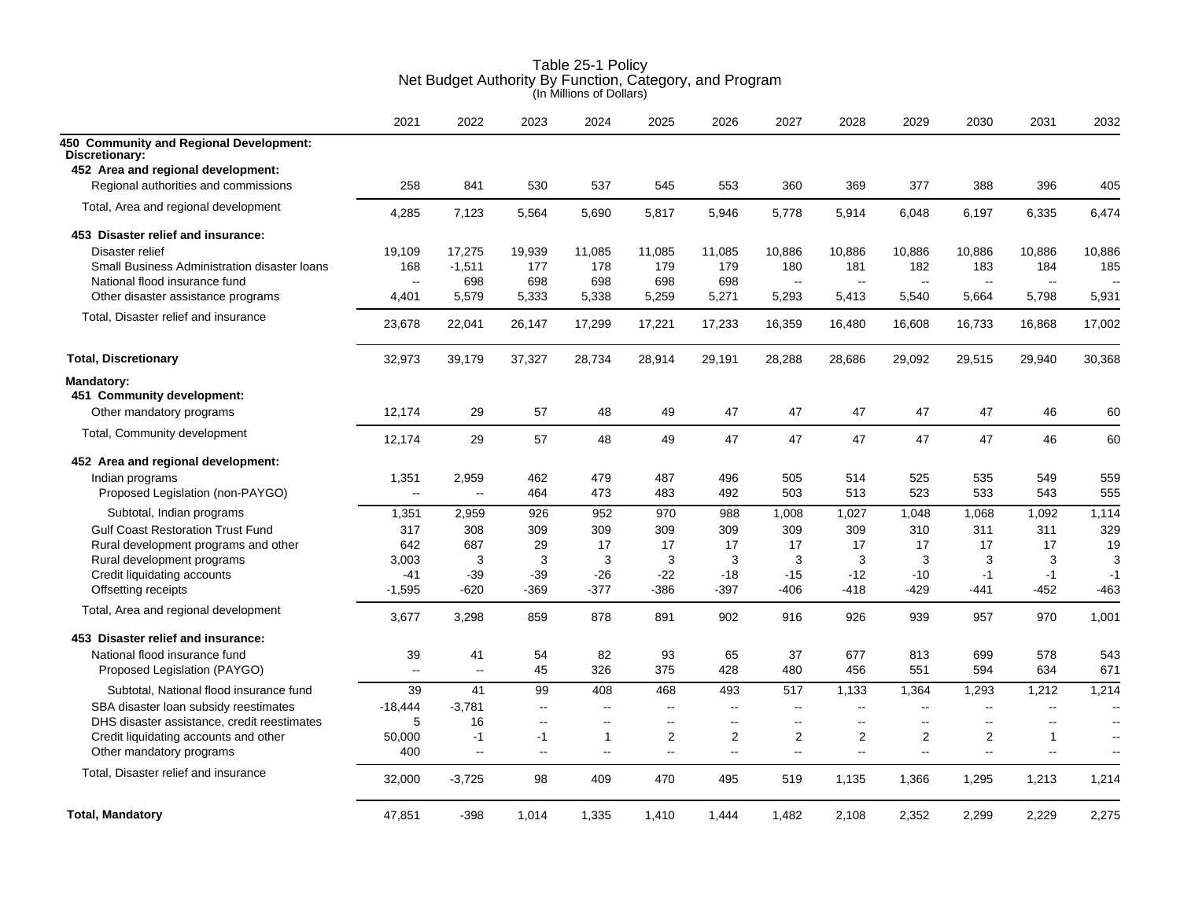# Table 25-1 Policy
## Net Budget Authority By Function, Category, and Program
(In Millions of Dollars)

| | 2021 | 2022 | 2023 | 2024 | 2025 | 2026 | 2027 | 2028 | 2029 | 2030 | 2031 | 2032 |
|---|---|---|---|---|---|---|---|---|---|---|---|---|
| **450 Community and Regional Development:** | | | | | | | | | | | | |
| **Discretionary:** | | | | | | | | | | | | |
| **452 Area and regional development:** | | | | | | | | | | | | |
| Regional authorities and commissions | 258 | 841 | 530 | 537 | 545 | 553 | 360 | 369 | 377 | 388 | 396 | 405 |
| Total, Area and regional development | 4,285 | 7,123 | 5,564 | 5,690 | 5,817 | 5,946 | 5,778 | 5,914 | 6,048 | 6,197 | 6,335 | 6,474 |
| **453 Disaster relief and insurance:** | | | | | | | | | | | | |
| Disaster relief | 19,109 | 17,275 | 19,939 | 11,085 | 11,085 | 11,085 | 10,886 | 10,886 | 10,886 | 10,886 | 10,886 | 10,886 |
| Small Business Administration disaster loans | 168 | -1,511 | 177 | 178 | 179 | 179 | 180 | 181 | 182 | 183 | 184 | 185 |
| National flood insurance fund | -- | 698 | 698 | 698 | 698 | 698 | -- | -- | -- | -- | -- | -- |
| Other disaster assistance programs | 4,401 | 5,579 | 5,333 | 5,338 | 5,259 | 5,271 | 5,293 | 5,413 | 5,540 | 5,664 | 5,798 | 5,931 |
| Total, Disaster relief and insurance | 23,678 | 22,041 | 26,147 | 17,299 | 17,221 | 17,233 | 16,359 | 16,480 | 16,608 | 16,733 | 16,868 | 17,002 |
| **Total, Discretionary** | 32,973 | 39,179 | 37,327 | 28,734 | 28,914 | 29,191 | 28,288 | 28,686 | 29,092 | 29,515 | 29,940 | 30,368 |
| **Mandatory:** | | | | | | | | | | | | |
| **451 Community development:** | | | | | | | | | | | | |
| Other mandatory programs | 12,174 | 29 | 57 | 48 | 49 | 47 | 47 | 47 | 47 | 47 | 46 | 60 |
| Total, Community development | 12,174 | 29 | 57 | 48 | 49 | 47 | 47 | 47 | 47 | 47 | 46 | 60 |
| **452 Area and regional development:** | | | | | | | | | | | | |
| Indian programs | 1,351 | 2,959 | 462 | 479 | 487 | 496 | 505 | 514 | 525 | 535 | 549 | 559 |
| Proposed Legislation (non-PAYGO) | -- | -- | 464 | 473 | 483 | 492 | 503 | 513 | 523 | 533 | 543 | 555 |
| Subtotal, Indian programs | 1,351 | 2,959 | 926 | 952 | 970 | 988 | 1,008 | 1,027 | 1,048 | 1,068 | 1,092 | 1,114 |
| Gulf Coast Restoration Trust Fund | 317 | 308 | 309 | 309 | 309 | 309 | 309 | 309 | 310 | 311 | 311 | 329 |
| Rural development programs and other | 642 | 687 | 29 | 17 | 17 | 17 | 17 | 17 | 17 | 17 | 17 | 19 |
| Rural development programs | 3,003 | 3 | 3 | 3 | 3 | 3 | 3 | 3 | 3 | 3 | 3 | 3 |
| Credit liquidating accounts | -41 | -39 | -39 | -26 | -22 | -18 | -15 | -12 | -10 | -1 | -1 | -1 |
| Offsetting receipts | -1,595 | -620 | -369 | -377 | -386 | -397 | -406 | -418 | -429 | -441 | -452 | -463 |
| Total, Area and regional development | 3,677 | 3,298 | 859 | 878 | 891 | 902 | 916 | 926 | 939 | 957 | 970 | 1,001 |
| **453 Disaster relief and insurance:** | | | | | | | | | | | | |
| National flood insurance fund | 39 | 41 | 54 | 82 | 93 | 65 | 37 | 677 | 813 | 699 | 578 | 543 |
| Proposed Legislation (PAYGO) | -- | -- | 45 | 326 | 375 | 428 | 480 | 456 | 551 | 594 | 634 | 671 |
| Subtotal, National flood insurance fund | 39 | 41 | 99 | 408 | 468 | 493 | 517 | 1,133 | 1,364 | 1,293 | 1,212 | 1,214 |
| SBA disaster loan subsidy reestimates | -18,444 | -3,781 | -- | -- | -- | -- | -- | -- | -- | -- | -- | -- |
| DHS disaster assistance, credit reestimates | 5 | 16 | -- | -- | -- | -- | -- | -- | -- | -- | -- | -- |
| Credit liquidating accounts and other | 50,000 | -1 | -1 | 1 | 2 | 2 | 2 | 2 | 2 | 2 | 1 | -- |
| Other mandatory programs | 400 | -- | -- | -- | -- | -- | -- | -- | -- | -- | -- | -- |
| Total, Disaster relief and insurance | 32,000 | -3,725 | 98 | 409 | 470 | 495 | 519 | 1,135 | 1,366 | 1,295 | 1,213 | 1,214 |
| **Total, Mandatory** | 47,851 | -398 | 1,014 | 1,335 | 1,410 | 1,444 | 1,482 | 2,108 | 2,352 | 2,299 | 2,229 | 2,275 |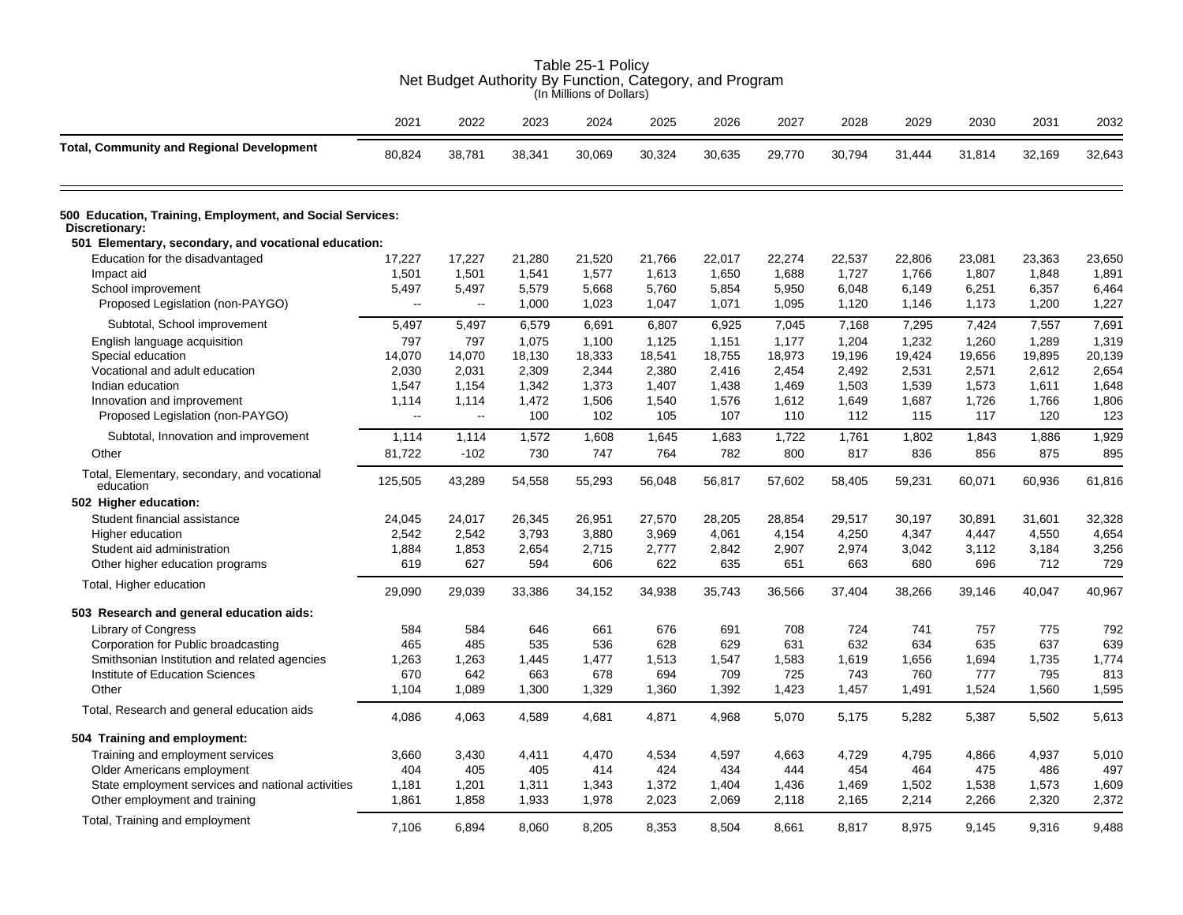Table 25-1 Policy
Net Budget Authority By Function, Category, and Program
(In Millions of Dollars)

| | 2021 | 2022 | 2023 | 2024 | 2025 | 2026 | 2027 | 2028 | 2029 | 2030 | 2031 | 2032 |
|---|---|---|---|---|---|---|---|---|---|---|---|---|
| **Total, Community and Regional Development** | 80,824 | 38,781 | 38,341 | 30,069 | 30,324 | 30,635 | 29,770 | 30,794 | 31,444 | 31,814 | 32,169 | 32,643 |
| **500 Education, Training, Employment, and Social Services:** | | | | | | | | | | | | |
| **Discretionary:** | | | | | | | | | | | | |
| **501 Elementary, secondary, and vocational education:** | | | | | | | | | | | | |
| Education for the disadvantaged | 17,227 | 17,227 | 21,280 | 21,520 | 21,766 | 22,017 | 22,274 | 22,537 | 22,806 | 23,081 | 23,363 | 23,650 |
| Impact aid | 1,501 | 1,501 | 1,541 | 1,577 | 1,613 | 1,650 | 1,688 | 1,727 | 1,766 | 1,807 | 1,848 | 1,891 |
| School improvement | 5,497 | 5,497 | 5,579 | 5,668 | 5,760 | 5,854 | 5,950 | 6,048 | 6,149 | 6,251 | 6,357 | 6,464 |
| Proposed Legislation (non-PAYGO) | -- | -- | 1,000 | 1,023 | 1,047 | 1,071 | 1,095 | 1,120 | 1,146 | 1,173 | 1,200 | 1,227 |
| Subtotal, School improvement | 5,497 | 5,497 | 6,579 | 6,691 | 6,807 | 6,925 | 7,045 | 7,168 | 7,295 | 7,424 | 7,557 | 7,691 |
| English language acquisition | 797 | 797 | 1,075 | 1,100 | 1,125 | 1,151 | 1,177 | 1,204 | 1,232 | 1,260 | 1,289 | 1,319 |
| Special education | 14,070 | 14,070 | 18,130 | 18,333 | 18,541 | 18,755 | 18,973 | 19,196 | 19,424 | 19,656 | 19,895 | 20,139 |
| Vocational and adult education | 2,030 | 2,031 | 2,309 | 2,344 | 2,380 | 2,416 | 2,454 | 2,492 | 2,531 | 2,571 | 2,612 | 2,654 |
| Indian education | 1,547 | 1,154 | 1,342 | 1,373 | 1,407 | 1,438 | 1,469 | 1,503 | 1,539 | 1,573 | 1,611 | 1,648 |
| Innovation and improvement | 1,114 | 1,114 | 1,472 | 1,506 | 1,540 | 1,576 | 1,612 | 1,649 | 1,687 | 1,726 | 1,766 | 1,806 |
| Proposed Legislation (non-PAYGO) | -- | -- | 100 | 102 | 105 | 107 | 110 | 112 | 115 | 117 | 120 | 123 |
| Subtotal, Innovation and improvement | 1,114 | 1,114 | 1,572 | 1,608 | 1,645 | 1,683 | 1,722 | 1,761 | 1,802 | 1,843 | 1,886 | 1,929 |
| Other | 81,722 | -102 | 730 | 747 | 764 | 782 | 800 | 817 | 836 | 856 | 875 | 895 |
| Total, Elementary, secondary, and vocational education | 125,505 | 43,289 | 54,558 | 55,293 | 56,048 | 56,817 | 57,602 | 58,405 | 59,231 | 60,071 | 60,936 | 61,816 |
| **502 Higher education:** | | | | | | | | | | | | |
| Student financial assistance | 24,045 | 24,017 | 26,345 | 26,951 | 27,570 | 28,205 | 28,854 | 29,517 | 30,197 | 30,891 | 31,601 | 32,328 |
| Higher education | 2,542 | 2,542 | 3,793 | 3,880 | 3,969 | 4,061 | 4,154 | 4,250 | 4,347 | 4,447 | 4,550 | 4,654 |
| Student aid administration | 1,884 | 1,853 | 2,654 | 2,715 | 2,777 | 2,842 | 2,907 | 2,974 | 3,042 | 3,112 | 3,184 | 3,256 |
| Other higher education programs | 619 | 627 | 594 | 606 | 622 | 635 | 651 | 663 | 680 | 696 | 712 | 729 |
| Total, Higher education | 29,090 | 29,039 | 33,386 | 34,152 | 34,938 | 35,743 | 36,566 | 37,404 | 38,266 | 39,146 | 40,047 | 40,967 |
| **503 Research and general education aids:** | | | | | | | | | | | | |
| Library of Congress | 584 | 584 | 646 | 661 | 676 | 691 | 708 | 724 | 741 | 757 | 775 | 792 |
| Corporation for Public broadcasting | 465 | 485 | 535 | 536 | 628 | 629 | 631 | 632 | 634 | 635 | 637 | 639 |
| Smithsonian Institution and related agencies | 1,263 | 1,263 | 1,445 | 1,477 | 1,513 | 1,547 | 1,583 | 1,619 | 1,656 | 1,694 | 1,735 | 1,774 |
| Institute of Education Sciences | 670 | 642 | 663 | 678 | 694 | 709 | 725 | 743 | 760 | 777 | 795 | 813 |
| Other | 1,104 | 1,089 | 1,300 | 1,329 | 1,360 | 1,392 | 1,423 | 1,457 | 1,491 | 1,524 | 1,560 | 1,595 |
| Total, Research and general education aids | 4,086 | 4,063 | 4,589 | 4,681 | 4,871 | 4,968 | 5,070 | 5,175 | 5,282 | 5,387 | 5,502 | 5,613 |
| **504 Training and employment:** | | | | | | | | | | | | |
| Training and employment services | 3,660 | 3,430 | 4,411 | 4,470 | 4,534 | 4,597 | 4,663 | 4,729 | 4,795 | 4,866 | 4,937 | 5,010 |
| Older Americans employment | 404 | 405 | 405 | 414 | 424 | 434 | 444 | 454 | 464 | 475 | 486 | 497 |
| State employment services and national activities | 1,181 | 1,201 | 1,311 | 1,343 | 1,372 | 1,404 | 1,436 | 1,469 | 1,502 | 1,538 | 1,573 | 1,609 |
| Other employment and training | 1,861 | 1,858 | 1,933 | 1,978 | 2,023 | 2,069 | 2,118 | 2,165 | 2,214 | 2,266 | 2,320 | 2,372 |
| Total, Training and employment | 7,106 | 6,894 | 8,060 | 8,205 | 8,353 | 8,504 | 8,661 | 8,817 | 8,975 | 9,145 | 9,316 | 9,488 |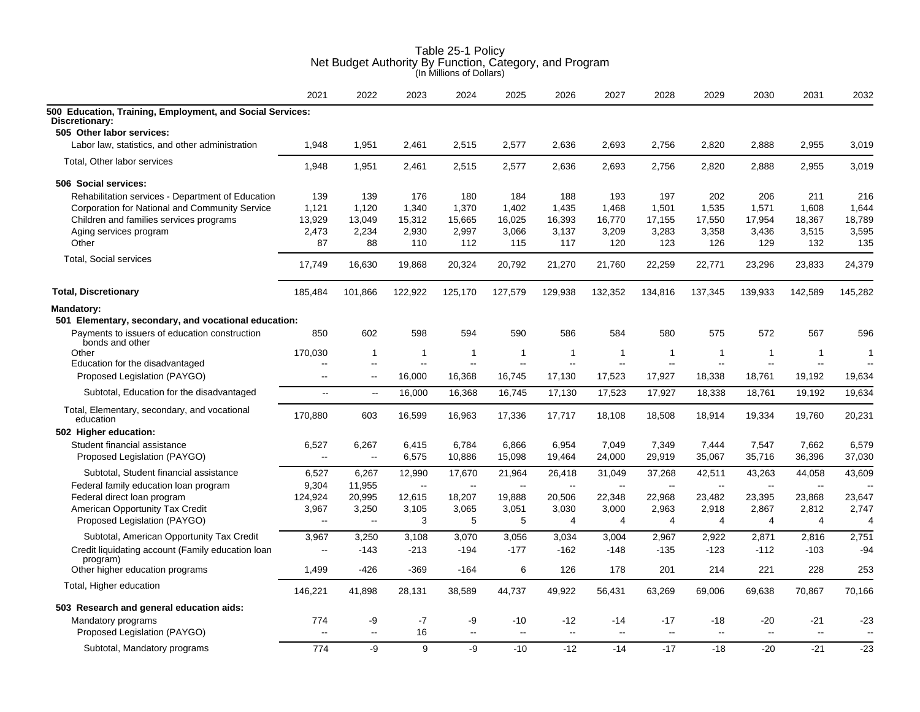# Table 25-1 Policy
## Net Budget Authority By Function, Category, and Program
(In Millions of Dollars)

| | 2021 | 2022 | 2023 | 2024 | 2025 | 2026 | 2027 | 2028 | 2029 | 2030 | 2031 | 2032 |
|---|---|---|---|---|---|---|---|---|---|---|---|---|
| **500 Education, Training, Employment, and Social Services:** | | | | | | | | | | | | |
| **Discretionary:** | | | | | | | | | | | | |
| **505 Other labor services:** | | | | | | | | | | | | |
| Labor law, statistics, and other administration | 1,948 | 1,951 | 2,461 | 2,515 | 2,577 | 2,636 | 2,693 | 2,756 | 2,820 | 2,888 | 2,955 | 3,019 |
| Total, Other labor services | 1,948 | 1,951 | 2,461 | 2,515 | 2,577 | 2,636 | 2,693 | 2,756 | 2,820 | 2,888 | 2,955 | 3,019 |
| **506 Social services:** | | | | | | | | | | | | |
| Rehabilitation services - Department of Education | 139 | 139 | 176 | 180 | 184 | 188 | 193 | 197 | 202 | 206 | 211 | 216 |
| Corporation for National and Community Service | 1,121 | 1,120 | 1,340 | 1,370 | 1,402 | 1,435 | 1,468 | 1,501 | 1,535 | 1,571 | 1,608 | 1,644 |
| Children and families services programs | 13,929 | 13,049 | 15,312 | 15,665 | 16,025 | 16,393 | 16,770 | 17,155 | 17,550 | 17,954 | 18,367 | 18,789 |
| Aging services program | 2,473 | 2,234 | 2,930 | 2,997 | 3,066 | 3,137 | 3,209 | 3,283 | 3,358 | 3,436 | 3,515 | 3,595 |
| Other | 87 | 88 | 110 | 112 | 115 | 117 | 120 | 123 | 126 | 129 | 132 | 135 |
| Total, Social services | 17,749 | 16,630 | 19,868 | 20,324 | 20,792 | 21,270 | 21,760 | 22,259 | 22,771 | 23,296 | 23,833 | 24,379 |
| **Total, Discretionary** | 185,484 | 101,866 | 122,922 | 125,170 | 127,579 | 129,938 | 132,352 | 134,816 | 137,345 | 139,933 | 142,589 | 145,282 |
| **Mandatory:** | | | | | | | | | | | | |
| **501 Elementary, secondary, and vocational education:** | | | | | | | | | | | | |
| Payments to issuers of education construction bonds and other | 850 | 602 | 598 | 594 | 590 | 586 | 584 | 580 | 575 | 572 | 567 | 596 |
| Other | 170,030 | 1 | 1 | 1 | 1 | 1 | 1 | 1 | 1 | 1 | 1 | 1 |
| Education for the disadvantaged | -- | -- | -- | -- | -- | -- | -- | -- | -- | -- | -- | -- |
| Proposed Legislation (PAYGO) | -- | -- | 16,000 | 16,368 | 16,745 | 17,130 | 17,523 | 17,927 | 18,338 | 18,761 | 19,192 | 19,634 |
| Subtotal, Education for the disadvantaged | -- | -- | 16,000 | 16,368 | 16,745 | 17,130 | 17,523 | 17,927 | 18,338 | 18,761 | 19,192 | 19,634 |
| Total, Elementary, secondary, and vocational education | 170,880 | 603 | 16,599 | 16,963 | 17,336 | 17,717 | 18,108 | 18,508 | 18,914 | 19,334 | 19,760 | 20,231 |
| **502 Higher education:** | | | | | | | | | | | | |
| Student financial assistance | 6,527 | 6,267 | 6,415 | 6,784 | 6,866 | 6,954 | 7,049 | 7,349 | 7,444 | 7,547 | 7,662 | 6,579 |
| Proposed Legislation (PAYGO) | -- | -- | 6,575 | 10,886 | 15,098 | 19,464 | 24,000 | 29,919 | 35,067 | 35,716 | 36,396 | 37,030 |
| Subtotal, Student financial assistance | 6,527 | 6,267 | 12,990 | 17,670 | 21,964 | 26,418 | 31,049 | 37,268 | 42,511 | 43,263 | 44,058 | 43,609 |
| Federal family education loan program | 9,304 | 11,955 | -- | -- | -- | -- | -- | -- | -- | -- | -- | -- |
| Federal direct loan program | 124,924 | 20,995 | 12,615 | 18,207 | 19,888 | 20,506 | 22,348 | 22,968 | 23,482 | 23,395 | 23,868 | 23,647 |
| American Opportunity Tax Credit | 3,967 | 3,250 | 3,105 | 3,065 | 3,051 | 3,030 | 3,000 | 2,963 | 2,918 | 2,867 | 2,812 | 2,747 |
| Proposed Legislation (PAYGO) | -- | -- | 3 | 5 | 5 | 4 | 4 | 4 | 4 | 4 | 4 | 4 |
| Subtotal, American Opportunity Tax Credit | 3,967 | 3,250 | 3,108 | 3,070 | 3,056 | 3,034 | 3,004 | 2,967 | 2,922 | 2,871 | 2,816 | 2,751 |
| Credit liquidating account (Family education loan program) | -- | -143 | -213 | -194 | -177 | -162 | -148 | -135 | -123 | -112 | -103 | -94 |
| Other higher education programs | 1,499 | -426 | -369 | -164 | 6 | 126 | 178 | 201 | 214 | 221 | 228 | 253 |
| Total, Higher education | 146,221 | 41,898 | 28,131 | 38,589 | 44,737 | 49,922 | 56,431 | 63,269 | 69,006 | 69,638 | 70,867 | 70,166 |
| **503 Research and general education aids:** | | | | | | | | | | | | |
| Mandatory programs | 774 | -9 | -7 | -9 | -10 | -12 | -14 | -17 | -18 | -20 | -21 | -23 |
| Proposed Legislation (PAYGO) | -- | -- | 16 | -- | -- | -- | -- | -- | -- | -- | -- | -- |
| Subtotal, Mandatory programs | 774 | -9 | 9 | -9 | -10 | -12 | -14 | -17 | -18 | -20 | -21 | -23 |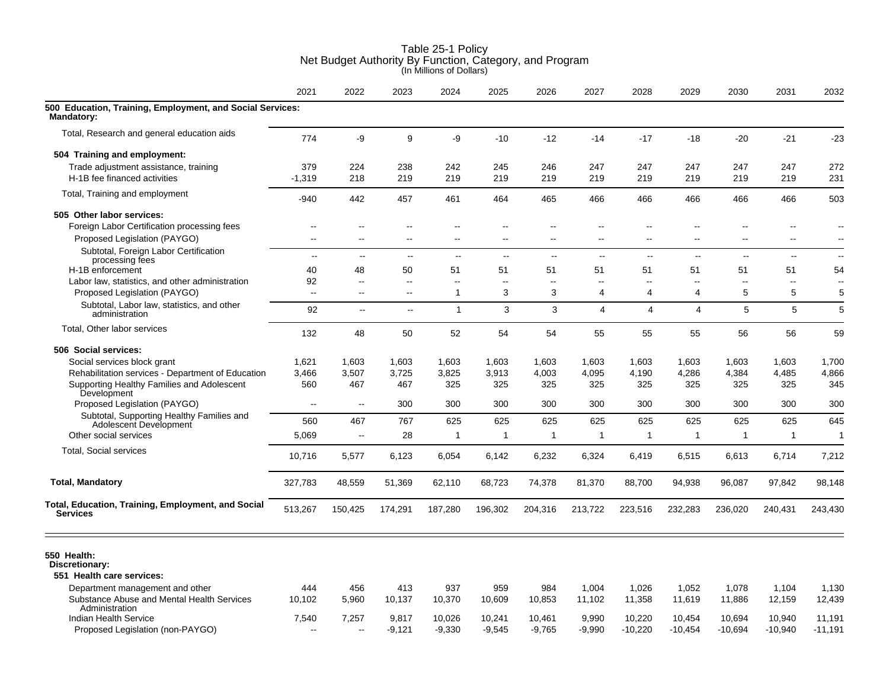# Table 25-1 Policy
## Net Budget Authority By Function, Category, and Program
(In Millions of Dollars)

| | 2021 | 2022 | 2023 | 2024 | 2025 | 2026 | 2027 | 2028 | 2029 | 2030 | 2031 | 2032 |
|---|---|---|---|---|---|---|---|---|---|---|---|---|
| **500 Education, Training, Employment, and Social Services:** | | | | | | | | | | | | |
| **Mandatory:** | | | | | | | | | | | | |
| Total, Research and general education aids | 774 | -9 | 9 | -9 | -10 | -12 | -14 | -17 | -18 | -20 | -21 | -23 |
| **504 Training and employment:** | | | | | | | | | | | | |
| Trade adjustment assistance, training | 379 | 224 | 238 | 242 | 245 | 246 | 247 | 247 | 247 | 247 | 247 | 272 |
| H-1B fee financed activities | -1,319 | 218 | 219 | 219 | 219 | 219 | 219 | 219 | 219 | 219 | 219 | 231 |
| Total, Training and employment | -940 | 442 | 457 | 461 | 464 | 465 | 466 | 466 | 466 | 466 | 466 | 503 |
| **505 Other labor services:** | | | | | | | | | | | | |
| Foreign Labor Certification processing fees | -- | -- | -- | -- | -- | -- | -- | -- | -- | -- | -- | -- |
| Proposed Legislation (PAYGO) | -- | -- | -- | -- | -- | -- | -- | -- | -- | -- | -- | -- |
| Subtotal, Foreign Labor Certification processing fees | -- | -- | -- | -- | -- | -- | -- | -- | -- | -- | -- | -- |
| H-1B enforcement | 40 | 48 | 50 | 51 | 51 | 51 | 51 | 51 | 51 | 51 | 51 | 54 |
| Labor law, statistics, and other administration | 92 | -- | -- | -- | -- | -- | -- | -- | -- | -- | -- | -- |
| Proposed Legislation (PAYGO) | -- | -- | -- | 1 | 3 | 3 | 4 | 4 | 4 | 5 | 5 | 5 |
| Subtotal, Labor law, statistics, and other administration | 92 | -- | -- | 1 | 3 | 3 | 4 | 4 | 4 | 5 | 5 | 5 |
| Total, Other labor services | 132 | 48 | 50 | 52 | 54 | 54 | 55 | 55 | 55 | 56 | 56 | 59 |
| **506 Social services:** | | | | | | | | | | | | |
| Social services block grant | 1,621 | 1,603 | 1,603 | 1,603 | 1,603 | 1,603 | 1,603 | 1,603 | 1,603 | 1,603 | 1,603 | 1,700 |
| Rehabilitation services - Department of Education | 3,466 | 3,507 | 3,725 | 3,825 | 3,913 | 4,003 | 4,095 | 4,190 | 4,286 | 4,384 | 4,485 | 4,866 |
| Supporting Healthy Families and Adolescent Development | 560 | 467 | 467 | 325 | 325 | 325 | 325 | 325 | 325 | 325 | 325 | 345 |
| Proposed Legislation (PAYGO) | -- | -- | 300 | 300 | 300 | 300 | 300 | 300 | 300 | 300 | 300 | 300 |
| Subtotal, Supporting Healthy Families and Adolescent Development | 560 | 467 | 767 | 625 | 625 | 625 | 625 | 625 | 625 | 625 | 625 | 645 |
| Other social services | 5,069 | -- | 28 | 1 | 1 | 1 | 1 | 1 | 1 | 1 | 1 | 1 |
| Total, Social services | 10,716 | 5,577 | 6,123 | 6,054 | 6,142 | 6,232 | 6,324 | 6,419 | 6,515 | 6,613 | 6,714 | 7,212 |
| **Total, Mandatory** | 327,783 | 48,559 | 51,369 | 62,110 | 68,723 | 74,378 | 81,370 | 88,700 | 94,938 | 96,087 | 97,842 | 98,148 |
| **Total, Education, Training, Employment, and Social Services** | 513,267 | 150,425 | 174,291 | 187,280 | 196,302 | 204,316 | 213,722 | 223,516 | 232,283 | 236,020 | 240,431 | 243,430 |
| **550 Health:** | | | | | | | | | | | | |
| **Discretionary:** | | | | | | | | | | | | |
| **551 Health care services:** | | | | | | | | | | | | |
| Department management and other | 444 | 456 | 413 | 937 | 959 | 984 | 1,004 | 1,026 | 1,052 | 1,078 | 1,104 | 1,130 |
| Substance Abuse and Mental Health Services Administration | 10,102 | 5,960 | 10,137 | 10,370 | 10,609 | 10,853 | 11,102 | 11,358 | 11,619 | 11,886 | 12,159 | 12,439 |
| Indian Health Service | 7,540 | 7,257 | 9,817 | 10,026 | 10,241 | 10,461 | 9,990 | 10,220 | 10,454 | 10,694 | 10,940 | 11,191 |
| Proposed Legislation (non-PAYGO) | -- | -- | -9,121 | -9,330 | -9,545 | -9,765 | -9,990 | -10,220 | -10,454 | -10,694 | -10,940 | -11,191 |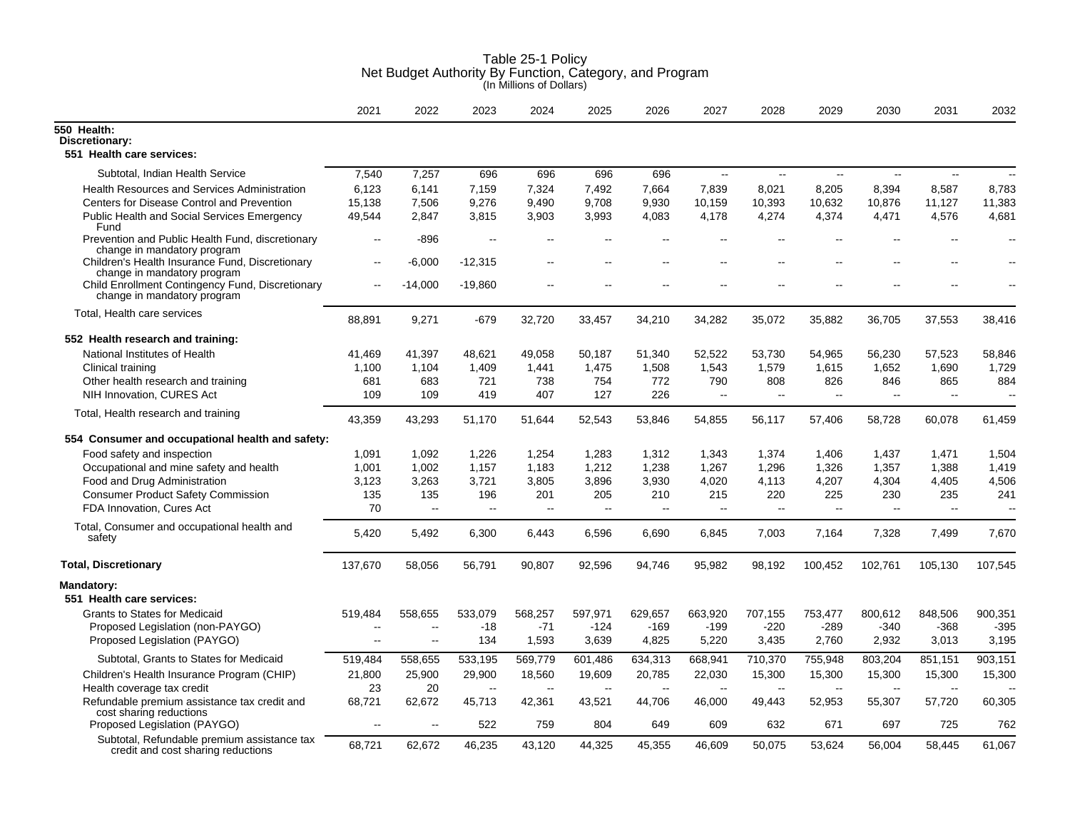# Table 25-1 Policy
## Net Budget Authority By Function, Category, and Program
(In Millions of Dollars)

| | 2021 | 2022 | 2023 | 2024 | 2025 | 2026 | 2027 | 2028 | 2029 | 2030 | 2031 | 2032 |
|---|---|---|---|---|---|---|---|---|---|---|---|---|
| **550 Health:** | | | | | | | | | | | | |
| **Discretionary:** | | | | | | | | | | | | |
| **551 Health care services:** | | | | | | | | | | | | |
| Subtotal, Indian Health Service | 7,540 | 7,257 | 696 | 696 | 696 | 696 | -- | -- | -- | -- | -- | -- |
| Health Resources and Services Administration | 6,123 | 6,141 | 7,159 | 7,324 | 7,492 | 7,664 | 7,839 | 8,021 | 8,205 | 8,394 | 8,587 | 8,783 |
| Centers for Disease Control and Prevention | 15,138 | 7,506 | 9,276 | 9,490 | 9,708 | 9,930 | 10,159 | 10,393 | 10,632 | 10,876 | 11,127 | 11,383 |
| Public Health and Social Services Emergency Fund | 49,544 | 2,847 | 3,815 | 3,903 | 3,993 | 4,083 | 4,178 | 4,274 | 4,374 | 4,471 | 4,576 | 4,681 |
| Prevention and Public Health Fund, discretionary change in mandatory program | -- | -896 | -- | -- | -- | -- | -- | -- | -- | -- | -- | -- |
| Children's Health Insurance Fund, Discretionary change in mandatory program | -- | -6,000 | -12,315 | -- | -- | -- | -- | -- | -- | -- | -- | -- |
| Child Enrollment Contingency Fund, Discretionary change in mandatory program | -- | -14,000 | -19,860 | -- | -- | -- | -- | -- | -- | -- | -- | -- |
| Total, Health care services | 88,891 | 9,271 | -679 | 32,720 | 33,457 | 34,210 | 34,282 | 35,072 | 35,882 | 36,705 | 37,553 | 38,416 |
| **552 Health research and training:** | | | | | | | | | | | | |
| National Institutes of Health | 41,469 | 41,397 | 48,621 | 49,058 | 50,187 | 51,340 | 52,522 | 53,730 | 54,965 | 56,230 | 57,523 | 58,846 |
| Clinical training | 1,100 | 1,104 | 1,409 | 1,441 | 1,475 | 1,508 | 1,543 | 1,579 | 1,615 | 1,652 | 1,690 | 1,729 |
| Other health research and training | 681 | 683 | 721 | 738 | 754 | 772 | 790 | 808 | 826 | 846 | 865 | 884 |
| NIH Innovation, CURES Act | 109 | 109 | 419 | 407 | 127 | 226 | -- | -- | -- | -- | -- | -- |
| Total, Health research and training | 43,359 | 43,293 | 51,170 | 51,644 | 52,543 | 53,846 | 54,855 | 56,117 | 57,406 | 58,728 | 60,078 | 61,459 |
| **554 Consumer and occupational health and safety:** | | | | | | | | | | | | |
| Food safety and inspection | 1,091 | 1,092 | 1,226 | 1,254 | 1,283 | 1,312 | 1,343 | 1,374 | 1,406 | 1,437 | 1,471 | 1,504 |
| Occupational and mine safety and health | 1,001 | 1,002 | 1,157 | 1,183 | 1,212 | 1,238 | 1,267 | 1,296 | 1,326 | 1,357 | 1,388 | 1,419 |
| Food and Drug Administration | 3,123 | 3,263 | 3,721 | 3,805 | 3,896 | 3,930 | 4,020 | 4,113 | 4,207 | 4,304 | 4,405 | 4,506 |
| Consumer Product Safety Commission | 135 | 135 | 196 | 201 | 205 | 210 | 215 | 220 | 225 | 230 | 235 | 241 |
| FDA Innovation, Cures Act | 70 | -- | -- | -- | -- | -- | -- | -- | -- | -- | -- | -- |
| Total, Consumer and occupational health and safety | 5,420 | 5,492 | 6,300 | 6,443 | 6,596 | 6,690 | 6,845 | 7,003 | 7,164 | 7,328 | 7,499 | 7,670 |
| **Total, Discretionary** | 137,670 | 58,056 | 56,791 | 90,807 | 92,596 | 94,746 | 95,982 | 98,192 | 100,452 | 102,761 | 105,130 | 107,545 |
| **Mandatory:** | | | | | | | | | | | | |
| **551 Health care services:** | | | | | | | | | | | | |
| Grants to States for Medicaid | 519,484 | 558,655 | 533,079 | 568,257 | 597,971 | 629,657 | 663,920 | 707,155 | 753,477 | 800,612 | 848,506 | 900,351 |
| Proposed Legislation (non-PAYGO) | -- | -- | -18 | -71 | -124 | -169 | -199 | -220 | -289 | -340 | -368 | -395 |
| Proposed Legislation (PAYGO) | -- | -- | 134 | 1,593 | 3,639 | 4,825 | 5,220 | 3,435 | 2,760 | 2,932 | 3,013 | 3,195 |
| Subtotal, Grants to States for Medicaid | 519,484 | 558,655 | 533,195 | 569,779 | 601,486 | 634,313 | 668,941 | 710,370 | 755,948 | 803,204 | 851,151 | 903,151 |
| Children's Health Insurance Program (CHIP) | 21,800 | 25,900 | 29,900 | 18,560 | 19,609 | 20,785 | 22,030 | 15,300 | 15,300 | 15,300 | 15,300 | 15,300 |
| Health coverage tax credit | 23 | 20 | -- | -- | -- | -- | -- | -- | -- | -- | -- | -- |
| Refundable premium assistance tax credit and cost sharing reductions | 68,721 | 62,672 | 45,713 | 42,361 | 43,521 | 44,706 | 46,000 | 49,443 | 52,953 | 55,307 | 57,720 | 60,305 |
| Proposed Legislation (PAYGO) | -- | -- | 522 | 759 | 804 | 649 | 609 | 632 | 671 | 697 | 725 | 762 |
| Subtotal, Refundable premium assistance tax credit and cost sharing reductions | 68,721 | 62,672 | 46,235 | 43,120 | 44,325 | 45,355 | 46,609 | 50,075 | 53,624 | 56,004 | 58,445 | 61,067 |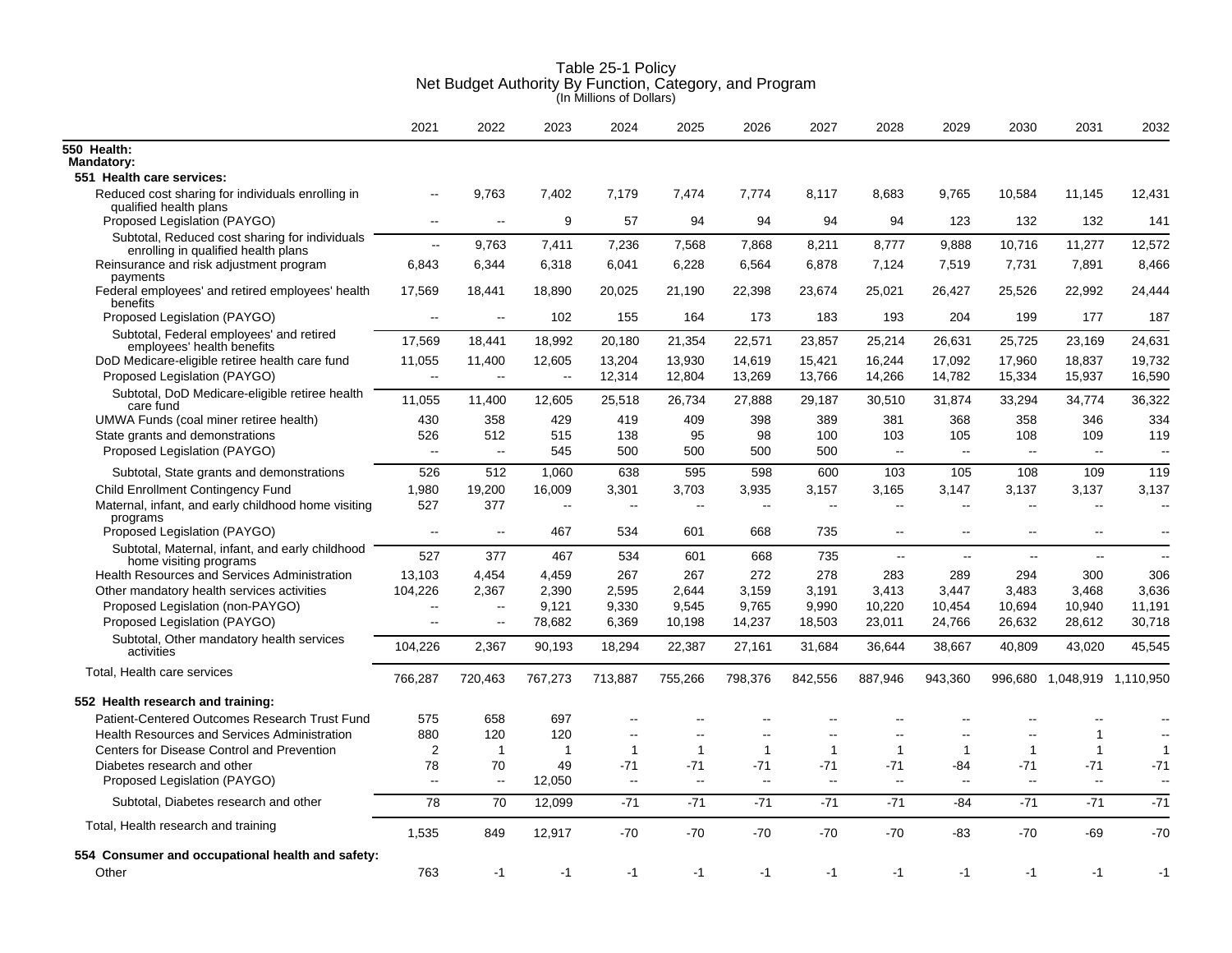# Table 25-1 Policy
## Net Budget Authority By Function, Category, and Program
(In Millions of Dollars)

| | 2021 | 2022 | 2023 | 2024 | 2025 | 2026 | 2027 | 2028 | 2029 | 2030 | 2031 | 2032 |
|---|---|---|---|---|---|---|---|---|---|---|---|---|
| **550 Health:** | | | | | | | | | | | | |
| **Mandatory:** | | | | | | | | | | | | |
| **551 Health care services:** | | | | | | | | | | | | |
| Reduced cost sharing for individuals enrolling in qualified health plans | -- | 9,763 | 7,402 | 7,179 | 7,474 | 7,774 | 8,117 | 8,683 | 9,765 | 10,584 | 11,145 | 12,431 |
| Proposed Legislation (PAYGO) | -- | -- | 9 | 57 | 94 | 94 | 94 | 94 | 123 | 132 | 132 | 141 |
| Subtotal, Reduced cost sharing for individuals enrolling in qualified health plans | -- | 9,763 | 7,411 | 7,236 | 7,568 | 7,868 | 8,211 | 8,777 | 9,888 | 10,716 | 11,277 | 12,572 |
| Reinsurance and risk adjustment program payments | 6,843 | 6,344 | 6,318 | 6,041 | 6,228 | 6,564 | 6,878 | 7,124 | 7,519 | 7,731 | 7,891 | 8,466 |
| Federal employees' and retired employees' health benefits | 17,569 | 18,441 | 18,890 | 20,025 | 21,190 | 22,398 | 23,674 | 25,021 | 26,427 | 25,526 | 22,992 | 24,444 |
| Proposed Legislation (PAYGO) | -- | -- | 102 | 155 | 164 | 173 | 183 | 193 | 204 | 199 | 177 | 187 |
| Subtotal, Federal employees' and retired employees' health benefits | 17,569 | 18,441 | 18,992 | 20,180 | 21,354 | 22,571 | 23,857 | 25,214 | 26,631 | 25,725 | 23,169 | 24,631 |
| DoD Medicare-eligible retiree health care fund | 11,055 | 11,400 | 12,605 | 13,204 | 13,930 | 14,619 | 15,421 | 16,244 | 17,092 | 17,960 | 18,837 | 19,732 |
| Proposed Legislation (PAYGO) | -- | -- | -- | 12,314 | 12,804 | 13,269 | 13,766 | 14,266 | 14,782 | 15,334 | 15,937 | 16,590 |
| Subtotal, DoD Medicare-eligible retiree health care fund | 11,055 | 11,400 | 12,605 | 25,518 | 26,734 | 27,888 | 29,187 | 30,510 | 31,874 | 33,294 | 34,774 | 36,322 |
| UMWA Funds (coal miner retiree health) | 430 | 358 | 429 | 419 | 409 | 398 | 389 | 381 | 368 | 358 | 346 | 334 |
| State grants and demonstrations | 526 | 512 | 515 | 138 | 95 | 98 | 100 | 103 | 105 | 108 | 109 | 119 |
| Proposed Legislation (PAYGO) | -- | -- | 545 | 500 | 500 | 500 | 500 | -- | -- | -- | -- | -- |
| Subtotal, State grants and demonstrations | 526 | 512 | 1,060 | 638 | 595 | 598 | 600 | 103 | 105 | 108 | 109 | 119 |
| Child Enrollment Contingency Fund | 1,980 | 19,200 | 16,009 | 3,301 | 3,703 | 3,935 | 3,157 | 3,165 | 3,147 | 3,137 | 3,137 | 3,137 |
| Maternal, infant, and early childhood home visiting programs | 527 | 377 | -- | -- | -- | -- | -- | -- | -- | -- | -- | -- |
| Proposed Legislation (PAYGO) | -- | -- | 467 | 534 | 601 | 668 | 735 | -- | -- | -- | -- | -- |
| Subtotal, Maternal, infant, and early childhood home visiting programs | 527 | 377 | 467 | 534 | 601 | 668 | 735 | -- | -- | -- | -- | -- |
| Health Resources and Services Administration | 13,103 | 4,454 | 4,459 | 267 | 267 | 272 | 278 | 283 | 289 | 294 | 300 | 306 |
| Other mandatory health services activities | 104,226 | 2,367 | 2,390 | 2,595 | 2,644 | 3,159 | 3,191 | 3,413 | 3,447 | 3,483 | 3,468 | 3,636 |
| Proposed Legislation (non-PAYGO) | -- | -- | 9,121 | 9,330 | 9,545 | 9,765 | 9,990 | 10,220 | 10,454 | 10,694 | 10,940 | 11,191 |
| Proposed Legislation (PAYGO) | -- | -- | 78,682 | 6,369 | 10,198 | 14,237 | 18,503 | 23,011 | 24,766 | 26,632 | 28,612 | 30,718 |
| Subtotal, Other mandatory health services activities | 104,226 | 2,367 | 90,193 | 18,294 | 22,387 | 27,161 | 31,684 | 36,644 | 38,667 | 40,809 | 43,020 | 45,545 |
| Total, Health care services | 766,287 | 720,463 | 767,273 | 713,887 | 755,266 | 798,376 | 842,556 | 887,946 | 943,360 | 996,680 | 1,048,919 | 1,110,950 |
| **552 Health research and training:** | | | | | | | | | | | | |
| Patient-Centered Outcomes Research Trust Fund | 575 | 658 | 697 | -- | -- | -- | -- | -- | -- | -- | -- | -- |
| Health Resources and Services Administration | 880 | 120 | 120 | -- | -- | -- | -- | -- | -- | -- | 1 | -- |
| Centers for Disease Control and Prevention | 2 | 1 | 1 | 1 | 1 | 1 | 1 | 1 | 1 | 1 | 1 | 1 |
| Diabetes research and other | 78 | 70 | 49 | -71 | -71 | -71 | -71 | -71 | -84 | -71 | -71 | -71 |
| Proposed Legislation (PAYGO) | -- | -- | 12,050 | -- | -- | -- | -- | -- | -- | -- | -- | -- |
| Subtotal, Diabetes research and other | 78 | 70 | 12,099 | -71 | -71 | -71 | -71 | -71 | -84 | -71 | -71 | -71 |
| Total, Health research and training | 1,535 | 849 | 12,917 | -70 | -70 | -70 | -70 | -70 | -83 | -70 | -69 | -70 |
| **554 Consumer and occupational health and safety:** | | | | | | | | | | | | |
| Other | 763 | -1 | -1 | -1 | -1 | -1 | -1 | -1 | -1 | -1 | -1 | -1 |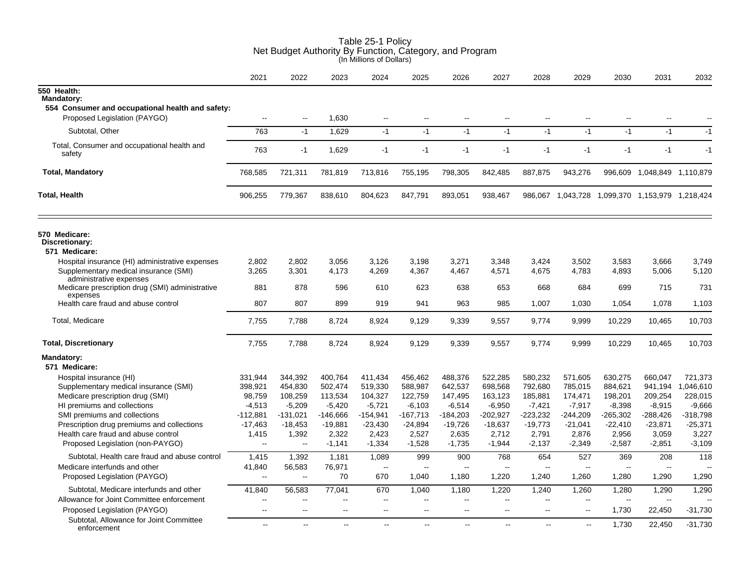# Table 25-1 Policy
## Net Budget Authority By Function, Category, and Program
(In Millions of Dollars)

| | 2021 | 2022 | 2023 | 2024 | 2025 | 2026 | 2027 | 2028 | 2029 | 2030 | 2031 | 2032 |
|---|---|---|---|---|---|---|---|---|---|---|---|---|
| **550 Health:** | | | | | | | | | | | | |
| **Mandatory:** | | | | | | | | | | | | |
| **554 Consumer and occupational health and safety:** | | | | | | | | | | | | |
| Proposed Legislation (PAYGO) | -- | -- | 1,630 | -- | -- | -- | -- | -- | -- | -- | -- | -- |
| Subtotal, Other | 763 | -1 | 1,629 | -1 | -1 | -1 | -1 | -1 | -1 | -1 | -1 | -1 |
| Total, Consumer and occupational health and safety | 763 | -1 | 1,629 | -1 | -1 | -1 | -1 | -1 | -1 | -1 | -1 | -1 |
| **Total, Mandatory** | 768,585 | 721,311 | 781,819 | 713,816 | 755,195 | 798,305 | 842,485 | 887,875 | 943,276 | 996,609 | 1,048,849 | 1,110,879 |
| **Total, Health** | 906,255 | 779,367 | 838,610 | 804,623 | 847,791 | 893,051 | 938,467 | 986,067 | 1,043,728 | 1,099,370 | 1,153,979 | 1,218,424 |
| **570 Medicare:** | | | | | | | | | | | | |
| **Discretionary:** | | | | | | | | | | | | |
| **571 Medicare:** | | | | | | | | | | | | |
| Hospital insurance (HI) administrative expenses | 2,802 | 2,802 | 3,056 | 3,126 | 3,198 | 3,271 | 3,348 | 3,424 | 3,502 | 3,583 | 3,666 | 3,749 |
| Supplementary medical insurance (SMI) administrative expenses | 3,265 | 3,301 | 4,173 | 4,269 | 4,367 | 4,467 | 4,571 | 4,675 | 4,783 | 4,893 | 5,006 | 5,120 |
| Medicare prescription drug (SMI) administrative expenses | 881 | 878 | 596 | 610 | 623 | 638 | 653 | 668 | 684 | 699 | 715 | 731 |
| Health care fraud and abuse control | 807 | 807 | 899 | 919 | 941 | 963 | 985 | 1,007 | 1,030 | 1,054 | 1,078 | 1,103 |
| Total, Medicare | 7,755 | 7,788 | 8,724 | 8,924 | 9,129 | 9,339 | 9,557 | 9,774 | 9,999 | 10,229 | 10,465 | 10,703 |
| **Total, Discretionary** | 7,755 | 7,788 | 8,724 | 8,924 | 9,129 | 9,339 | 9,557 | 9,774 | 9,999 | 10,229 | 10,465 | 10,703 |
| **Mandatory:** | | | | | | | | | | | | |
| **571 Medicare:** | | | | | | | | | | | | |
| Hospital insurance (HI) | 331,944 | 344,392 | 400,764 | 411,434 | 456,462 | 488,376 | 522,285 | 580,232 | 571,605 | 630,275 | 660,047 | 721,373 |
| Supplementary medical insurance (SMI) | 398,921 | 454,830 | 502,474 | 519,330 | 588,987 | 642,537 | 698,568 | 792,680 | 785,015 | 884,621 | 941,194 | 1,046,610 |
| Medicare prescription drug (SMI) | 98,759 | 108,259 | 113,534 | 104,327 | 122,759 | 147,495 | 163,123 | 185,881 | 174,471 | 198,201 | 209,254 | 228,015 |
| HI premiums and collections | -4,513 | -5,209 | -5,420 | -5,721 | -6,103 | -6,514 | -6,950 | -7,421 | -7,917 | -8,398 | -8,915 | -9,666 |
| SMI premiums and collections | -112,881 | -131,021 | -146,666 | -154,941 | -167,713 | -184,203 | -202,927 | -223,232 | -244,209 | -265,302 | -288,426 | -318,798 |
| Prescription drug premiums and collections | -17,463 | -18,453 | -19,881 | -23,430 | -24,894 | -19,726 | -18,637 | -19,773 | -21,041 | -22,410 | -23,871 | -25,371 |
| Health care fraud and abuse control | 1,415 | 1,392 | 2,322 | 2,423 | 2,527 | 2,635 | 2,712 | 2,791 | 2,876 | 2,956 | 3,059 | 3,227 |
| Proposed Legislation (non-PAYGO) | -- | -- | -1,141 | -1,334 | -1,528 | -1,735 | -1,944 | -2,137 | -2,349 | -2,587 | -2,851 | -3,109 |
| Subtotal, Health care fraud and abuse control | 1,415 | 1,392 | 1,181 | 1,089 | 999 | 900 | 768 | 654 | 527 | 369 | 208 | 118 |
| Medicare interfunds and other | 41,840 | 56,583 | 76,971 | -- | -- | -- | -- | -- | -- | -- | -- | -- |
| Proposed Legislation (PAYGO) | -- | -- | 70 | 670 | 1,040 | 1,180 | 1,220 | 1,240 | 1,260 | 1,280 | 1,290 | 1,290 |
| Subtotal, Medicare interfunds and other | 41,840 | 56,583 | 77,041 | 670 | 1,040 | 1,180 | 1,220 | 1,240 | 1,260 | 1,280 | 1,290 | 1,290 |
| Allowance for Joint Committee enforcement | -- | -- | -- | -- | -- | -- | -- | -- | -- | -- | -- | -- |
| Proposed Legislation (PAYGO) | -- | -- | -- | -- | -- | -- | -- | -- | -- | 1,730 | 22,450 | -31,730 |
| Subtotal, Allowance for Joint Committee enforcement | -- | -- | -- | -- | -- | -- | -- | -- | -- | 1,730 | 22,450 | -31,730 |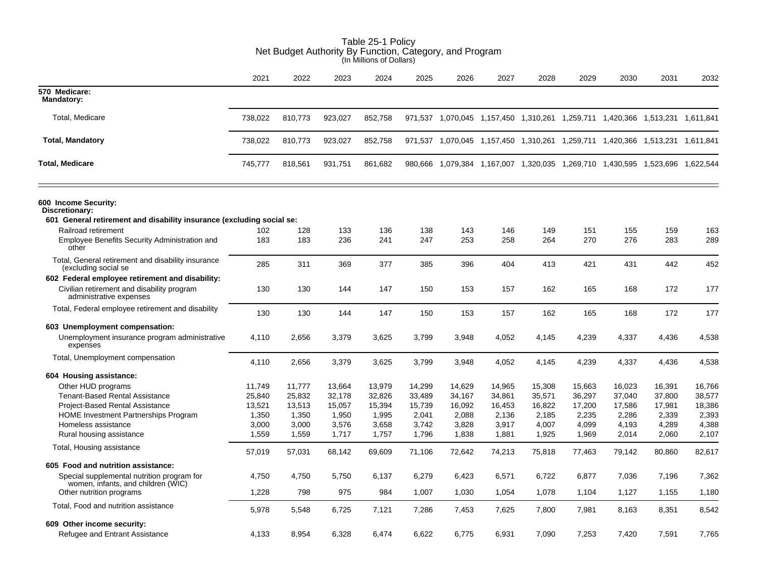# Table 25-1 Policy
## Net Budget Authority By Function, Category, and Program
(In Millions of Dollars)

| | 2021 | 2022 | 2023 | 2024 | 2025 | 2026 | 2027 | 2028 | 2029 | 2030 | 2031 | 2032 |
|---|---|---|---|---|---|---|---|---|---|---|---|---|
| **570 Medicare:** | | | | | | | | | | | | |
| **Mandatory:** | | | | | | | | | | | | |
| Total, Medicare | 738,022 | 810,773 | 923,027 | 852,758 | 971,537 | 1,070,045 | 1,157,450 | 1,310,261 | 1,259,711 | 1,420,366 | 1,513,231 | 1,611,841 |
| **Total, Mandatory** | 738,022 | 810,773 | 923,027 | 852,758 | 971,537 | 1,070,045 | 1,157,450 | 1,310,261 | 1,259,711 | 1,420,366 | 1,513,231 | 1,611,841 |
| **Total, Medicare** | 745,777 | 818,561 | 931,751 | 861,682 | 980,666 | 1,079,384 | 1,167,007 | 1,320,035 | 1,269,710 | 1,430,595 | 1,523,696 | 1,622,544 |
| **600 Income Security:** | | | | | | | | | | | | |
| **Discretionary:** | | | | | | | | | | | | |
| **601 General retirement and disability insurance (excluding social se:** | | | | | | | | | | | | |
| Railroad retirement | 102 | 128 | 133 | 136 | 138 | 143 | 146 | 149 | 151 | 155 | 159 | 163 |
| Employee Benefits Security Administration and other | 183 | 183 | 236 | 241 | 247 | 253 | 258 | 264 | 270 | 276 | 283 | 289 |
| Total, General retirement and disability insurance (excluding social se | 285 | 311 | 369 | 377 | 385 | 396 | 404 | 413 | 421 | 431 | 442 | 452 |
| **602 Federal employee retirement and disability:** | | | | | | | | | | | | |
| Civilian retirement and disability program administrative expenses | 130 | 130 | 144 | 147 | 150 | 153 | 157 | 162 | 165 | 168 | 172 | 177 |
| Total, Federal employee retirement and disability | 130 | 130 | 144 | 147 | 150 | 153 | 157 | 162 | 165 | 168 | 172 | 177 |
| **603 Unemployment compensation:** | | | | | | | | | | | | |
| Unemployment insurance program administrative expenses | 4,110 | 2,656 | 3,379 | 3,625 | 3,799 | 3,948 | 4,052 | 4,145 | 4,239 | 4,337 | 4,436 | 4,538 |
| Total, Unemployment compensation | 4,110 | 2,656 | 3,379 | 3,625 | 3,799 | 3,948 | 4,052 | 4,145 | 4,239 | 4,337 | 4,436 | 4,538 |
| **604 Housing assistance:** | | | | | | | | | | | | |
| Other HUD programs | 11,749 | 11,777 | 13,664 | 13,979 | 14,299 | 14,629 | 14,965 | 15,308 | 15,663 | 16,023 | 16,391 | 16,766 |
| Tenant-Based Rental Assistance | 25,840 | 25,832 | 32,178 | 32,826 | 33,489 | 34,167 | 34,861 | 35,571 | 36,297 | 37,040 | 37,800 | 38,577 |
| Project-Based Rental Assistance | 13,521 | 13,513 | 15,057 | 15,394 | 15,739 | 16,092 | 16,453 | 16,822 | 17,200 | 17,586 | 17,981 | 18,386 |
| HOME Investment Partnerships Program | 1,350 | 1,350 | 1,950 | 1,995 | 2,041 | 2,088 | 2,136 | 2,185 | 2,235 | 2,286 | 2,339 | 2,393 |
| Homeless assistance | 3,000 | 3,000 | 3,576 | 3,658 | 3,742 | 3,828 | 3,917 | 4,007 | 4,099 | 4,193 | 4,289 | 4,388 |
| Rural housing assistance | 1,559 | 1,559 | 1,717 | 1,757 | 1,796 | 1,838 | 1,881 | 1,925 | 1,969 | 2,014 | 2,060 | 2,107 |
| Total, Housing assistance | 57,019 | 57,031 | 68,142 | 69,609 | 71,106 | 72,642 | 74,213 | 75,818 | 77,463 | 79,142 | 80,860 | 82,617 |
| **605 Food and nutrition assistance:** | | | | | | | | | | | | |
| Special supplemental nutrition program for women, infants, and children (WIC) | 4,750 | 4,750 | 5,750 | 6,137 | 6,279 | 6,423 | 6,571 | 6,722 | 6,877 | 7,036 | 7,196 | 7,362 |
| Other nutrition programs | 1,228 | 798 | 975 | 984 | 1,007 | 1,030 | 1,054 | 1,078 | 1,104 | 1,127 | 1,155 | 1,180 |
| Total, Food and nutrition assistance | 5,978 | 5,548 | 6,725 | 7,121 | 7,286 | 7,453 | 7,625 | 7,800 | 7,981 | 8,163 | 8,351 | 8,542 |
| **609 Other income security:** | | | | | | | | | | | | |
| Refugee and Entrant Assistance | 4,133 | 8,954 | 6,328 | 6,474 | 6,622 | 6,775 | 6,931 | 7,090 | 7,253 | 7,420 | 7,591 | 7,765 |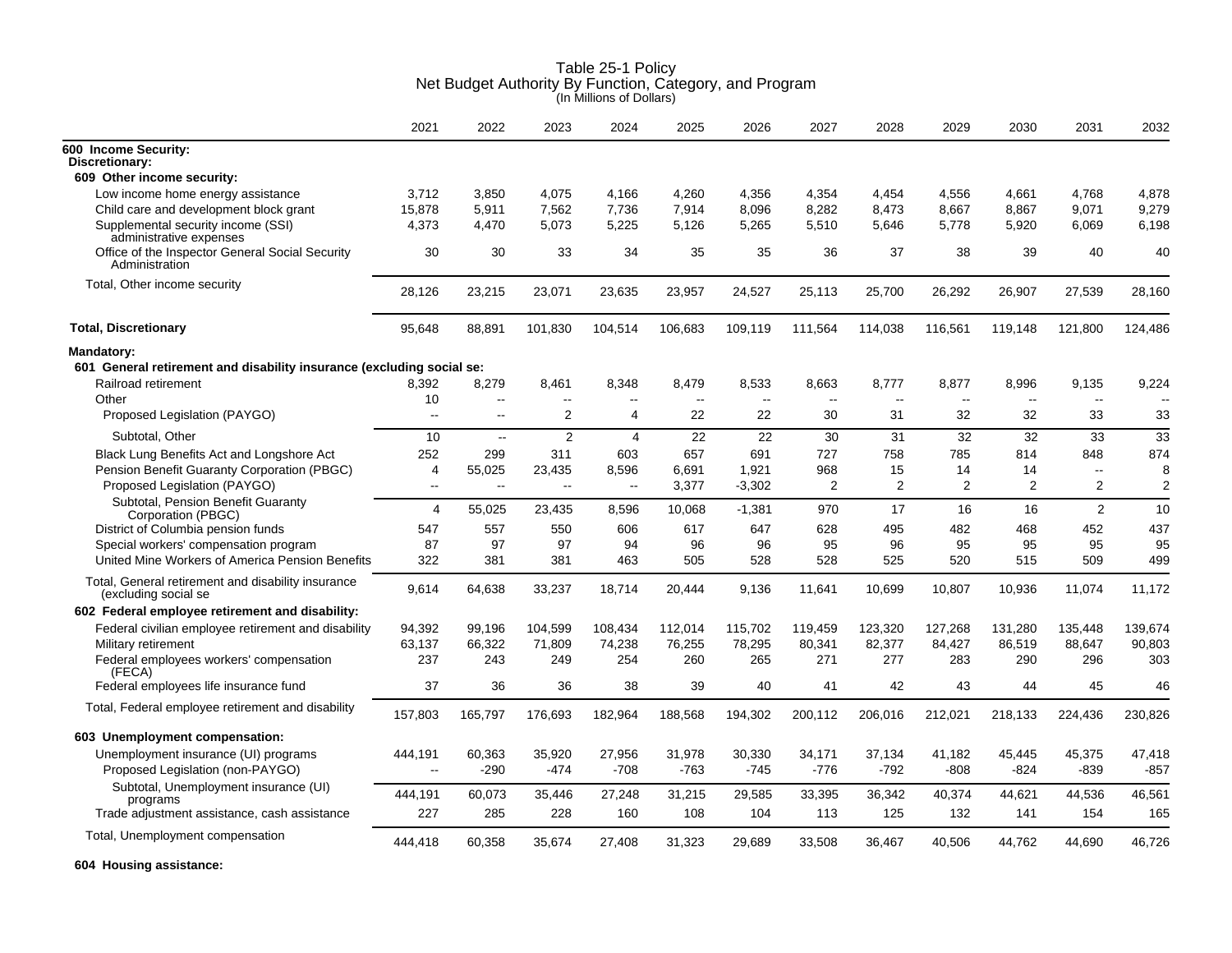# Table 25-1 Policy
## Net Budget Authority By Function, Category, and Program
(In Millions of Dollars)

| | 2021 | 2022 | 2023 | 2024 | 2025 | 2026 | 2027 | 2028 | 2029 | 2030 | 2031 | 2032 |
|---|---|---|---|---|---|---|---|---|---|---|---|---|
| **600 Income Security:** | | | | | | | | | | | | |
| **Discretionary:** | | | | | | | | | | | | |
| **609 Other income security:** | | | | | | | | | | | | |
| Low income home energy assistance | 3,712 | 3,850 | 4,075 | 4,166 | 4,260 | 4,356 | 4,354 | 4,454 | 4,556 | 4,661 | 4,768 | 4,878 |
| Child care and development block grant | 15,878 | 5,911 | 7,562 | 7,736 | 7,914 | 8,096 | 8,282 | 8,473 | 8,667 | 8,867 | 9,071 | 9,279 |
| Supplemental security income (SSI) administrative expenses | 4,373 | 4,470 | 5,073 | 5,225 | 5,126 | 5,265 | 5,510 | 5,646 | 5,778 | 5,920 | 6,069 | 6,198 |
| Office of the Inspector General Social Security Administration | 30 | 30 | 33 | 34 | 35 | 35 | 36 | 37 | 38 | 39 | 40 | 40 |
| Total, Other income security | 28,126 | 23,215 | 23,071 | 23,635 | 23,957 | 24,527 | 25,113 | 25,700 | 26,292 | 26,907 | 27,539 | 28,160 |
| **Total, Discretionary** | 95,648 | 88,891 | 101,830 | 104,514 | 106,683 | 109,119 | 111,564 | 114,038 | 116,561 | 119,148 | 121,800 | 124,486 |
| **Mandatory:** | | | | | | | | | | | | |
| **601 General retirement and disability insurance (excluding social se:** | | | | | | | | | | | | |
| Railroad retirement | 8,392 | 8,279 | 8,461 | 8,348 | 8,479 | 8,533 | 8,663 | 8,777 | 8,877 | 8,996 | 9,135 | 9,224 |
| Other | 10 | -- | -- | -- | -- | -- | -- | -- | -- | -- | -- | -- |
| Proposed Legislation (PAYGO) | -- | -- | 2 | 4 | 22 | 22 | 30 | 31 | 32 | 32 | 33 | 33 |
| Subtotal, Other | 10 | -- | 2 | 4 | 22 | 22 | 30 | 31 | 32 | 32 | 33 | 33 |
| Black Lung Benefits Act and Longshore Act | 252 | 299 | 311 | 603 | 657 | 691 | 727 | 758 | 785 | 814 | 848 | 874 |
| Pension Benefit Guaranty Corporation (PBGC) | 4 | 55,025 | 23,435 | 8,596 | 6,691 | 1,921 | 968 | 15 | 14 | 14 | -- | 8 |
| Proposed Legislation (PAYGO) | -- | -- | -- | -- | 3,377 | -3,302 | 2 | 2 | 2 | 2 | 2 | 2 |
| Subtotal, Pension Benefit Guaranty Corporation (PBGC) | 4 | 55,025 | 23,435 | 8,596 | 10,068 | -1,381 | 970 | 17 | 16 | 16 | 2 | 10 |
| District of Columbia pension funds | 547 | 557 | 550 | 606 | 617 | 647 | 628 | 495 | 482 | 468 | 452 | 437 |
| Special workers' compensation program | 87 | 97 | 97 | 94 | 96 | 96 | 95 | 96 | 95 | 95 | 95 | 95 |
| United Mine Workers of America Pension Benefits | 322 | 381 | 381 | 463 | 505 | 528 | 528 | 525 | 520 | 515 | 509 | 499 |
| Total, General retirement and disability insurance (excluding social se | 9,614 | 64,638 | 33,237 | 18,714 | 20,444 | 9,136 | 11,641 | 10,699 | 10,807 | 10,936 | 11,074 | 11,172 |
| **602 Federal employee retirement and disability:** | | | | | | | | | | | | |
| Federal civilian employee retirement and disability | 94,392 | 99,196 | 104,599 | 108,434 | 112,014 | 115,702 | 119,459 | 123,320 | 127,268 | 131,280 | 135,448 | 139,674 |
| Military retirement | 63,137 | 66,322 | 71,809 | 74,238 | 76,255 | 78,295 | 80,341 | 82,377 | 84,427 | 86,519 | 88,647 | 90,803 |
| Federal employees workers' compensation (FECA) | 237 | 243 | 249 | 254 | 260 | 265 | 271 | 277 | 283 | 290 | 296 | 303 |
| Federal employees life insurance fund | 37 | 36 | 36 | 38 | 39 | 40 | 41 | 42 | 43 | 44 | 45 | 46 |
| Total, Federal employee retirement and disability | 157,803 | 165,797 | 176,693 | 182,964 | 188,568 | 194,302 | 200,112 | 206,016 | 212,021 | 218,133 | 224,436 | 230,826 |
| **603 Unemployment compensation:** | | | | | | | | | | | | |
| Unemployment insurance (UI) programs | 444,191 | 60,363 | 35,920 | 27,956 | 31,978 | 30,330 | 34,171 | 37,134 | 41,182 | 45,445 | 45,375 | 47,418 |
| Proposed Legislation (non-PAYGO) | -- | -290 | -474 | -708 | -763 | -745 | -776 | -792 | -808 | -824 | -839 | -857 |
| Subtotal, Unemployment insurance (UI) programs | 444,191 | 60,073 | 35,446 | 27,248 | 31,215 | 29,585 | 33,395 | 36,342 | 40,374 | 44,621 | 44,536 | 46,561 |
| Trade adjustment assistance, cash assistance | 227 | 285 | 228 | 160 | 108 | 104 | 113 | 125 | 132 | 141 | 154 | 165 |
| Total, Unemployment compensation | 444,418 | 60,358 | 35,674 | 27,408 | 31,323 | 29,689 | 33,508 | 36,467 | 40,506 | 44,762 | 44,690 | 46,726 |
| **604 Housing assistance:** | | | | | | | | | | | | |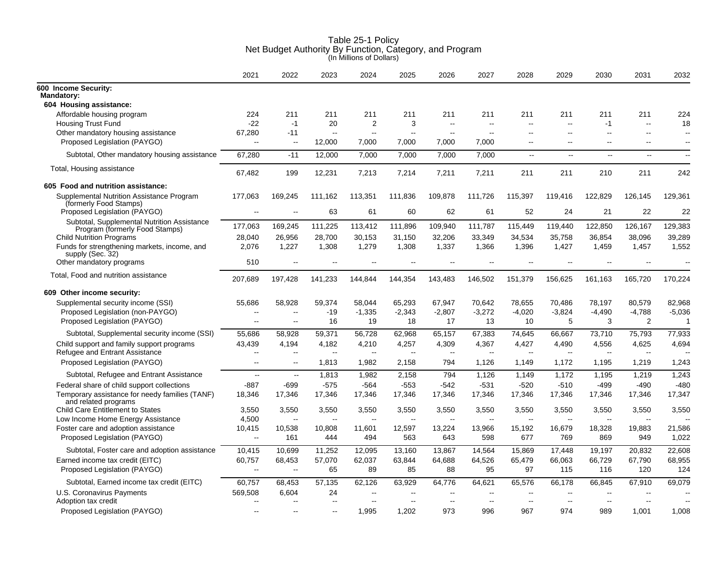# Table 25-1 Policy
## Net Budget Authority By Function, Category, and Program
(In Millions of Dollars)

| | 2021 | 2022 | 2023 | 2024 | 2025 | 2026 | 2027 | 2028 | 2029 | 2030 | 2031 | 2032 |
|---|---|---|---|---|---|---|---|---|---|---|---|---|
| **600 Income Security:** | | | | | | | | | | | | |
| **Mandatory:** | | | | | | | | | | | | |
| **604 Housing assistance:** | | | | | | | | | | | | |
| Affordable housing program | 224 | 211 | 211 | 211 | 211 | 211 | 211 | 211 | 211 | 211 | 211 | 224 |
| Housing Trust Fund | -22 | -1 | 20 | 2 | 3 | -- | -- | -- | -- | -1 | -- | 18 |
| Other mandatory housing assistance | 67,280 | -11 | -- | -- | -- | -- | -- | -- | -- | -- | -- | -- |
| Proposed Legislation (PAYGO) | -- | -- | 12,000 | 7,000 | 7,000 | 7,000 | 7,000 | -- | -- | -- | -- | -- |
| Subtotal, Other mandatory housing assistance | 67,280 | -11 | 12,000 | 7,000 | 7,000 | 7,000 | 7,000 | -- | -- | -- | -- | -- |
| Total, Housing assistance | 67,482 | 199 | 12,231 | 7,213 | 7,214 | 7,211 | 7,211 | 211 | 211 | 210 | 211 | 242 |
| **605 Food and nutrition assistance:** | | | | | | | | | | | | |
| Supplemental Nutrition Assistance Program (formerly Food Stamps) | 177,063 | 169,245 | 111,162 | 113,351 | 111,836 | 109,878 | 111,726 | 115,397 | 119,416 | 122,829 | 126,145 | 129,361 |
| Proposed Legislation (PAYGO) | -- | -- | 63 | 61 | 60 | 62 | 61 | 52 | 24 | 21 | 22 | 22 |
| Subtotal, Supplemental Nutrition Assistance Program (formerly Food Stamps) | 177,063 | 169,245 | 111,225 | 113,412 | 111,896 | 109,940 | 111,787 | 115,449 | 119,440 | 122,850 | 126,167 | 129,383 |
| Child Nutrition Programs | 28,040 | 26,956 | 28,700 | 30,153 | 31,150 | 32,206 | 33,349 | 34,534 | 35,758 | 36,854 | 38,096 | 39,289 |
| Funds for strengthening markets, income, and supply (Sec. 32) | 2,076 | 1,227 | 1,308 | 1,279 | 1,308 | 1,337 | 1,366 | 1,396 | 1,427 | 1,459 | 1,457 | 1,552 |
| Other mandatory programs | 510 | -- | -- | -- | -- | -- | -- | -- | -- | -- | -- | -- |
| Total, Food and nutrition assistance | 207,689 | 197,428 | 141,233 | 144,844 | 144,354 | 143,483 | 146,502 | 151,379 | 156,625 | 161,163 | 165,720 | 170,224 |
| **609 Other income security:** | | | | | | | | | | | | |
| Supplemental security income (SSI) | 55,686 | 58,928 | 59,374 | 58,044 | 65,293 | 67,947 | 70,642 | 78,655 | 70,486 | 78,197 | 80,579 | 82,968 |
| Proposed Legislation (non-PAYGO) | -- | -- | -19 | -1,335 | -2,343 | -2,807 | -3,272 | -4,020 | -3,824 | -4,490 | -4,788 | -5,036 |
| Proposed Legislation (PAYGO) | -- | -- | 16 | 19 | 18 | 17 | 13 | 10 | 5 | 3 | 2 | 1 |
| Subtotal, Supplemental security income (SSI) | 55,686 | 58,928 | 59,371 | 56,728 | 62,968 | 65,157 | 67,383 | 74,645 | 66,667 | 73,710 | 75,793 | 77,933 |
| Child support and family support programs | 43,439 | 4,194 | 4,182 | 4,210 | 4,257 | 4,309 | 4,367 | 4,427 | 4,490 | 4,556 | 4,625 | 4,694 |
| Refugee and Entrant Assistance | -- | -- | -- | -- | -- | -- | -- | -- | -- | -- | -- | -- |
| Proposed Legislation (PAYGO) | -- | -- | 1,813 | 1,982 | 2,158 | 794 | 1,126 | 1,149 | 1,172 | 1,195 | 1,219 | 1,243 |
| Subtotal, Refugee and Entrant Assistance | -- | -- | 1,813 | 1,982 | 2,158 | 794 | 1,126 | 1,149 | 1,172 | 1,195 | 1,219 | 1,243 |
| Federal share of child support collections | -887 | -699 | -575 | -564 | -553 | -542 | -531 | -520 | -510 | -499 | -490 | -480 |
| Temporary assistance for needy families (TANF) and related programs | 18,346 | 17,346 | 17,346 | 17,346 | 17,346 | 17,346 | 17,346 | 17,346 | 17,346 | 17,346 | 17,346 | 17,347 |
| Child Care Entitlement to States | 3,550 | 3,550 | 3,550 | 3,550 | 3,550 | 3,550 | 3,550 | 3,550 | 3,550 | 3,550 | 3,550 | 3,550 |
| Low Income Home Energy Assistance | 4,500 | -- | -- | -- | -- | -- | -- | -- | -- | -- | -- | -- |
| Foster care and adoption assistance | 10,415 | 10,538 | 10,808 | 11,601 | 12,597 | 13,224 | 13,966 | 15,192 | 16,679 | 18,328 | 19,883 | 21,586 |
| Proposed Legislation (PAYGO) | -- | 161 | 444 | 494 | 563 | 643 | 598 | 677 | 769 | 869 | 949 | 1,022 |
| Subtotal, Foster care and adoption assistance | 10,415 | 10,699 | 11,252 | 12,095 | 13,160 | 13,867 | 14,564 | 15,869 | 17,448 | 19,197 | 20,832 | 22,608 |
| Earned income tax credit (EITC) | 60,757 | 68,453 | 57,070 | 62,037 | 63,844 | 64,688 | 64,526 | 65,479 | 66,063 | 66,729 | 67,790 | 68,955 |
| Proposed Legislation (PAYGO) | -- | -- | 65 | 89 | 85 | 88 | 95 | 97 | 115 | 116 | 120 | 124 |
| Subtotal, Earned income tax credit (EITC) | 60,757 | 68,453 | 57,135 | 62,126 | 63,929 | 64,776 | 64,621 | 65,576 | 66,178 | 66,845 | 67,910 | 69,079 |
| U.S. Coronavirus Payments | 569,508 | 6,604 | 24 | -- | -- | -- | -- | -- | -- | -- | -- | -- |
| Adoption tax credit | -- | -- | -- | -- | -- | -- | -- | -- | -- | -- | -- | -- |
| Proposed Legislation (PAYGO) | -- | -- | -- | 1,995 | 1,202 | 973 | 996 | 967 | 974 | 989 | 1,001 | 1,008 |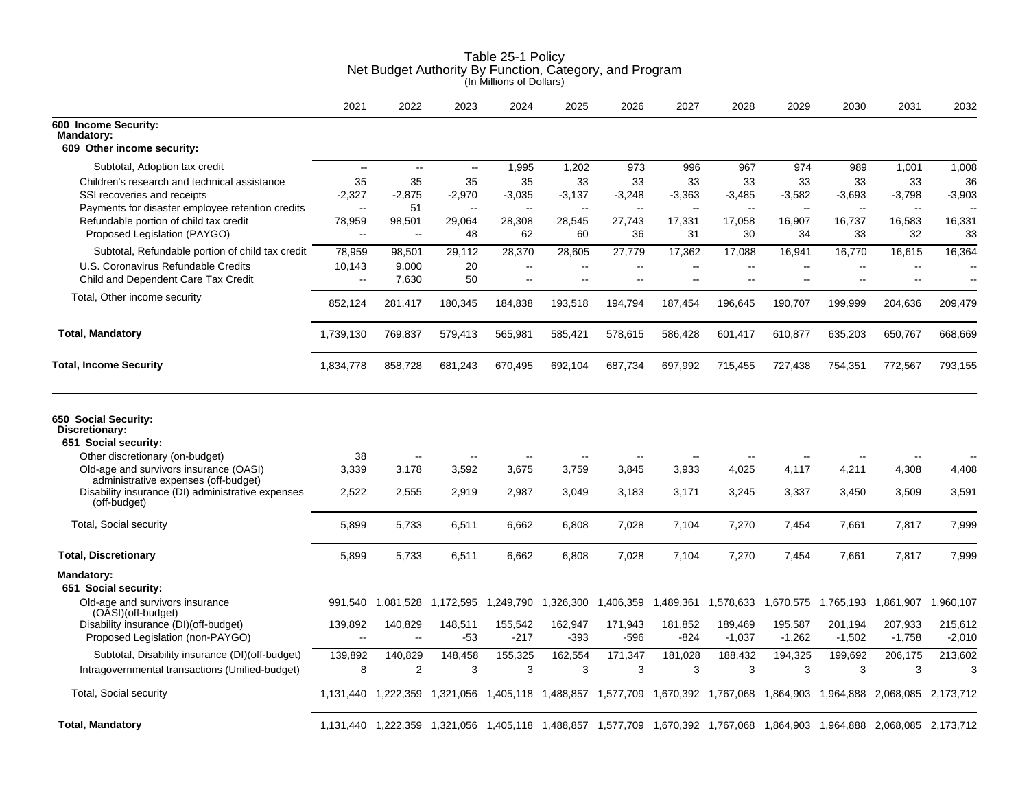# Table 25-1 Policy
## Net Budget Authority By Function, Category, and Program
(In Millions of Dollars)

| | 2021 | 2022 | 2023 | 2024 | 2025 | 2026 | 2027 | 2028 | 2029 | 2030 | 2031 | 2032 |
|---|---|---|---|---|---|---|---|---|---|---|---|---|
| **600 Income Security:** | | | | | | | | | | | | |
| **Mandatory:** | | | | | | | | | | | | |
| **609 Other income security:** | | | | | | | | | | | | |
| Subtotal, Adoption tax credit | -- | -- | -- | 1,995 | 1,202 | 973 | 996 | 967 | 974 | 989 | 1,001 | 1,008 |
| Children's research and technical assistance | 35 | 35 | 35 | 35 | 33 | 33 | 33 | 33 | 33 | 33 | 33 | 36 |
| SSI recoveries and receipts | -2,327 | -2,875 | -2,970 | -3,035 | -3,137 | -3,248 | -3,363 | -3,485 | -3,582 | -3,693 | -3,798 | -3,903 |
| Payments for disaster employee retention credits | -- | 51 | -- | -- | -- | -- | -- | -- | -- | -- | -- | -- |
| Refundable portion of child tax credit | 78,959 | 98,501 | 29,064 | 28,308 | 28,545 | 27,743 | 17,331 | 17,058 | 16,907 | 16,737 | 16,583 | 16,331 |
| Proposed Legislation (PAYGO) | -- | -- | 48 | 62 | 60 | 36 | 31 | 30 | 34 | 33 | 32 | 33 |
| Subtotal, Refundable portion of child tax credit | 78,959 | 98,501 | 29,112 | 28,370 | 28,605 | 27,779 | 17,362 | 17,088 | 16,941 | 16,770 | 16,615 | 16,364 |
| U.S. Coronavirus Refundable Credits | 10,143 | 9,000 | 20 | -- | -- | -- | -- | -- | -- | -- | -- | -- |
| Child and Dependent Care Tax Credit | -- | 7,630 | 50 | -- | -- | -- | -- | -- | -- | -- | -- | -- |
| Total, Other income security | 852,124 | 281,417 | 180,345 | 184,838 | 193,518 | 194,794 | 187,454 | 196,645 | 190,707 | 199,999 | 204,636 | 209,479 |
| **Total, Mandatory** | 1,739,130 | 769,837 | 579,413 | 565,981 | 585,421 | 578,615 | 586,428 | 601,417 | 610,877 | 635,203 | 650,767 | 668,669 |
| **Total, Income Security** | 1,834,778 | 858,728 | 681,243 | 670,495 | 692,104 | 687,734 | 697,992 | 715,455 | 727,438 | 754,351 | 772,567 | 793,155 |
| **650 Social Security:** | | | | | | | | | | | | |
| **Discretionary:** | | | | | | | | | | | | |
| **651 Social security:** | | | | | | | | | | | | |
| Other discretionary (on-budget) | 38 | -- | -- | -- | -- | -- | -- | -- | -- | -- | -- | -- |
| Old-age and survivors insurance (OASI) administrative expenses (off-budget) | 3,339 | 3,178 | 3,592 | 3,675 | 3,759 | 3,845 | 3,933 | 4,025 | 4,117 | 4,211 | 4,308 | 4,408 |
| Disability insurance (DI) administrative expenses (off-budget) | 2,522 | 2,555 | 2,919 | 2,987 | 3,049 | 3,183 | 3,171 | 3,245 | 3,337 | 3,450 | 3,509 | 3,591 |
| Total, Social security | 5,899 | 5,733 | 6,511 | 6,662 | 6,808 | 7,028 | 7,104 | 7,270 | 7,454 | 7,661 | 7,817 | 7,999 |
| **Total, Discretionary** | 5,899 | 5,733 | 6,511 | 6,662 | 6,808 | 7,028 | 7,104 | 7,270 | 7,454 | 7,661 | 7,817 | 7,999 |
| **Mandatory:** | | | | | | | | | | | | |
| **651 Social security:** | | | | | | | | | | | | |
| Old-age and survivors insurance (OASI)(off-budget) | 991,540 | 1,081,528 | 1,172,595 | 1,249,790 | 1,326,300 | 1,406,359 | 1,489,361 | 1,578,633 | 1,670,575 | 1,765,193 | 1,861,907 | 1,960,107 |
| Disability insurance (DI)(off-budget) | 139,892 | 140,829 | 148,511 | 155,542 | 162,947 | 171,943 | 181,852 | 189,469 | 195,587 | 201,194 | 207,933 | 215,612 |
| Proposed Legislation (non-PAYGO) | -- | -- | -53 | -217 | -393 | -596 | -824 | -1,037 | -1,262 | -1,502 | -1,758 | -2,010 |
| Subtotal, Disability insurance (DI)(off-budget) | 139,892 | 140,829 | 148,458 | 155,325 | 162,554 | 171,347 | 181,028 | 188,432 | 194,325 | 199,692 | 206,175 | 213,602 |
| Intragovernmental transactions (Unified-budget) | 8 | 2 | 3 | 3 | 3 | 3 | 3 | 3 | 3 | 3 | 3 | 3 |
| Total, Social security | 1,131,440 | 1,222,359 | 1,321,056 | 1,405,118 | 1,488,857 | 1,577,709 | 1,670,392 | 1,767,068 | 1,864,903 | 1,964,888 | 2,068,085 | 2,173,712 |
| **Total, Mandatory** | 1,131,440 | 1,222,359 | 1,321,056 | 1,405,118 | 1,488,857 | 1,577,709 | 1,670,392 | 1,767,068 | 1,864,903 | 1,964,888 | 2,068,085 | 2,173,712 |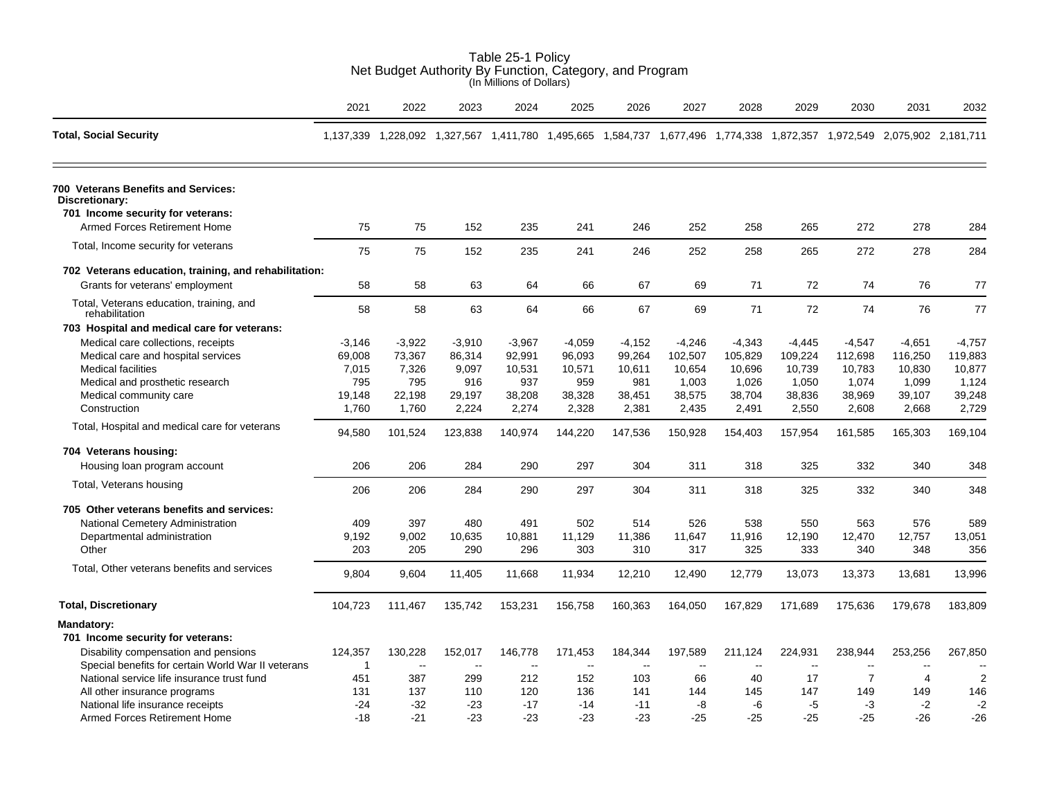# Table 25-1 Policy
## Net Budget Authority By Function, Category, and Program
(In Millions of Dollars)

| | 2021 | 2022 | 2023 | 2024 | 2025 | 2026 | 2027 | 2028 | 2029 | 2030 | 2031 | 2032 |
|---|---|---|---|---|---|---|---|---|---|---|---|---|
| **Total, Social Security** | 1,137,339 | 1,228,092 | 1,327,567 | 1,411,780 | 1,495,665 | 1,584,737 | 1,677,496 | 1,774,338 | 1,872,357 | 1,972,549 | 2,075,902 | 2,181,711 |
| **700 Veterans Benefits and Services:** | | | | | | | | | | | | |
| **Discretionary:** | | | | | | | | | | | | |
| **701 Income security for veterans:** | | | | | | | | | | | | |
| Armed Forces Retirement Home | 75 | 75 | 152 | 235 | 241 | 246 | 252 | 258 | 265 | 272 | 278 | 284 |
| Total, Income security for veterans | 75 | 75 | 152 | 235 | 241 | 246 | 252 | 258 | 265 | 272 | 278 | 284 |
| **702 Veterans education, training, and rehabilitation:** | | | | | | | | | | | | |
| Grants for veterans' employment | 58 | 58 | 63 | 64 | 66 | 67 | 69 | 71 | 72 | 74 | 76 | 77 |
| Total, Veterans education, training, and rehabilitation | 58 | 58 | 63 | 64 | 66 | 67 | 69 | 71 | 72 | 74 | 76 | 77 |
| **703 Hospital and medical care for veterans:** | | | | | | | | | | | | |
| Medical care collections, receipts | -3,146 | -3,922 | -3,910 | -3,967 | -4,059 | -4,152 | -4,246 | -4,343 | -4,445 | -4,547 | -4,651 | -4,757 |
| Medical care and hospital services | 69,008 | 73,367 | 86,314 | 92,991 | 96,093 | 99,264 | 102,507 | 105,829 | 109,224 | 112,698 | 116,250 | 119,883 |
| Medical facilities | 7,015 | 7,326 | 9,097 | 10,531 | 10,571 | 10,611 | 10,654 | 10,696 | 10,739 | 10,783 | 10,830 | 10,877 |
| Medical and prosthetic research | 795 | 795 | 916 | 937 | 959 | 981 | 1,003 | 1,026 | 1,050 | 1,074 | 1,099 | 1,124 |
| Medical community care | 19,148 | 22,198 | 29,197 | 38,208 | 38,328 | 38,451 | 38,575 | 38,704 | 38,836 | 38,969 | 39,107 | 39,248 |
| Construction | 1,760 | 1,760 | 2,224 | 2,274 | 2,328 | 2,381 | 2,435 | 2,491 | 2,550 | 2,608 | 2,668 | 2,729 |
| Total, Hospital and medical care for veterans | 94,580 | 101,524 | 123,838 | 140,974 | 144,220 | 147,536 | 150,928 | 154,403 | 157,954 | 161,585 | 165,303 | 169,104 |
| **704 Veterans housing:** | | | | | | | | | | | | |
| Housing loan program account | 206 | 206 | 284 | 290 | 297 | 304 | 311 | 318 | 325 | 332 | 340 | 348 |
| Total, Veterans housing | 206 | 206 | 284 | 290 | 297 | 304 | 311 | 318 | 325 | 332 | 340 | 348 |
| **705 Other veterans benefits and services:** | | | | | | | | | | | | |
| National Cemetery Administration | 409 | 397 | 480 | 491 | 502 | 514 | 526 | 538 | 550 | 563 | 576 | 589 |
| Departmental administration | 9,192 | 9,002 | 10,635 | 10,881 | 11,129 | 11,386 | 11,647 | 11,916 | 12,190 | 12,470 | 12,757 | 13,051 |
| Other | 203 | 205 | 290 | 296 | 303 | 310 | 317 | 325 | 333 | 340 | 348 | 356 |
| Total, Other veterans benefits and services | 9,804 | 9,604 | 11,405 | 11,668 | 11,934 | 12,210 | 12,490 | 12,779 | 13,073 | 13,373 | 13,681 | 13,996 |
| **Total, Discretionary** | 104,723 | 111,467 | 135,742 | 153,231 | 156,758 | 160,363 | 164,050 | 167,829 | 171,689 | 175,636 | 179,678 | 183,809 |
| **Mandatory:** | | | | | | | | | | | | |
| **701 Income security for veterans:** | | | | | | | | | | | | |
| Disability compensation and pensions | 124,357 | 130,228 | 152,017 | 146,778 | 171,453 | 184,344 | 197,589 | 211,124 | 224,931 | 238,944 | 253,256 | 267,850 |
| Special benefits for certain World War II veterans | 1 | -- | -- | -- | -- | -- | -- | -- | -- | -- | -- | -- |
| National service life insurance trust fund | 451 | 387 | 299 | 212 | 152 | 103 | 66 | 40 | 17 | 7 | 4 | 2 |
| All other insurance programs | 131 | 137 | 110 | 120 | 136 | 141 | 144 | 145 | 147 | 149 | 149 | 146 |
| National life insurance receipts | -24 | -32 | -23 | -17 | -14 | -11 | -8 | -6 | -5 | -3 | -2 | -2 |
| Armed Forces Retirement Home | -18 | -21 | -23 | -23 | -23 | -23 | -25 | -25 | -25 | -25 | -26 | -26 |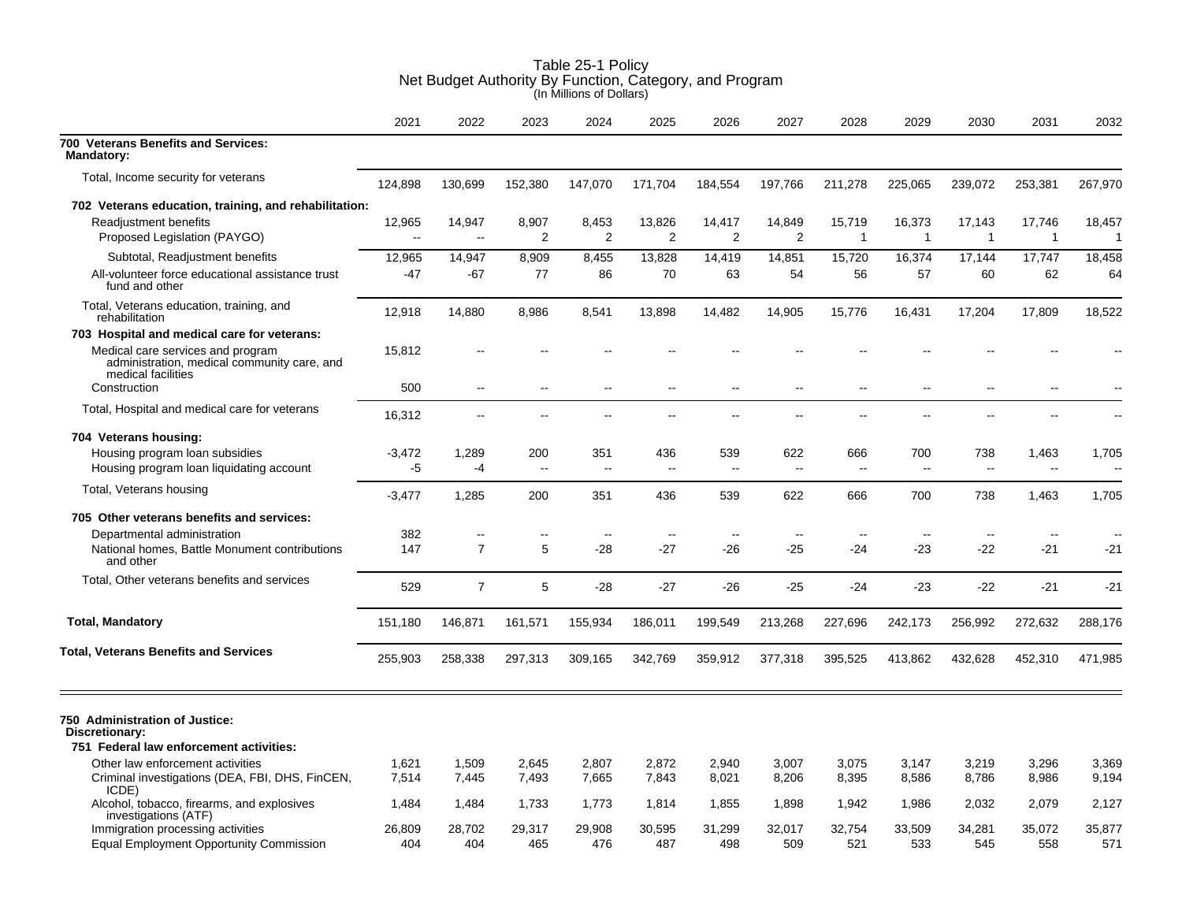# Table 25-1 Policy
## Net Budget Authority By Function, Category, and Program
(In Millions of Dollars)

| | 2021 | 2022 | 2023 | 2024 | 2025 | 2026 | 2027 | 2028 | 2029 | 2030 | 2031 | 2032 |
|---|---|---|---|---|---|---|---|---|---|---|---|---|
| **700 Veterans Benefits and Services:** | | | | | | | | | | | | |
| **Mandatory:** | | | | | | | | | | | | |
| Total, Income security for veterans | 124,898 | 130,699 | 152,380 | 147,070 | 171,704 | 184,554 | 197,766 | 211,278 | 225,065 | 239,072 | 253,381 | 267,970 |
| **702 Veterans education, training, and rehabilitation:** | | | | | | | | | | | | |
| Readjustment benefits | 12,965 | 14,947 | 8,907 | 8,453 | 13,826 | 14,417 | 14,849 | 15,719 | 16,373 | 17,143 | 17,746 | 18,457 |
| Proposed Legislation (PAYGO) | -- | -- | 2 | 2 | 2 | 2 | 2 | 1 | 1 | 1 | 1 | 1 |
| Subtotal, Readjustment benefits | 12,965 | 14,947 | 8,909 | 8,455 | 13,828 | 14,419 | 14,851 | 15,720 | 16,374 | 17,144 | 17,747 | 18,458 |
| All-volunteer force educational assistance trust fund and other | -47 | -67 | 77 | 86 | 70 | 63 | 54 | 56 | 57 | 60 | 62 | 64 |
| Total, Veterans education, training, and rehabilitation | 12,918 | 14,880 | 8,986 | 8,541 | 13,898 | 14,482 | 14,905 | 15,776 | 16,431 | 17,204 | 17,809 | 18,522 |
| **703 Hospital and medical care for veterans:** | | | | | | | | | | | | |
| Medical care services and program administration, medical community care, and medical facilities | 15,812 | -- | -- | -- | -- | -- | -- | -- | -- | -- | -- | -- |
| Construction | 500 | -- | -- | -- | -- | -- | -- | -- | -- | -- | -- | -- |
| Total, Hospital and medical care for veterans | 16,312 | -- | -- | -- | -- | -- | -- | -- | -- | -- | -- | -- |
| **704 Veterans housing:** | | | | | | | | | | | | |
| Housing program loan subsidies | -3,472 | 1,289 | 200 | 351 | 436 | 539 | 622 | 666 | 700 | 738 | 1,463 | 1,705 |
| Housing program loan liquidating account | -5 | -4 | -- | -- | -- | -- | -- | -- | -- | -- | -- | -- |
| Total, Veterans housing | -3,477 | 1,285 | 200 | 351 | 436 | 539 | 622 | 666 | 700 | 738 | 1,463 | 1,705 |
| **705 Other veterans benefits and services:** | | | | | | | | | | | | |
| Departmental administration | 382 | -- | -- | -- | -- | -- | -- | -- | -- | -- | -- | -- |
| National homes, Battle Monument contributions and other | 147 | 7 | 5 | -28 | -27 | -26 | -25 | -24 | -23 | -22 | -21 | -21 |
| Total, Other veterans benefits and services | 529 | 7 | 5 | -28 | -27 | -26 | -25 | -24 | -23 | -22 | -21 | -21 |
| **Total, Mandatory** | 151,180 | 146,871 | 161,571 | 155,934 | 186,011 | 199,549 | 213,268 | 227,696 | 242,173 | 256,992 | 272,632 | 288,176 |
| **Total, Veterans Benefits and Services** | 255,903 | 258,338 | 297,313 | 309,165 | 342,769 | 359,912 | 377,318 | 395,525 | 413,862 | 432,628 | 452,310 | 471,985 |
| **750 Administration of Justice:** | | | | | | | | | | | | |
| **Discretionary:** | | | | | | | | | | | | |
| **751 Federal law enforcement activities:** | | | | | | | | | | | | |
| Other law enforcement activities | 1,621 | 1,509 | 2,645 | 2,807 | 2,872 | 2,940 | 3,007 | 3,075 | 3,147 | 3,219 | 3,296 | 3,369 |
| Criminal investigations (DEA, FBI, DHS, FinCEN, ICDE) | 7,514 | 7,445 | 7,493 | 7,665 | 7,843 | 8,021 | 8,206 | 8,395 | 8,586 | 8,786 | 8,986 | 9,194 |
| Alcohol, tobacco, firearms, and explosives investigations (ATF) | 1,484 | 1,484 | 1,733 | 1,773 | 1,814 | 1,855 | 1,898 | 1,942 | 1,986 | 2,032 | 2,079 | 2,127 |
| Immigration processing activities | 26,809 | 28,702 | 29,317 | 29,908 | 30,595 | 31,299 | 32,017 | 32,754 | 33,509 | 34,281 | 35,072 | 35,877 |
| Equal Employment Opportunity Commission | 404 | 404 | 465 | 476 | 487 | 498 | 509 | 521 | 533 | 545 | 558 | 571 |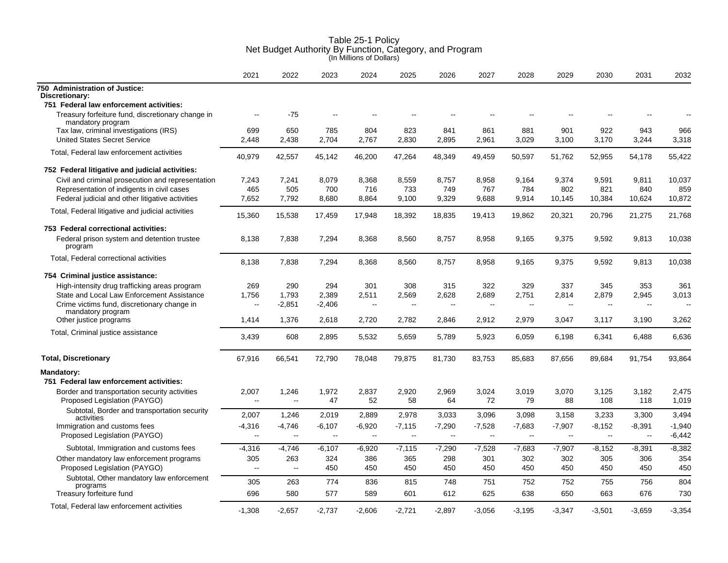# Table 25-1 Policy
## Net Budget Authority By Function, Category, and Program
(In Millions of Dollars)

| | 2021 | 2022 | 2023 | 2024 | 2025 | 2026 | 2027 | 2028 | 2029 | 2030 | 2031 | 2032 |
|---|---|---|---|---|---|---|---|---|---|---|---|---|
| **750 Administration of Justice:** | | | | | | | | | | | | |
| **Discretionary:** | | | | | | | | | | | | |
| **751 Federal law enforcement activities:** | | | | | | | | | | | | |
| Treasury forfeiture fund, discretionary change in mandatory program | -- | -75 | -- | -- | -- | -- | -- | -- | -- | -- | -- | -- |
| Tax law, criminal investigations (IRS) | 699 | 650 | 785 | 804 | 823 | 841 | 861 | 881 | 901 | 922 | 943 | 966 |
| United States Secret Service | 2,448 | 2,438 | 2,704 | 2,767 | 2,830 | 2,895 | 2,961 | 3,029 | 3,100 | 3,170 | 3,244 | 3,318 |
| Total, Federal law enforcement activities | 40,979 | 42,557 | 45,142 | 46,200 | 47,264 | 48,349 | 49,459 | 50,597 | 51,762 | 52,955 | 54,178 | 55,422 |
| **752 Federal litigative and judicial activities:** | | | | | | | | | | | | |
| Civil and criminal prosecution and representation | 7,243 | 7,241 | 8,079 | 8,368 | 8,559 | 8,757 | 8,958 | 9,164 | 9,374 | 9,591 | 9,811 | 10,037 |
| Representation of indigents in civil cases | 465 | 505 | 700 | 716 | 733 | 749 | 767 | 784 | 802 | 821 | 840 | 859 |
| Federal judicial and other litigative activities | 7,652 | 7,792 | 8,680 | 8,864 | 9,100 | 9,329 | 9,688 | 9,914 | 10,145 | 10,384 | 10,624 | 10,872 |
| Total, Federal litigative and judicial activities | 15,360 | 15,538 | 17,459 | 17,948 | 18,392 | 18,835 | 19,413 | 19,862 | 20,321 | 20,796 | 21,275 | 21,768 |
| **753 Federal correctional activities:** | | | | | | | | | | | | |
| Federal prison system and detention trustee program | 8,138 | 7,838 | 7,294 | 8,368 | 8,560 | 8,757 | 8,958 | 9,165 | 9,375 | 9,592 | 9,813 | 10,038 |
| Total, Federal correctional activities | 8,138 | 7,838 | 7,294 | 8,368 | 8,560 | 8,757 | 8,958 | 9,165 | 9,375 | 9,592 | 9,813 | 10,038 |
| **754 Criminal justice assistance:** | | | | | | | | | | | | |
| High-intensity drug trafficking areas program | 269 | 290 | 294 | 301 | 308 | 315 | 322 | 329 | 337 | 345 | 353 | 361 |
| State and Local Law Enforcement Assistance | 1,756 | 1,793 | 2,389 | 2,511 | 2,569 | 2,628 | 2,689 | 2,751 | 2,814 | 2,879 | 2,945 | 3,013 |
| Crime victims fund, discretionary change in mandatory program | -- | -2,851 | -2,406 | -- | -- | -- | -- | -- | -- | -- | -- | -- |
| Other justice programs | 1,414 | 1,376 | 2,618 | 2,720 | 2,782 | 2,846 | 2,912 | 2,979 | 3,047 | 3,117 | 3,190 | 3,262 |
| Total, Criminal justice assistance | 3,439 | 608 | 2,895 | 5,532 | 5,659 | 5,789 | 5,923 | 6,059 | 6,198 | 6,341 | 6,488 | 6,636 |
| **Total, Discretionary** | 67,916 | 66,541 | 72,790 | 78,048 | 79,875 | 81,730 | 83,753 | 85,683 | 87,656 | 89,684 | 91,754 | 93,864 |
| **Mandatory:** | | | | | | | | | | | | |
| **751 Federal law enforcement activities:** | | | | | | | | | | | | |
| Border and transportation security activities | 2,007 | 1,246 | 1,972 | 2,837 | 2,920 | 2,969 | 3,024 | 3,019 | 3,070 | 3,125 | 3,182 | 2,475 |
| Proposed Legislation (PAYGO) | -- | -- | 47 | 52 | 58 | 64 | 72 | 79 | 88 | 108 | 118 | 1,019 |
| Subtotal, Border and transportation security activities | 2,007 | 1,246 | 2,019 | 2,889 | 2,978 | 3,033 | 3,096 | 3,098 | 3,158 | 3,233 | 3,300 | 3,494 |
| Immigration and customs fees | -4,316 | -4,746 | -6,107 | -6,920 | -7,115 | -7,290 | -7,528 | -7,683 | -7,907 | -8,152 | -8,391 | -1,940 |
| Proposed Legislation (PAYGO) | -- | -- | -- | -- | -- | -- | -- | -- | -- | -- | -- | -6,442 |
| Subtotal, Immigration and customs fees | -4,316 | -4,746 | -6,107 | -6,920 | -7,115 | -7,290 | -7,528 | -7,683 | -7,907 | -8,152 | -8,391 | -8,382 |
| Other mandatory law enforcement programs | 305 | 263 | 324 | 386 | 365 | 298 | 301 | 302 | 302 | 305 | 306 | 354 |
| Proposed Legislation (PAYGO) | -- | -- | 450 | 450 | 450 | 450 | 450 | 450 | 450 | 450 | 450 | 450 |
| Subtotal, Other mandatory law enforcement programs | 305 | 263 | 774 | 836 | 815 | 748 | 751 | 752 | 752 | 755 | 756 | 804 |
| Treasury forfeiture fund | 696 | 580 | 577 | 589 | 601 | 612 | 625 | 638 | 650 | 663 | 676 | 730 |
| Total, Federal law enforcement activities | -1,308 | -2,657 | -2,737 | -2,606 | -2,721 | -2,897 | -3,056 | -3,195 | -3,347 | -3,501 | -3,659 | -3,354 |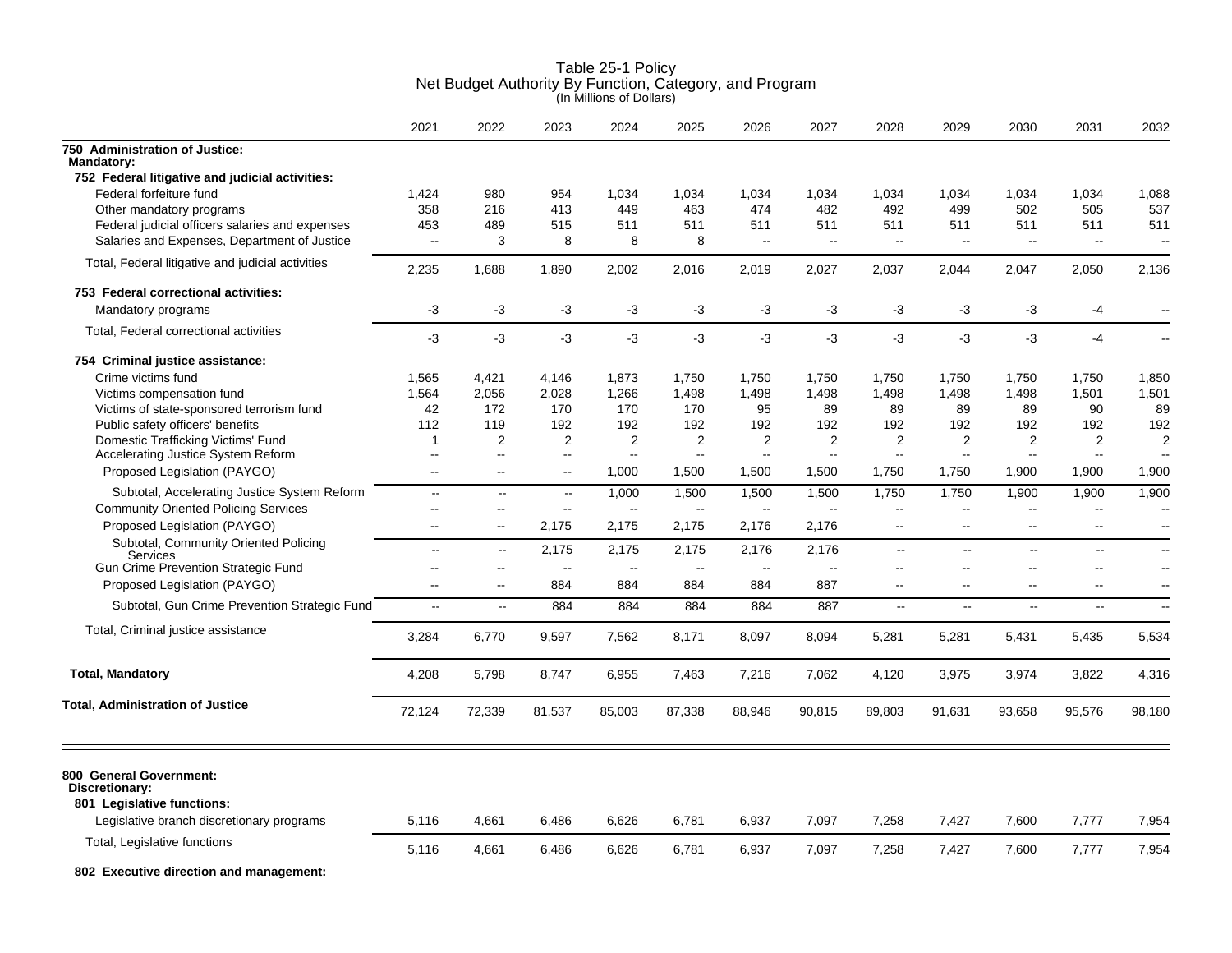# Table 25-1 Policy
## Net Budget Authority By Function, Category, and Program
(In Millions of Dollars)

| | 2021 | 2022 | 2023 | 2024 | 2025 | 2026 | 2027 | 2028 | 2029 | 2030 | 2031 | 2032 |
|---|---|---|---|---|---|---|---|---|---|---|---|---|
| **750 Administration of Justice:** | | | | | | | | | | | | |
| **Mandatory:** | | | | | | | | | | | | |
| **752 Federal litigative and judicial activities:** | | | | | | | | | | | | |
| Federal forfeiture fund | 1,424 | 980 | 954 | 1,034 | 1,034 | 1,034 | 1,034 | 1,034 | 1,034 | 1,034 | 1,034 | 1,088 |
| Other mandatory programs | 358 | 216 | 413 | 449 | 463 | 474 | 482 | 492 | 499 | 502 | 505 | 537 |
| Federal judicial officers salaries and expenses | 453 | 489 | 515 | 511 | 511 | 511 | 511 | 511 | 511 | 511 | 511 | 511 |
| Salaries and Expenses, Department of Justice | -- | 3 | 8 | 8 | 8 | -- | -- | -- | -- | -- | -- | -- |
| Total, Federal litigative and judicial activities | 2,235 | 1,688 | 1,890 | 2,002 | 2,016 | 2,019 | 2,027 | 2,037 | 2,044 | 2,047 | 2,050 | 2,136 |
| **753 Federal correctional activities:** | | | | | | | | | | | | |
| Mandatory programs | -3 | -3 | -3 | -3 | -3 | -3 | -3 | -3 | -3 | -3 | -4 | -- |
| Total, Federal correctional activities | -3 | -3 | -3 | -3 | -3 | -3 | -3 | -3 | -3 | -3 | -4 | -- |
| **754 Criminal justice assistance:** | | | | | | | | | | | | |
| Crime victims fund | 1,565 | 4,421 | 4,146 | 1,873 | 1,750 | 1,750 | 1,750 | 1,750 | 1,750 | 1,750 | 1,750 | 1,850 |
| Victims compensation fund | 1,564 | 2,056 | 2,028 | 1,266 | 1,498 | 1,498 | 1,498 | 1,498 | 1,498 | 1,498 | 1,501 | 1,501 |
| Victims of state-sponsored terrorism fund | 42 | 172 | 170 | 170 | 170 | 95 | 89 | 89 | 89 | 89 | 90 | 89 |
| Public safety officers' benefits | 112 | 119 | 192 | 192 | 192 | 192 | 192 | 192 | 192 | 192 | 192 | 192 |
| Domestic Trafficking Victims' Fund | 1 | 2 | 2 | 2 | 2 | 2 | 2 | 2 | 2 | 2 | 2 | 2 |
| Accelerating Justice System Reform | -- | -- | -- | -- | -- | -- | -- | -- | -- | -- | -- | -- |
| Proposed Legislation (PAYGO) | -- | -- | -- | 1,000 | 1,500 | 1,500 | 1,500 | 1,750 | 1,750 | 1,900 | 1,900 | 1,900 |
| Subtotal, Accelerating Justice System Reform | -- | -- | -- | 1,000 | 1,500 | 1,500 | 1,500 | 1,750 | 1,750 | 1,900 | 1,900 | 1,900 |
| Community Oriented Policing Services | -- | -- | -- | -- | -- | -- | -- | -- | -- | -- | -- | -- |
| Proposed Legislation (PAYGO) | -- | -- | 2,175 | 2,175 | 2,175 | 2,176 | 2,176 | -- | -- | -- | -- | -- |
| Subtotal, Community Oriented Policing Services | -- | -- | 2,175 | 2,175 | 2,175 | 2,176 | 2,176 | -- | -- | -- | -- | -- |
| Gun Crime Prevention Strategic Fund | -- | -- | -- | -- | -- | -- | -- | -- | -- | -- | -- | -- |
| Proposed Legislation (PAYGO) | -- | -- | 884 | 884 | 884 | 884 | 887 | -- | -- | -- | -- | -- |
| Subtotal, Gun Crime Prevention Strategic Fund | -- | -- | 884 | 884 | 884 | 884 | 887 | -- | -- | -- | -- | -- |
| Total, Criminal justice assistance | 3,284 | 6,770 | 9,597 | 7,562 | 8,171 | 8,097 | 8,094 | 5,281 | 5,281 | 5,431 | 5,435 | 5,534 |
| **Total, Mandatory** | 4,208 | 5,798 | 8,747 | 6,955 | 7,463 | 7,216 | 7,062 | 4,120 | 3,975 | 3,974 | 3,822 | 4,316 |
| **Total, Administration of Justice** | 72,124 | 72,339 | 81,537 | 85,003 | 87,338 | 88,946 | 90,815 | 89,803 | 91,631 | 93,658 | 95,576 | 98,180 |
| **800 General Government:** | | | | | | | | | | | | |
| **Discretionary:** | | | | | | | | | | | | |
| **801 Legislative functions:** | | | | | | | | | | | | |
| Legislative branch discretionary programs | 5,116 | 4,661 | 6,486 | 6,626 | 6,781 | 6,937 | 7,097 | 7,258 | 7,427 | 7,600 | 7,777 | 7,954 |
| Total, Legislative functions | 5,116 | 4,661 | 6,486 | 6,626 | 6,781 | 6,937 | 7,097 | 7,258 | 7,427 | 7,600 | 7,777 | 7,954 |
| **802 Executive direction and management:** | | | | | | | | | | | | |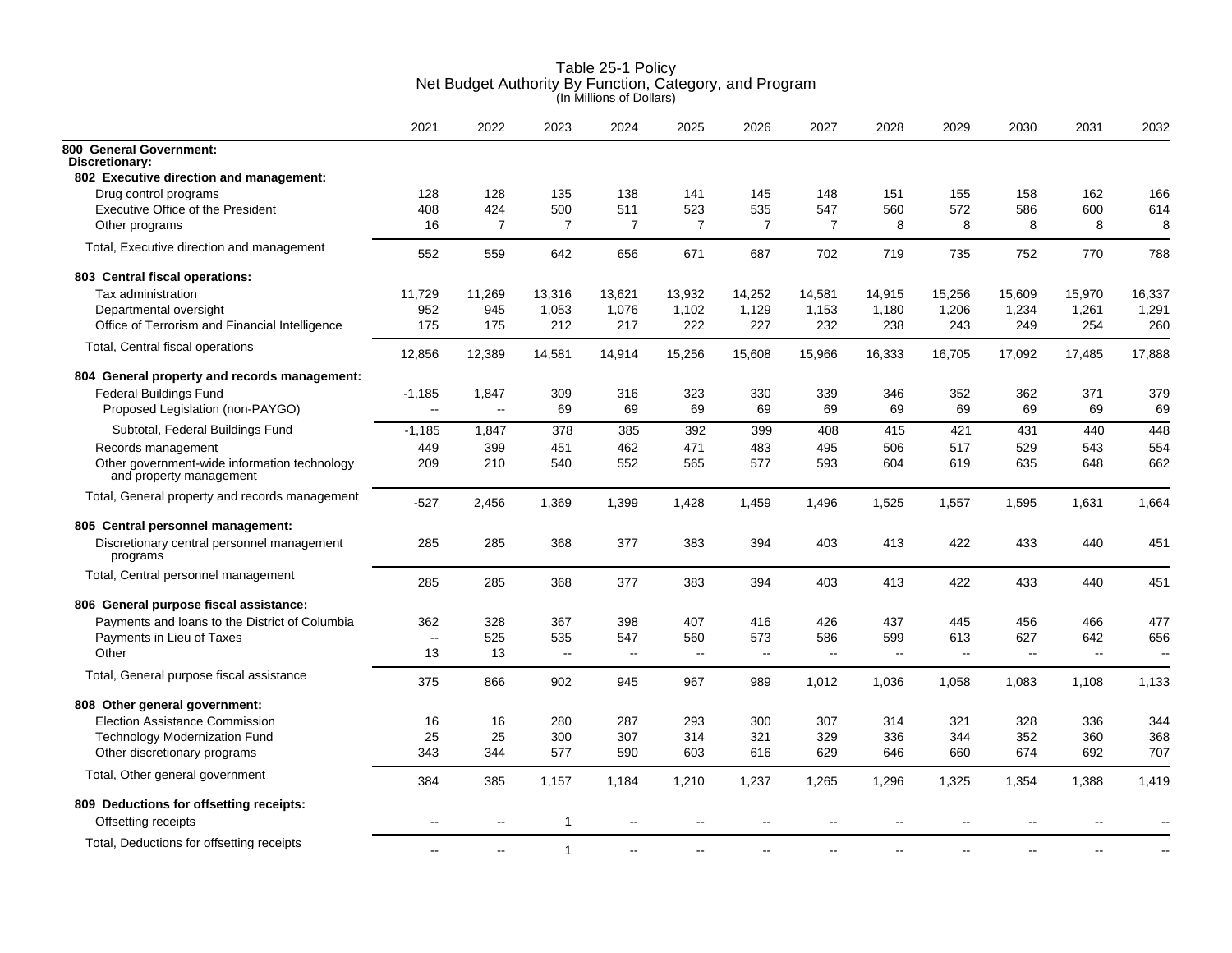# Table 25-1 Policy
## Net Budget Authority By Function, Category, and Program
(In Millions of Dollars)

| | 2021 | 2022 | 2023 | 2024 | 2025 | 2026 | 2027 | 2028 | 2029 | 2030 | 2031 | 2032 |
|---|---|---|---|---|---|---|---|---|---|---|---|---|
| **800 General Government:** | | | | | | | | | | | | |
| **Discretionary:** | | | | | | | | | | | | |
| **802 Executive direction and management:** | | | | | | | | | | | | |
| Drug control programs | 128 | 128 | 135 | 138 | 141 | 145 | 148 | 151 | 155 | 158 | 162 | 166 |
| Executive Office of the President | 408 | 424 | 500 | 511 | 523 | 535 | 547 | 560 | 572 | 586 | 600 | 614 |
| Other programs | 16 | 7 | 7 | 7 | 7 | 7 | 7 | 8 | 8 | 8 | 8 | 8 |
| Total, Executive direction and management | 552 | 559 | 642 | 656 | 671 | 687 | 702 | 719 | 735 | 752 | 770 | 788 |
| **803 Central fiscal operations:** | | | | | | | | | | | | |
| Tax administration | 11,729 | 11,269 | 13,316 | 13,621 | 13,932 | 14,252 | 14,581 | 14,915 | 15,256 | 15,609 | 15,970 | 16,337 |
| Departmental oversight | 952 | 945 | 1,053 | 1,076 | 1,102 | 1,129 | 1,153 | 1,180 | 1,206 | 1,234 | 1,261 | 1,291 |
| Office of Terrorism and Financial Intelligence | 175 | 175 | 212 | 217 | 222 | 227 | 232 | 238 | 243 | 249 | 254 | 260 |
| Total, Central fiscal operations | 12,856 | 12,389 | 14,581 | 14,914 | 15,256 | 15,608 | 15,966 | 16,333 | 16,705 | 17,092 | 17,485 | 17,888 |
| **804 General property and records management:** | | | | | | | | | | | | |
| Federal Buildings Fund | -1,185 | 1,847 | 309 | 316 | 323 | 330 | 339 | 346 | 352 | 362 | 371 | 379 |
| Proposed Legislation (non-PAYGO) | -- | -- | 69 | 69 | 69 | 69 | 69 | 69 | 69 | 69 | 69 | 69 |
| Subtotal, Federal Buildings Fund | -1,185 | 1,847 | 378 | 385 | 392 | 399 | 408 | 415 | 421 | 431 | 440 | 448 |
| Records management | 449 | 399 | 451 | 462 | 471 | 483 | 495 | 506 | 517 | 529 | 543 | 554 |
| Other government-wide information technology and property management | 209 | 210 | 540 | 552 | 565 | 577 | 593 | 604 | 619 | 635 | 648 | 662 |
| Total, General property and records management | -527 | 2,456 | 1,369 | 1,399 | 1,428 | 1,459 | 1,496 | 1,525 | 1,557 | 1,595 | 1,631 | 1,664 |
| **805 Central personnel management:** | | | | | | | | | | | | |
| Discretionary central personnel management programs | 285 | 285 | 368 | 377 | 383 | 394 | 403 | 413 | 422 | 433 | 440 | 451 |
| Total, Central personnel management | 285 | 285 | 368 | 377 | 383 | 394 | 403 | 413 | 422 | 433 | 440 | 451 |
| **806 General purpose fiscal assistance:** | | | | | | | | | | | | |
| Payments and loans to the District of Columbia | 362 | 328 | 367 | 398 | 407 | 416 | 426 | 437 | 445 | 456 | 466 | 477 |
| Payments in Lieu of Taxes | -- | 525 | 535 | 547 | 560 | 573 | 586 | 599 | 613 | 627 | 642 | 656 |
| Other | 13 | 13 | -- | -- | -- | -- | -- | -- | -- | -- | -- | -- |
| Total, General purpose fiscal assistance | 375 | 866 | 902 | 945 | 967 | 989 | 1,012 | 1,036 | 1,058 | 1,083 | 1,108 | 1,133 |
| **808 Other general government:** | | | | | | | | | | | | |
| Election Assistance Commission | 16 | 16 | 280 | 287 | 293 | 300 | 307 | 314 | 321 | 328 | 336 | 344 |
| Technology Modernization Fund | 25 | 25 | 300 | 307 | 314 | 321 | 329 | 336 | 344 | 352 | 360 | 368 |
| Other discretionary programs | 343 | 344 | 577 | 590 | 603 | 616 | 629 | 646 | 660 | 674 | 692 | 707 |
| Total, Other general government | 384 | 385 | 1,157 | 1,184 | 1,210 | 1,237 | 1,265 | 1,296 | 1,325 | 1,354 | 1,388 | 1,419 |
| **809 Deductions for offsetting receipts:** | | | | | | | | | | | | |
| Offsetting receipts | -- | -- | 1 | -- | -- | -- | -- | -- | -- | -- | -- | -- |
| Total, Deductions for offsetting receipts | -- | -- | 1 | -- | -- | -- | -- | -- | -- | -- | -- | -- |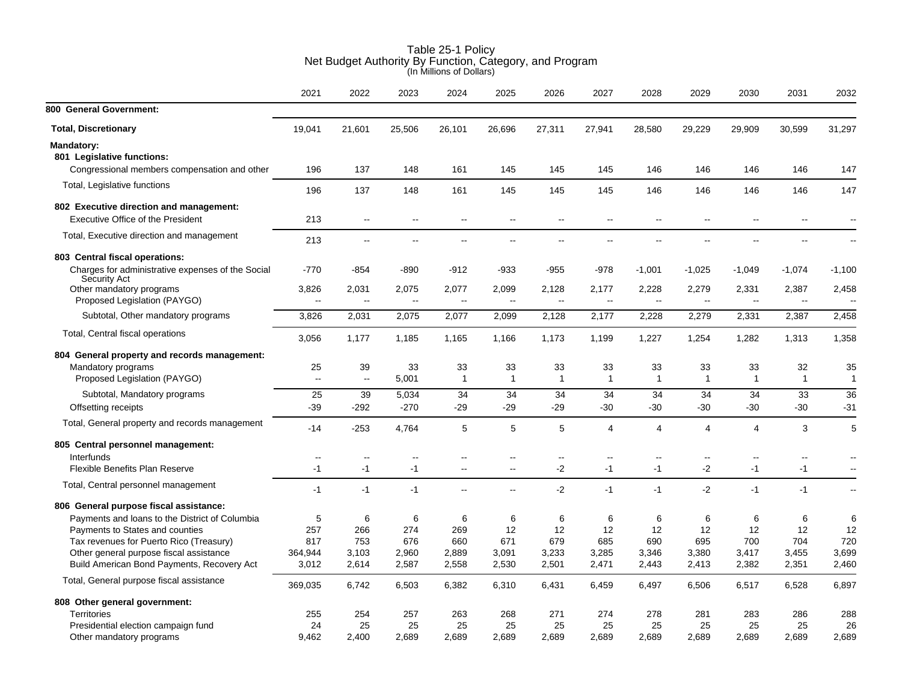# Table 25-1 Policy
## Net Budget Authority By Function, Category, and Program
(In Millions of Dollars)

| | 2021 | 2022 | 2023 | 2024 | 2025 | 2026 | 2027 | 2028 | 2029 | 2030 | 2031 | 2032 |
|---|---|---|---|---|---|---|---|---|---|---|---|---|
| **800 General Government:** | | | | | | | | | | | | |
| **Total, Discretionary** | 19,041 | 21,601 | 25,506 | 26,101 | 26,696 | 27,311 | 27,941 | 28,580 | 29,229 | 29,909 | 30,599 | 31,297 |
| **Mandatory:** | | | | | | | | | | | | |
| **801 Legislative functions:** | | | | | | | | | | | | |
| Congressional members compensation and other | 196 | 137 | 148 | 161 | 145 | 145 | 145 | 146 | 146 | 146 | 146 | 147 |
| Total, Legislative functions | 196 | 137 | 148 | 161 | 145 | 145 | 145 | 146 | 146 | 146 | 146 | 147 |
| **802 Executive direction and management:** | | | | | | | | | | | | |
| Executive Office of the President | 213 | -- | -- | -- | -- | -- | -- | -- | -- | -- | -- | -- |
| Total, Executive direction and management | 213 | -- | -- | -- | -- | -- | -- | -- | -- | -- | -- | -- |
| **803 Central fiscal operations:** | | | | | | | | | | | | |
| Charges for administrative expenses of the Social Security Act | -770 | -854 | -890 | -912 | -933 | -955 | -978 | -1,001 | -1,025 | -1,049 | -1,074 | -1,100 |
| Other mandatory programs | 3,826 | 2,031 | 2,075 | 2,077 | 2,099 | 2,128 | 2,177 | 2,228 | 2,279 | 2,331 | 2,387 | 2,458 |
| Proposed Legislation (PAYGO) | -- | -- | -- | -- | -- | -- | -- | -- | -- | -- | -- | -- |
| Subtotal, Other mandatory programs | 3,826 | 2,031 | 2,075 | 2,077 | 2,099 | 2,128 | 2,177 | 2,228 | 2,279 | 2,331 | 2,387 | 2,458 |
| Total, Central fiscal operations | 3,056 | 1,177 | 1,185 | 1,165 | 1,166 | 1,173 | 1,199 | 1,227 | 1,254 | 1,282 | 1,313 | 1,358 |
| **804 General property and records management:** | | | | | | | | | | | | |
| Mandatory programs | 25 | 39 | 33 | 33 | 33 | 33 | 33 | 33 | 33 | 33 | 32 | 35 |
| Proposed Legislation (PAYGO) | -- | -- | 5,001 | 1 | 1 | 1 | 1 | 1 | 1 | 1 | 1 | 1 |
| Subtotal, Mandatory programs | 25 | 39 | 5,034 | 34 | 34 | 34 | 34 | 34 | 34 | 34 | 33 | 36 |
| Offsetting receipts | -39 | -292 | -270 | -29 | -29 | -29 | -30 | -30 | -30 | -30 | -30 | -31 |
| Total, General property and records management | -14 | -253 | 4,764 | 5 | 5 | 5 | 4 | 4 | 4 | 4 | 3 | 5 |
| **805 Central personnel management:** | | | | | | | | | | | | |
| Interfunds | -- | -- | -- | -- | -- | -- | -- | -- | -- | -- | -- | -- |
| Flexible Benefits Plan Reserve | -1 | -1 | -1 | -- | -- | -2 | -1 | -1 | -2 | -1 | -1 | -- |
| Total, Central personnel management | -1 | -1 | -1 | -- | -- | -2 | -1 | -1 | -2 | -1 | -1 | -- |
| **806 General purpose fiscal assistance:** | | | | | | | | | | | | |
| Payments and loans to the District of Columbia | 5 | 6 | 6 | 6 | 6 | 6 | 6 | 6 | 6 | 6 | 6 | 6 |
| Payments to States and counties | 257 | 266 | 274 | 269 | 12 | 12 | 12 | 12 | 12 | 12 | 12 | 12 |
| Tax revenues for Puerto Rico (Treasury) | 817 | 753 | 676 | 660 | 671 | 679 | 685 | 690 | 695 | 700 | 704 | 720 |
| Other general purpose fiscal assistance | 364,944 | 3,103 | 2,960 | 2,889 | 3,091 | 3,233 | 3,285 | 3,346 | 3,380 | 3,417 | 3,455 | 3,699 |
| Build American Bond Payments, Recovery Act | 3,012 | 2,614 | 2,587 | 2,558 | 2,530 | 2,501 | 2,471 | 2,443 | 2,413 | 2,382 | 2,351 | 2,460 |
| Total, General purpose fiscal assistance | 369,035 | 6,742 | 6,503 | 6,382 | 6,310 | 6,431 | 6,459 | 6,497 | 6,506 | 6,517 | 6,528 | 6,897 |
| **808 Other general government:** | | | | | | | | | | | | |
| Territories | 255 | 254 | 257 | 263 | 268 | 271 | 274 | 278 | 281 | 283 | 286 | 288 |
| Presidential election campaign fund | 24 | 25 | 25 | 25 | 25 | 25 | 25 | 25 | 25 | 25 | 25 | 26 |
| Other mandatory programs | 9,462 | 2,400 | 2,689 | 2,689 | 2,689 | 2,689 | 2,689 | 2,689 | 2,689 | 2,689 | 2,689 | 2,689 |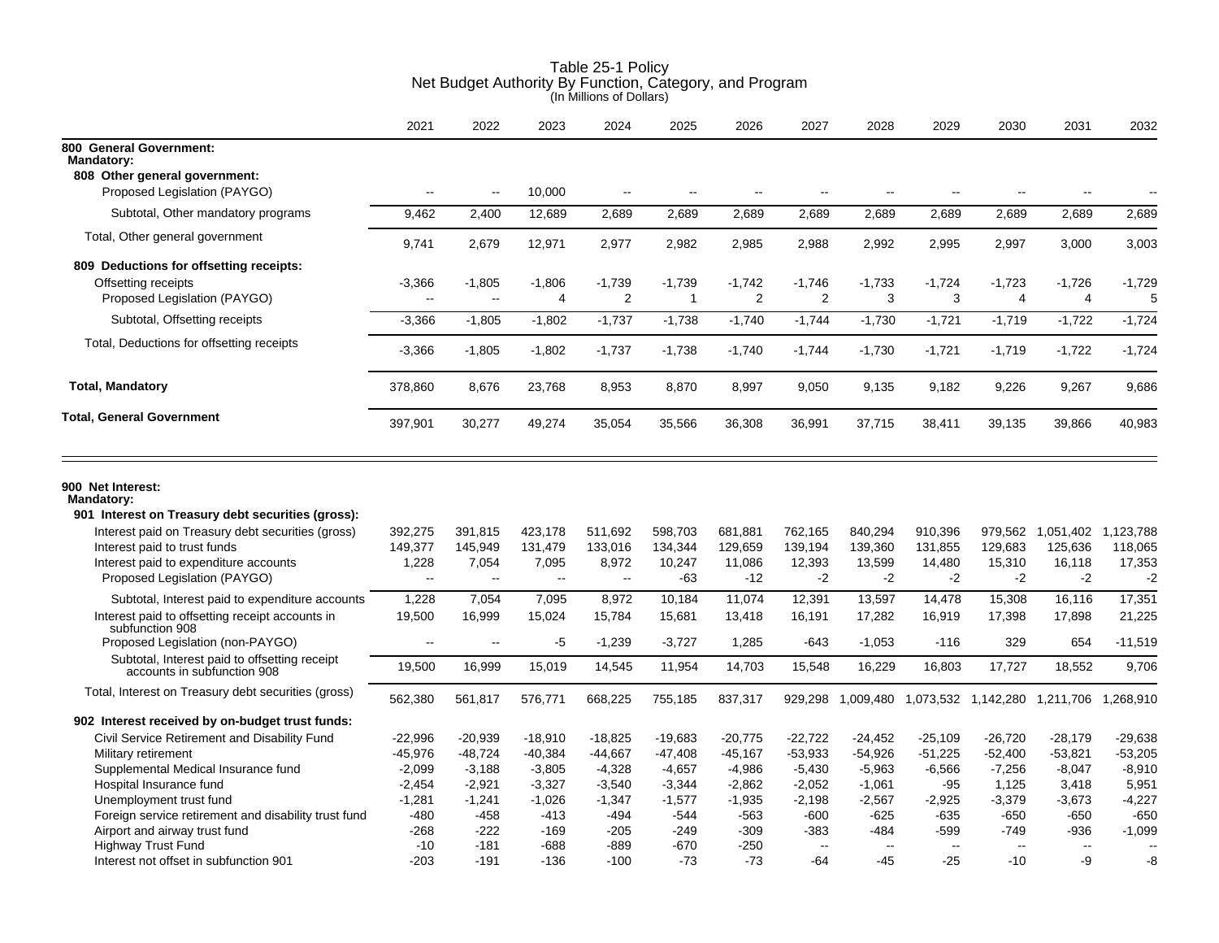# Table 25-1 Policy
## Net Budget Authority By Function, Category, and Program
(In Millions of Dollars)

| | 2021 | 2022 | 2023 | 2024 | 2025 | 2026 | 2027 | 2028 | 2029 | 2030 | 2031 | 2032 |
|---|---|---|---|---|---|---|---|---|---|---|---|---|
| **800 General Government:** | | | | | | | | | | | | |
| **Mandatory:** | | | | | | | | | | | | |
| **808 Other general government:** | | | | | | | | | | | | |
| Proposed Legislation (PAYGO) | -- | -- | 10,000 | -- | -- | -- | -- | -- | -- | -- | -- | -- |
| Subtotal, Other mandatory programs | 9,462 | 2,400 | 12,689 | 2,689 | 2,689 | 2,689 | 2,689 | 2,689 | 2,689 | 2,689 | 2,689 | 2,689 |
| Total, Other general government | 9,741 | 2,679 | 12,971 | 2,977 | 2,982 | 2,985 | 2,988 | 2,992 | 2,995 | 2,997 | 3,000 | 3,003 |
| **809 Deductions for offsetting receipts:** | | | | | | | | | | | | |
| Offsetting receipts | -3,366 | -1,805 | -1,806 | -1,739 | -1,739 | -1,742 | -1,746 | -1,733 | -1,724 | -1,723 | -1,726 | -1,729 |
| Proposed Legislation (PAYGO) | -- | -- | 4 | 2 | 1 | 2 | 2 | 3 | 3 | 4 | 4 | 5 |
| Subtotal, Offsetting receipts | -3,366 | -1,805 | -1,802 | -1,737 | -1,738 | -1,740 | -1,744 | -1,730 | -1,721 | -1,719 | -1,722 | -1,724 |
| Total, Deductions for offsetting receipts | -3,366 | -1,805 | -1,802 | -1,737 | -1,738 | -1,740 | -1,744 | -1,730 | -1,721 | -1,719 | -1,722 | -1,724 |
| **Total, Mandatory** | 378,860 | 8,676 | 23,768 | 8,953 | 8,870 | 8,997 | 9,050 | 9,135 | 9,182 | 9,226 | 9,267 | 9,686 |
| **Total, General Government** | 397,901 | 30,277 | 49,274 | 35,054 | 35,566 | 36,308 | 36,991 | 37,715 | 38,411 | 39,135 | 39,866 | 40,983 |
| **900 Net Interest:** | | | | | | | | | | | | |
| **Mandatory:** | | | | | | | | | | | | |
| **901 Interest on Treasury debt securities (gross):** | | | | | | | | | | | | |
| Interest paid on Treasury debt securities (gross) | 392,275 | 391,815 | 423,178 | 511,692 | 598,703 | 681,881 | 762,165 | 840,294 | 910,396 | 979,562 | 1,051,402 | 1,123,788 |
| Interest paid to trust funds | 149,377 | 145,949 | 131,479 | 133,016 | 134,344 | 129,659 | 139,194 | 139,360 | 131,855 | 129,683 | 125,636 | 118,065 |
| Interest paid to expenditure accounts | 1,228 | 7,054 | 7,095 | 8,972 | 10,247 | 11,086 | 12,393 | 13,599 | 14,480 | 15,310 | 16,118 | 17,353 |
| Proposed Legislation (PAYGO) | -- | -- | -- | -- | -63 | -12 | -2 | -2 | -2 | -2 | -2 | -2 |
| Subtotal, Interest paid to expenditure accounts | 1,228 | 7,054 | 7,095 | 8,972 | 10,184 | 11,074 | 12,391 | 13,597 | 14,478 | 15,308 | 16,116 | 17,351 |
| Interest paid to offsetting receipt accounts in subfunction 908 | 19,500 | 16,999 | 15,024 | 15,784 | 15,681 | 13,418 | 16,191 | 17,282 | 16,919 | 17,398 | 17,898 | 21,225 |
| Proposed Legislation (non-PAYGO) | -- | -- | -5 | -1,239 | -3,727 | 1,285 | -643 | -1,053 | -116 | 329 | 654 | -11,519 |
| Subtotal, Interest paid to offsetting receipt accounts in subfunction 908 | 19,500 | 16,999 | 15,019 | 14,545 | 11,954 | 14,703 | 15,548 | 16,229 | 16,803 | 17,727 | 18,552 | 9,706 |
| Total, Interest on Treasury debt securities (gross) | 562,380 | 561,817 | 576,771 | 668,225 | 755,185 | 837,317 | 929,298 | 1,009,480 | 1,073,532 | 1,142,280 | 1,211,706 | 1,268,910 |
| **902 Interest received by on-budget trust funds:** | | | | | | | | | | | | |
| Civil Service Retirement and Disability Fund | -22,996 | -20,939 | -18,910 | -18,825 | -19,683 | -20,775 | -22,722 | -24,452 | -25,109 | -26,720 | -28,179 | -29,638 |
| Military retirement | -45,976 | -48,724 | -40,384 | -44,667 | -47,408 | -45,167 | -53,933 | -54,926 | -51,225 | -52,400 | -53,821 | -53,205 |
| Supplemental Medical Insurance fund | -2,099 | -3,188 | -3,805 | -4,328 | -4,657 | -4,986 | -5,430 | -5,963 | -6,566 | -7,256 | -8,047 | -8,910 |
| Hospital Insurance fund | -2,454 | -2,921 | -3,327 | -3,540 | -3,344 | -2,862 | -2,052 | -1,061 | -95 | 1,125 | 3,418 | 5,951 |
| Unemployment trust fund | -1,281 | -1,241 | -1,026 | -1,347 | -1,577 | -1,935 | -2,198 | -2,567 | -2,925 | -3,379 | -3,673 | -4,227 |
| Foreign service retirement and disability trust fund | -480 | -458 | -413 | -494 | -544 | -563 | -600 | -625 | -635 | -650 | -650 | -650 |
| Airport and airway trust fund | -268 | -222 | -169 | -205 | -249 | -309 | -383 | -484 | -599 | -749 | -936 | -1,099 |
| Highway Trust Fund | -10 | -181 | -688 | -889 | -670 | -250 | -- | -- | -- | -- | -- | -- |
| Interest not offset in subfunction 901 | -203 | -191 | -136 | -100 | -73 | -73 | -64 | -45 | -25 | -10 | -9 | -8 |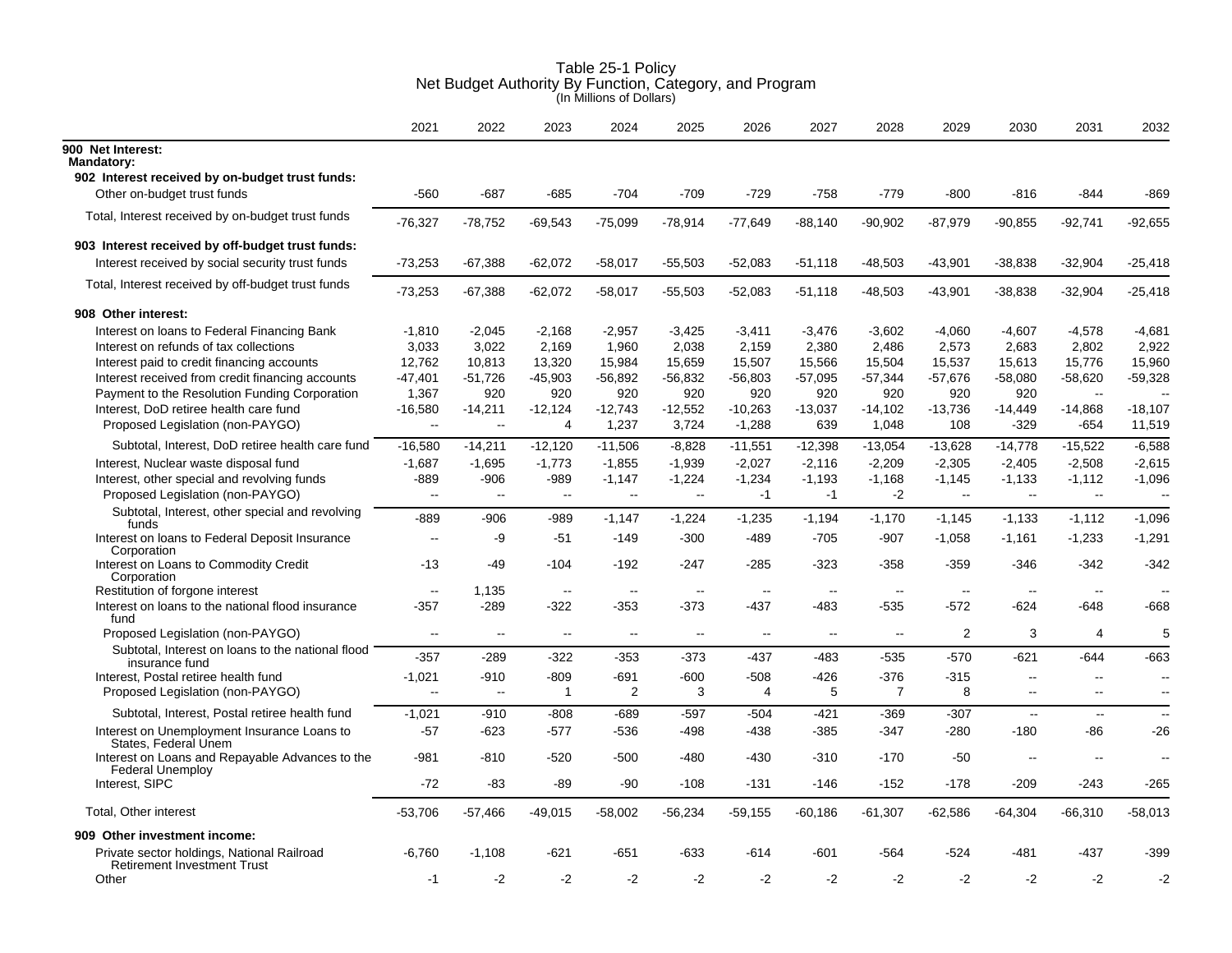# Table 25-1 Policy
## Net Budget Authority By Function, Category, and Program
(In Millions of Dollars)

| | 2021 | 2022 | 2023 | 2024 | 2025 | 2026 | 2027 | 2028 | 2029 | 2030 | 2031 | 2032 |
|---|---|---|---|---|---|---|---|---|---|---|---|---|
| **900 Net Interest:** | | | | | | | | | | | | |
| **Mandatory:** | | | | | | | | | | | | |
| **902 Interest received by on-budget trust funds:** | | | | | | | | | | | | |
| Other on-budget trust funds | -560 | -687 | -685 | -704 | -709 | -729 | -758 | -779 | -800 | -816 | -844 | -869 |
| Total, Interest received by on-budget trust funds | -76,327 | -78,752 | -69,543 | -75,099 | -78,914 | -77,649 | -88,140 | -90,902 | -87,979 | -90,855 | -92,741 | -92,655 |
| **903 Interest received by off-budget trust funds:** | | | | | | | | | | | | |
| Interest received by social security trust funds | -73,253 | -67,388 | -62,072 | -58,017 | -55,503 | -52,083 | -51,118 | -48,503 | -43,901 | -38,838 | -32,904 | -25,418 |
| Total, Interest received by off-budget trust funds | -73,253 | -67,388 | -62,072 | -58,017 | -55,503 | -52,083 | -51,118 | -48,503 | -43,901 | -38,838 | -32,904 | -25,418 |
| **908 Other interest:** | | | | | | | | | | | | |
| Interest on loans to Federal Financing Bank | -1,810 | -2,045 | -2,168 | -2,957 | -3,425 | -3,411 | -3,476 | -3,602 | -4,060 | -4,607 | -4,578 | -4,681 |
| Interest on refunds of tax collections | 3,033 | 3,022 | 2,169 | 1,960 | 2,038 | 2,159 | 2,380 | 2,486 | 2,573 | 2,683 | 2,802 | 2,922 |
| Interest paid to credit financing accounts | 12,762 | 10,813 | 13,320 | 15,984 | 15,659 | 15,507 | 15,566 | 15,504 | 15,537 | 15,613 | 15,776 | 15,960 |
| Interest received from credit financing accounts | -47,401 | -51,726 | -45,903 | -56,892 | -56,832 | -56,803 | -57,095 | -57,344 | -57,676 | -58,080 | -58,620 | -59,328 |
| Payment to the Resolution Funding Corporation | 1,367 | 920 | 920 | 920 | 920 | 920 | 920 | 920 | 920 | 920 | -- | -- |
| Interest, DoD retiree health care fund | -16,580 | -14,211 | -12,124 | -12,743 | -12,552 | -10,263 | -13,037 | -14,102 | -13,736 | -14,449 | -14,868 | -18,107 |
| Proposed Legislation (non-PAYGO) | -- | -- | 4 | 1,237 | 3,724 | -1,288 | 639 | 1,048 | 108 | -329 | -654 | 11,519 |
| Subtotal, Interest, DoD retiree health care fund | -16,580 | -14,211 | -12,120 | -11,506 | -8,828 | -11,551 | -12,398 | -13,054 | -13,628 | -14,778 | -15,522 | -6,588 |
| Interest, Nuclear waste disposal fund | -1,687 | -1,695 | -1,773 | -1,855 | -1,939 | -2,027 | -2,116 | -2,209 | -2,305 | -2,405 | -2,508 | -2,615 |
| Interest, other special and revolving funds | -889 | -906 | -989 | -1,147 | -1,224 | -1,234 | -1,193 | -1,168 | -1,145 | -1,133 | -1,112 | -1,096 |
| Proposed Legislation (non-PAYGO) | -- | -- | -- | -- | -- | -1 | -1 | -2 | -- | -- | -- | -- |
| Subtotal, Interest, other special and revolving funds | -889 | -906 | -989 | -1,147 | -1,224 | -1,235 | -1,194 | -1,170 | -1,145 | -1,133 | -1,112 | -1,096 |
| Interest on loans to Federal Deposit Insurance Corporation | -- | -9 | -51 | -149 | -300 | -489 | -705 | -907 | -1,058 | -1,161 | -1,233 | -1,291 |
| Interest on Loans to Commodity Credit Corporation | -13 | -49 | -104 | -192 | -247 | -285 | -323 | -358 | -359 | -346 | -342 | -342 |
| Restitution of forgone interest | -- | 1,135 | -- | -- | -- | -- | -- | -- | -- | -- | -- | -- |
| Interest on loans to the national flood insurance fund | -357 | -289 | -322 | -353 | -373 | -437 | -483 | -535 | -572 | -624 | -648 | -668 |
| Proposed Legislation (non-PAYGO) | -- | -- | -- | -- | -- | -- | -- | -- | 2 | 3 | 4 | 5 |
| Subtotal, Interest on loans to the national flood insurance fund | -357 | -289 | -322 | -353 | -373 | -437 | -483 | -535 | -570 | -621 | -644 | -663 |
| Interest, Postal retiree health fund | -1,021 | -910 | -809 | -691 | -600 | -508 | -426 | -376 | -315 | -- | -- | -- |
| Proposed Legislation (non-PAYGO) | -- | -- | 1 | 2 | 3 | 4 | 5 | 7 | 8 | -- | -- | -- |
| Subtotal, Interest, Postal retiree health fund | -1,021 | -910 | -808 | -689 | -597 | -504 | -421 | -369 | -307 | -- | -- | -- |
| Interest on Unemployment Insurance Loans to States, Federal Unem | -57 | -623 | -577 | -536 | -498 | -438 | -385 | -347 | -280 | -180 | -86 | -26 |
| Interest on Loans and Repayable Advances to the Federal Unemploy | -981 | -810 | -520 | -500 | -480 | -430 | -310 | -170 | -50 | -- | -- | -- |
| Interest, SIPC | -72 | -83 | -89 | -90 | -108 | -131 | -146 | -152 | -178 | -209 | -243 | -265 |
| Total, Other interest | -53,706 | -57,466 | -49,015 | -58,002 | -56,234 | -59,155 | -60,186 | -61,307 | -62,586 | -64,304 | -66,310 | -58,013 |
| **909 Other investment income:** | | | | | | | | | | | | |
| Private sector holdings, National Railroad Retirement Investment Trust | -6,760 | -1,108 | -621 | -651 | -633 | -614 | -601 | -564 | -524 | -481 | -437 | -399 |
| Other | -1 | -2 | -2 | -2 | -2 | -2 | -2 | -2 | -2 | -2 | -2 | -2 |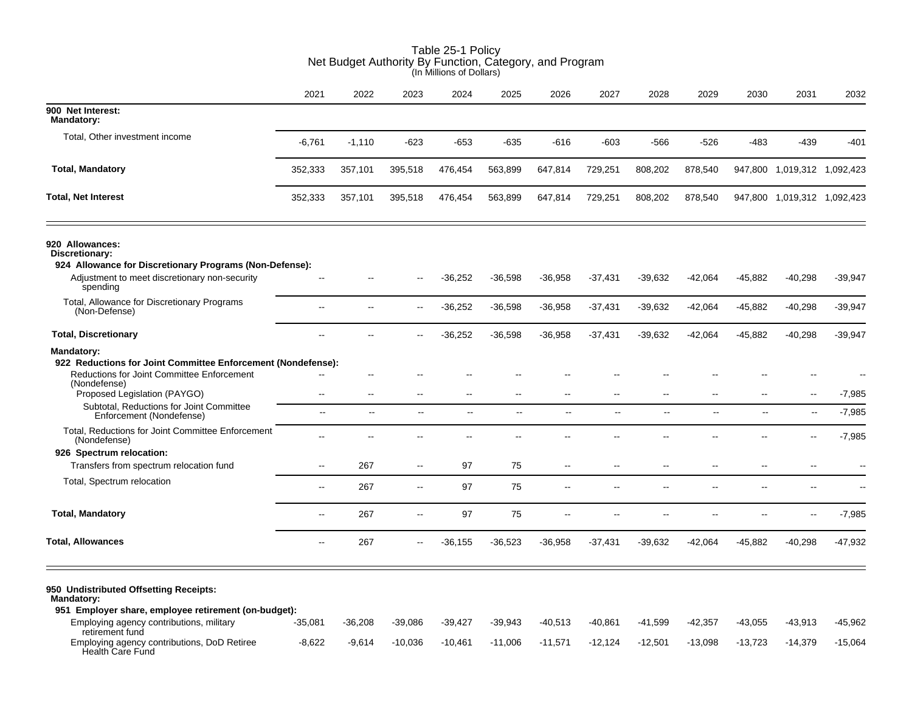# Table 25-1 Policy
## Net Budget Authority By Function, Category, and Program
(In Millions of Dollars)

| | 2021 | 2022 | 2023 | 2024 | 2025 | 2026 | 2027 | 2028 | 2029 | 2030 | 2031 | 2032 |
|---|---|---|---|---|---|---|---|---|---|---|---|---|
| **900 Net Interest:** | | | | | | | | | | | | |
| **Mandatory:** | | | | | | | | | | | | |
| Total, Other investment income | -6,761 | -1,110 | -623 | -653 | -635 | -616 | -603 | -566 | -526 | -483 | -439 | -401 |
| **Total, Mandatory** | 352,333 | 357,101 | 395,518 | 476,454 | 563,899 | 647,814 | 729,251 | 808,202 | 878,540 | 947,800 | 1,019,312 | 1,092,423 |
| **Total, Net Interest** | 352,333 | 357,101 | 395,518 | 476,454 | 563,899 | 647,814 | 729,251 | 808,202 | 878,540 | 947,800 | 1,019,312 | 1,092,423 |
| **920 Allowances:** | | | | | | | | | | | | |
| **Discretionary:** | | | | | | | | | | | | |
| **924 Allowance for Discretionary Programs (Non-Defense):** | | | | | | | | | | | | |
| Adjustment to meet discretionary non-security spending | -- | -- | -- | -36,252 | -36,598 | -36,958 | -37,431 | -39,632 | -42,064 | -45,882 | -40,298 | -39,947 |
| Total, Allowance for Discretionary Programs (Non-Defense) | -- | -- | -- | -36,252 | -36,598 | -36,958 | -37,431 | -39,632 | -42,064 | -45,882 | -40,298 | -39,947 |
| **Total, Discretionary** | -- | -- | -- | -36,252 | -36,598 | -36,958 | -37,431 | -39,632 | -42,064 | -45,882 | -40,298 | -39,947 |
| **Mandatory:** | | | | | | | | | | | | |
| **922 Reductions for Joint Committee Enforcement (Nondefense):** | | | | | | | | | | | | |
| Reductions for Joint Committee Enforcement (Nondefense) | -- | -- | -- | -- | -- | -- | -- | -- | -- | -- | -- | -- |
| Proposed Legislation (PAYGO) | -- | -- | -- | -- | -- | -- | -- | -- | -- | -- | -- | -7,985 |
| Subtotal, Reductions for Joint Committee Enforcement (Nondefense) | -- | -- | -- | -- | -- | -- | -- | -- | -- | -- | -- | -7,985 |
| Total, Reductions for Joint Committee Enforcement (Nondefense) | -- | -- | -- | -- | -- | -- | -- | -- | -- | -- | -- | -7,985 |
| **926 Spectrum relocation:** | | | | | | | | | | | | |
| Transfers from spectrum relocation fund | -- | 267 | -- | 97 | 75 | -- | -- | -- | -- | -- | -- | -- |
| Total, Spectrum relocation | -- | 267 | -- | 97 | 75 | -- | -- | -- | -- | -- | -- | -- |
| **Total, Mandatory** | -- | 267 | -- | 97 | 75 | -- | -- | -- | -- | -- | -- | -7,985 |
| **Total, Allowances** | -- | 267 | -- | -36,155 | -36,523 | -36,958 | -37,431 | -39,632 | -42,064 | -45,882 | -40,298 | -47,932 |
| **950 Undistributed Offsetting Receipts:** | | | | | | | | | | | | |
| **Mandatory:** | | | | | | | | | | | | |
| **951 Employer share, employee retirement (on-budget):** | | | | | | | | | | | | |
| Employing agency contributions, military retirement fund | -35,081 | -36,208 | -39,086 | -39,427 | -39,943 | -40,513 | -40,861 | -41,599 | -42,357 | -43,055 | -43,913 | -45,962 |
| Employing agency contributions, DoD Retiree Health Care Fund | -8,622 | -9,614 | -10,036 | -10,461 | -11,006 | -11,571 | -12,124 | -12,501 | -13,098 | -13,723 | -14,379 | -15,064 |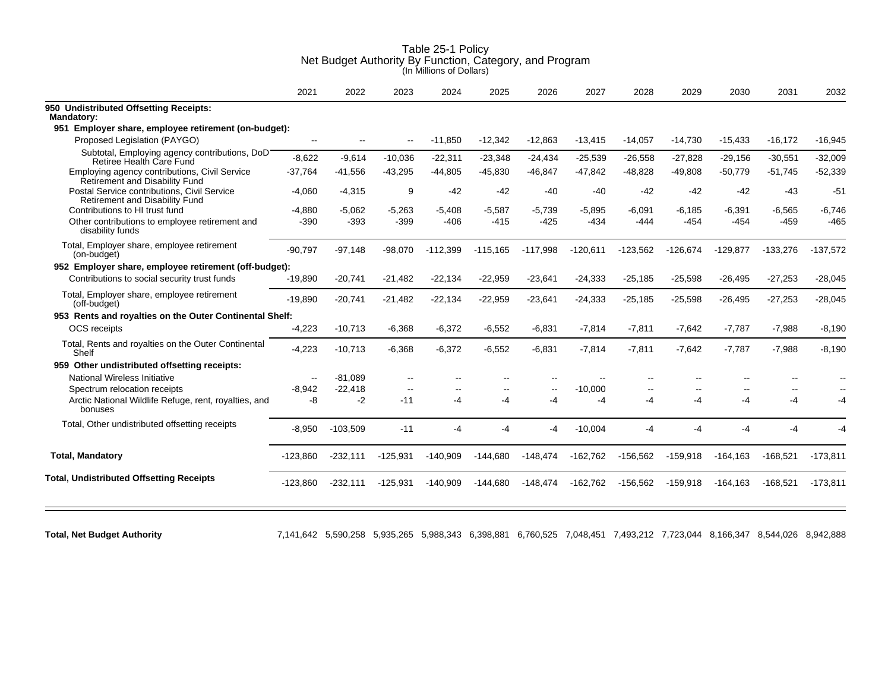# Table 25-1 Policy
## Net Budget Authority By Function, Category, and Program
(In Millions of Dollars)

| | 2021 | 2022 | 2023 | 2024 | 2025 | 2026 | 2027 | 2028 | 2029 | 2030 | 2031 | 2032 |
|---|---|---|---|---|---|---|---|---|---|---|---|---|
| **950 Undistributed Offsetting Receipts:** | | | | | | | | | | | | |
| **Mandatory:** | | | | | | | | | | | | |
| **951 Employer share, employee retirement (on-budget):** | | | | | | | | | | | | |
| Proposed Legislation (PAYGO) | -- | -- | -- | -11,850 | -12,342 | -12,863 | -13,415 | -14,057 | -14,730 | -15,433 | -16,172 | -16,945 |
| Subtotal, Employing agency contributions, DoD Retiree Health Care Fund | -8,622 | -9,614 | -10,036 | -22,311 | -23,348 | -24,434 | -25,539 | -26,558 | -27,828 | -29,156 | -30,551 | -32,009 |
| Employing agency contributions, Civil Service Retirement and Disability Fund | -37,764 | -41,556 | -43,295 | -44,805 | -45,830 | -46,847 | -47,842 | -48,828 | -49,808 | -50,779 | -51,745 | -52,339 |
| Postal Service contributions, Civil Service Retirement and Disability Fund | -4,060 | -4,315 | 9 | -42 | -42 | -40 | -40 | -42 | -42 | -42 | -43 | -51 |
| Contributions to HI trust fund | -4,880 | -5,062 | -5,263 | -5,408 | -5,587 | -5,739 | -5,895 | -6,091 | -6,185 | -6,391 | -6,565 | -6,746 |
| Other contributions to employee retirement and disability funds | -390 | -393 | -399 | -406 | -415 | -425 | -434 | -444 | -454 | -454 | -459 | -465 |
| Total, Employer share, employee retirement (on-budget) | -90,797 | -97,148 | -98,070 | -112,399 | -115,165 | -117,998 | -120,611 | -123,562 | -126,674 | -129,877 | -133,276 | -137,572 |
| **952 Employer share, employee retirement (off-budget):** | | | | | | | | | | | | |
| Contributions to social security trust funds | -19,890 | -20,741 | -21,482 | -22,134 | -22,959 | -23,641 | -24,333 | -25,185 | -25,598 | -26,495 | -27,253 | -28,045 |
| Total, Employer share, employee retirement (off-budget) | -19,890 | -20,741 | -21,482 | -22,134 | -22,959 | -23,641 | -24,333 | -25,185 | -25,598 | -26,495 | -27,253 | -28,045 |
| **953 Rents and royalties on the Outer Continental Shelf:** | | | | | | | | | | | | |
| OCS receipts | -4,223 | -10,713 | -6,368 | -6,372 | -6,552 | -6,831 | -7,814 | -7,811 | -7,642 | -7,787 | -7,988 | -8,190 |
| Total, Rents and royalties on the Outer Continental Shelf | -4,223 | -10,713 | -6,368 | -6,372 | -6,552 | -6,831 | -7,814 | -7,811 | -7,642 | -7,787 | -7,988 | -8,190 |
| **959 Other undistributed offsetting receipts:** | | | | | | | | | | | | |
| National Wireless Initiative | -- | -81,089 | -- | -- | -- | -- | -- | -- | -- | -- | -- | -- |
| Spectrum relocation receipts | -8,942 | -22,418 | -- | -- | -- | -- | -10,000 | -- | -- | -- | -- | -- |
| Arctic National Wildlife Refuge, rent, royalties, and bonuses | -8 | -2 | -11 | -4 | -4 | -4 | -4 | -4 | -4 | -4 | -4 | -4 |
| Total, Other undistributed offsetting receipts | -8,950 | -103,509 | -11 | -4 | -4 | -4 | -10,004 | -4 | -4 | -4 | -4 | -4 |
| **Total, Mandatory** | -123,860 | -232,111 | -125,931 | -140,909 | -144,680 | -148,474 | -162,762 | -156,562 | -159,918 | -164,163 | -168,521 | -173,811 |
| **Total, Undistributed Offsetting Receipts** | -123,860 | -232,111 | -125,931 | -140,909 | -144,680 | -148,474 | -162,762 | -156,562 | -159,918 | -164,163 | -168,521 | -173,811 |
| **Total, Net Budget Authority** | 7,141,642 | 5,590,258 | 5,935,265 | 5,988,343 | 6,398,881 | 6,760,525 | 7,048,451 | 7,493,212 | 7,723,044 | 8,166,347 | 8,544,026 | 8,942,888 |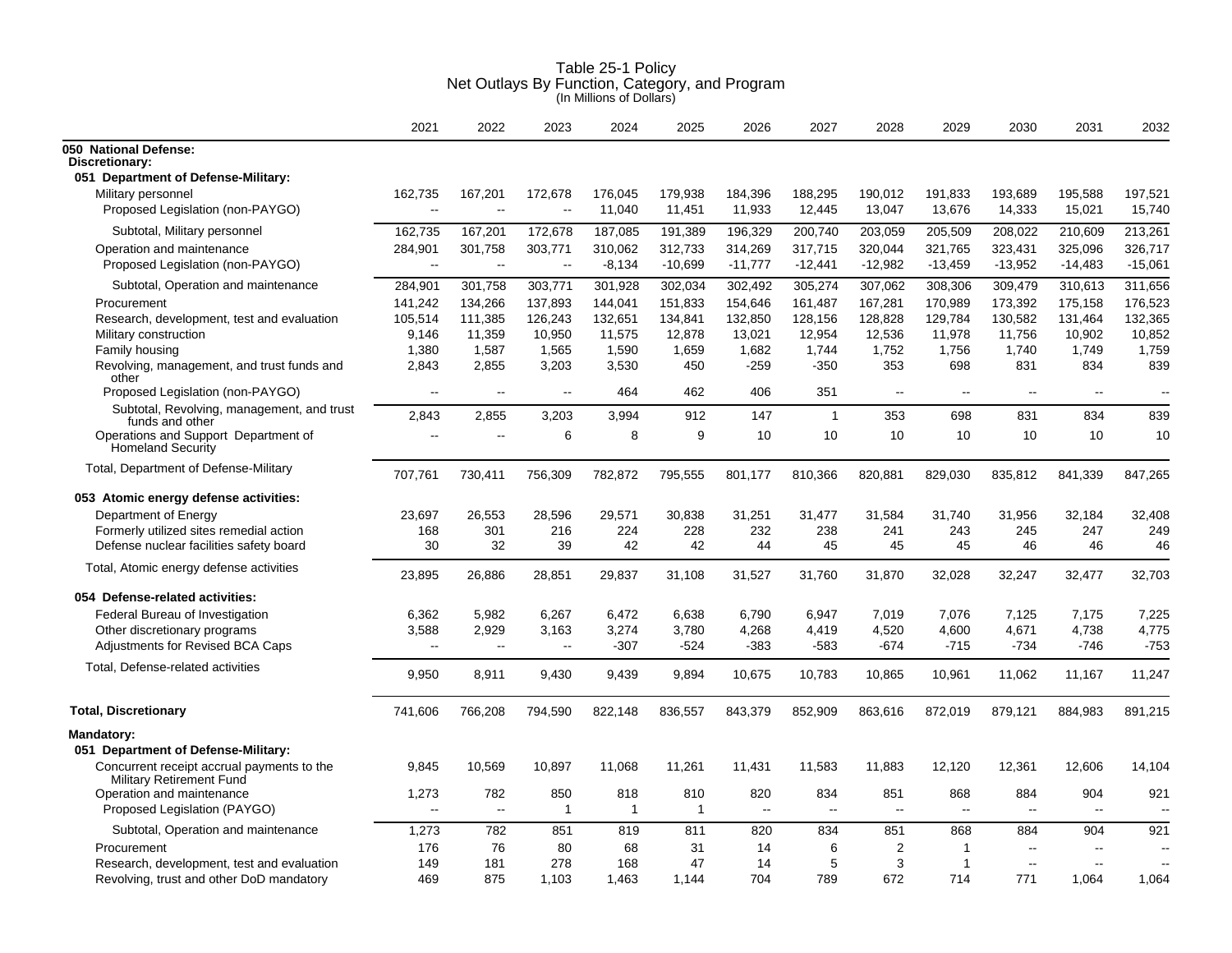# Table 25-1 Policy
## Net Outlays By Function, Category, and Program
(In Millions of Dollars)

| | 2021 | 2022 | 2023 | 2024 | 2025 | 2026 | 2027 | 2028 | 2029 | 2030 | 2031 | 2032 |
|---|---|---|---|---|---|---|---|---|---|---|---|---|
| **050 National Defense:** | | | | | | | | | | | | |
| **Discretionary:** | | | | | | | | | | | | |
| **051 Department of Defense-Military:** | | | | | | | | | | | | |
| Military personnel | 162,735 | 167,201 | 172,678 | 176,045 | 179,938 | 184,396 | 188,295 | 190,012 | 191,833 | 193,689 | 195,588 | 197,521 |
| Proposed Legislation (non-PAYGO) | -- | -- | -- | 11,040 | 11,451 | 11,933 | 12,445 | 13,047 | 13,676 | 14,333 | 15,021 | 15,740 |
| Subtotal, Military personnel | 162,735 | 167,201 | 172,678 | 187,085 | 191,389 | 196,329 | 200,740 | 203,059 | 205,509 | 208,022 | 210,609 | 213,261 |
| Operation and maintenance | 284,901 | 301,758 | 303,771 | 310,062 | 312,733 | 314,269 | 317,715 | 320,044 | 321,765 | 323,431 | 325,096 | 326,717 |
| Proposed Legislation (non-PAYGO) | -- | -- | -- | -8,134 | -10,699 | -11,777 | -12,441 | -12,982 | -13,459 | -13,952 | -14,483 | -15,061 |
| Subtotal, Operation and maintenance | 284,901 | 301,758 | 303,771 | 301,928 | 302,034 | 302,492 | 305,274 | 307,062 | 308,306 | 309,479 | 310,613 | 311,656 |
| Procurement | 141,242 | 134,266 | 137,893 | 144,041 | 151,833 | 154,646 | 161,487 | 167,281 | 170,989 | 173,392 | 175,158 | 176,523 |
| Research, development, test and evaluation | 105,514 | 111,385 | 126,243 | 132,651 | 134,841 | 132,850 | 128,156 | 128,828 | 129,784 | 130,582 | 131,464 | 132,365 |
| Military construction | 9,146 | 11,359 | 10,950 | 11,575 | 12,878 | 13,021 | 12,954 | 12,536 | 11,978 | 11,756 | 10,902 | 10,852 |
| Family housing | 1,380 | 1,587 | 1,565 | 1,590 | 1,659 | 1,682 | 1,744 | 1,752 | 1,756 | 1,740 | 1,749 | 1,759 |
| Revolving, management, and trust funds and other | 2,843 | 2,855 | 3,203 | 3,530 | 450 | -259 | -350 | 353 | 698 | 831 | 834 | 839 |
| Proposed Legislation (non-PAYGO) | -- | -- | -- | 464 | 462 | 406 | 351 | -- | -- | -- | -- | -- |
| Subtotal, Revolving, management, and trust funds and other | 2,843 | 2,855 | 3,203 | 3,994 | 912 | 147 | 1 | 353 | 698 | 831 | 834 | 839 |
| Operations and Support Department of Homeland Security | -- | -- | 6 | 8 | 9 | 10 | 10 | 10 | 10 | 10 | 10 | 10 |
| Total, Department of Defense-Military | 707,761 | 730,411 | 756,309 | 782,872 | 795,555 | 801,177 | 810,366 | 820,881 | 829,030 | 835,812 | 841,339 | 847,265 |
| **053 Atomic energy defense activities:** | | | | | | | | | | | | |
| Department of Energy | 23,697 | 26,553 | 28,596 | 29,571 | 30,838 | 31,251 | 31,477 | 31,584 | 31,740 | 31,956 | 32,184 | 32,408 |
| Formerly utilized sites remedial action | 168 | 301 | 216 | 224 | 228 | 232 | 238 | 241 | 243 | 245 | 247 | 249 |
| Defense nuclear facilities safety board | 30 | 32 | 39 | 42 | 42 | 44 | 45 | 45 | 45 | 46 | 46 | 46 |
| Total, Atomic energy defense activities | 23,895 | 26,886 | 28,851 | 29,837 | 31,108 | 31,527 | 31,760 | 31,870 | 32,028 | 32,247 | 32,477 | 32,703 |
| **054 Defense-related activities:** | | | | | | | | | | | | |
| Federal Bureau of Investigation | 6,362 | 5,982 | 6,267 | 6,472 | 6,638 | 6,790 | 6,947 | 7,019 | 7,076 | 7,125 | 7,175 | 7,225 |
| Other discretionary programs | 3,588 | 2,929 | 3,163 | 3,274 | 3,780 | 4,268 | 4,419 | 4,520 | 4,600 | 4,671 | 4,738 | 4,775 |
| Adjustments for Revised BCA Caps | -- | -- | -- | -307 | -524 | -383 | -583 | -674 | -715 | -734 | -746 | -753 |
| Total, Defense-related activities | 9,950 | 8,911 | 9,430 | 9,439 | 9,894 | 10,675 | 10,783 | 10,865 | 10,961 | 11,062 | 11,167 | 11,247 |
| **Total, Discretionary** | 741,606 | 766,208 | 794,590 | 822,148 | 836,557 | 843,379 | 852,909 | 863,616 | 872,019 | 879,121 | 884,983 | 891,215 |
| **Mandatory:** | | | | | | | | | | | | |
| **051 Department of Defense-Military:** | | | | | | | | | | | | |
| Concurrent receipt accrual payments to the Military Retirement Fund | 9,845 | 10,569 | 10,897 | 11,068 | 11,261 | 11,431 | 11,583 | 11,883 | 12,120 | 12,361 | 12,606 | 14,104 |
| Operation and maintenance | 1,273 | 782 | 850 | 818 | 810 | 820 | 834 | 851 | 868 | 884 | 904 | 921 |
| Proposed Legislation (PAYGO) | -- | -- | 1 | 1 | 1 | -- | -- | -- | -- | -- | -- | -- |
| Subtotal, Operation and maintenance | 1,273 | 782 | 851 | 819 | 811 | 820 | 834 | 851 | 868 | 884 | 904 | 921 |
| Procurement | 176 | 76 | 80 | 68 | 31 | 14 | 6 | 2 | 1 | -- | -- | -- |
| Research, development, test and evaluation | 149 | 181 | 278 | 168 | 47 | 14 | 5 | 3 | 1 | -- | -- | -- |
| Revolving, trust and other DoD mandatory | 469 | 875 | 1,103 | 1,463 | 1,144 | 704 | 789 | 672 | 714 | 771 | 1,064 | 1,064 |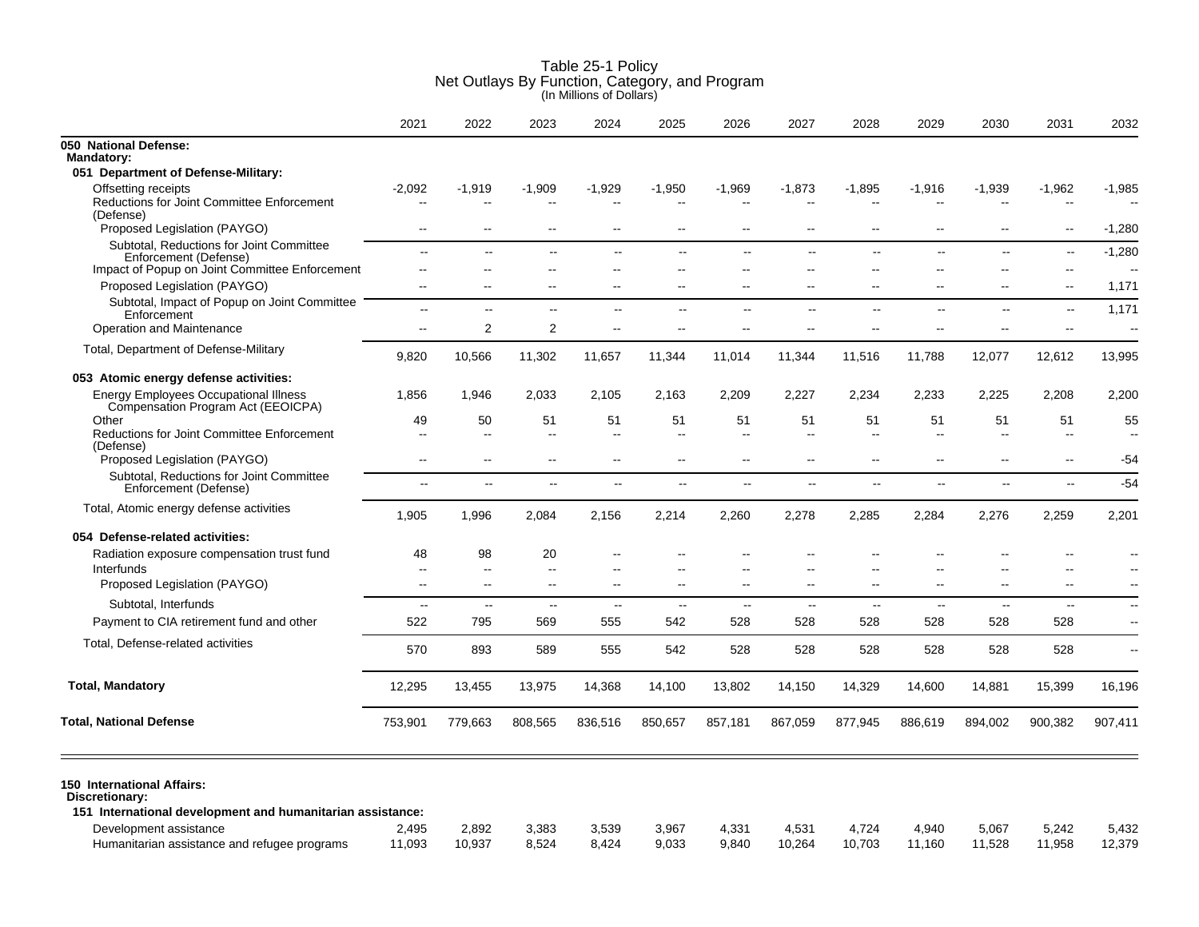# Table 25-1 Policy
## Net Outlays By Function, Category, and Program
(In Millions of Dollars)

| | 2021 | 2022 | 2023 | 2024 | 2025 | 2026 | 2027 | 2028 | 2029 | 2030 | 2031 | 2032 |
|---|---|---|---|---|---|---|---|---|---|---|---|---|
| **050 National Defense:** | | | | | | | | | | | | |
| **Mandatory:** | | | | | | | | | | | | |
| **051 Department of Defense-Military:** | | | | | | | | | | | | |
| Offsetting receipts | -2,092 | -1,919 | -1,909 | -1,929 | -1,950 | -1,969 | -1,873 | -1,895 | -1,916 | -1,939 | -1,962 | -1,985 |
| Reductions for Joint Committee Enforcement (Defense) | -- | -- | -- | -- | -- | -- | -- | -- | -- | -- | -- | -- |
| Proposed Legislation (PAYGO) | -- | -- | -- | -- | -- | -- | -- | -- | -- | -- | -- | -1,280 |
| Subtotal, Reductions for Joint Committee Enforcement (Defense) | -- | -- | -- | -- | -- | -- | -- | -- | -- | -- | -- | -1,280 |
| Impact of Popup on Joint Committee Enforcement | -- | -- | -- | -- | -- | -- | -- | -- | -- | -- | -- | -- |
| Proposed Legislation (PAYGO) | -- | -- | -- | -- | -- | -- | -- | -- | -- | -- | -- | 1,171 |
| Subtotal, Impact of Popup on Joint Committee Enforcement | -- | -- | -- | -- | -- | -- | -- | -- | -- | -- | -- | 1,171 |
| Operation and Maintenance | -- | 2 | 2 | -- | -- | -- | -- | -- | -- | -- | -- | -- |
| Total, Department of Defense-Military | 9,820 | 10,566 | 11,302 | 11,657 | 11,344 | 11,014 | 11,344 | 11,516 | 11,788 | 12,077 | 12,612 | 13,995 |
| **053 Atomic energy defense activities:** | | | | | | | | | | | | |
| Energy Employees Occupational Illness Compensation Program Act (EEOICPA) | 1,856 | 1,946 | 2,033 | 2,105 | 2,163 | 2,209 | 2,227 | 2,234 | 2,233 | 2,225 | 2,208 | 2,200 |
| Other | 49 | 50 | 51 | 51 | 51 | 51 | 51 | 51 | 51 | 51 | 51 | 55 |
| Reductions for Joint Committee Enforcement (Defense) | -- | -- | -- | -- | -- | -- | -- | -- | -- | -- | -- | -- |
| Proposed Legislation (PAYGO) | -- | -- | -- | -- | -- | -- | -- | -- | -- | -- | -- | -54 |
| Subtotal, Reductions for Joint Committee Enforcement (Defense) | -- | -- | -- | -- | -- | -- | -- | -- | -- | -- | -- | -54 |
| Total, Atomic energy defense activities | 1,905 | 1,996 | 2,084 | 2,156 | 2,214 | 2,260 | 2,278 | 2,285 | 2,284 | 2,276 | 2,259 | 2,201 |
| **054 Defense-related activities:** | | | | | | | | | | | | |
| Radiation exposure compensation trust fund | 48 | 98 | 20 | -- | -- | -- | -- | -- | -- | -- | -- | -- |
| Interfunds | -- | -- | -- | -- | -- | -- | -- | -- | -- | -- | -- | -- |
| Proposed Legislation (PAYGO) | -- | -- | -- | -- | -- | -- | -- | -- | -- | -- | -- | -- |
| Subtotal, Interfunds | -- | -- | -- | -- | -- | -- | -- | -- | -- | -- | -- | -- |
| Payment to CIA retirement fund and other | 522 | 795 | 569 | 555 | 542 | 528 | 528 | 528 | 528 | 528 | 528 | -- |
| Total, Defense-related activities | 570 | 893 | 589 | 555 | 542 | 528 | 528 | 528 | 528 | 528 | 528 | -- |
| **Total, Mandatory** | 12,295 | 13,455 | 13,975 | 14,368 | 14,100 | 13,802 | 14,150 | 14,329 | 14,600 | 14,881 | 15,399 | 16,196 |
| **Total, National Defense** | 753,901 | 779,663 | 808,565 | 836,516 | 850,657 | 857,181 | 867,059 | 877,945 | 886,619 | 894,002 | 900,382 | 907,411 |
| **150 International Affairs:** | | | | | | | | | | | | |
| **Discretionary:** | | | | | | | | | | | | |
| **151 International development and humanitarian assistance:** | | | | | | | | | | | | |
| Development assistance | 2,495 | 2,892 | 3,383 | 3,539 | 3,967 | 4,331 | 4,531 | 4,724 | 4,940 | 5,067 | 5,242 | 5,432 |
| Humanitarian assistance and refugee programs | 11,093 | 10,937 | 8,524 | 8,424 | 9,033 | 9,840 | 10,264 | 10,703 | 11,160 | 11,528 | 11,958 | 12,379 |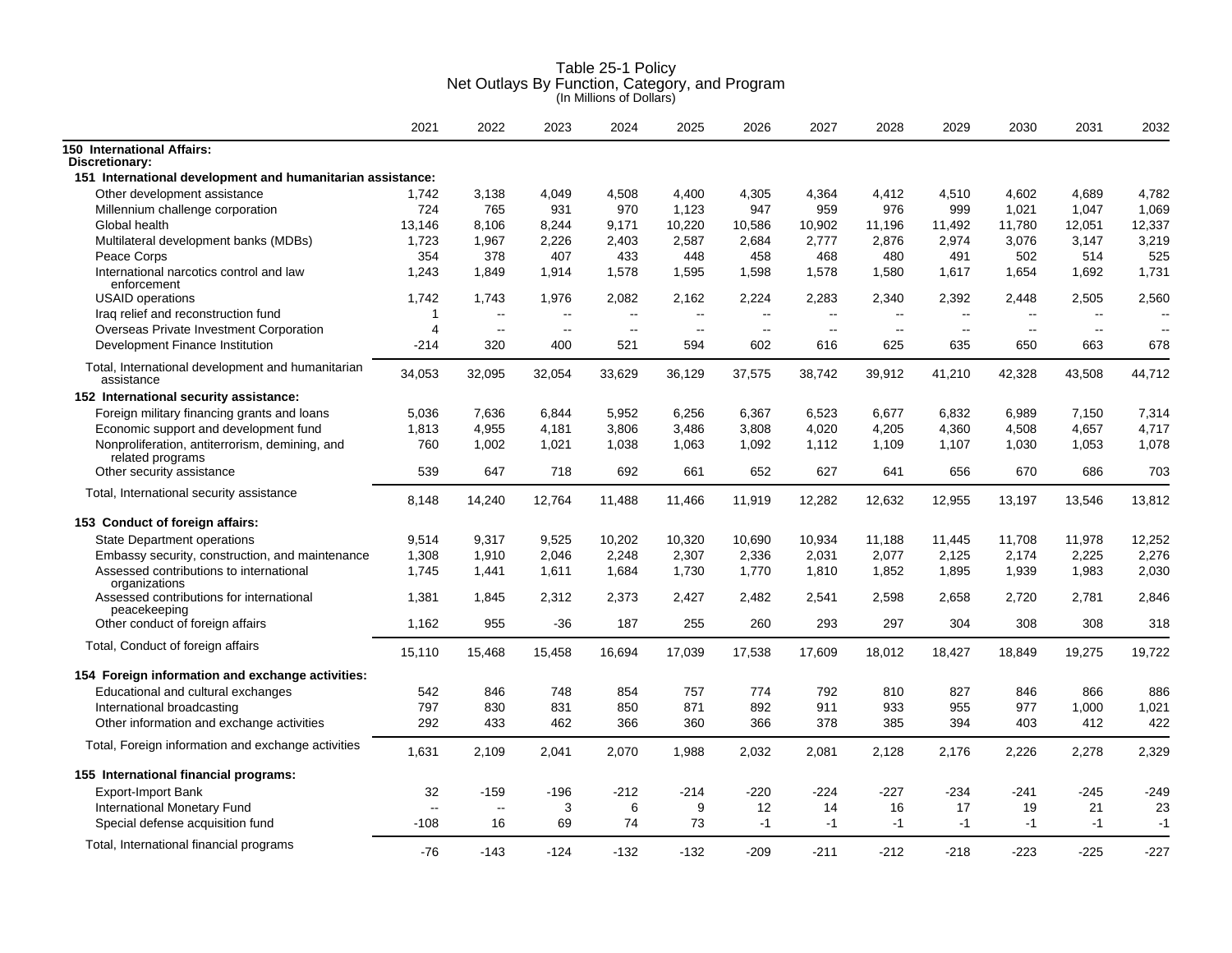# Table 25-1 Policy
## Net Outlays By Function, Category, and Program
(In Millions of Dollars)

| | 2021 | 2022 | 2023 | 2024 | 2025 | 2026 | 2027 | 2028 | 2029 | 2030 | 2031 | 2032 |
|---|---|---|---|---|---|---|---|---|---|---|---|---|
| **150 International Affairs:** | | | | | | | | | | | | |
| **Discretionary:** | | | | | | | | | | | | |
| **151 International development and humanitarian assistance:** | | | | | | | | | | | | |
| Other development assistance | 1,742 | 3,138 | 4,049 | 4,508 | 4,400 | 4,305 | 4,364 | 4,412 | 4,510 | 4,602 | 4,689 | 4,782 |
| Millennium challenge corporation | 724 | 765 | 931 | 970 | 1,123 | 947 | 959 | 976 | 999 | 1,021 | 1,047 | 1,069 |
| Global health | 13,146 | 8,106 | 8,244 | 9,171 | 10,220 | 10,586 | 10,902 | 11,196 | 11,492 | 11,780 | 12,051 | 12,337 |
| Multilateral development banks (MDBs) | 1,723 | 1,967 | 2,226 | 2,403 | 2,587 | 2,684 | 2,777 | 2,876 | 2,974 | 3,076 | 3,147 | 3,219 |
| Peace Corps | 354 | 378 | 407 | 433 | 448 | 458 | 468 | 480 | 491 | 502 | 514 | 525 |
| International narcotics control and law enforcement | 1,243 | 1,849 | 1,914 | 1,578 | 1,595 | 1,598 | 1,578 | 1,580 | 1,617 | 1,654 | 1,692 | 1,731 |
| USAID operations | 1,742 | 1,743 | 1,976 | 2,082 | 2,162 | 2,224 | 2,283 | 2,340 | 2,392 | 2,448 | 2,505 | 2,560 |
| Iraq relief and reconstruction fund | 1 | -- | -- | -- | -- | -- | -- | -- | -- | -- | -- | -- |
| Overseas Private Investment Corporation | 4 | -- | -- | -- | -- | -- | -- | -- | -- | -- | -- | -- |
| Development Finance Institution | -214 | 320 | 400 | 521 | 594 | 602 | 616 | 625 | 635 | 650 | 663 | 678 |
| Total, International development and humanitarian assistance | 34,053 | 32,095 | 32,054 | 33,629 | 36,129 | 37,575 | 38,742 | 39,912 | 41,210 | 42,328 | 43,508 | 44,712 |
| **152 International security assistance:** | | | | | | | | | | | | |
| Foreign military financing grants and loans | 5,036 | 7,636 | 6,844 | 5,952 | 6,256 | 6,367 | 6,523 | 6,677 | 6,832 | 6,989 | 7,150 | 7,314 |
| Economic support and development fund | 1,813 | 4,955 | 4,181 | 3,806 | 3,486 | 3,808 | 4,020 | 4,205 | 4,360 | 4,508 | 4,657 | 4,717 |
| Nonproliferation, antiterrorism, demining, and related programs | 760 | 1,002 | 1,021 | 1,038 | 1,063 | 1,092 | 1,112 | 1,109 | 1,107 | 1,030 | 1,053 | 1,078 |
| Other security assistance | 539 | 647 | 718 | 692 | 661 | 652 | 627 | 641 | 656 | 670 | 686 | 703 |
| Total, International security assistance | 8,148 | 14,240 | 12,764 | 11,488 | 11,466 | 11,919 | 12,282 | 12,632 | 12,955 | 13,197 | 13,546 | 13,812 |
| **153 Conduct of foreign affairs:** | | | | | | | | | | | | |
| State Department operations | 9,514 | 9,317 | 9,525 | 10,202 | 10,320 | 10,690 | 10,934 | 11,188 | 11,445 | 11,708 | 11,978 | 12,252 |
| Embassy security, construction, and maintenance | 1,308 | 1,910 | 2,046 | 2,248 | 2,307 | 2,336 | 2,031 | 2,077 | 2,125 | 2,174 | 2,225 | 2,276 |
| Assessed contributions to international organizations | 1,745 | 1,441 | 1,611 | 1,684 | 1,730 | 1,770 | 1,810 | 1,852 | 1,895 | 1,939 | 1,983 | 2,030 |
| Assessed contributions for international peacekeeping | 1,381 | 1,845 | 2,312 | 2,373 | 2,427 | 2,482 | 2,541 | 2,598 | 2,658 | 2,720 | 2,781 | 2,846 |
| Other conduct of foreign affairs | 1,162 | 955 | -36 | 187 | 255 | 260 | 293 | 297 | 304 | 308 | 308 | 318 |
| Total, Conduct of foreign affairs | 15,110 | 15,468 | 15,458 | 16,694 | 17,039 | 17,538 | 17,609 | 18,012 | 18,427 | 18,849 | 19,275 | 19,722 |
| **154 Foreign information and exchange activities:** | | | | | | | | | | | | |
| Educational and cultural exchanges | 542 | 846 | 748 | 854 | 757 | 774 | 792 | 810 | 827 | 846 | 866 | 886 |
| International broadcasting | 797 | 830 | 831 | 850 | 871 | 892 | 911 | 933 | 955 | 977 | 1,000 | 1,021 |
| Other information and exchange activities | 292 | 433 | 462 | 366 | 360 | 366 | 378 | 385 | 394 | 403 | 412 | 422 |
| Total, Foreign information and exchange activities | 1,631 | 2,109 | 2,041 | 2,070 | 1,988 | 2,032 | 2,081 | 2,128 | 2,176 | 2,226 | 2,278 | 2,329 |
| **155 International financial programs:** | | | | | | | | | | | | |
| Export-Import Bank | 32 | -159 | -196 | -212 | -214 | -220 | -224 | -227 | -234 | -241 | -245 | -249 |
| International Monetary Fund | -- | -- | 3 | 6 | 9 | 12 | 14 | 16 | 17 | 19 | 21 | 23 |
| Special defense acquisition fund | -108 | 16 | 69 | 74 | 73 | -1 | -1 | -1 | -1 | -1 | -1 | -1 |
| Total, International financial programs | -76 | -143 | -124 | -132 | -132 | -209 | -211 | -212 | -218 | -223 | -225 | -227 |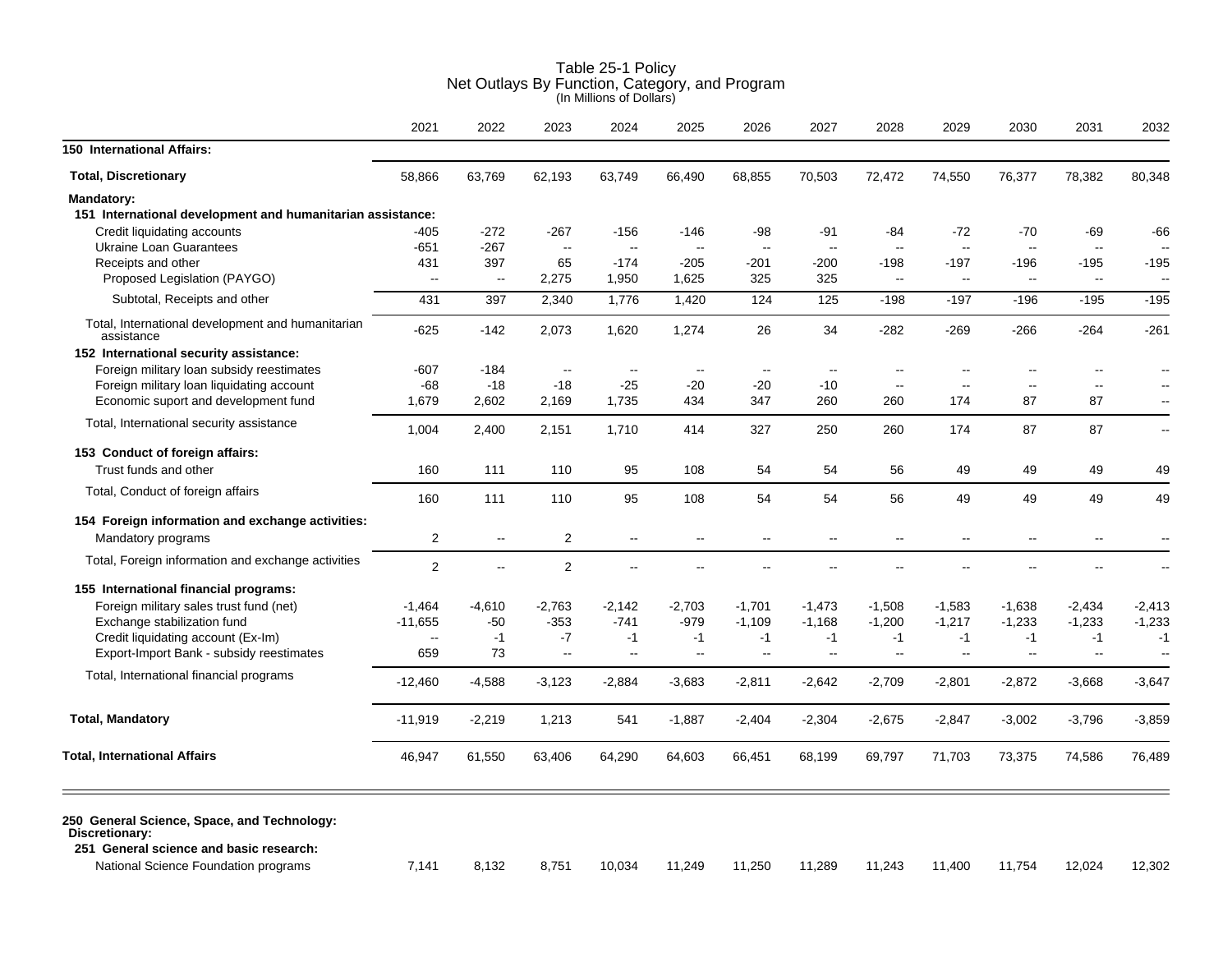# Table 25-1 Policy
## Net Outlays By Function, Category, and Program
(In Millions of Dollars)

| | 2021 | 2022 | 2023 | 2024 | 2025 | 2026 | 2027 | 2028 | 2029 | 2030 | 2031 | 2032 |
|---|---|---|---|---|---|---|---|---|---|---|---|---|
| **150 International Affairs:** | | | | | | | | | | | | |
| **Total, Discretionary** | 58,866 | 63,769 | 62,193 | 63,749 | 66,490 | 68,855 | 70,503 | 72,472 | 74,550 | 76,377 | 78,382 | 80,348 |
| **Mandatory:** | | | | | | | | | | | | |
| **151 International development and humanitarian assistance:** | | | | | | | | | | | | |
| Credit liquidating accounts | -405 | -272 | -267 | -156 | -146 | -98 | -91 | -84 | -72 | -70 | -69 | -66 |
| Ukraine Loan Guarantees | -651 | -267 | -- | -- | -- | -- | -- | -- | -- | -- | -- | -- |
| Receipts and other | 431 | 397 | 65 | -174 | -205 | -201 | -200 | -198 | -197 | -196 | -195 | -195 |
| Proposed Legislation (PAYGO) | -- | -- | 2,275 | 1,950 | 1,625 | 325 | 325 | -- | -- | -- | -- | -- |
| Subtotal, Receipts and other | 431 | 397 | 2,340 | 1,776 | 1,420 | 124 | 125 | -198 | -197 | -196 | -195 | -195 |
| Total, International development and humanitarian assistance | -625 | -142 | 2,073 | 1,620 | 1,274 | 26 | 34 | -282 | -269 | -266 | -264 | -261 |
| **152 International security assistance:** | | | | | | | | | | | | |
| Foreign military loan subsidy reestimates | -607 | -184 | -- | -- | -- | -- | -- | -- | -- | -- | -- | -- |
| Foreign military loan liquidating account | -68 | -18 | -18 | -25 | -20 | -20 | -10 | -- | -- | -- | -- | -- |
| Economic suport and development fund | 1,679 | 2,602 | 2,169 | 1,735 | 434 | 347 | 260 | 260 | 174 | 87 | 87 | -- |
| Total, International security assistance | 1,004 | 2,400 | 2,151 | 1,710 | 414 | 327 | 250 | 260 | 174 | 87 | 87 | -- |
| **153 Conduct of foreign affairs:** | | | | | | | | | | | | |
| Trust funds and other | 160 | 111 | 110 | 95 | 108 | 54 | 54 | 56 | 49 | 49 | 49 | 49 |
| Total, Conduct of foreign affairs | 160 | 111 | 110 | 95 | 108 | 54 | 54 | 56 | 49 | 49 | 49 | 49 |
| **154 Foreign information and exchange activities:** | | | | | | | | | | | | |
| Mandatory programs | 2 | -- | 2 | -- | -- | -- | -- | -- | -- | -- | -- | -- |
| Total, Foreign information and exchange activities | 2 | -- | 2 | -- | -- | -- | -- | -- | -- | -- | -- | -- |
| **155 International financial programs:** | | | | | | | | | | | | |
| Foreign military sales trust fund (net) | -1,464 | -4,610 | -2,763 | -2,142 | -2,703 | -1,701 | -1,473 | -1,508 | -1,583 | -1,638 | -2,434 | -2,413 |
| Exchange stabilization fund | -11,655 | -50 | -353 | -741 | -979 | -1,109 | -1,168 | -1,200 | -1,217 | -1,233 | -1,233 | -1,233 |
| Credit liquidating account (Ex-Im) | -- | -1 | -7 | -1 | -1 | -1 | -1 | -1 | -1 | -1 | -1 | -1 |
| Export-Import Bank - subsidy reestimates | 659 | 73 | -- | -- | -- | -- | -- | -- | -- | -- | -- | -- |
| Total, International financial programs | -12,460 | -4,588 | -3,123 | -2,884 | -3,683 | -2,811 | -2,642 | -2,709 | -2,801 | -2,872 | -3,668 | -3,647 |
| **Total, Mandatory** | -11,919 | -2,219 | 1,213 | 541 | -1,887 | -2,404 | -2,304 | -2,675 | -2,847 | -3,002 | -3,796 | -3,859 |
| **Total, International Affairs** | 46,947 | 61,550 | 63,406 | 64,290 | 64,603 | 66,451 | 68,199 | 69,797 | 71,703 | 73,375 | 74,586 | 76,489 |
| **250 General Science, Space, and Technology:** | | | | | | | | | | | | |
| **Discretionary:** | | | | | | | | | | | | |
| **251 General science and basic research:** | | | | | | | | | | | | |
| National Science Foundation programs | 7,141 | 8,132 | 8,751 | 10,034 | 11,249 | 11,250 | 11,289 | 11,243 | 11,400 | 11,754 | 12,024 | 12,302 |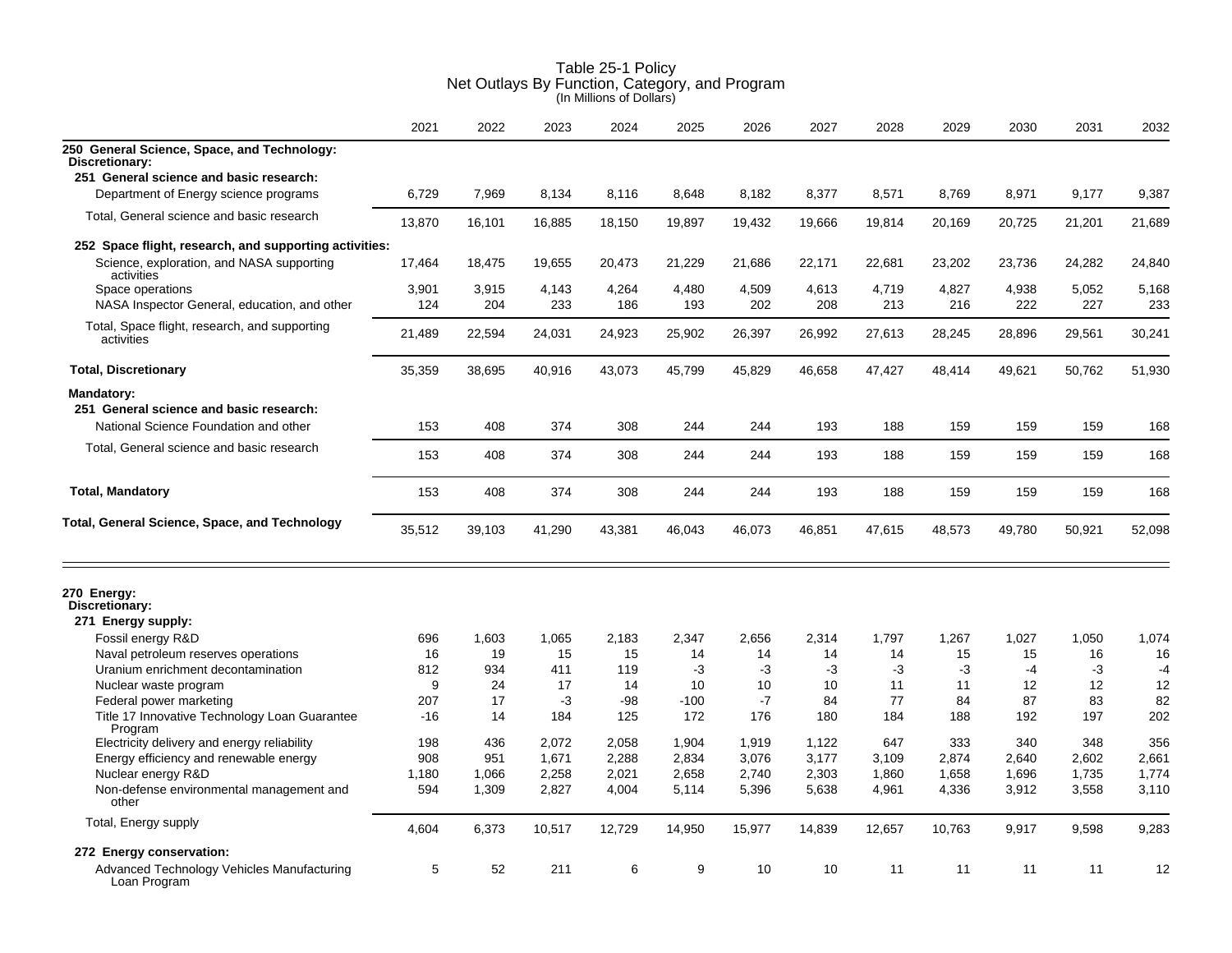# Table 25-1 Policy
## Net Outlays By Function, Category, and Program
(In Millions of Dollars)

| | 2021 | 2022 | 2023 | 2024 | 2025 | 2026 | 2027 | 2028 | 2029 | 2030 | 2031 | 2032 |
|---|---|---|---|---|---|---|---|---|---|---|---|---|
| **250 General Science, Space, and Technology:** | | | | | | | | | | | | |
| **Discretionary:** | | | | | | | | | | | | |
| **251 General science and basic research:** | | | | | | | | | | | | |
| Department of Energy science programs | 6,729 | 7,969 | 8,134 | 8,116 | 8,648 | 8,182 | 8,377 | 8,571 | 8,769 | 8,971 | 9,177 | 9,387 |
| Total, General science and basic research | 13,870 | 16,101 | 16,885 | 18,150 | 19,897 | 19,432 | 19,666 | 19,814 | 20,169 | 20,725 | 21,201 | 21,689 |
| **252 Space flight, research, and supporting activities:** | | | | | | | | | | | | |
| Science, exploration, and NASA supporting activities | 17,464 | 18,475 | 19,655 | 20,473 | 21,229 | 21,686 | 22,171 | 22,681 | 23,202 | 23,736 | 24,282 | 24,840 |
| Space operations | 3,901 | 3,915 | 4,143 | 4,264 | 4,480 | 4,509 | 4,613 | 4,719 | 4,827 | 4,938 | 5,052 | 5,168 |
| NASA Inspector General, education, and other | 124 | 204 | 233 | 186 | 193 | 202 | 208 | 213 | 216 | 222 | 227 | 233 |
| Total, Space flight, research, and supporting activities | 21,489 | 22,594 | 24,031 | 24,923 | 25,902 | 26,397 | 26,992 | 27,613 | 28,245 | 28,896 | 29,561 | 30,241 |
| **Total, Discretionary** | 35,359 | 38,695 | 40,916 | 43,073 | 45,799 | 45,829 | 46,658 | 47,427 | 48,414 | 49,621 | 50,762 | 51,930 |
| **Mandatory:** | | | | | | | | | | | | |
| **251 General science and basic research:** | | | | | | | | | | | | |
| National Science Foundation and other | 153 | 408 | 374 | 308 | 244 | 244 | 193 | 188 | 159 | 159 | 159 | 168 |
| Total, General science and basic research | 153 | 408 | 374 | 308 | 244 | 244 | 193 | 188 | 159 | 159 | 159 | 168 |
| **Total, Mandatory** | 153 | 408 | 374 | 308 | 244 | 244 | 193 | 188 | 159 | 159 | 159 | 168 |
| **Total, General Science, Space, and Technology** | 35,512 | 39,103 | 41,290 | 43,381 | 46,043 | 46,073 | 46,851 | 47,615 | 48,573 | 49,780 | 50,921 | 52,098 |

| | 2021 | 2022 | 2023 | 2024 | 2025 | 2026 | 2027 | 2028 | 2029 | 2030 | 2031 | 2032 |
|---|---|---|---|---|---|---|---|---|---|---|---|---|
| **270 Energy:** | | | | | | | | | | | | |
| **Discretionary:** | | | | | | | | | | | | |
| **271 Energy supply:** | | | | | | | | | | | | |
| Fossil energy R&D | 696 | 1,603 | 1,065 | 2,183 | 2,347 | 2,656 | 2,314 | 1,797 | 1,267 | 1,027 | 1,050 | 1,074 |
| Naval petroleum reserves operations | 16 | 19 | 15 | 15 | 14 | 14 | 14 | 14 | 15 | 15 | 16 | 16 |
| Uranium enrichment decontamination | 812 | 934 | 411 | 119 | -3 | -3 | -3 | -3 | -3 | -4 | -3 | -4 |
| Nuclear waste program | 9 | 24 | 17 | 14 | 10 | 10 | 10 | 11 | 11 | 12 | 12 | 12 |
| Federal power marketing | 207 | 17 | -3 | -98 | -100 | -7 | 84 | 77 | 84 | 87 | 83 | 82 |
| Title 17 Innovative Technology Loan Guarantee Program | -16 | 14 | 184 | 125 | 172 | 176 | 180 | 184 | 188 | 192 | 197 | 202 |
| Electricity delivery and energy reliability | 198 | 436 | 2,072 | 2,058 | 1,904 | 1,919 | 1,122 | 647 | 333 | 340 | 348 | 356 |
| Energy efficiency and renewable energy | 908 | 951 | 1,671 | 2,288 | 2,834 | 3,076 | 3,177 | 3,109 | 2,874 | 2,640 | 2,602 | 2,661 |
| Nuclear energy R&D | 1,180 | 1,066 | 2,258 | 2,021 | 2,658 | 2,740 | 2,303 | 1,860 | 1,658 | 1,696 | 1,735 | 1,774 |
| Non-defense environmental management and other | 594 | 1,309 | 2,827 | 4,004 | 5,114 | 5,396 | 5,638 | 4,961 | 4,336 | 3,912 | 3,558 | 3,110 |
| Total, Energy supply | 4,604 | 6,373 | 10,517 | 12,729 | 14,950 | 15,977 | 14,839 | 12,657 | 10,763 | 9,917 | 9,598 | 9,283 |
| **272 Energy conservation:** | | | | | | | | | | | | |
| Advanced Technology Vehicles Manufacturing Loan Program | 5 | 52 | 211 | 6 | 9 | 10 | 10 | 11 | 11 | 11 | 11 | 12 |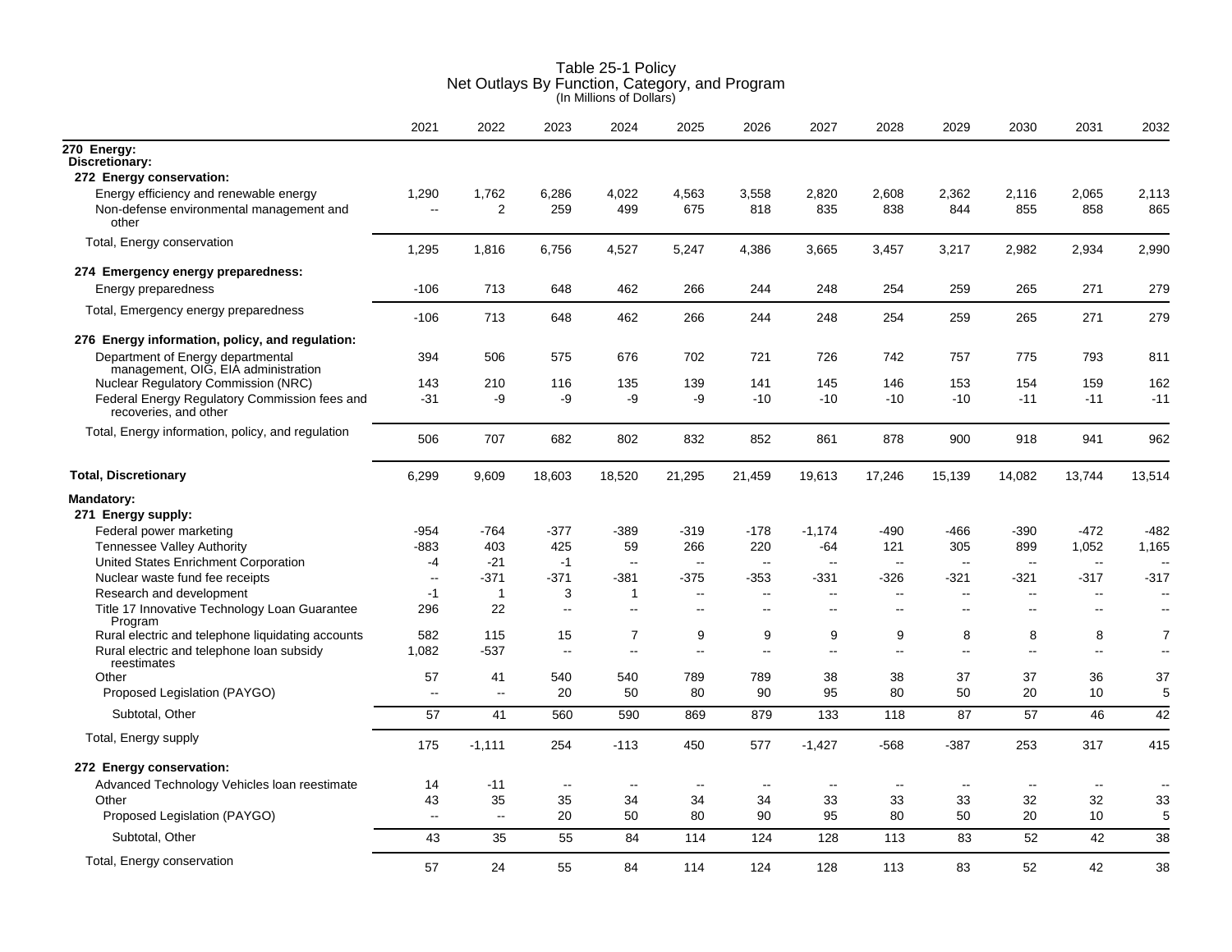# Table 25-1 Policy
## Net Outlays By Function, Category, and Program
(In Millions of Dollars)

| | 2021 | 2022 | 2023 | 2024 | 2025 | 2026 | 2027 | 2028 | 2029 | 2030 | 2031 | 2032 |
|---|---|---|---|---|---|---|---|---|---|---|---|---|
| **270 Energy:** | | | | | | | | | | | | |
| **Discretionary:** | | | | | | | | | | | | |
| **272 Energy conservation:** | | | | | | | | | | | | |
| Energy efficiency and renewable energy | 1,290 | 1,762 | 6,286 | 4,022 | 4,563 | 3,558 | 2,820 | 2,608 | 2,362 | 2,116 | 2,065 | 2,113 |
| Non-defense environmental management and other | -- | 2 | 259 | 499 | 675 | 818 | 835 | 838 | 844 | 855 | 858 | 865 |
| Total, Energy conservation | 1,295 | 1,816 | 6,756 | 4,527 | 5,247 | 4,386 | 3,665 | 3,457 | 3,217 | 2,982 | 2,934 | 2,990 |
| **274 Emergency energy preparedness:** | | | | | | | | | | | | |
| Energy preparedness | -106 | 713 | 648 | 462 | 266 | 244 | 248 | 254 | 259 | 265 | 271 | 279 |
| Total, Emergency energy preparedness | -106 | 713 | 648 | 462 | 266 | 244 | 248 | 254 | 259 | 265 | 271 | 279 |
| **276 Energy information, policy, and regulation:** | | | | | | | | | | | | |
| Department of Energy departmental management, OIG, EIA administration | 394 | 506 | 575 | 676 | 702 | 721 | 726 | 742 | 757 | 775 | 793 | 811 |
| Nuclear Regulatory Commission (NRC) | 143 | 210 | 116 | 135 | 139 | 141 | 145 | 146 | 153 | 154 | 159 | 162 |
| Federal Energy Regulatory Commission fees and recoveries, and other | -31 | -9 | -9 | -9 | -9 | -10 | -10 | -10 | -10 | -11 | -11 | -11 |
| Total, Energy information, policy, and regulation | 506 | 707 | 682 | 802 | 832 | 852 | 861 | 878 | 900 | 918 | 941 | 962 |
| **Total, Discretionary** | 6,299 | 9,609 | 18,603 | 18,520 | 21,295 | 21,459 | 19,613 | 17,246 | 15,139 | 14,082 | 13,744 | 13,514 |
| **Mandatory:** | | | | | | | | | | | | |
| **271 Energy supply:** | | | | | | | | | | | | |
| Federal power marketing | -954 | -764 | -377 | -389 | -319 | -178 | -1,174 | -490 | -466 | -390 | -472 | -482 |
| Tennessee Valley Authority | -883 | 403 | 425 | 59 | 266 | 220 | -64 | 121 | 305 | 899 | 1,052 | 1,165 |
| United States Enrichment Corporation | -4 | -21 | -1 | -- | -- | -- | -- | -- | -- | -- | -- | -- |
| Nuclear waste fund fee receipts | -- | -371 | -371 | -381 | -375 | -353 | -331 | -326 | -321 | -321 | -317 | -317 |
| Research and development | -1 | 1 | 3 | 1 | -- | -- | -- | -- | -- | -- | -- | -- |
| Title 17 Innovative Technology Loan Guarantee Program | 296 | 22 | -- | -- | -- | -- | -- | -- | -- | -- | -- | -- |
| Rural electric and telephone liquidating accounts | 582 | 115 | 15 | 7 | 9 | 9 | 9 | 9 | 8 | 8 | 8 | 7 |
| Rural electric and telephone loan subsidy reestimates | 1,082 | -537 | -- | -- | -- | -- | -- | -- | -- | -- | -- | -- |
| Other | 57 | 41 | 540 | 540 | 789 | 789 | 38 | 38 | 37 | 37 | 36 | 37 |
| Proposed Legislation (PAYGO) | -- | -- | 20 | 50 | 80 | 90 | 95 | 80 | 50 | 20 | 10 | 5 |
| Subtotal, Other | 57 | 41 | 560 | 590 | 869 | 879 | 133 | 118 | 87 | 57 | 46 | 42 |
| Total, Energy supply | 175 | -1,111 | 254 | -113 | 450 | 577 | -1,427 | -568 | -387 | 253 | 317 | 415 |
| **272 Energy conservation:** | | | | | | | | | | | | |
| Advanced Technology Vehicles loan reestimate | 14 | -11 | -- | -- | -- | -- | -- | -- | -- | -- | -- | -- |
| Other | 43 | 35 | 35 | 34 | 34 | 34 | 33 | 33 | 33 | 32 | 32 | 33 |
| Proposed Legislation (PAYGO) | -- | -- | 20 | 50 | 80 | 90 | 95 | 80 | 50 | 20 | 10 | 5 |
| Subtotal, Other | 43 | 35 | 55 | 84 | 114 | 124 | 128 | 113 | 83 | 52 | 42 | 38 |
| Total, Energy conservation | 57 | 24 | 55 | 84 | 114 | 124 | 128 | 113 | 83 | 52 | 42 | 38 |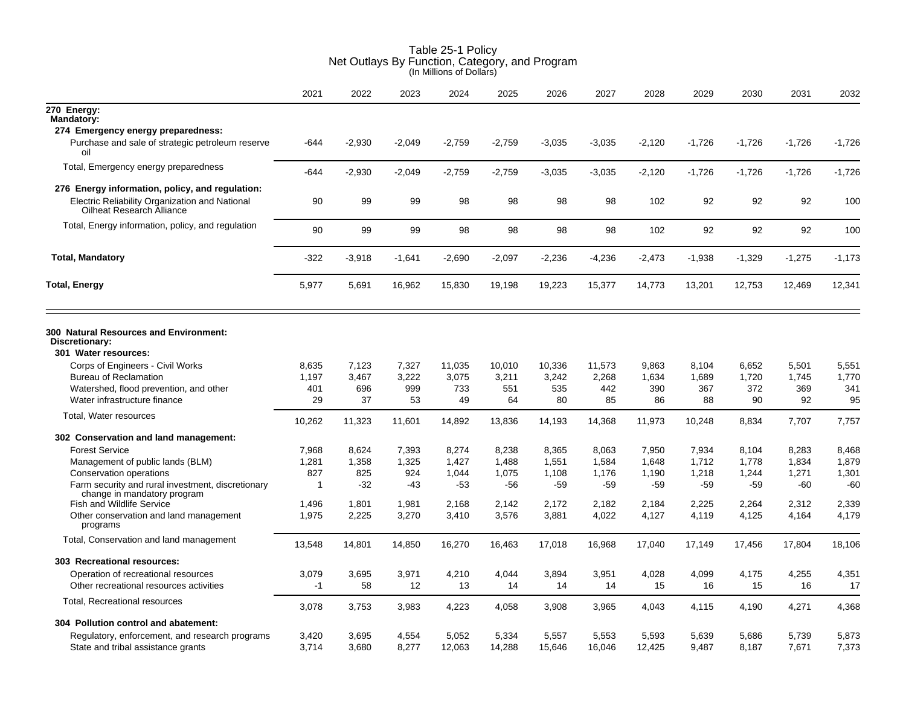# Table 25-1 Policy
## Net Outlays By Function, Category, and Program
(In Millions of Dollars)

| | 2021 | 2022 | 2023 | 2024 | 2025 | 2026 | 2027 | 2028 | 2029 | 2030 | 2031 | 2032 |
|---|---|---|---|---|---|---|---|---|---|---|---|---|
| **270 Energy:** | | | | | | | | | | | | |
| **Mandatory:** | | | | | | | | | | | | |
| **274 Emergency energy preparedness:** | | | | | | | | | | | | |
| Purchase and sale of strategic petroleum reserve oil | -644 | -2,930 | -2,049 | -2,759 | -2,759 | -3,035 | -3,035 | -2,120 | -1,726 | -1,726 | -1,726 | -1,726 |
| Total, Emergency energy preparedness | -644 | -2,930 | -2,049 | -2,759 | -2,759 | -3,035 | -3,035 | -2,120 | -1,726 | -1,726 | -1,726 | -1,726 |
| **276 Energy information, policy, and regulation:** | | | | | | | | | | | | |
| Electric Reliability Organization and National Oilheat Research Alliance | 90 | 99 | 99 | 98 | 98 | 98 | 98 | 102 | 92 | 92 | 92 | 100 |
| Total, Energy information, policy, and regulation | 90 | 99 | 99 | 98 | 98 | 98 | 98 | 102 | 92 | 92 | 92 | 100 |
| **Total, Mandatory** | -322 | -3,918 | -1,641 | -2,690 | -2,097 | -2,236 | -4,236 | -2,473 | -1,938 | -1,329 | -1,275 | -1,173 |
| **Total, Energy** | 5,977 | 5,691 | 16,962 | 15,830 | 19,198 | 19,223 | 15,377 | 14,773 | 13,201 | 12,753 | 12,469 | 12,341 |
| **300 Natural Resources and Environment:** | | | | | | | | | | | | |
| **Discretionary:** | | | | | | | | | | | | |
| **301 Water resources:** | | | | | | | | | | | | |
| Corps of Engineers - Civil Works | 8,635 | 7,123 | 7,327 | 11,035 | 10,010 | 10,336 | 11,573 | 9,863 | 8,104 | 6,652 | 5,501 | 5,551 |
| Bureau of Reclamation | 1,197 | 3,467 | 3,222 | 3,075 | 3,211 | 3,242 | 2,268 | 1,634 | 1,689 | 1,720 | 1,745 | 1,770 |
| Watershed, flood prevention, and other | 401 | 696 | 999 | 733 | 551 | 535 | 442 | 390 | 367 | 372 | 369 | 341 |
| Water infrastructure finance | 29 | 37 | 53 | 49 | 64 | 80 | 85 | 86 | 88 | 90 | 92 | 95 |
| Total, Water resources | 10,262 | 11,323 | 11,601 | 14,892 | 13,836 | 14,193 | 14,368 | 11,973 | 10,248 | 8,834 | 7,707 | 7,757 |
| **302 Conservation and land management:** | | | | | | | | | | | | |
| Forest Service | 7,968 | 8,624 | 7,393 | 8,274 | 8,238 | 8,365 | 8,063 | 7,950 | 7,934 | 8,104 | 8,283 | 8,468 |
| Management of public lands (BLM) | 1,281 | 1,358 | 1,325 | 1,427 | 1,488 | 1,551 | 1,584 | 1,648 | 1,712 | 1,778 | 1,834 | 1,879 |
| Conservation operations | 827 | 825 | 924 | 1,044 | 1,075 | 1,108 | 1,176 | 1,190 | 1,218 | 1,244 | 1,271 | 1,301 |
| Farm security and rural investment, discretionary change in mandatory program | 1 | -32 | -43 | -53 | -56 | -59 | -59 | -59 | -59 | -59 | -60 | -60 |
| Fish and Wildlife Service | 1,496 | 1,801 | 1,981 | 2,168 | 2,142 | 2,172 | 2,182 | 2,184 | 2,225 | 2,264 | 2,312 | 2,339 |
| Other conservation and land management programs | 1,975 | 2,225 | 3,270 | 3,410 | 3,576 | 3,881 | 4,022 | 4,127 | 4,119 | 4,125 | 4,164 | 4,179 |
| Total, Conservation and land management | 13,548 | 14,801 | 14,850 | 16,270 | 16,463 | 17,018 | 16,968 | 17,040 | 17,149 | 17,456 | 17,804 | 18,106 |
| **303 Recreational resources:** | | | | | | | | | | | | |
| Operation of recreational resources | 3,079 | 3,695 | 3,971 | 4,210 | 4,044 | 3,894 | 3,951 | 4,028 | 4,099 | 4,175 | 4,255 | 4,351 |
| Other recreational resources activities | -1 | 58 | 12 | 13 | 14 | 14 | 14 | 15 | 16 | 15 | 16 | 17 |
| Total, Recreational resources | 3,078 | 3,753 | 3,983 | 4,223 | 4,058 | 3,908 | 3,965 | 4,043 | 4,115 | 4,190 | 4,271 | 4,368 |
| **304 Pollution control and abatement:** | | | | | | | | | | | | |
| Regulatory, enforcement, and research programs | 3,420 | 3,695 | 4,554 | 5,052 | 5,334 | 5,557 | 5,553 | 5,593 | 5,639 | 5,686 | 5,739 | 5,873 |
| State and tribal assistance grants | 3,714 | 3,680 | 8,277 | 12,063 | 14,288 | 15,646 | 16,046 | 12,425 | 9,487 | 8,187 | 7,671 | 7,373 |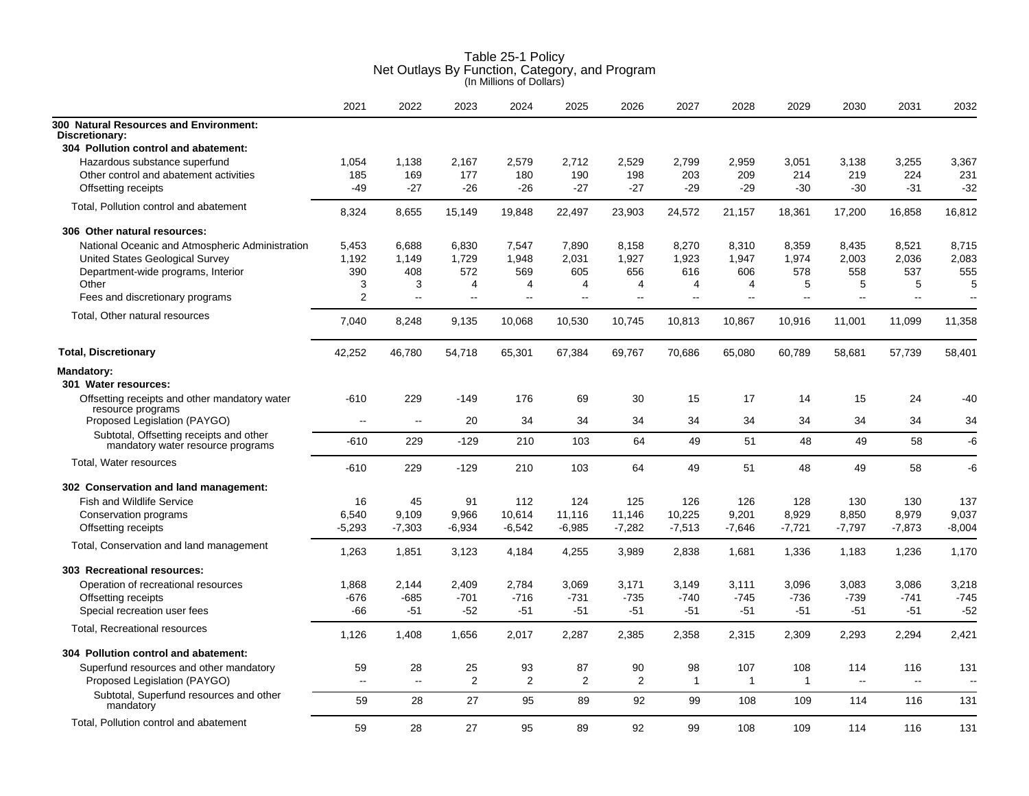# Table 25-1 Policy
## Net Outlays By Function, Category, and Program
(In Millions of Dollars)

| | 2021 | 2022 | 2023 | 2024 | 2025 | 2026 | 2027 | 2028 | 2029 | 2030 | 2031 | 2032 |
|---|---|---|---|---|---|---|---|---|---|---|---|---|
| **300 Natural Resources and Environment:** | | | | | | | | | | | | |
| **Discretionary:** | | | | | | | | | | | | |
| **304 Pollution control and abatement:** | | | | | | | | | | | | |
| Hazardous substance superfund | 1,054 | 1,138 | 2,167 | 2,579 | 2,712 | 2,529 | 2,799 | 2,959 | 3,051 | 3,138 | 3,255 | 3,367 |
| Other control and abatement activities | 185 | 169 | 177 | 180 | 190 | 198 | 203 | 209 | 214 | 219 | 224 | 231 |
| Offsetting receipts | -49 | -27 | -26 | -26 | -27 | -27 | -29 | -29 | -30 | -30 | -31 | -32 |
| Total, Pollution control and abatement | 8,324 | 8,655 | 15,149 | 19,848 | 22,497 | 23,903 | 24,572 | 21,157 | 18,361 | 17,200 | 16,858 | 16,812 |
| **306 Other natural resources:** | | | | | | | | | | | | |
| National Oceanic and Atmospheric Administration | 5,453 | 6,688 | 6,830 | 7,547 | 7,890 | 8,158 | 8,270 | 8,310 | 8,359 | 8,435 | 8,521 | 8,715 |
| United States Geological Survey | 1,192 | 1,149 | 1,729 | 1,948 | 2,031 | 1,927 | 1,923 | 1,947 | 1,974 | 2,003 | 2,036 | 2,083 |
| Department-wide programs, Interior | 390 | 408 | 572 | 569 | 605 | 656 | 616 | 606 | 578 | 558 | 537 | 555 |
| Other | 3 | 3 | 4 | 4 | 4 | 4 | 4 | 4 | 5 | 5 | 5 | 5 |
| Fees and discretionary programs | 2 | -- | -- | -- | -- | -- | -- | -- | -- | -- | -- | -- |
| Total, Other natural resources | 7,040 | 8,248 | 9,135 | 10,068 | 10,530 | 10,745 | 10,813 | 10,867 | 10,916 | 11,001 | 11,099 | 11,358 |
| **Total, Discretionary** | 42,252 | 46,780 | 54,718 | 65,301 | 67,384 | 69,767 | 70,686 | 65,080 | 60,789 | 58,681 | 57,739 | 58,401 |
| **Mandatory:** | | | | | | | | | | | | |
| **301 Water resources:** | | | | | | | | | | | | |
| Offsetting receipts and other mandatory water resource programs | -610 | 229 | -149 | 176 | 69 | 30 | 15 | 17 | 14 | 15 | 24 | -40 |
| Proposed Legislation (PAYGO) | -- | -- | 20 | 34 | 34 | 34 | 34 | 34 | 34 | 34 | 34 | 34 |
| Subtotal, Offsetting receipts and other mandatory water resource programs | -610 | 229 | -129 | 210 | 103 | 64 | 49 | 51 | 48 | 49 | 58 | -6 |
| Total, Water resources | -610 | 229 | -129 | 210 | 103 | 64 | 49 | 51 | 48 | 49 | 58 | -6 |
| **302 Conservation and land management:** | | | | | | | | | | | | |
| Fish and Wildlife Service | 16 | 45 | 91 | 112 | 124 | 125 | 126 | 126 | 128 | 130 | 130 | 137 |
| Conservation programs | 6,540 | 9,109 | 9,966 | 10,614 | 11,116 | 11,146 | 10,225 | 9,201 | 8,929 | 8,850 | 8,979 | 9,037 |
| Offsetting receipts | -5,293 | -7,303 | -6,934 | -6,542 | -6,985 | -7,282 | -7,513 | -7,646 | -7,721 | -7,797 | -7,873 | -8,004 |
| Total, Conservation and land management | 1,263 | 1,851 | 3,123 | 4,184 | 4,255 | 3,989 | 2,838 | 1,681 | 1,336 | 1,183 | 1,236 | 1,170 |
| **303 Recreational resources:** | | | | | | | | | | | | |
| Operation of recreational resources | 1,868 | 2,144 | 2,409 | 2,784 | 3,069 | 3,171 | 3,149 | 3,111 | 3,096 | 3,083 | 3,086 | 3,218 |
| Offsetting receipts | -676 | -685 | -701 | -716 | -731 | -735 | -740 | -745 | -736 | -739 | -741 | -745 |
| Special recreation user fees | -66 | -51 | -52 | -51 | -51 | -51 | -51 | -51 | -51 | -51 | -51 | -52 |
| Total, Recreational resources | 1,126 | 1,408 | 1,656 | 2,017 | 2,287 | 2,385 | 2,358 | 2,315 | 2,309 | 2,293 | 2,294 | 2,421 |
| **304 Pollution control and abatement:** | | | | | | | | | | | | |
| Superfund resources and other mandatory | 59 | 28 | 25 | 93 | 87 | 90 | 98 | 107 | 108 | 114 | 116 | 131 |
| Proposed Legislation (PAYGO) | -- | -- | 2 | 2 | 2 | 2 | 1 | 1 | 1 | -- | -- | -- |
| Subtotal, Superfund resources and other mandatory | 59 | 28 | 27 | 95 | 89 | 92 | 99 | 108 | 109 | 114 | 116 | 131 |
| Total, Pollution control and abatement | 59 | 28 | 27 | 95 | 89 | 92 | 99 | 108 | 109 | 114 | 116 | 131 |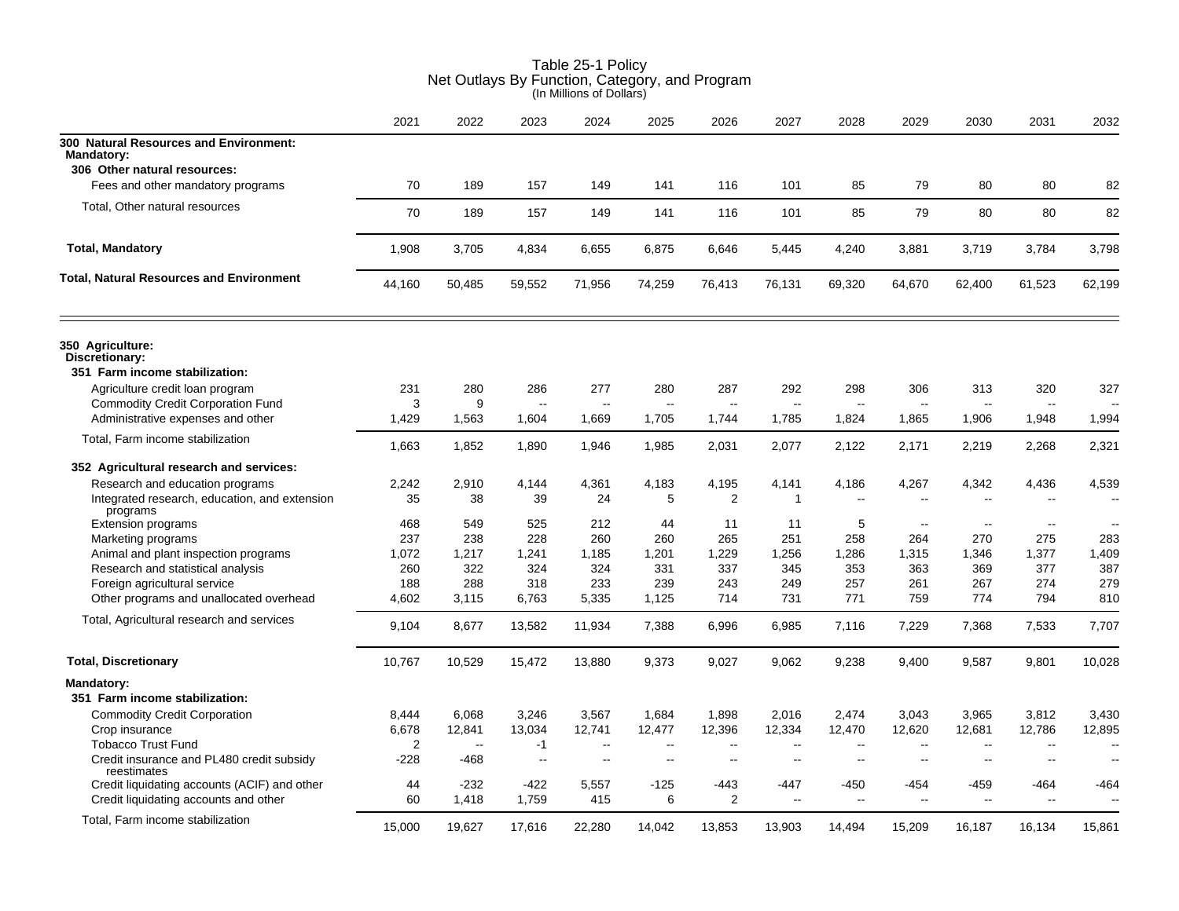# Table 25-1 Policy
## Net Outlays By Function, Category, and Program
(In Millions of Dollars)

| | 2021 | 2022 | 2023 | 2024 | 2025 | 2026 | 2027 | 2028 | 2029 | 2030 | 2031 | 2032 |
|---|---|---|---|---|---|---|---|---|---|---|---|---|
| **300 Natural Resources and Environment:** | | | | | | | | | | | | |
| **Mandatory:** | | | | | | | | | | | | |
| **306 Other natural resources:** | | | | | | | | | | | | |
| Fees and other mandatory programs | 70 | 189 | 157 | 149 | 141 | 116 | 101 | 85 | 79 | 80 | 80 | 82 |
| Total, Other natural resources | 70 | 189 | 157 | 149 | 141 | 116 | 101 | 85 | 79 | 80 | 80 | 82 |
| **Total, Mandatory** | 1,908 | 3,705 | 4,834 | 6,655 | 6,875 | 6,646 | 5,445 | 4,240 | 3,881 | 3,719 | 3,784 | 3,798 |
| **Total, Natural Resources and Environment** | 44,160 | 50,485 | 59,552 | 71,956 | 74,259 | 76,413 | 76,131 | 69,320 | 64,670 | 62,400 | 61,523 | 62,199 |
| **350 Agriculture:** | | | | | | | | | | | | |
| **Discretionary:** | | | | | | | | | | | | |
| **351 Farm income stabilization:** | | | | | | | | | | | | |
| Agriculture credit loan program | 231 | 280 | 286 | 277 | 280 | 287 | 292 | 298 | 306 | 313 | 320 | 327 |
| Commodity Credit Corporation Fund | 3 | 9 | -- | -- | -- | -- | -- | -- | -- | -- | -- | -- |
| Administrative expenses and other | 1,429 | 1,563 | 1,604 | 1,669 | 1,705 | 1,744 | 1,785 | 1,824 | 1,865 | 1,906 | 1,948 | 1,994 |
| Total, Farm income stabilization | 1,663 | 1,852 | 1,890 | 1,946 | 1,985 | 2,031 | 2,077 | 2,122 | 2,171 | 2,219 | 2,268 | 2,321 |
| **352 Agricultural research and services:** | | | | | | | | | | | | |
| Research and education programs | 2,242 | 2,910 | 4,144 | 4,361 | 4,183 | 4,195 | 4,141 | 4,186 | 4,267 | 4,342 | 4,436 | 4,539 |
| Integrated research, education, and extension programs | 35 | 38 | 39 | 24 | 5 | 2 | 1 | -- | -- | -- | -- | -- |
| Extension programs | 468 | 549 | 525 | 212 | 44 | 11 | 11 | 5 | -- | -- | -- | -- |
| Marketing programs | 237 | 238 | 228 | 260 | 260 | 265 | 251 | 258 | 264 | 270 | 275 | 283 |
| Animal and plant inspection programs | 1,072 | 1,217 | 1,241 | 1,185 | 1,201 | 1,229 | 1,256 | 1,286 | 1,315 | 1,346 | 1,377 | 1,409 |
| Research and statistical analysis | 260 | 322 | 324 | 324 | 331 | 337 | 345 | 353 | 363 | 369 | 377 | 387 |
| Foreign agricultural service | 188 | 288 | 318 | 233 | 239 | 243 | 249 | 257 | 261 | 267 | 274 | 279 |
| Other programs and unallocated overhead | 4,602 | 3,115 | 6,763 | 5,335 | 1,125 | 714 | 731 | 771 | 759 | 774 | 794 | 810 |
| Total, Agricultural research and services | 9,104 | 8,677 | 13,582 | 11,934 | 7,388 | 6,996 | 6,985 | 7,116 | 7,229 | 7,368 | 7,533 | 7,707 |
| **Total, Discretionary** | 10,767 | 10,529 | 15,472 | 13,880 | 9,373 | 9,027 | 9,062 | 9,238 | 9,400 | 9,587 | 9,801 | 10,028 |
| **Mandatory:** | | | | | | | | | | | | |
| **351 Farm income stabilization:** | | | | | | | | | | | | |
| Commodity Credit Corporation | 8,444 | 6,068 | 3,246 | 3,567 | 1,684 | 1,898 | 2,016 | 2,474 | 3,043 | 3,965 | 3,812 | 3,430 |
| Crop insurance | 6,678 | 12,841 | 13,034 | 12,741 | 12,477 | 12,396 | 12,334 | 12,470 | 12,620 | 12,681 | 12,786 | 12,895 |
| Tobacco Trust Fund | 2 | -- | -1 | -- | -- | -- | -- | -- | -- | -- | -- | -- |
| Credit insurance and PL480 credit subsidy reestimates | -228 | -468 | -- | -- | -- | -- | -- | -- | -- | -- | -- | -- |
| Credit liquidating accounts (ACIF) and other | 44 | -232 | -422 | 5,557 | -125 | -443 | -447 | -450 | -454 | -459 | -464 | -464 |
| Credit liquidating accounts and other | 60 | 1,418 | 1,759 | 415 | 6 | 2 | -- | -- | -- | -- | -- | -- |
| Total, Farm income stabilization | 15,000 | 19,627 | 17,616 | 22,280 | 14,042 | 13,853 | 13,903 | 14,494 | 15,209 | 16,187 | 16,134 | 15,861 |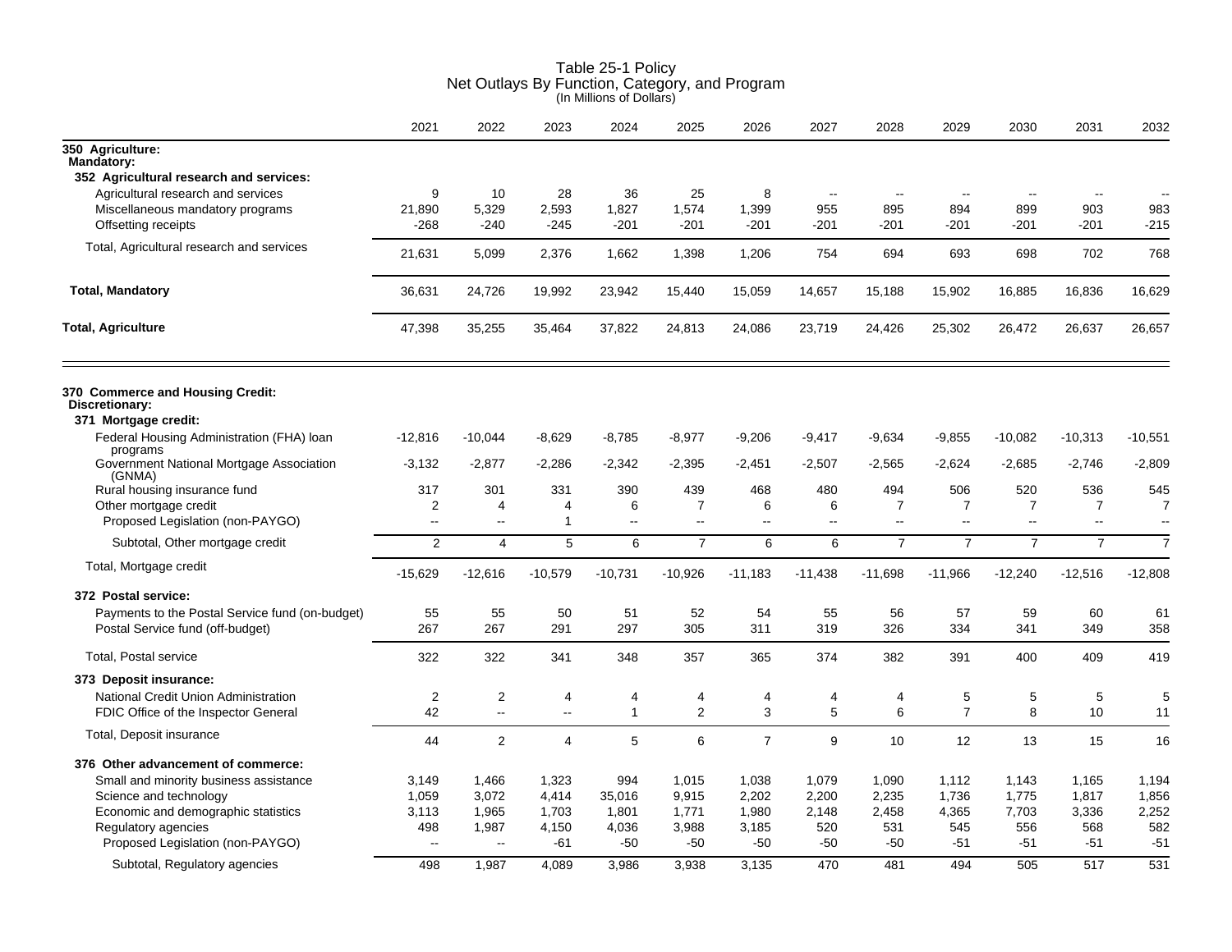# Table 25-1 Policy
## Net Outlays By Function, Category, and Program
(In Millions of Dollars)

| | 2021 | 2022 | 2023 | 2024 | 2025 | 2026 | 2027 | 2028 | 2029 | 2030 | 2031 | 2032 |
|---|---|---|---|---|---|---|---|---|---|---|---|---|
| **350 Agriculture:** | | | | | | | | | | | | |
| **Mandatory:** | | | | | | | | | | | | |
| **352 Agricultural research and services:** | | | | | | | | | | | | |
| Agricultural research and services | 9 | 10 | 28 | 36 | 25 | 8 | -- | -- | -- | -- | -- | -- |
| Miscellaneous mandatory programs | 21,890 | 5,329 | 2,593 | 1,827 | 1,574 | 1,399 | 955 | 895 | 894 | 899 | 903 | 983 |
| Offsetting receipts | -268 | -240 | -245 | -201 | -201 | -201 | -201 | -201 | -201 | -201 | -201 | -215 |
| Total, Agricultural research and services | 21,631 | 5,099 | 2,376 | 1,662 | 1,398 | 1,206 | 754 | 694 | 693 | 698 | 702 | 768 |
| **Total, Mandatory** | 36,631 | 24,726 | 19,992 | 23,942 | 15,440 | 15,059 | 14,657 | 15,188 | 15,902 | 16,885 | 16,836 | 16,629 |
| **Total, Agriculture** | 47,398 | 35,255 | 35,464 | 37,822 | 24,813 | 24,086 | 23,719 | 24,426 | 25,302 | 26,472 | 26,637 | 26,657 |
| **370 Commerce and Housing Credit:** | | | | | | | | | | | | |
| **Discretionary:** | | | | | | | | | | | | |
| **371 Mortgage credit:** | | | | | | | | | | | | |
| Federal Housing Administration (FHA) loan programs | -12,816 | -10,044 | -8,629 | -8,785 | -8,977 | -9,206 | -9,417 | -9,634 | -9,855 | -10,082 | -10,313 | -10,551 |
| Government National Mortgage Association (GNMA) | -3,132 | -2,877 | -2,286 | -2,342 | -2,395 | -2,451 | -2,507 | -2,565 | -2,624 | -2,685 | -2,746 | -2,809 |
| Rural housing insurance fund | 317 | 301 | 331 | 390 | 439 | 468 | 480 | 494 | 506 | 520 | 536 | 545 |
| Other mortgage credit | 2 | 4 | 4 | 6 | 7 | 6 | 6 | 7 | 7 | 7 | 7 | 7 |
| Proposed Legislation (non-PAYGO) | -- | -- | 1 | -- | -- | -- | -- | -- | -- | -- | -- | -- |
| Subtotal, Other mortgage credit | 2 | 4 | 5 | 6 | 7 | 6 | 6 | 7 | 7 | 7 | 7 | 7 |
| Total, Mortgage credit | -15,629 | -12,616 | -10,579 | -10,731 | -10,926 | -11,183 | -11,438 | -11,698 | -11,966 | -12,240 | -12,516 | -12,808 |
| **372 Postal service:** | | | | | | | | | | | | |
| Payments to the Postal Service fund (on-budget) | 55 | 55 | 50 | 51 | 52 | 54 | 55 | 56 | 57 | 59 | 60 | 61 |
| Postal Service fund (off-budget) | 267 | 267 | 291 | 297 | 305 | 311 | 319 | 326 | 334 | 341 | 349 | 358 |
| Total, Postal service | 322 | 322 | 341 | 348 | 357 | 365 | 374 | 382 | 391 | 400 | 409 | 419 |
| **373 Deposit insurance:** | | | | | | | | | | | | |
| National Credit Union Administration | 2 | 2 | 4 | 4 | 4 | 4 | 4 | 4 | 5 | 5 | 5 | 5 |
| FDIC Office of the Inspector General | 42 | -- | -- | 1 | 2 | 3 | 5 | 6 | 7 | 8 | 10 | 11 |
| Total, Deposit insurance | 44 | 2 | 4 | 5 | 6 | 7 | 9 | 10 | 12 | 13 | 15 | 16 |
| **376 Other advancement of commerce:** | | | | | | | | | | | | |
| Small and minority business assistance | 3,149 | 1,466 | 1,323 | 994 | 1,015 | 1,038 | 1,079 | 1,090 | 1,112 | 1,143 | 1,165 | 1,194 |
| Science and technology | 1,059 | 3,072 | 4,414 | 35,016 | 9,915 | 2,202 | 2,200 | 2,235 | 1,736 | 1,775 | 1,817 | 1,856 |
| Economic and demographic statistics | 3,113 | 1,965 | 1,703 | 1,801 | 1,771 | 1,980 | 2,148 | 2,458 | 4,365 | 7,703 | 3,336 | 2,252 |
| Regulatory agencies | 498 | 1,987 | 4,150 | 4,036 | 3,988 | 3,185 | 520 | 531 | 545 | 556 | 568 | 582 |
| Proposed Legislation (non-PAYGO) | -- | -- | -61 | -50 | -50 | -50 | -50 | -50 | -51 | -51 | -51 | -51 |
| Subtotal, Regulatory agencies | 498 | 1,987 | 4,089 | 3,986 | 3,938 | 3,135 | 470 | 481 | 494 | 505 | 517 | 531 |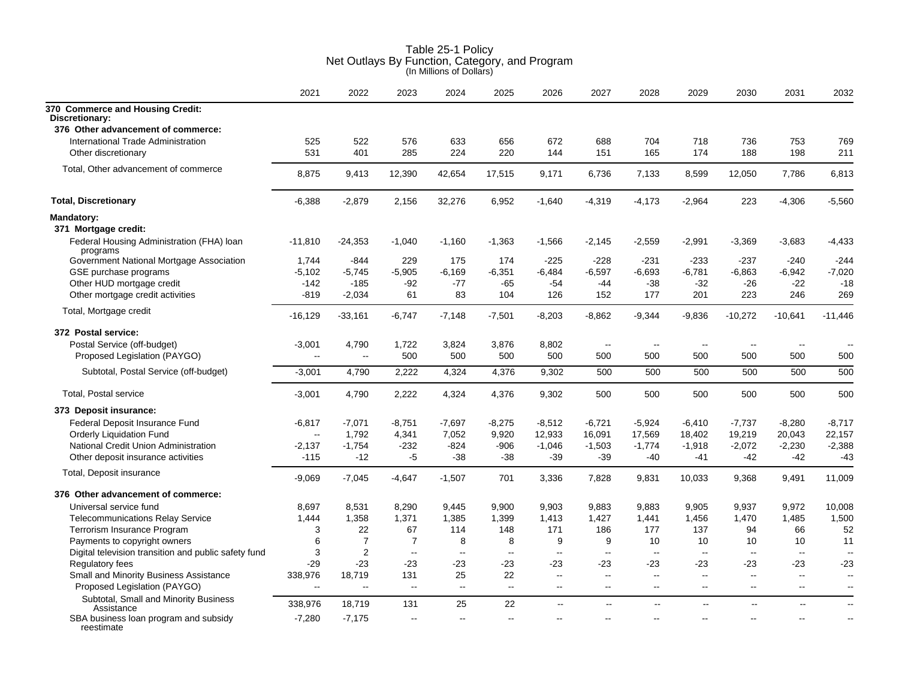# Table 25-1 Policy
## Net Outlays By Function, Category, and Program
(In Millions of Dollars)

| | 2021 | 2022 | 2023 | 2024 | 2025 | 2026 | 2027 | 2028 | 2029 | 2030 | 2031 | 2032 |
|---|---|---|---|---|---|---|---|---|---|---|---|---|
| **370 Commerce and Housing Credit:** | | | | | | | | | | | | |
| **Discretionary:** | | | | | | | | | | | | |
| **376 Other advancement of commerce:** | | | | | | | | | | | | |
| International Trade Administration | 525 | 522 | 576 | 633 | 656 | 672 | 688 | 704 | 718 | 736 | 753 | 769 |
| Other discretionary | 531 | 401 | 285 | 224 | 220 | 144 | 151 | 165 | 174 | 188 | 198 | 211 |
| Total, Other advancement of commerce | 8,875 | 9,413 | 12,390 | 42,654 | 17,515 | 9,171 | 6,736 | 7,133 | 8,599 | 12,050 | 7,786 | 6,813 |
| **Total, Discretionary** | -6,388 | -2,879 | 2,156 | 32,276 | 6,952 | -1,640 | -4,319 | -4,173 | -2,964 | 223 | -4,306 | -5,560 |
| **Mandatory:** | | | | | | | | | | | | |
| **371 Mortgage credit:** | | | | | | | | | | | | |
| Federal Housing Administration (FHA) loan programs | -11,810 | -24,353 | -1,040 | -1,160 | -1,363 | -1,566 | -2,145 | -2,559 | -2,991 | -3,369 | -3,683 | -4,433 |
| Government National Mortgage Association | 1,744 | -844 | 229 | 175 | 174 | -225 | -228 | -231 | -233 | -237 | -240 | -244 |
| GSE purchase programs | -5,102 | -5,745 | -5,905 | -6,169 | -6,351 | -6,484 | -6,597 | -6,693 | -6,781 | -6,863 | -6,942 | -7,020 |
| Other HUD mortgage credit | -142 | -185 | -92 | -77 | -65 | -54 | -44 | -38 | -32 | -26 | -22 | -18 |
| Other mortgage credit activities | -819 | -2,034 | 61 | 83 | 104 | 126 | 152 | 177 | 201 | 223 | 246 | 269 |
| Total, Mortgage credit | -16,129 | -33,161 | -6,747 | -7,148 | -7,501 | -8,203 | -8,862 | -9,344 | -9,836 | -10,272 | -10,641 | -11,446 |
| **372 Postal service:** | | | | | | | | | | | | |
| Postal Service (off-budget) | -3,001 | 4,790 | 1,722 | 3,824 | 3,876 | 8,802 | -- | -- | -- | -- | -- | -- |
| Proposed Legislation (PAYGO) | -- | -- | 500 | 500 | 500 | 500 | 500 | 500 | 500 | 500 | 500 | 500 |
| Subtotal, Postal Service (off-budget) | -3,001 | 4,790 | 2,222 | 4,324 | 4,376 | 9,302 | 500 | 500 | 500 | 500 | 500 | 500 |
| Total, Postal service | -3,001 | 4,790 | 2,222 | 4,324 | 4,376 | 9,302 | 500 | 500 | 500 | 500 | 500 | 500 |
| **373 Deposit insurance:** | | | | | | | | | | | | |
| Federal Deposit Insurance Fund | -6,817 | -7,071 | -8,751 | -7,697 | -8,275 | -8,512 | -6,721 | -5,924 | -6,410 | -7,737 | -8,280 | -8,717 |
| Orderly Liquidation Fund | -- | 1,792 | 4,341 | 7,052 | 9,920 | 12,933 | 16,091 | 17,569 | 18,402 | 19,219 | 20,043 | 22,157 |
| National Credit Union Administration | -2,137 | -1,754 | -232 | -824 | -906 | -1,046 | -1,503 | -1,774 | -1,918 | -2,072 | -2,230 | -2,388 |
| Other deposit insurance activities | -115 | -12 | -5 | -38 | -38 | -39 | -39 | -40 | -41 | -42 | -42 | -43 |
| Total, Deposit insurance | -9,069 | -7,045 | -4,647 | -1,507 | 701 | 3,336 | 7,828 | 9,831 | 10,033 | 9,368 | 9,491 | 11,009 |
| **376 Other advancement of commerce:** | | | | | | | | | | | | |
| Universal service fund | 8,697 | 8,531 | 8,290 | 9,445 | 9,900 | 9,903 | 9,883 | 9,883 | 9,905 | 9,937 | 9,972 | 10,008 |
| Telecommunications Relay Service | 1,444 | 1,358 | 1,371 | 1,385 | 1,399 | 1,413 | 1,427 | 1,441 | 1,456 | 1,470 | 1,485 | 1,500 |
| Terrorism Insurance Program | 3 | 22 | 67 | 114 | 148 | 171 | 186 | 177 | 137 | 94 | 66 | 52 |
| Payments to copyright owners | 6 | 7 | 7 | 8 | 8 | 9 | 9 | 10 | 10 | 10 | 10 | 11 |
| Digital television transition and public safety fund | 3 | 2 | -- | -- | -- | -- | -- | -- | -- | -- | -- | -- |
| Regulatory fees | -29 | -23 | -23 | -23 | -23 | -23 | -23 | -23 | -23 | -23 | -23 | -23 |
| Small and Minority Business Assistance | 338,976 | 18,719 | 131 | 25 | 22 | -- | -- | -- | -- | -- | -- | -- |
| Proposed Legislation (PAYGO) | -- | -- | -- | -- | -- | -- | -- | -- | -- | -- | -- | -- |
| Subtotal, Small and Minority Business Assistance | 338,976 | 18,719 | 131 | 25 | 22 | -- | -- | -- | -- | -- | -- | -- |
| SBA business loan program and subsidy reestimate | -7,280 | -7,175 | -- | -- | -- | -- | -- | -- | -- | -- | -- | -- |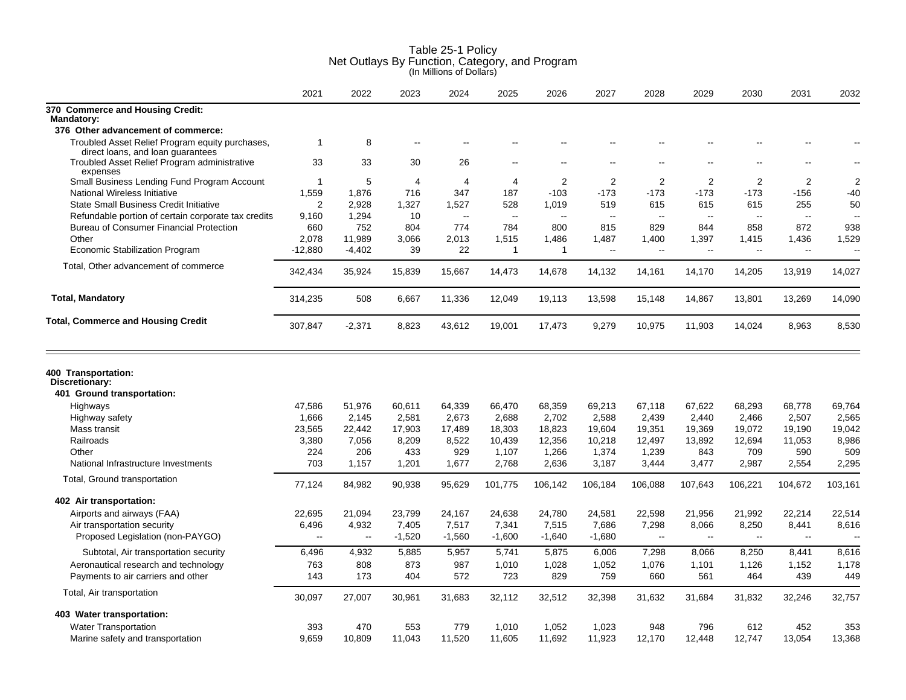# Table 25-1 Policy
## Net Outlays By Function, Category, and Program
(In Millions of Dollars)

| | 2021 | 2022 | 2023 | 2024 | 2025 | 2026 | 2027 | 2028 | 2029 | 2030 | 2031 | 2032 |
|---|---|---|---|---|---|---|---|---|---|---|---|---|
| **370 Commerce and Housing Credit:** | | | | | | | | | | | | |
| **Mandatory:** | | | | | | | | | | | | |
| **376 Other advancement of commerce:** | | | | | | | | | | | | |
| Troubled Asset Relief Program equity purchases, direct loans, and loan guarantees | 1 | 8 | -- | -- | -- | -- | -- | -- | -- | -- | -- | -- |
| Troubled Asset Relief Program administrative expenses | 33 | 33 | 30 | 26 | -- | -- | -- | -- | -- | -- | -- | -- |
| Small Business Lending Fund Program Account | 1 | 5 | 4 | 4 | 4 | 2 | 2 | 2 | 2 | 2 | 2 | 2 |
| National Wireless Initiative | 1,559 | 1,876 | 716 | 347 | 187 | -103 | -173 | -173 | -173 | -173 | -156 | -40 |
| State Small Business Credit Initiative | 2 | 2,928 | 1,327 | 1,527 | 528 | 1,019 | 519 | 615 | 615 | 615 | 255 | 50 |
| Refundable portion of certain corporate tax credits | 9,160 | 1,294 | 10 | -- | -- | -- | -- | -- | -- | -- | -- | -- |
| Bureau of Consumer Financial Protection | 660 | 752 | 804 | 774 | 784 | 800 | 815 | 829 | 844 | 858 | 872 | 938 |
| Other | 2,078 | 11,989 | 3,066 | 2,013 | 1,515 | 1,486 | 1,487 | 1,400 | 1,397 | 1,415 | 1,436 | 1,529 |
| Economic Stabilization Program | -12,880 | -4,402 | 39 | 22 | 1 | 1 | -- | -- | -- | -- | -- | -- |
| Total, Other advancement of commerce | 342,434 | 35,924 | 15,839 | 15,667 | 14,473 | 14,678 | 14,132 | 14,161 | 14,170 | 14,205 | 13,919 | 14,027 |
| **Total, Mandatory** | 314,235 | 508 | 6,667 | 11,336 | 12,049 | 19,113 | 13,598 | 15,148 | 14,867 | 13,801 | 13,269 | 14,090 |
| **Total, Commerce and Housing Credit** | 307,847 | -2,371 | 8,823 | 43,612 | 19,001 | 17,473 | 9,279 | 10,975 | 11,903 | 14,024 | 8,963 | 8,530 |

| | 2021 | 2022 | 2023 | 2024 | 2025 | 2026 | 2027 | 2028 | 2029 | 2030 | 2031 | 2032 |
|---|---|---|---|---|---|---|---|---|---|---|---|---|
| **400 Transportation:** | | | | | | | | | | | | |
| **Discretionary:** | | | | | | | | | | | | |
| **401 Ground transportation:** | | | | | | | | | | | | |
| Highways | 47,586 | 51,976 | 60,611 | 64,339 | 66,470 | 68,359 | 69,213 | 67,118 | 67,622 | 68,293 | 68,778 | 69,764 |
| Highway safety | 1,666 | 2,145 | 2,581 | 2,673 | 2,688 | 2,702 | 2,588 | 2,439 | 2,440 | 2,466 | 2,507 | 2,565 |
| Mass transit | 23,565 | 22,442 | 17,903 | 17,489 | 18,303 | 18,823 | 19,604 | 19,351 | 19,369 | 19,072 | 19,190 | 19,042 |
| Railroads | 3,380 | 7,056 | 8,209 | 8,522 | 10,439 | 12,356 | 10,218 | 12,497 | 13,892 | 12,694 | 11,053 | 8,986 |
| Other | 224 | 206 | 433 | 929 | 1,107 | 1,266 | 1,374 | 1,239 | 843 | 709 | 590 | 509 |
| National Infrastructure Investments | 703 | 1,157 | 1,201 | 1,677 | 2,768 | 2,636 | 3,187 | 3,444 | 3,477 | 2,987 | 2,554 | 2,295 |
| Total, Ground transportation | 77,124 | 84,982 | 90,938 | 95,629 | 101,775 | 106,142 | 106,184 | 106,088 | 107,643 | 106,221 | 104,672 | 103,161 |
| **402 Air transportation:** | | | | | | | | | | | | |
| Airports and airways (FAA) | 22,695 | 21,094 | 23,799 | 24,167 | 24,638 | 24,780 | 24,581 | 22,598 | 21,956 | 21,992 | 22,214 | 22,514 |
| Air transportation security | 6,496 | 4,932 | 7,405 | 7,517 | 7,341 | 7,515 | 7,686 | 7,298 | 8,066 | 8,250 | 8,441 | 8,616 |
| Proposed Legislation (non-PAYGO) | -- | -- | -1,520 | -1,560 | -1,600 | -1,640 | -1,680 | -- | -- | -- | -- | -- |
| Subtotal, Air transportation security | 6,496 | 4,932 | 5,885 | 5,957 | 5,741 | 5,875 | 6,006 | 7,298 | 8,066 | 8,250 | 8,441 | 8,616 |
| Aeronautical research and technology | 763 | 808 | 873 | 987 | 1,010 | 1,028 | 1,052 | 1,076 | 1,101 | 1,126 | 1,152 | 1,178 |
| Payments to air carriers and other | 143 | 173 | 404 | 572 | 723 | 829 | 759 | 660 | 561 | 464 | 439 | 449 |
| Total, Air transportation | 30,097 | 27,007 | 30,961 | 31,683 | 32,112 | 32,512 | 32,398 | 31,632 | 31,684 | 31,832 | 32,246 | 32,757 |
| **403 Water transportation:** | | | | | | | | | | | | |
| Water Transportation | 393 | 470 | 553 | 779 | 1,010 | 1,052 | 1,023 | 948 | 796 | 612 | 452 | 353 |
| Marine safety and transportation | 9,659 | 10,809 | 11,043 | 11,520 | 11,605 | 11,692 | 11,923 | 12,170 | 12,448 | 12,747 | 13,054 | 13,368 |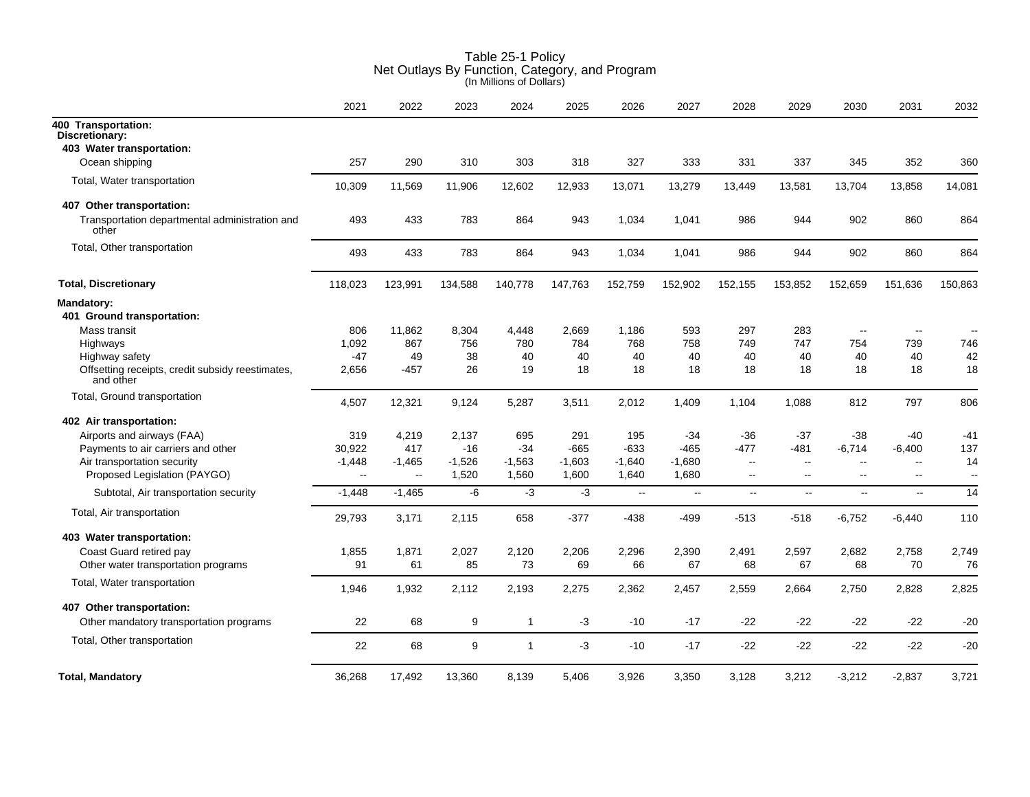# Table 25-1 Policy
## Net Outlays By Function, Category, and Program
(In Millions of Dollars)

| | 2021 | 2022 | 2023 | 2024 | 2025 | 2026 | 2027 | 2028 | 2029 | 2030 | 2031 | 2032 |
|---|---|---|---|---|---|---|---|---|---|---|---|---|
| **400 Transportation:** | | | | | | | | | | | | |
| **Discretionary:** | | | | | | | | | | | | |
| **403 Water transportation:** | | | | | | | | | | | | |
| Ocean shipping | 257 | 290 | 310 | 303 | 318 | 327 | 333 | 331 | 337 | 345 | 352 | 360 |
| Total, Water transportation | 10,309 | 11,569 | 11,906 | 12,602 | 12,933 | 13,071 | 13,279 | 13,449 | 13,581 | 13,704 | 13,858 | 14,081 |
| **407 Other transportation:** | | | | | | | | | | | | |
| Transportation departmental administration and other | 493 | 433 | 783 | 864 | 943 | 1,034 | 1,041 | 986 | 944 | 902 | 860 | 864 |
| Total, Other transportation | 493 | 433 | 783 | 864 | 943 | 1,034 | 1,041 | 986 | 944 | 902 | 860 | 864 |
| **Total, Discretionary** | 118,023 | 123,991 | 134,588 | 140,778 | 147,763 | 152,759 | 152,902 | 152,155 | 153,852 | 152,659 | 151,636 | 150,863 |
| **Mandatory:** | | | | | | | | | | | | |
| **401 Ground transportation:** | | | | | | | | | | | | |
| Mass transit | 806 | 11,862 | 8,304 | 4,448 | 2,669 | 1,186 | 593 | 297 | 283 | -- | -- | -- |
| Highways | 1,092 | 867 | 756 | 780 | 784 | 768 | 758 | 749 | 747 | 754 | 739 | 746 |
| Highway safety | -47 | 49 | 38 | 40 | 40 | 40 | 40 | 40 | 40 | 40 | 40 | 42 |
| Offsetting receipts, credit subsidy reestimates, and other | 2,656 | -457 | 26 | 19 | 18 | 18 | 18 | 18 | 18 | 18 | 18 | 18 |
| Total, Ground transportation | 4,507 | 12,321 | 9,124 | 5,287 | 3,511 | 2,012 | 1,409 | 1,104 | 1,088 | 812 | 797 | 806 |
| **402 Air transportation:** | | | | | | | | | | | | |
| Airports and airways (FAA) | 319 | 4,219 | 2,137 | 695 | 291 | 195 | -34 | -36 | -37 | -38 | -40 | -41 |
| Payments to air carriers and other | 30,922 | 417 | -16 | -34 | -665 | -633 | -465 | -477 | -481 | -6,714 | -6,400 | 137 |
| Air transportation security | -1,448 | -1,465 | -1,526 | -1,563 | -1,603 | -1,640 | -1,680 | -- | -- | -- | -- | 14 |
| Proposed Legislation (PAYGO) | -- | -- | 1,520 | 1,560 | 1,600 | 1,640 | 1,680 | -- | -- | -- | -- | -- |
| Subtotal, Air transportation security | -1,448 | -1,465 | -6 | -3 | -3 | -- | -- | -- | -- | -- | -- | 14 |
| Total, Air transportation | 29,793 | 3,171 | 2,115 | 658 | -377 | -438 | -499 | -513 | -518 | -6,752 | -6,440 | 110 |
| **403 Water transportation:** | | | | | | | | | | | | |
| Coast Guard retired pay | 1,855 | 1,871 | 2,027 | 2,120 | 2,206 | 2,296 | 2,390 | 2,491 | 2,597 | 2,682 | 2,758 | 2,749 |
| Other water transportation programs | 91 | 61 | 85 | 73 | 69 | 66 | 67 | 68 | 67 | 68 | 70 | 76 |
| Total, Water transportation | 1,946 | 1,932 | 2,112 | 2,193 | 2,275 | 2,362 | 2,457 | 2,559 | 2,664 | 2,750 | 2,828 | 2,825 |
| **407 Other transportation:** | | | | | | | | | | | | |
| Other mandatory transportation programs | 22 | 68 | 9 | 1 | -3 | -10 | -17 | -22 | -22 | -22 | -22 | -20 |
| Total, Other transportation | 22 | 68 | 9 | 1 | -3 | -10 | -17 | -22 | -22 | -22 | -22 | -20 |
| **Total, Mandatory** | 36,268 | 17,492 | 13,360 | 8,139 | 5,406 | 3,926 | 3,350 | 3,128 | 3,212 | -3,212 | -2,837 | 3,721 |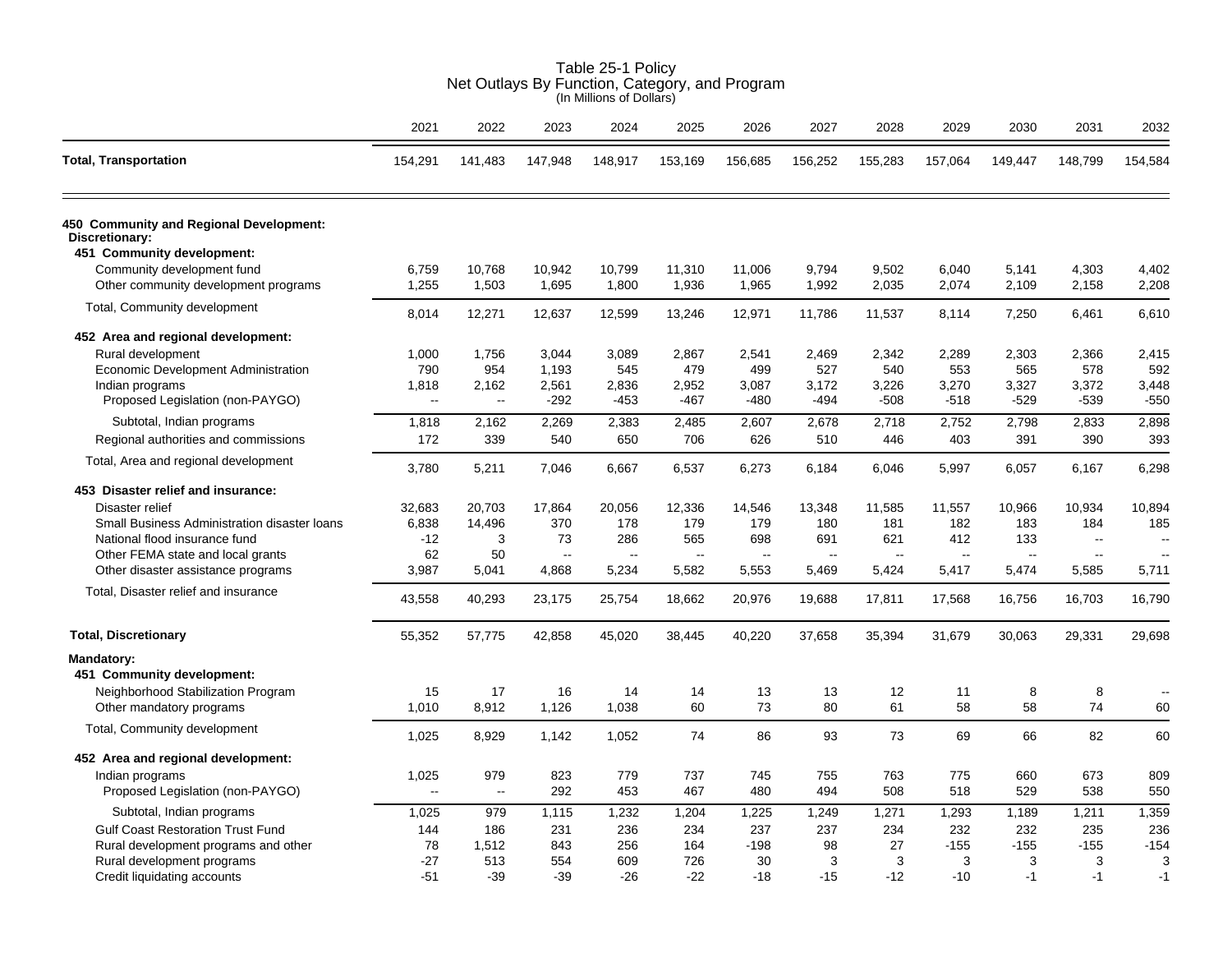# Table 25-1 Policy
## Net Outlays By Function, Category, and Program
(In Millions of Dollars)

| | 2021 | 2022 | 2023 | 2024 | 2025 | 2026 | 2027 | 2028 | 2029 | 2030 | 2031 | 2032 |
|---|---|---|---|---|---|---|---|---|---|---|---|---|
| **Total, Transportation** | 154,291 | 141,483 | 147,948 | 148,917 | 153,169 | 156,685 | 156,252 | 155,283 | 157,064 | 149,447 | 148,799 | 154,584 |
| **450 Community and Regional Development:** | | | | | | | | | | | | |
| **Discretionary:** | | | | | | | | | | | | |
| **451 Community development:** | | | | | | | | | | | | |
| Community development fund | 6,759 | 10,768 | 10,942 | 10,799 | 11,310 | 11,006 | 9,794 | 9,502 | 6,040 | 5,141 | 4,303 | 4,402 |
| Other community development programs | 1,255 | 1,503 | 1,695 | 1,800 | 1,936 | 1,965 | 1,992 | 2,035 | 2,074 | 2,109 | 2,158 | 2,208 |
| Total, Community development | 8,014 | 12,271 | 12,637 | 12,599 | 13,246 | 12,971 | 11,786 | 11,537 | 8,114 | 7,250 | 6,461 | 6,610 |
| **452 Area and regional development:** | | | | | | | | | | | | |
| Rural development | 1,000 | 1,756 | 3,044 | 3,089 | 2,867 | 2,541 | 2,469 | 2,342 | 2,289 | 2,303 | 2,366 | 2,415 |
| Economic Development Administration | 790 | 954 | 1,193 | 545 | 479 | 499 | 527 | 540 | 553 | 565 | 578 | 592 |
| Indian programs | 1,818 | 2,162 | 2,561 | 2,836 | 2,952 | 3,087 | 3,172 | 3,226 | 3,270 | 3,327 | 3,372 | 3,448 |
| Proposed Legislation (non-PAYGO) | -- | -- | -292 | -453 | -467 | -480 | -494 | -508 | -518 | -529 | -539 | -550 |
| Subtotal, Indian programs | 1,818 | 2,162 | 2,269 | 2,383 | 2,485 | 2,607 | 2,678 | 2,718 | 2,752 | 2,798 | 2,833 | 2,898 |
| Regional authorities and commissions | 172 | 339 | 540 | 650 | 706 | 626 | 510 | 446 | 403 | 391 | 390 | 393 |
| Total, Area and regional development | 3,780 | 5,211 | 7,046 | 6,667 | 6,537 | 6,273 | 6,184 | 6,046 | 5,997 | 6,057 | 6,167 | 6,298 |
| **453 Disaster relief and insurance:** | | | | | | | | | | | | |
| Disaster relief | 32,683 | 20,703 | 17,864 | 20,056 | 12,336 | 14,546 | 13,348 | 11,585 | 11,557 | 10,966 | 10,934 | 10,894 |
| Small Business Administration disaster loans | 6,838 | 14,496 | 370 | 178 | 179 | 179 | 180 | 181 | 182 | 183 | 184 | 185 |
| National flood insurance fund | -12 | 3 | 73 | 286 | 565 | 698 | 691 | 621 | 412 | 133 | -- | -- |
| Other FEMA state and local grants | 62 | 50 | -- | -- | -- | -- | -- | -- | -- | -- | -- | -- |
| Other disaster assistance programs | 3,987 | 5,041 | 4,868 | 5,234 | 5,582 | 5,553 | 5,469 | 5,424 | 5,417 | 5,474 | 5,585 | 5,711 |
| Total, Disaster relief and insurance | 43,558 | 40,293 | 23,175 | 25,754 | 18,662 | 20,976 | 19,688 | 17,811 | 17,568 | 16,756 | 16,703 | 16,790 |
| **Total, Discretionary** | 55,352 | 57,775 | 42,858 | 45,020 | 38,445 | 40,220 | 37,658 | 35,394 | 31,679 | 30,063 | 29,331 | 29,698 |
| **Mandatory:** | | | | | | | | | | | | |
| **451 Community development:** | | | | | | | | | | | | |
| Neighborhood Stabilization Program | 15 | 17 | 16 | 14 | 14 | 13 | 13 | 12 | 11 | 8 | 8 | -- |
| Other mandatory programs | 1,010 | 8,912 | 1,126 | 1,038 | 60 | 73 | 80 | 61 | 58 | 58 | 74 | 60 |
| Total, Community development | 1,025 | 8,929 | 1,142 | 1,052 | 74 | 86 | 93 | 73 | 69 | 66 | 82 | 60 |
| **452 Area and regional development:** | | | | | | | | | | | | |
| Indian programs | 1,025 | 979 | 823 | 779 | 737 | 745 | 755 | 763 | 775 | 660 | 673 | 809 |
| Proposed Legislation (non-PAYGO) | -- | -- | 292 | 453 | 467 | 480 | 494 | 508 | 518 | 529 | 538 | 550 |
| Subtotal, Indian programs | 1,025 | 979 | 1,115 | 1,232 | 1,204 | 1,225 | 1,249 | 1,271 | 1,293 | 1,189 | 1,211 | 1,359 |
| Gulf Coast Restoration Trust Fund | 144 | 186 | 231 | 236 | 234 | 237 | 237 | 234 | 232 | 232 | 235 | 236 |
| Rural development programs and other | 78 | 1,512 | 843 | 256 | 164 | -198 | 98 | 27 | -155 | -155 | -155 | -154 |
| Rural development programs | -27 | 513 | 554 | 609 | 726 | 30 | 3 | 3 | 3 | 3 | 3 | 3 |
| Credit liquidating accounts | -51 | -39 | -39 | -26 | -22 | -18 | -15 | -12 | -10 | -1 | -1 | -1 |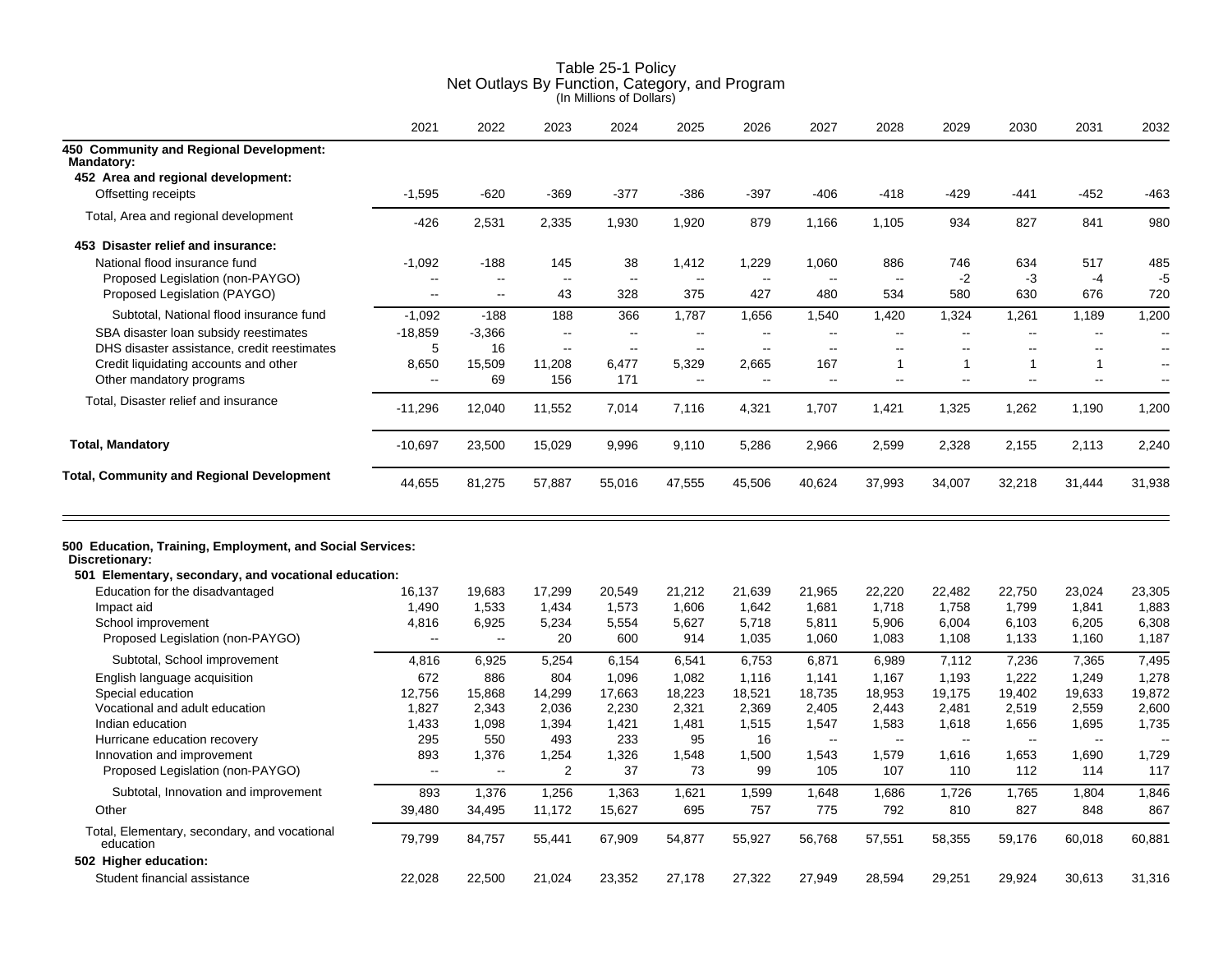# Table 25-1 Policy
## Net Outlays By Function, Category, and Program
(In Millions of Dollars)

| | 2021 | 2022 | 2023 | 2024 | 2025 | 2026 | 2027 | 2028 | 2029 | 2030 | 2031 | 2032 |
|---|---|---|---|---|---|---|---|---|---|---|---|---|
| **450 Community and Regional Development:** | | | | | | | | | | | | |
| **Mandatory:** | | | | | | | | | | | | |
| **452 Area and regional development:** | | | | | | | | | | | | |
| Offsetting receipts | -1,595 | -620 | -369 | -377 | -386 | -397 | -406 | -418 | -429 | -441 | -452 | -463 |
| Total, Area and regional development | -426 | 2,531 | 2,335 | 1,930 | 1,920 | 879 | 1,166 | 1,105 | 934 | 827 | 841 | 980 |
| **453 Disaster relief and insurance:** | | | | | | | | | | | | |
| National flood insurance fund | -1,092 | -188 | 145 | 38 | 1,412 | 1,229 | 1,060 | 886 | 746 | 634 | 517 | 485 |
| Proposed Legislation (non-PAYGO) | -- | -- | -- | -- | -- | -- | -- | -- | -2 | -3 | -4 | -5 |
| Proposed Legislation (PAYGO) | -- | -- | 43 | 328 | 375 | 427 | 480 | 534 | 580 | 630 | 676 | 720 |
| Subtotal, National flood insurance fund | -1,092 | -188 | 188 | 366 | 1,787 | 1,656 | 1,540 | 1,420 | 1,324 | 1,261 | 1,189 | 1,200 |
| SBA disaster loan subsidy reestimates | -18,859 | -3,366 | -- | -- | -- | -- | -- | -- | -- | -- | -- | -- |
| DHS disaster assistance, credit reestimates | 5 | 16 | -- | -- | -- | -- | -- | -- | -- | -- | -- | -- |
| Credit liquidating accounts and other | 8,650 | 15,509 | 11,208 | 6,477 | 5,329 | 2,665 | 167 | 1 | 1 | 1 | 1 | -- |
| Other mandatory programs | -- | 69 | 156 | 171 | -- | -- | -- | -- | -- | -- | -- | -- |
| Total, Disaster relief and insurance | -11,296 | 12,040 | 11,552 | 7,014 | 7,116 | 4,321 | 1,707 | 1,421 | 1,325 | 1,262 | 1,190 | 1,200 |
| **Total, Mandatory** | -10,697 | 23,500 | 15,029 | 9,996 | 9,110 | 5,286 | 2,966 | 2,599 | 2,328 | 2,155 | 2,113 | 2,240 |
| **Total, Community and Regional Development** | 44,655 | 81,275 | 57,887 | 55,016 | 47,555 | 45,506 | 40,624 | 37,993 | 34,007 | 32,218 | 31,444 | 31,938 |

| | 2021 | 2022 | 2023 | 2024 | 2025 | 2026 | 2027 | 2028 | 2029 | 2030 | 2031 | 2032 |
|---|---|---|---|---|---|---|---|---|---|---|---|---|
| **500 Education, Training, Employment, and Social Services:** | | | | | | | | | | | | |
| **Discretionary:** | | | | | | | | | | | | |
| **501 Elementary, secondary, and vocational education:** | | | | | | | | | | | | |
| Education for the disadvantaged | 16,137 | 19,683 | 17,299 | 20,549 | 21,212 | 21,639 | 21,965 | 22,220 | 22,482 | 22,750 | 23,024 | 23,305 |
| Impact aid | 1,490 | 1,533 | 1,434 | 1,573 | 1,606 | 1,642 | 1,681 | 1,718 | 1,758 | 1,799 | 1,841 | 1,883 |
| School improvement | 4,816 | 6,925 | 5,234 | 5,554 | 5,627 | 5,718 | 5,811 | 5,906 | 6,004 | 6,103 | 6,205 | 6,308 |
| Proposed Legislation (non-PAYGO) | -- | -- | 20 | 600 | 914 | 1,035 | 1,060 | 1,083 | 1,108 | 1,133 | 1,160 | 1,187 |
| Subtotal, School improvement | 4,816 | 6,925 | 5,254 | 6,154 | 6,541 | 6,753 | 6,871 | 6,989 | 7,112 | 7,236 | 7,365 | 7,495 |
| English language acquisition | 672 | 886 | 804 | 1,096 | 1,082 | 1,116 | 1,141 | 1,167 | 1,193 | 1,222 | 1,249 | 1,278 |
| Special education | 12,756 | 15,868 | 14,299 | 17,663 | 18,223 | 18,521 | 18,735 | 18,953 | 19,175 | 19,402 | 19,633 | 19,872 |
| Vocational and adult education | 1,827 | 2,343 | 2,036 | 2,230 | 2,321 | 2,369 | 2,405 | 2,443 | 2,481 | 2,519 | 2,559 | 2,600 |
| Indian education | 1,433 | 1,098 | 1,394 | 1,421 | 1,481 | 1,515 | 1,547 | 1,583 | 1,618 | 1,656 | 1,695 | 1,735 |
| Hurricane education recovery | 295 | 550 | 493 | 233 | 95 | 16 | -- | -- | -- | -- | -- | -- |
| Innovation and improvement | 893 | 1,376 | 1,254 | 1,326 | 1,548 | 1,500 | 1,543 | 1,579 | 1,616 | 1,653 | 1,690 | 1,729 |
| Proposed Legislation (non-PAYGO) | -- | -- | 2 | 37 | 73 | 99 | 105 | 107 | 110 | 112 | 114 | 117 |
| Subtotal, Innovation and improvement | 893 | 1,376 | 1,256 | 1,363 | 1,621 | 1,599 | 1,648 | 1,686 | 1,726 | 1,765 | 1,804 | 1,846 |
| Other | 39,480 | 34,495 | 11,172 | 15,627 | 695 | 757 | 775 | 792 | 810 | 827 | 848 | 867 |
| Total, Elementary, secondary, and vocational education | 79,799 | 84,757 | 55,441 | 67,909 | 54,877 | 55,927 | 56,768 | 57,551 | 58,355 | 59,176 | 60,018 | 60,881 |
| **502 Higher education:** | | | | | | | | | | | | |
| Student financial assistance | 22,028 | 22,500 | 21,024 | 23,352 | 27,178 | 27,322 | 27,949 | 28,594 | 29,251 | 29,924 | 30,613 | 31,316 |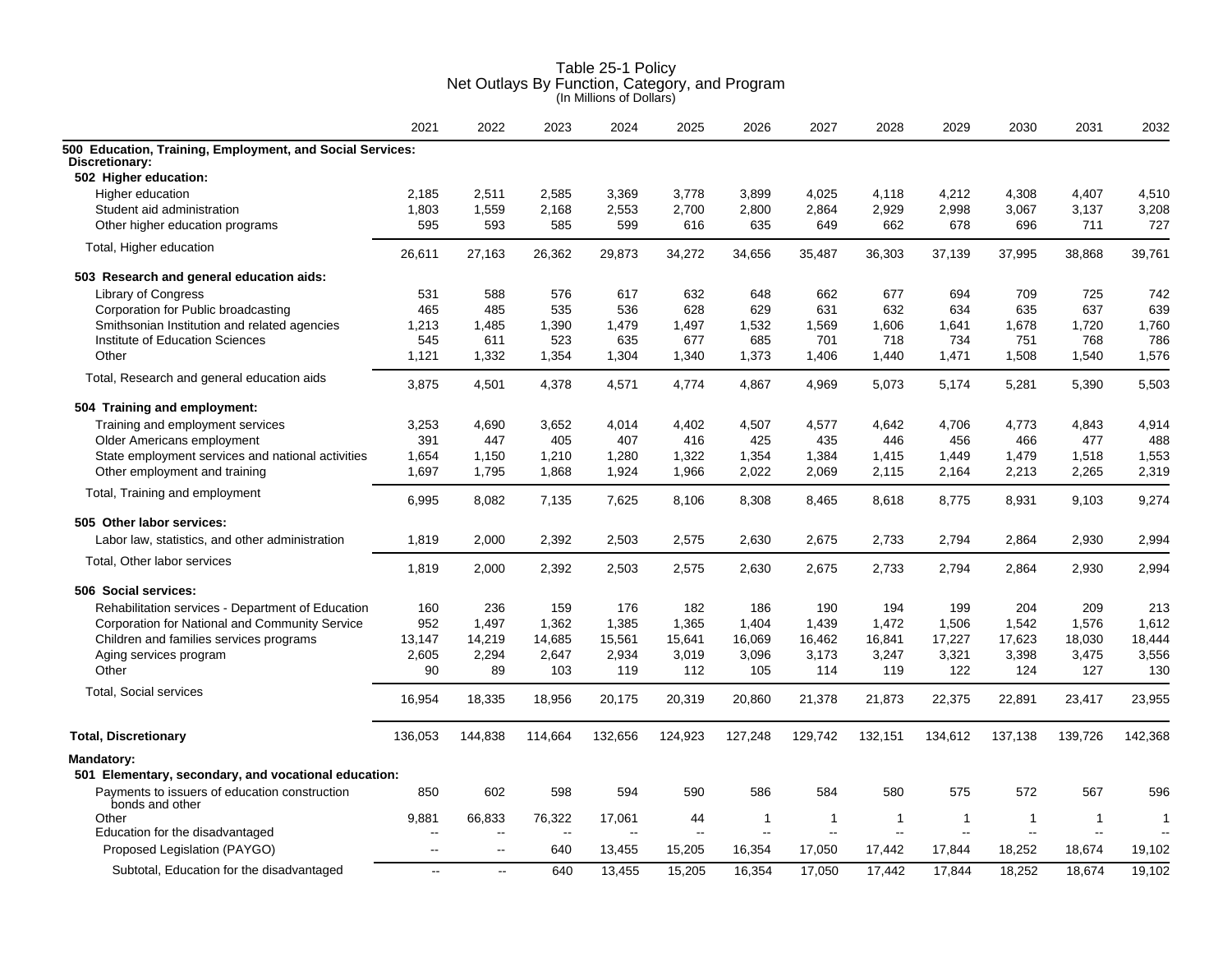# Table 25-1 Policy
## Net Outlays By Function, Category, and Program
(In Millions of Dollars)

| | 2021 | 2022 | 2023 | 2024 | 2025 | 2026 | 2027 | 2028 | 2029 | 2030 | 2031 | 2032 |
|---|---|---|---|---|---|---|---|---|---|---|---|---|
| **500 Education, Training, Employment, and Social Services:** | | | | | | | | | | | | |
| **Discretionary:** | | | | | | | | | | | | |
| **502 Higher education:** | | | | | | | | | | | | |
| Higher education | 2,185 | 2,511 | 2,585 | 3,369 | 3,778 | 3,899 | 4,025 | 4,118 | 4,212 | 4,308 | 4,407 | 4,510 |
| Student aid administration | 1,803 | 1,559 | 2,168 | 2,553 | 2,700 | 2,800 | 2,864 | 2,929 | 2,998 | 3,067 | 3,137 | 3,208 |
| Other higher education programs | 595 | 593 | 585 | 599 | 616 | 635 | 649 | 662 | 678 | 696 | 711 | 727 |
| Total, Higher education | 26,611 | 27,163 | 26,362 | 29,873 | 34,272 | 34,656 | 35,487 | 36,303 | 37,139 | 37,995 | 38,868 | 39,761 |
| **503 Research and general education aids:** | | | | | | | | | | | | |
| Library of Congress | 531 | 588 | 576 | 617 | 632 | 648 | 662 | 677 | 694 | 709 | 725 | 742 |
| Corporation for Public broadcasting | 465 | 485 | 535 | 536 | 628 | 629 | 631 | 632 | 634 | 635 | 637 | 639 |
| Smithsonian Institution and related agencies | 1,213 | 1,485 | 1,390 | 1,479 | 1,497 | 1,532 | 1,569 | 1,606 | 1,641 | 1,678 | 1,720 | 1,760 |
| Institute of Education Sciences | 545 | 611 | 523 | 635 | 677 | 685 | 701 | 718 | 734 | 751 | 768 | 786 |
| Other | 1,121 | 1,332 | 1,354 | 1,304 | 1,340 | 1,373 | 1,406 | 1,440 | 1,471 | 1,508 | 1,540 | 1,576 |
| Total, Research and general education aids | 3,875 | 4,501 | 4,378 | 4,571 | 4,774 | 4,867 | 4,969 | 5,073 | 5,174 | 5,281 | 5,390 | 5,503 |
| **504 Training and employment:** | | | | | | | | | | | | |
| Training and employment services | 3,253 | 4,690 | 3,652 | 4,014 | 4,402 | 4,507 | 4,577 | 4,642 | 4,706 | 4,773 | 4,843 | 4,914 |
| Older Americans employment | 391 | 447 | 405 | 407 | 416 | 425 | 435 | 446 | 456 | 466 | 477 | 488 |
| State employment services and national activities | 1,654 | 1,150 | 1,210 | 1,280 | 1,322 | 1,354 | 1,384 | 1,415 | 1,449 | 1,479 | 1,518 | 1,553 |
| Other employment and training | 1,697 | 1,795 | 1,868 | 1,924 | 1,966 | 2,022 | 2,069 | 2,115 | 2,164 | 2,213 | 2,265 | 2,319 |
| Total, Training and employment | 6,995 | 8,082 | 7,135 | 7,625 | 8,106 | 8,308 | 8,465 | 8,618 | 8,775 | 8,931 | 9,103 | 9,274 |
| **505 Other labor services:** | | | | | | | | | | | | |
| Labor law, statistics, and other administration | 1,819 | 2,000 | 2,392 | 2,503 | 2,575 | 2,630 | 2,675 | 2,733 | 2,794 | 2,864 | 2,930 | 2,994 |
| Total, Other labor services | 1,819 | 2,000 | 2,392 | 2,503 | 2,575 | 2,630 | 2,675 | 2,733 | 2,794 | 2,864 | 2,930 | 2,994 |
| **506 Social services:** | | | | | | | | | | | | |
| Rehabilitation services - Department of Education | 160 | 236 | 159 | 176 | 182 | 186 | 190 | 194 | 199 | 204 | 209 | 213 |
| Corporation for National and Community Service | 952 | 1,497 | 1,362 | 1,385 | 1,365 | 1,404 | 1,439 | 1,472 | 1,506 | 1,542 | 1,576 | 1,612 |
| Children and families services programs | 13,147 | 14,219 | 14,685 | 15,561 | 15,641 | 16,069 | 16,462 | 16,841 | 17,227 | 17,623 | 18,030 | 18,444 |
| Aging services program | 2,605 | 2,294 | 2,647 | 2,934 | 3,019 | 3,096 | 3,173 | 3,247 | 3,321 | 3,398 | 3,475 | 3,556 |
| Other | 90 | 89 | 103 | 119 | 112 | 105 | 114 | 119 | 122 | 124 | 127 | 130 |
| Total, Social services | 16,954 | 18,335 | 18,956 | 20,175 | 20,319 | 20,860 | 21,378 | 21,873 | 22,375 | 22,891 | 23,417 | 23,955 |
| **Total, Discretionary** | 136,053 | 144,838 | 114,664 | 132,656 | 124,923 | 127,248 | 129,742 | 132,151 | 134,612 | 137,138 | 139,726 | 142,368 |
| **Mandatory:** | | | | | | | | | | | | |
| **501 Elementary, secondary, and vocational education:** | | | | | | | | | | | | |
| Payments to issuers of education construction bonds and other | 850 | 602 | 598 | 594 | 590 | 586 | 584 | 580 | 575 | 572 | 567 | 596 |
| Other | 9,881 | 66,833 | 76,322 | 17,061 | 44 | 1 | 1 | 1 | 1 | 1 | 1 | 1 |
| Education for the disadvantaged | -- | -- | -- | -- | -- | -- | -- | -- | -- | -- | -- | -- |
| Proposed Legislation (PAYGO) | -- | -- | 640 | 13,455 | 15,205 | 16,354 | 17,050 | 17,442 | 17,844 | 18,252 | 18,674 | 19,102 |
| Subtotal, Education for the disadvantaged | -- | -- | 640 | 13,455 | 15,205 | 16,354 | 17,050 | 17,442 | 17,844 | 18,252 | 18,674 | 19,102 |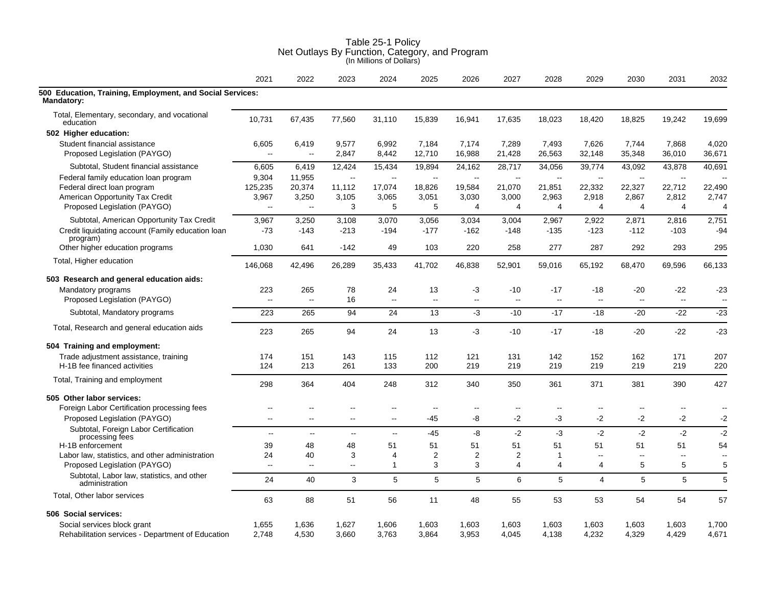# Table 25-1 Policy
## Net Outlays By Function, Category, and Program
(In Millions of Dollars)

| | 2021 | 2022 | 2023 | 2024 | 2025 | 2026 | 2027 | 2028 | 2029 | 2030 | 2031 | 2032 |
|---|---|---|---|---|---|---|---|---|---|---|---|---|
| **500 Education, Training, Employment, and Social Services:** | | | | | | | | | | | | |
| **Mandatory:** | | | | | | | | | | | | |
| Total, Elementary, secondary, and vocational education | 10,731 | 67,435 | 77,560 | 31,110 | 15,839 | 16,941 | 17,635 | 18,023 | 18,420 | 18,825 | 19,242 | 19,699 |
| **502 Higher education:** | | | | | | | | | | | | |
| Student financial assistance | 6,605 | 6,419 | 9,577 | 6,992 | 7,184 | 7,174 | 7,289 | 7,493 | 7,626 | 7,744 | 7,868 | 4,020 |
| Proposed Legislation (PAYGO) | -- | -- | 2,847 | 8,442 | 12,710 | 16,988 | 21,428 | 26,563 | 32,148 | 35,348 | 36,010 | 36,671 |
| Subtotal, Student financial assistance | 6,605 | 6,419 | 12,424 | 15,434 | 19,894 | 24,162 | 28,717 | 34,056 | 39,774 | 43,092 | 43,878 | 40,691 |
| Federal family education loan program | 9,304 | 11,955 | -- | -- | -- | -- | -- | -- | -- | -- | -- | -- |
| Federal direct loan program | 125,235 | 20,374 | 11,112 | 17,074 | 18,826 | 19,584 | 21,070 | 21,851 | 22,332 | 22,327 | 22,712 | 22,490 |
| American Opportunity Tax Credit | 3,967 | 3,250 | 3,105 | 3,065 | 3,051 | 3,030 | 3,000 | 2,963 | 2,918 | 2,867 | 2,812 | 2,747 |
| Proposed Legislation (PAYGO) | -- | -- | 3 | 5 | 5 | 4 | 4 | 4 | 4 | 4 | 4 | 4 |
| Subtotal, American Opportunity Tax Credit | 3,967 | 3,250 | 3,108 | 3,070 | 3,056 | 3,034 | 3,004 | 2,967 | 2,922 | 2,871 | 2,816 | 2,751 |
| Credit liquidating account (Family education loan program) | -73 | -143 | -213 | -194 | -177 | -162 | -148 | -135 | -123 | -112 | -103 | -94 |
| Other higher education programs | 1,030 | 641 | -142 | 49 | 103 | 220 | 258 | 277 | 287 | 292 | 293 | 295 |
| Total, Higher education | 146,068 | 42,496 | 26,289 | 35,433 | 41,702 | 46,838 | 52,901 | 59,016 | 65,192 | 68,470 | 69,596 | 66,133 |
| **503 Research and general education aids:** | | | | | | | | | | | | |
| Mandatory programs | 223 | 265 | 78 | 24 | 13 | -3 | -10 | -17 | -18 | -20 | -22 | -23 |
| Proposed Legislation (PAYGO) | -- | -- | 16 | -- | -- | -- | -- | -- | -- | -- | -- | -- |
| Subtotal, Mandatory programs | 223 | 265 | 94 | 24 | 13 | -3 | -10 | -17 | -18 | -20 | -22 | -23 |
| Total, Research and general education aids | 223 | 265 | 94 | 24 | 13 | -3 | -10 | -17 | -18 | -20 | -22 | -23 |
| **504 Training and employment:** | | | | | | | | | | | | |
| Trade adjustment assistance, training | 174 | 151 | 143 | 115 | 112 | 121 | 131 | 142 | 152 | 162 | 171 | 207 |
| H-1B fee financed activities | 124 | 213 | 261 | 133 | 200 | 219 | 219 | 219 | 219 | 219 | 219 | 220 |
| Total, Training and employment | 298 | 364 | 404 | 248 | 312 | 340 | 350 | 361 | 371 | 381 | 390 | 427 |
| **505 Other labor services:** | | | | | | | | | | | | |
| Foreign Labor Certification processing fees | -- | -- | -- | -- | -- | -- | -- | -- | -- | -- | -- | -- |
| Proposed Legislation (PAYGO) | -- | -- | -- | -- | -45 | -8 | -2 | -3 | -2 | -2 | -2 | -2 |
| Subtotal, Foreign Labor Certification processing fees | -- | -- | -- | -- | -45 | -8 | -2 | -3 | -2 | -2 | -2 | -2 |
| H-1B enforcement | 39 | 48 | 48 | 51 | 51 | 51 | 51 | 51 | 51 | 51 | 51 | 54 |
| Labor law, statistics, and other administration | 24 | 40 | 3 | 4 | 2 | 2 | 2 | 1 | -- | -- | -- | -- |
| Proposed Legislation (PAYGO) | -- | -- | -- | 1 | 3 | 3 | 4 | 4 | 4 | 5 | 5 | 5 |
| Subtotal, Labor law, statistics, and other administration | 24 | 40 | 3 | 5 | 5 | 5 | 6 | 5 | 4 | 5 | 5 | 5 |
| Total, Other labor services | 63 | 88 | 51 | 56 | 11 | 48 | 55 | 53 | 53 | 54 | 54 | 57 |
| **506 Social services:** | | | | | | | | | | | | |
| Social services block grant | 1,655 | 1,636 | 1,627 | 1,606 | 1,603 | 1,603 | 1,603 | 1,603 | 1,603 | 1,603 | 1,603 | 1,700 |
| Rehabilitation services - Department of Education | 2,748 | 4,530 | 3,660 | 3,763 | 3,864 | 3,953 | 4,045 | 4,138 | 4,232 | 4,329 | 4,429 | 4,671 |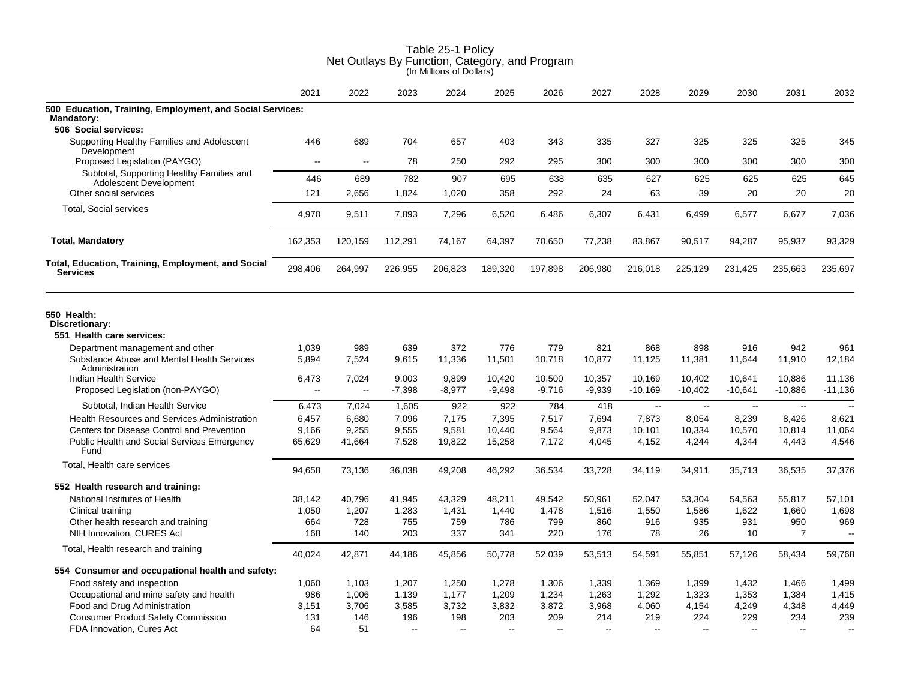# Table 25-1 Policy
## Net Outlays By Function, Category, and Program
(In Millions of Dollars)

| | 2021 | 2022 | 2023 | 2024 | 2025 | 2026 | 2027 | 2028 | 2029 | 2030 | 2031 | 2032 |
|---|---|---|---|---|---|---|---|---|---|---|---|---|
| **500 Education, Training, Employment, and Social Services:** | | | | | | | | | | | | |
| **Mandatory:** | | | | | | | | | | | | |
| **506 Social services:** | | | | | | | | | | | | |
| Supporting Healthy Families and Adolescent Development | 446 | 689 | 704 | 657 | 403 | 343 | 335 | 327 | 325 | 325 | 325 | 345 |
| Proposed Legislation (PAYGO) | -- | -- | 78 | 250 | 292 | 295 | 300 | 300 | 300 | 300 | 300 | 300 |
| Subtotal, Supporting Healthy Families and Adolescent Development | 446 | 689 | 782 | 907 | 695 | 638 | 635 | 627 | 625 | 625 | 625 | 645 |
| Other social services | 121 | 2,656 | 1,824 | 1,020 | 358 | 292 | 24 | 63 | 39 | 20 | 20 | 20 |
| Total, Social services | 4,970 | 9,511 | 7,893 | 7,296 | 6,520 | 6,486 | 6,307 | 6,431 | 6,499 | 6,577 | 6,677 | 7,036 |
| **Total, Mandatory** | 162,353 | 120,159 | 112,291 | 74,167 | 64,397 | 70,650 | 77,238 | 83,867 | 90,517 | 94,287 | 95,937 | 93,329 |
| **Total, Education, Training, Employment, and Social Services** | 298,406 | 264,997 | 226,955 | 206,823 | 189,320 | 197,898 | 206,980 | 216,018 | 225,129 | 231,425 | 235,663 | 235,697 |
| **550 Health:** | | | | | | | | | | | | |
| **Discretionary:** | | | | | | | | | | | | |
| **551 Health care services:** | | | | | | | | | | | | |
| Department management and other | 1,039 | 989 | 639 | 372 | 776 | 779 | 821 | 868 | 898 | 916 | 942 | 961 |
| Substance Abuse and Mental Health Services Administration | 5,894 | 7,524 | 9,615 | 11,336 | 11,501 | 10,718 | 10,877 | 11,125 | 11,381 | 11,644 | 11,910 | 12,184 |
| Indian Health Service | 6,473 | 7,024 | 9,003 | 9,899 | 10,420 | 10,500 | 10,357 | 10,169 | 10,402 | 10,641 | 10,886 | 11,136 |
| Proposed Legislation (non-PAYGO) | -- | -- | -7,398 | -8,977 | -9,498 | -9,716 | -9,939 | -10,169 | -10,402 | -10,641 | -10,886 | -11,136 |
| Subtotal, Indian Health Service | 6,473 | 7,024 | 1,605 | 922 | 922 | 784 | 418 | -- | -- | -- | -- | -- |
| Health Resources and Services Administration | 6,457 | 6,680 | 7,096 | 7,175 | 7,395 | 7,517 | 7,694 | 7,873 | 8,054 | 8,239 | 8,426 | 8,621 |
| Centers for Disease Control and Prevention | 9,166 | 9,255 | 9,555 | 9,581 | 10,440 | 9,564 | 9,873 | 10,101 | 10,334 | 10,570 | 10,814 | 11,064 |
| Public Health and Social Services Emergency Fund | 65,629 | 41,664 | 7,528 | 19,822 | 15,258 | 7,172 | 4,045 | 4,152 | 4,244 | 4,344 | 4,443 | 4,546 |
| Total, Health care services | 94,658 | 73,136 | 36,038 | 49,208 | 46,292 | 36,534 | 33,728 | 34,119 | 34,911 | 35,713 | 36,535 | 37,376 |
| **552 Health research and training:** | | | | | | | | | | | | |
| National Institutes of Health | 38,142 | 40,796 | 41,945 | 43,329 | 48,211 | 49,542 | 50,961 | 52,047 | 53,304 | 54,563 | 55,817 | 57,101 |
| Clinical training | 1,050 | 1,207 | 1,283 | 1,431 | 1,440 | 1,478 | 1,516 | 1,550 | 1,586 | 1,622 | 1,660 | 1,698 |
| Other health research and training | 664 | 728 | 755 | 759 | 786 | 799 | 860 | 916 | 935 | 931 | 950 | 969 |
| NIH Innovation, CURES Act | 168 | 140 | 203 | 337 | 341 | 220 | 176 | 78 | 26 | 10 | 7 | -- |
| Total, Health research and training | 40,024 | 42,871 | 44,186 | 45,856 | 50,778 | 52,039 | 53,513 | 54,591 | 55,851 | 57,126 | 58,434 | 59,768 |
| **554 Consumer and occupational health and safety:** | | | | | | | | | | | | |
| Food safety and inspection | 1,060 | 1,103 | 1,207 | 1,250 | 1,278 | 1,306 | 1,339 | 1,369 | 1,399 | 1,432 | 1,466 | 1,499 |
| Occupational and mine safety and health | 986 | 1,006 | 1,139 | 1,177 | 1,209 | 1,234 | 1,263 | 1,292 | 1,323 | 1,353 | 1,384 | 1,415 |
| Food and Drug Administration | 3,151 | 3,706 | 3,585 | 3,732 | 3,832 | 3,872 | 3,968 | 4,060 | 4,154 | 4,249 | 4,348 | 4,449 |
| Consumer Product Safety Commission | 131 | 146 | 196 | 198 | 203 | 209 | 214 | 219 | 224 | 229 | 234 | 239 |
| FDA Innovation, Cures Act | 64 | 51 | -- | -- | -- | -- | -- | -- | -- | -- | -- | -- |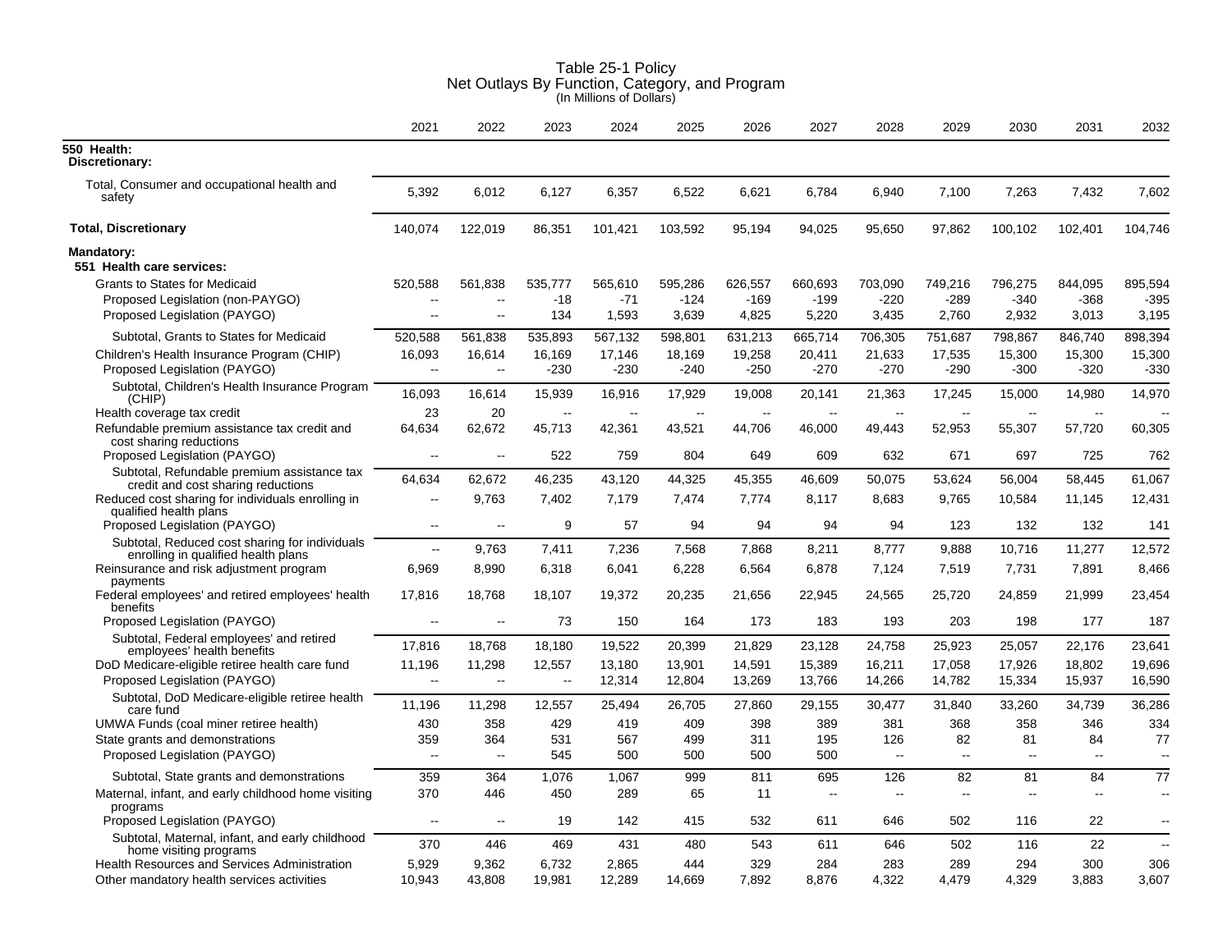# Table 25-1 Policy
## Net Outlays By Function, Category, and Program
(In Millions of Dollars)

| | 2021 | 2022 | 2023 | 2024 | 2025 | 2026 | 2027 | 2028 | 2029 | 2030 | 2031 | 2032 |
|---|---|---|---|---|---|---|---|---|---|---|---|---|
| **550 Health:** | | | | | | | | | | | | |
| **Discretionary:** | | | | | | | | | | | | |
| Total, Consumer and occupational health and safety | 5,392 | 6,012 | 6,127 | 6,357 | 6,522 | 6,621 | 6,784 | 6,940 | 7,100 | 7,263 | 7,432 | 7,602 |
| **Total, Discretionary** | 140,074 | 122,019 | 86,351 | 101,421 | 103,592 | 95,194 | 94,025 | 95,650 | 97,862 | 100,102 | 102,401 | 104,746 |
| **Mandatory:** | | | | | | | | | | | | |
| **551 Health care services:** | | | | | | | | | | | | |
| Grants to States for Medicaid | 520,588 | 561,838 | 535,777 | 565,610 | 595,286 | 626,557 | 660,693 | 703,090 | 749,216 | 796,275 | 844,095 | 895,594 |
| Proposed Legislation (non-PAYGO) | -- | -- | -18 | -71 | -124 | -169 | -199 | -220 | -289 | -340 | -368 | -395 |
| Proposed Legislation (PAYGO) | -- | -- | 134 | 1,593 | 3,639 | 4,825 | 5,220 | 3,435 | 2,760 | 2,932 | 3,013 | 3,195 |
| Subtotal, Grants to States for Medicaid | 520,588 | 561,838 | 535,893 | 567,132 | 598,801 | 631,213 | 665,714 | 706,305 | 751,687 | 798,867 | 846,740 | 898,394 |
| Children's Health Insurance Program (CHIP) | 16,093 | 16,614 | 16,169 | 17,146 | 18,169 | 19,258 | 20,411 | 21,633 | 17,535 | 15,300 | 15,300 | 15,300 |
| Proposed Legislation (PAYGO) | -- | -- | -230 | -230 | -240 | -250 | -270 | -270 | -290 | -300 | -320 | -330 |
| Subtotal, Children's Health Insurance Program (CHIP) | 16,093 | 16,614 | 15,939 | 16,916 | 17,929 | 19,008 | 20,141 | 21,363 | 17,245 | 15,000 | 14,980 | 14,970 |
| Health coverage tax credit | 23 | 20 | -- | -- | -- | -- | -- | -- | -- | -- | -- | -- |
| Refundable premium assistance tax credit and cost sharing reductions | 64,634 | 62,672 | 45,713 | 42,361 | 43,521 | 44,706 | 46,000 | 49,443 | 52,953 | 55,307 | 57,720 | 60,305 |
| Proposed Legislation (PAYGO) | -- | -- | 522 | 759 | 804 | 649 | 609 | 632 | 671 | 697 | 725 | 762 |
| Subtotal, Refundable premium assistance tax credit and cost sharing reductions | 64,634 | 62,672 | 46,235 | 43,120 | 44,325 | 45,355 | 46,609 | 50,075 | 53,624 | 56,004 | 58,445 | 61,067 |
| Reduced cost sharing for individuals enrolling in qualified health plans | -- | 9,763 | 7,402 | 7,179 | 7,474 | 7,774 | 8,117 | 8,683 | 9,765 | 10,584 | 11,145 | 12,431 |
| Proposed Legislation (PAYGO) | -- | -- | 9 | 57 | 94 | 94 | 94 | 94 | 123 | 132 | 132 | 141 |
| Subtotal, Reduced cost sharing for individuals enrolling in qualified health plans | -- | 9,763 | 7,411 | 7,236 | 7,568 | 7,868 | 8,211 | 8,777 | 9,888 | 10,716 | 11,277 | 12,572 |
| Reinsurance and risk adjustment program payments | 6,969 | 8,990 | 6,318 | 6,041 | 6,228 | 6,564 | 6,878 | 7,124 | 7,519 | 7,731 | 7,891 | 8,466 |
| Federal employees' and retired employees' health benefits | 17,816 | 18,768 | 18,107 | 19,372 | 20,235 | 21,656 | 22,945 | 24,565 | 25,720 | 24,859 | 21,999 | 23,454 |
| Proposed Legislation (PAYGO) | -- | -- | 73 | 150 | 164 | 173 | 183 | 193 | 203 | 198 | 177 | 187 |
| Subtotal, Federal employees' and retired employees' health benefits | 17,816 | 18,768 | 18,180 | 19,522 | 20,399 | 21,829 | 23,128 | 24,758 | 25,923 | 25,057 | 22,176 | 23,641 |
| DoD Medicare-eligible retiree health care fund | 11,196 | 11,298 | 12,557 | 13,180 | 13,901 | 14,591 | 15,389 | 16,211 | 17,058 | 17,926 | 18,802 | 19,696 |
| Proposed Legislation (PAYGO) | -- | -- | -- | 12,314 | 12,804 | 13,269 | 13,766 | 14,266 | 14,782 | 15,334 | 15,937 | 16,590 |
| Subtotal, DoD Medicare-eligible retiree health care fund | 11,196 | 11,298 | 12,557 | 25,494 | 26,705 | 27,860 | 29,155 | 30,477 | 31,840 | 33,260 | 34,739 | 36,286 |
| UMWA Funds (coal miner retiree health) | 430 | 358 | 429 | 419 | 409 | 398 | 389 | 381 | 368 | 358 | 346 | 334 |
| State grants and demonstrations | 359 | 364 | 531 | 567 | 499 | 311 | 195 | 126 | 82 | 81 | 84 | 77 |
| Proposed Legislation (PAYGO) | -- | -- | 545 | 500 | 500 | 500 | 500 | -- | -- | -- | -- | -- |
| Subtotal, State grants and demonstrations | 359 | 364 | 1,076 | 1,067 | 999 | 811 | 695 | 126 | 82 | 81 | 84 | 77 |
| Maternal, infant, and early childhood home visiting programs | 370 | 446 | 450 | 289 | 65 | 11 | -- | -- | -- | -- | -- | -- |
| Proposed Legislation (PAYGO) | -- | -- | 19 | 142 | 415 | 532 | 611 | 646 | 502 | 116 | 22 | -- |
| Subtotal, Maternal, infant, and early childhood home visiting programs | 370 | 446 | 469 | 431 | 480 | 543 | 611 | 646 | 502 | 116 | 22 | -- |
| Health Resources and Services Administration | 5,929 | 9,362 | 6,732 | 2,865 | 444 | 329 | 284 | 283 | 289 | 294 | 300 | 306 |
| Other mandatory health services activities | 10,943 | 43,808 | 19,981 | 12,289 | 14,669 | 7,892 | 8,876 | 4,322 | 4,479 | 4,329 | 3,883 | 3,607 |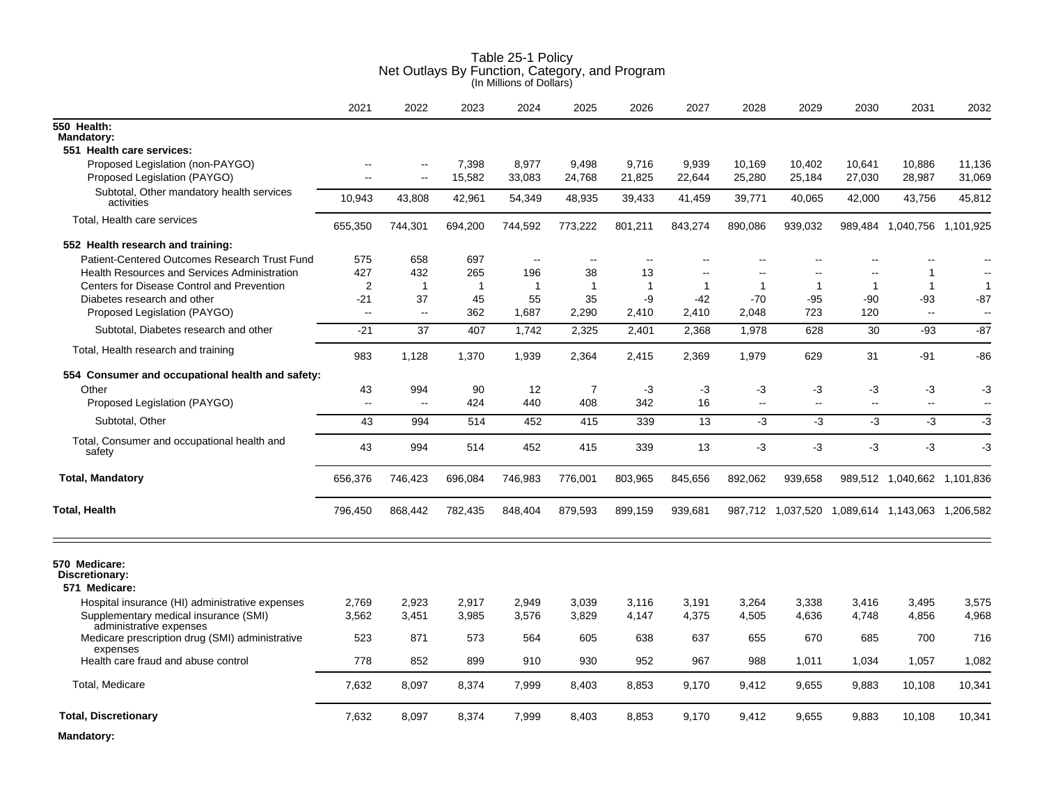# Table 25-1 Policy
## Net Outlays By Function, Category, and Program
(In Millions of Dollars)

| | 2021 | 2022 | 2023 | 2024 | 2025 | 2026 | 2027 | 2028 | 2029 | 2030 | 2031 | 2032 |
|---|---|---|---|---|---|---|---|---|---|---|---|---|
| **550 Health:** | | | | | | | | | | | | |
| **Mandatory:** | | | | | | | | | | | | |
| **551 Health care services:** | | | | | | | | | | | | |
| Proposed Legislation (non-PAYGO) | -- | -- | 7,398 | 8,977 | 9,498 | 9,716 | 9,939 | 10,169 | 10,402 | 10,641 | 10,886 | 11,136 |
| Proposed Legislation (PAYGO) | -- | -- | 15,582 | 33,083 | 24,768 | 21,825 | 22,644 | 25,280 | 25,184 | 27,030 | 28,987 | 31,069 |
| Subtotal, Other mandatory health services activities | 10,943 | 43,808 | 42,961 | 54,349 | 48,935 | 39,433 | 41,459 | 39,771 | 40,065 | 42,000 | 43,756 | 45,812 |
| Total, Health care services | 655,350 | 744,301 | 694,200 | 744,592 | 773,222 | 801,211 | 843,274 | 890,086 | 939,032 | 989,484 | 1,040,756 | 1,101,925 |
| **552 Health research and training:** | | | | | | | | | | | | |
| Patient-Centered Outcomes Research Trust Fund | 575 | 658 | 697 | -- | -- | -- | -- | -- | -- | -- | -- | -- |
| Health Resources and Services Administration | 427 | 432 | 265 | 196 | 38 | 13 | -- | -- | -- | -- | 1 | -- |
| Centers for Disease Control and Prevention | 2 | 1 | 1 | 1 | 1 | 1 | 1 | 1 | 1 | 1 | 1 | 1 |
| Diabetes research and other | -21 | 37 | 45 | 55 | 35 | -9 | -42 | -70 | -95 | -90 | -93 | -87 |
| Proposed Legislation (PAYGO) | -- | -- | 362 | 1,687 | 2,290 | 2,410 | 2,410 | 2,048 | 723 | 120 | -- | -- |
| Subtotal, Diabetes research and other | -21 | 37 | 407 | 1,742 | 2,325 | 2,401 | 2,368 | 1,978 | 628 | 30 | -93 | -87 |
| Total, Health research and training | 983 | 1,128 | 1,370 | 1,939 | 2,364 | 2,415 | 2,369 | 1,979 | 629 | 31 | -91 | -86 |
| **554 Consumer and occupational health and safety:** | | | | | | | | | | | | |
| Other | 43 | 994 | 90 | 12 | 7 | -3 | -3 | -3 | -3 | -3 | -3 | -3 |
| Proposed Legislation (PAYGO) | -- | -- | 424 | 440 | 408 | 342 | 16 | -- | -- | -- | -- | -- |
| Subtotal, Other | 43 | 994 | 514 | 452 | 415 | 339 | 13 | -3 | -3 | -3 | -3 | -3 |
| Total, Consumer and occupational health and safety | 43 | 994 | 514 | 452 | 415 | 339 | 13 | -3 | -3 | -3 | -3 | -3 |
| **Total, Mandatory** | 656,376 | 746,423 | 696,084 | 746,983 | 776,001 | 803,965 | 845,656 | 892,062 | 939,658 | 989,512 | 1,040,662 | 1,101,836 |
| **Total, Health** | 796,450 | 868,442 | 782,435 | 848,404 | 879,593 | 899,159 | 939,681 | 987,712 | 1,037,520 | 1,089,614 | 1,143,063 | 1,206,582 |
| **570 Medicare:** | | | | | | | | | | | | |
| **Discretionary:** | | | | | | | | | | | | |
| **571 Medicare:** | | | | | | | | | | | | |
| Hospital insurance (HI) administrative expenses | 2,769 | 2,923 | 2,917 | 2,949 | 3,039 | 3,116 | 3,191 | 3,264 | 3,338 | 3,416 | 3,495 | 3,575 |
| Supplementary medical insurance (SMI) administrative expenses | 3,562 | 3,451 | 3,985 | 3,576 | 3,829 | 4,147 | 4,375 | 4,505 | 4,636 | 4,748 | 4,856 | 4,968 |
| Medicare prescription drug (SMI) administrative expenses | 523 | 871 | 573 | 564 | 605 | 638 | 637 | 655 | 670 | 685 | 700 | 716 |
| Health care fraud and abuse control | 778 | 852 | 899 | 910 | 930 | 952 | 967 | 988 | 1,011 | 1,034 | 1,057 | 1,082 |
| Total, Medicare | 7,632 | 8,097 | 8,374 | 7,999 | 8,403 | 8,853 | 9,170 | 9,412 | 9,655 | 9,883 | 10,108 | 10,341 |
| **Total, Discretionary** | 7,632 | 8,097 | 8,374 | 7,999 | 8,403 | 8,853 | 9,170 | 9,412 | 9,655 | 9,883 | 10,108 | 10,341 |
| **Mandatory:** | | | | | | | | | | | | |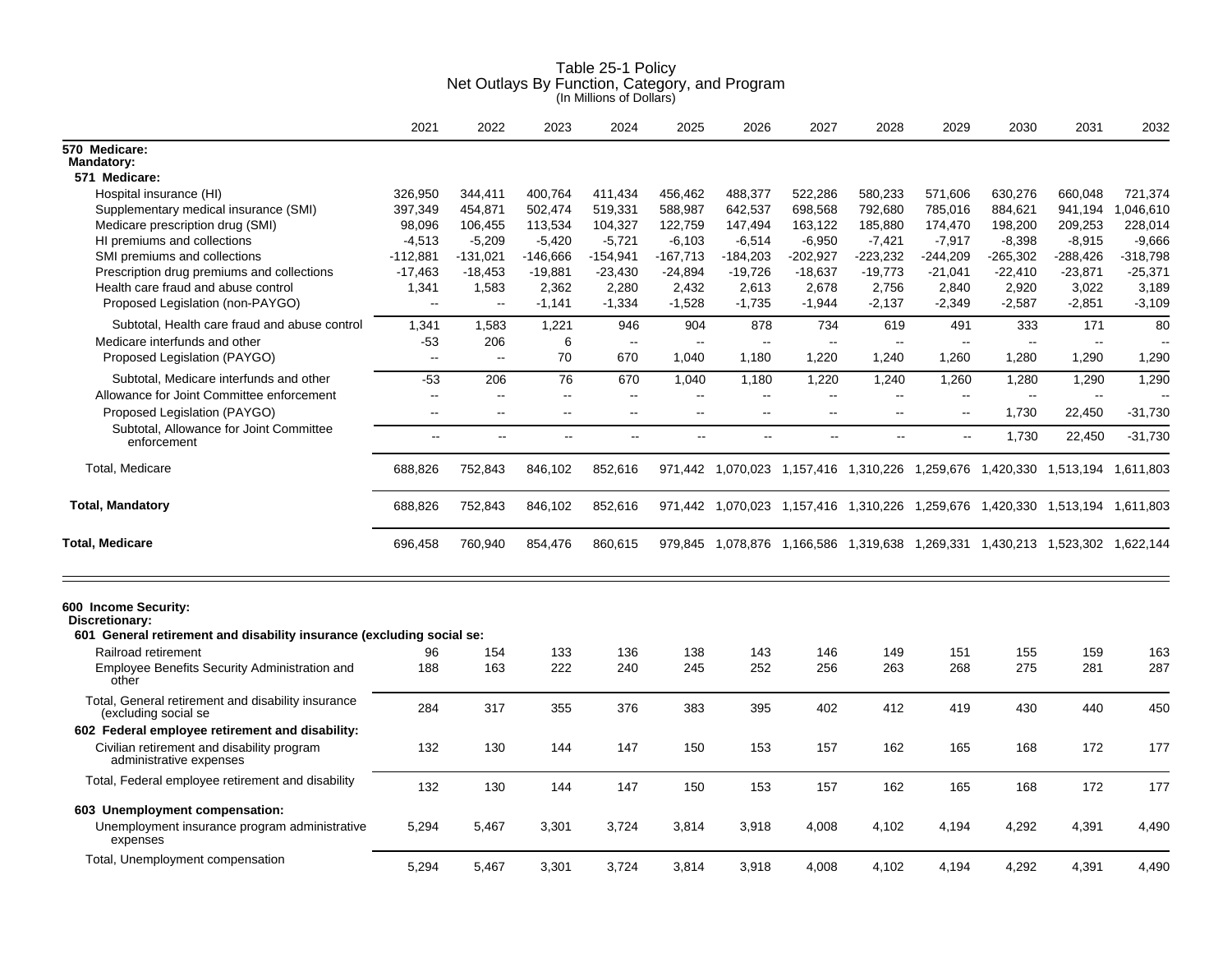# Table 25-1 Policy
## Net Outlays By Function, Category, and Program
(In Millions of Dollars)

| | 2021 | 2022 | 2023 | 2024 | 2025 | 2026 | 2027 | 2028 | 2029 | 2030 | 2031 | 2032 |
|---|---|---|---|---|---|---|---|---|---|---|---|---|
| **570 Medicare:** | | | | | | | | | | | | |
| **Mandatory:** | | | | | | | | | | | | |
| **571 Medicare:** | | | | | | | | | | | | |
| Hospital insurance (HI) | 326,950 | 344,411 | 400,764 | 411,434 | 456,462 | 488,377 | 522,286 | 580,233 | 571,606 | 630,276 | 660,048 | 721,374 |
| Supplementary medical insurance (SMI) | 397,349 | 454,871 | 502,474 | 519,331 | 588,987 | 642,537 | 698,568 | 792,680 | 785,016 | 884,621 | 941,194 | 1,046,610 |
| Medicare prescription drug (SMI) | 98,096 | 106,455 | 113,534 | 104,327 | 122,759 | 147,494 | 163,122 | 185,880 | 174,470 | 198,200 | 209,253 | 228,014 |
| HI premiums and collections | -4,513 | -5,209 | -5,420 | -5,721 | -6,103 | -6,514 | -6,950 | -7,421 | -7,917 | -8,398 | -8,915 | -9,666 |
| SMI premiums and collections | -112,881 | -131,021 | -146,666 | -154,941 | -167,713 | -184,203 | -202,927 | -223,232 | -244,209 | -265,302 | -288,426 | -318,798 |
| Prescription drug premiums and collections | -17,463 | -18,453 | -19,881 | -23,430 | -24,894 | -19,726 | -18,637 | -19,773 | -21,041 | -22,410 | -23,871 | -25,371 |
| Health care fraud and abuse control | 1,341 | 1,583 | 2,362 | 2,280 | 2,432 | 2,613 | 2,678 | 2,756 | 2,840 | 2,920 | 3,022 | 3,189 |
| Proposed Legislation (non-PAYGO) | -- | -- | -1,141 | -1,334 | -1,528 | -1,735 | -1,944 | -2,137 | -2,349 | -2,587 | -2,851 | -3,109 |
| Subtotal, Health care fraud and abuse control | 1,341 | 1,583 | 1,221 | 946 | 904 | 878 | 734 | 619 | 491 | 333 | 171 | 80 |
| Medicare interfunds and other | -53 | 206 | 6 | -- | -- | -- | -- | -- | -- | -- | -- | -- |
| Proposed Legislation (PAYGO) | -- | -- | 70 | 670 | 1,040 | 1,180 | 1,220 | 1,240 | 1,260 | 1,280 | 1,290 | 1,290 |
| Subtotal, Medicare interfunds and other | -53 | 206 | 76 | 670 | 1,040 | 1,180 | 1,220 | 1,240 | 1,260 | 1,280 | 1,290 | 1,290 |
| Allowance for Joint Committee enforcement | -- | -- | -- | -- | -- | -- | -- | -- | -- | -- | -- | -- |
| Proposed Legislation (PAYGO) | -- | -- | -- | -- | -- | -- | -- | -- | -- | 1,730 | 22,450 | -31,730 |
| Subtotal, Allowance for Joint Committee enforcement | -- | -- | -- | -- | -- | -- | -- | -- | -- | 1,730 | 22,450 | -31,730 |
| Total, Medicare | 688,826 | 752,843 | 846,102 | 852,616 | 971,442 | 1,070,023 | 1,157,416 | 1,310,226 | 1,259,676 | 1,420,330 | 1,513,194 | 1,611,803 |
| **Total, Mandatory** | 688,826 | 752,843 | 846,102 | 852,616 | 971,442 | 1,070,023 | 1,157,416 | 1,310,226 | 1,259,676 | 1,420,330 | 1,513,194 | 1,611,803 |
| **Total, Medicare** | 696,458 | 760,940 | 854,476 | 860,615 | 979,845 | 1,078,876 | 1,166,586 | 1,319,638 | 1,269,331 | 1,430,213 | 1,523,302 | 1,622,144 |
| **600 Income Security:** | | | | | | | | | | | | |
| **Discretionary:** | | | | | | | | | | | | |
| **601 General retirement and disability insurance (excluding social se:** | | | | | | | | | | | | |
| Railroad retirement | 96 | 154 | 133 | 136 | 138 | 143 | 146 | 149 | 151 | 155 | 159 | 163 |
| Employee Benefits Security Administration and other | 188 | 163 | 222 | 240 | 245 | 252 | 256 | 263 | 268 | 275 | 281 | 287 |
| Total, General retirement and disability insurance (excluding social se | 284 | 317 | 355 | 376 | 383 | 395 | 402 | 412 | 419 | 430 | 440 | 450 |
| **602 Federal employee retirement and disability:** | | | | | | | | | | | | |
| Civilian retirement and disability program administrative expenses | 132 | 130 | 144 | 147 | 150 | 153 | 157 | 162 | 165 | 168 | 172 | 177 |
| Total, Federal employee retirement and disability | 132 | 130 | 144 | 147 | 150 | 153 | 157 | 162 | 165 | 168 | 172 | 177 |
| **603 Unemployment compensation:** | | | | | | | | | | | | |
| Unemployment insurance program administrative expenses | 5,294 | 5,467 | 3,301 | 3,724 | 3,814 | 3,918 | 4,008 | 4,102 | 4,194 | 4,292 | 4,391 | 4,490 |
| Total, Unemployment compensation | 5,294 | 5,467 | 3,301 | 3,724 | 3,814 | 3,918 | 4,008 | 4,102 | 4,194 | 4,292 | 4,391 | 4,490 |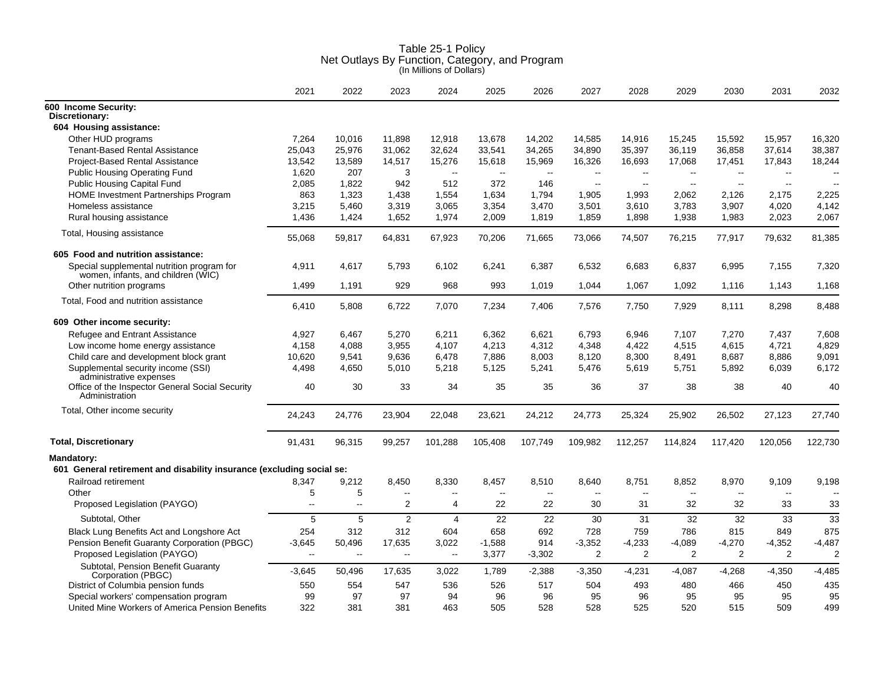# Table 25-1 Policy
## Net Outlays By Function, Category, and Program
(In Millions of Dollars)

| | 2021 | 2022 | 2023 | 2024 | 2025 | 2026 | 2027 | 2028 | 2029 | 2030 | 2031 | 2032 |
|---|---|---|---|---|---|---|---|---|---|---|---|---|
| **600 Income Security:** | | | | | | | | | | | | |
| **Discretionary:** | | | | | | | | | | | | |
| **604 Housing assistance:** | | | | | | | | | | | | |
| Other HUD programs | 7,264 | 10,016 | 11,898 | 12,918 | 13,678 | 14,202 | 14,585 | 14,916 | 15,245 | 15,592 | 15,957 | 16,320 |
| Tenant-Based Rental Assistance | 25,043 | 25,976 | 31,062 | 32,624 | 33,541 | 34,265 | 34,890 | 35,397 | 36,119 | 36,858 | 37,614 | 38,387 |
| Project-Based Rental Assistance | 13,542 | 13,589 | 14,517 | 15,276 | 15,618 | 15,969 | 16,326 | 16,693 | 17,068 | 17,451 | 17,843 | 18,244 |
| Public Housing Operating Fund | 1,620 | 207 | 3 | -- | -- | -- | -- | -- | -- | -- | -- | -- |
| Public Housing Capital Fund | 2,085 | 1,822 | 942 | 512 | 372 | 146 | -- | -- | -- | -- | -- | -- |
| HOME Investment Partnerships Program | 863 | 1,323 | 1,438 | 1,554 | 1,634 | 1,794 | 1,905 | 1,993 | 2,062 | 2,126 | 2,175 | 2,225 |
| Homeless assistance | 3,215 | 5,460 | 3,319 | 3,065 | 3,354 | 3,470 | 3,501 | 3,610 | 3,783 | 3,907 | 4,020 | 4,142 |
| Rural housing assistance | 1,436 | 1,424 | 1,652 | 1,974 | 2,009 | 1,819 | 1,859 | 1,898 | 1,938 | 1,983 | 2,023 | 2,067 |
| Total, Housing assistance | 55,068 | 59,817 | 64,831 | 67,923 | 70,206 | 71,665 | 73,066 | 74,507 | 76,215 | 77,917 | 79,632 | 81,385 |
| **605 Food and nutrition assistance:** | | | | | | | | | | | | |
| Special supplemental nutrition program for women, infants, and children (WIC) | 4,911 | 4,617 | 5,793 | 6,102 | 6,241 | 6,387 | 6,532 | 6,683 | 6,837 | 6,995 | 7,155 | 7,320 |
| Other nutrition programs | 1,499 | 1,191 | 929 | 968 | 993 | 1,019 | 1,044 | 1,067 | 1,092 | 1,116 | 1,143 | 1,168 |
| Total, Food and nutrition assistance | 6,410 | 5,808 | 6,722 | 7,070 | 7,234 | 7,406 | 7,576 | 7,750 | 7,929 | 8,111 | 8,298 | 8,488 |
| **609 Other income security:** | | | | | | | | | | | | |
| Refugee and Entrant Assistance | 4,927 | 6,467 | 5,270 | 6,211 | 6,362 | 6,621 | 6,793 | 6,946 | 7,107 | 7,270 | 7,437 | 7,608 |
| Low income home energy assistance | 4,158 | 4,088 | 3,955 | 4,107 | 4,213 | 4,312 | 4,348 | 4,422 | 4,515 | 4,615 | 4,721 | 4,829 |
| Child care and development block grant | 10,620 | 9,541 | 9,636 | 6,478 | 7,886 | 8,003 | 8,120 | 8,300 | 8,491 | 8,687 | 8,886 | 9,091 |
| Supplemental security income (SSI) administrative expenses | 4,498 | 4,650 | 5,010 | 5,218 | 5,125 | 5,241 | 5,476 | 5,619 | 5,751 | 5,892 | 6,039 | 6,172 |
| Office of the Inspector General Social Security Administration | 40 | 30 | 33 | 34 | 35 | 35 | 36 | 37 | 38 | 38 | 40 | 40 |
| Total, Other income security | 24,243 | 24,776 | 23,904 | 22,048 | 23,621 | 24,212 | 24,773 | 25,324 | 25,902 | 26,502 | 27,123 | 27,740 |
| **Total, Discretionary** | 91,431 | 96,315 | 99,257 | 101,288 | 105,408 | 107,749 | 109,982 | 112,257 | 114,824 | 117,420 | 120,056 | 122,730 |
| **Mandatory:** | | | | | | | | | | | | |
| **601 General retirement and disability insurance (excluding social se:** | | | | | | | | | | | | |
| Railroad retirement | 8,347 | 9,212 | 8,450 | 8,330 | 8,457 | 8,510 | 8,640 | 8,751 | 8,852 | 8,970 | 9,109 | 9,198 |
| Other | 5 | 5 | -- | -- | -- | -- | -- | -- | -- | -- | -- | -- |
| Proposed Legislation (PAYGO) | -- | -- | 2 | 4 | 22 | 22 | 30 | 31 | 32 | 32 | 33 | 33 |
| Subtotal, Other | 5 | 5 | 2 | 4 | 22 | 22 | 30 | 31 | 32 | 32 | 33 | 33 |
| Black Lung Benefits Act and Longshore Act | 254 | 312 | 312 | 604 | 658 | 692 | 728 | 759 | 786 | 815 | 849 | 875 |
| Pension Benefit Guaranty Corporation (PBGC) | -3,645 | 50,496 | 17,635 | 3,022 | -1,588 | 914 | -3,352 | -4,233 | -4,089 | -4,270 | -4,352 | -4,487 |
| Proposed Legislation (PAYGO) | -- | -- | -- | -- | 3,377 | -3,302 | 2 | 2 | 2 | 2 | 2 | 2 |
| Subtotal, Pension Benefit Guaranty Corporation (PBGC) | -3,645 | 50,496 | 17,635 | 3,022 | 1,789 | -2,388 | -3,350 | -4,231 | -4,087 | -4,268 | -4,350 | -4,485 |
| District of Columbia pension funds | 550 | 554 | 547 | 536 | 526 | 517 | 504 | 493 | 480 | 466 | 450 | 435 |
| Special workers' compensation program | 99 | 97 | 97 | 94 | 96 | 96 | 95 | 96 | 95 | 95 | 95 | 95 |
| United Mine Workers of America Pension Benefits | 322 | 381 | 381 | 463 | 505 | 528 | 528 | 525 | 520 | 515 | 509 | 499 |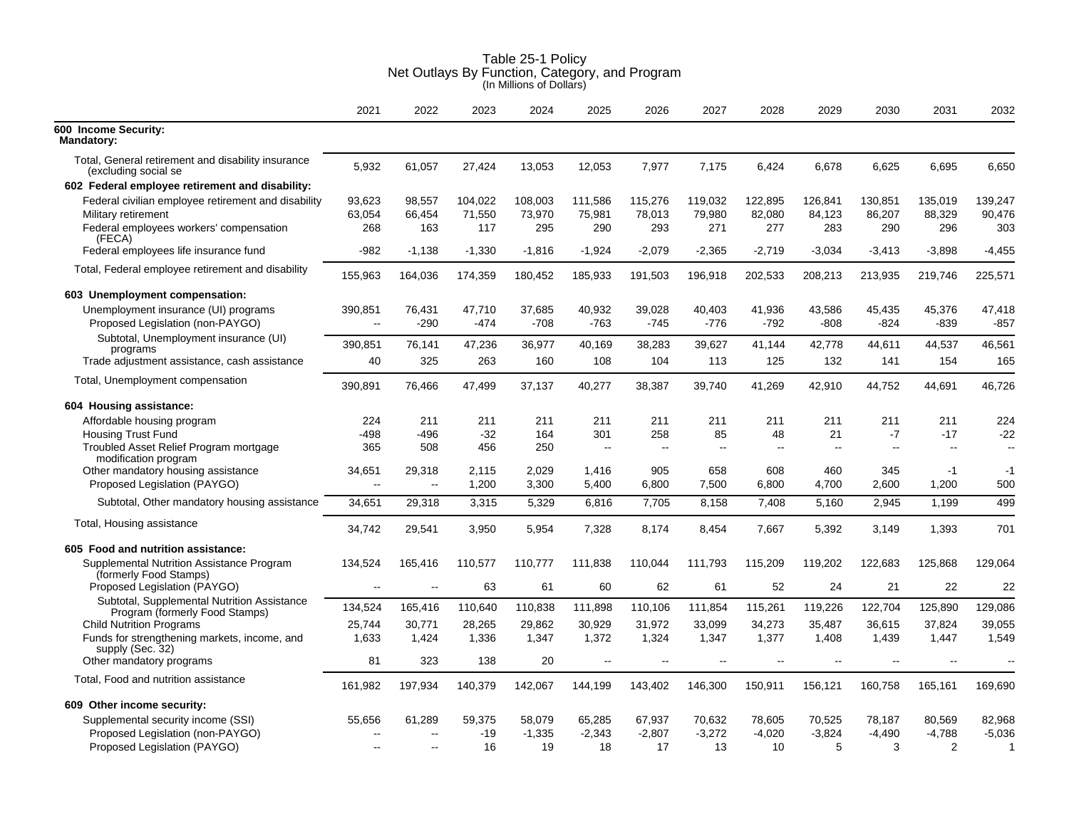# Table 25-1 Policy
## Net Outlays By Function, Category, and Program
(In Millions of Dollars)

| | 2021 | 2022 | 2023 | 2024 | 2025 | 2026 | 2027 | 2028 | 2029 | 2030 | 2031 | 2032 |
|---|---|---|---|---|---|---|---|---|---|---|---|---|
| **600 Income Security:** | | | | | | | | | | | | |
| **Mandatory:** | | | | | | | | | | | | |
| Total, General retirement and disability insurance (excluding social se | 5,932 | 61,057 | 27,424 | 13,053 | 12,053 | 7,977 | 7,175 | 6,424 | 6,678 | 6,625 | 6,695 | 6,650 |
| **602 Federal employee retirement and disability:** | | | | | | | | | | | | |
| Federal civilian employee retirement and disability | 93,623 | 98,557 | 104,022 | 108,003 | 111,586 | 115,276 | 119,032 | 122,895 | 126,841 | 130,851 | 135,019 | 139,247 |
| Military retirement | 63,054 | 66,454 | 71,550 | 73,970 | 75,981 | 78,013 | 79,980 | 82,080 | 84,123 | 86,207 | 88,329 | 90,476 |
| Federal employees workers' compensation (FECA) | 268 | 163 | 117 | 295 | 290 | 293 | 271 | 277 | 283 | 290 | 296 | 303 |
| Federal employees life insurance fund | -982 | -1,138 | -1,330 | -1,816 | -1,924 | -2,079 | -2,365 | -2,719 | -3,034 | -3,413 | -3,898 | -4,455 |
| Total, Federal employee retirement and disability | 155,963 | 164,036 | 174,359 | 180,452 | 185,933 | 191,503 | 196,918 | 202,533 | 208,213 | 213,935 | 219,746 | 225,571 |
| **603 Unemployment compensation:** | | | | | | | | | | | | |
| Unemployment insurance (UI) programs | 390,851 | 76,431 | 47,710 | 37,685 | 40,932 | 39,028 | 40,403 | 41,936 | 43,586 | 45,435 | 45,376 | 47,418 |
| Proposed Legislation (non-PAYGO) | -- | -290 | -474 | -708 | -763 | -745 | -776 | -792 | -808 | -824 | -839 | -857 |
| Subtotal, Unemployment insurance (UI) programs | 390,851 | 76,141 | 47,236 | 36,977 | 40,169 | 38,283 | 39,627 | 41,144 | 42,778 | 44,611 | 44,537 | 46,561 |
| Trade adjustment assistance, cash assistance | 40 | 325 | 263 | 160 | 108 | 104 | 113 | 125 | 132 | 141 | 154 | 165 |
| Total, Unemployment compensation | 390,891 | 76,466 | 47,499 | 37,137 | 40,277 | 38,387 | 39,740 | 41,269 | 42,910 | 44,752 | 44,691 | 46,726 |
| **604 Housing assistance:** | | | | | | | | | | | | |
| Affordable housing program | 224 | 211 | 211 | 211 | 211 | 211 | 211 | 211 | 211 | 211 | 211 | 224 |
| Housing Trust Fund | -498 | -496 | -32 | 164 | 301 | 258 | 85 | 48 | 21 | -7 | -17 | -22 |
| Troubled Asset Relief Program mortgage modification program | 365 | 508 | 456 | 250 | -- | -- | -- | -- | -- | -- | -- | -- |
| Other mandatory housing assistance | 34,651 | 29,318 | 2,115 | 2,029 | 1,416 | 905 | 658 | 608 | 460 | 345 | -1 | -1 |
| Proposed Legislation (PAYGO) | -- | -- | 1,200 | 3,300 | 5,400 | 6,800 | 7,500 | 6,800 | 4,700 | 2,600 | 1,200 | 500 |
| Subtotal, Other mandatory housing assistance | 34,651 | 29,318 | 3,315 | 5,329 | 6,816 | 7,705 | 8,158 | 7,408 | 5,160 | 2,945 | 1,199 | 499 |
| Total, Housing assistance | 34,742 | 29,541 | 3,950 | 5,954 | 7,328 | 8,174 | 8,454 | 7,667 | 5,392 | 3,149 | 1,393 | 701 |
| **605 Food and nutrition assistance:** | | | | | | | | | | | | |
| Supplemental Nutrition Assistance Program (formerly Food Stamps) | 134,524 | 165,416 | 110,577 | 110,777 | 111,838 | 110,044 | 111,793 | 115,209 | 119,202 | 122,683 | 125,868 | 129,064 |
| Proposed Legislation (PAYGO) | -- | -- | 63 | 61 | 60 | 62 | 61 | 52 | 24 | 21 | 22 | 22 |
| Subtotal, Supplemental Nutrition Assistance Program (formerly Food Stamps) | 134,524 | 165,416 | 110,640 | 110,838 | 111,898 | 110,106 | 111,854 | 115,261 | 119,226 | 122,704 | 125,890 | 129,086 |
| Child Nutrition Programs | 25,744 | 30,771 | 28,265 | 29,862 | 30,929 | 31,972 | 33,099 | 34,273 | 35,487 | 36,615 | 37,824 | 39,055 |
| Funds for strengthening markets, income, and supply (Sec. 32) | 1,633 | 1,424 | 1,336 | 1,347 | 1,372 | 1,324 | 1,347 | 1,377 | 1,408 | 1,439 | 1,447 | 1,549 |
| Other mandatory programs | 81 | 323 | 138 | 20 | -- | -- | -- | -- | -- | -- | -- | -- |
| Total, Food and nutrition assistance | 161,982 | 197,934 | 140,379 | 142,067 | 144,199 | 143,402 | 146,300 | 150,911 | 156,121 | 160,758 | 165,161 | 169,690 |
| **609 Other income security:** | | | | | | | | | | | | |
| Supplemental security income (SSI) | 55,656 | 61,289 | 59,375 | 58,079 | 65,285 | 67,937 | 70,632 | 78,605 | 70,525 | 78,187 | 80,569 | 82,968 |
| Proposed Legislation (non-PAYGO) | -- | -- | -19 | -1,335 | -2,343 | -2,807 | -3,272 | -4,020 | -3,824 | -4,490 | -4,788 | -5,036 |
| Proposed Legislation (PAYGO) | -- | -- | 16 | 19 | 18 | 17 | 13 | 10 | 5 | 3 | 2 | 1 |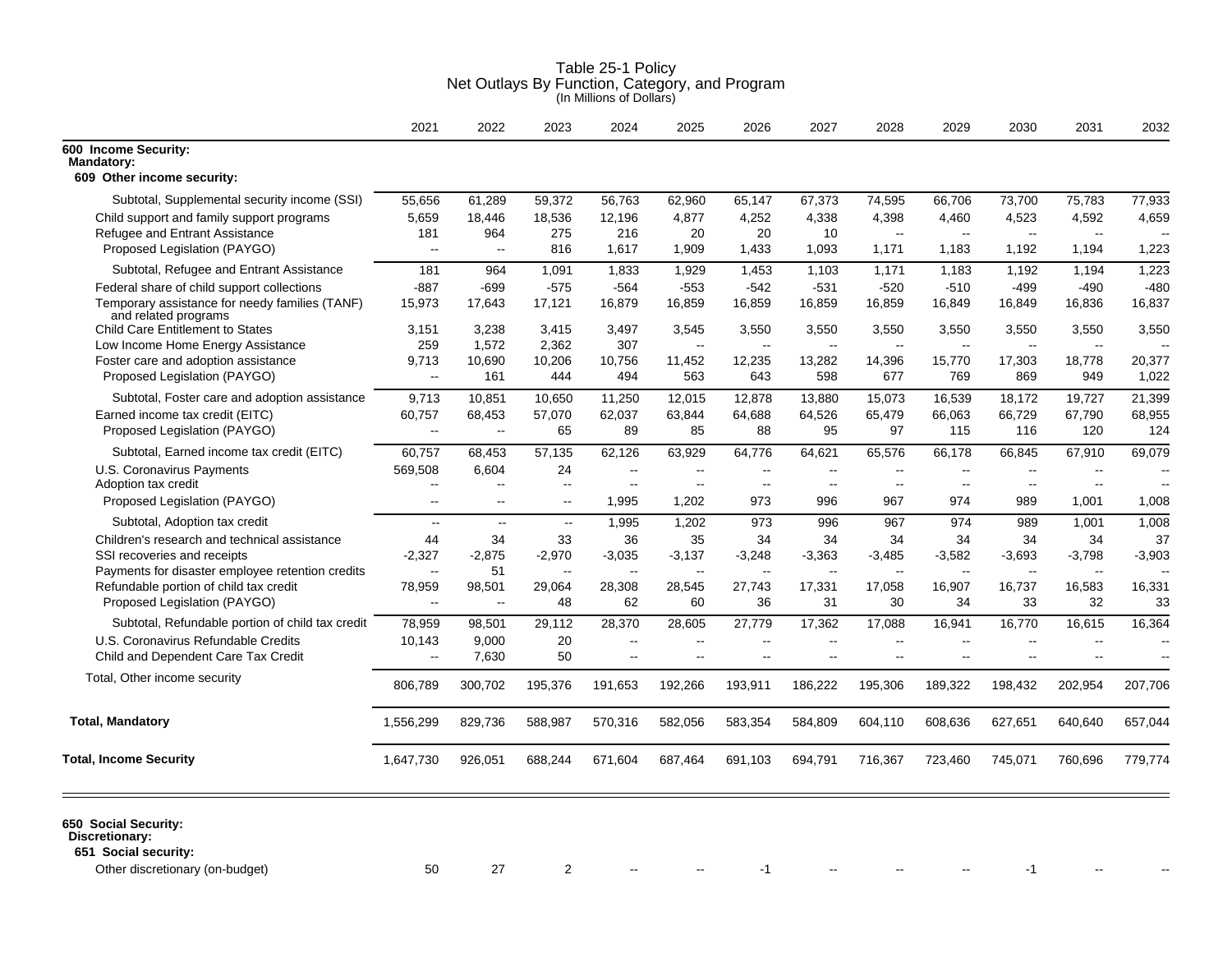# Table 25-1 Policy
## Net Outlays By Function, Category, and Program
(In Millions of Dollars)

| | 2021 | 2022 | 2023 | 2024 | 2025 | 2026 | 2027 | 2028 | 2029 | 2030 | 2031 | 2032 |
|---|---|---|---|---|---|---|---|---|---|---|---|---|
| **600 Income Security:** | | | | | | | | | | | | |
| **Mandatory:** | | | | | | | | | | | | |
| **609 Other income security:** | | | | | | | | | | | | |
| Subtotal, Supplemental security income (SSI) | 55,656 | 61,289 | 59,372 | 56,763 | 62,960 | 65,147 | 67,373 | 74,595 | 66,706 | 73,700 | 75,783 | 77,933 |
| Child support and family support programs | 5,659 | 18,446 | 18,536 | 12,196 | 4,877 | 4,252 | 4,338 | 4,398 | 4,460 | 4,523 | 4,592 | 4,659 |
| Refugee and Entrant Assistance | 181 | 964 | 275 | 216 | 20 | 20 | 10 | -- | -- | -- | -- | -- |
| Proposed Legislation (PAYGO) | -- | -- | 816 | 1,617 | 1,909 | 1,433 | 1,093 | 1,171 | 1,183 | 1,192 | 1,194 | 1,223 |
| Subtotal, Refugee and Entrant Assistance | 181 | 964 | 1,091 | 1,833 | 1,929 | 1,453 | 1,103 | 1,171 | 1,183 | 1,192 | 1,194 | 1,223 |
| Federal share of child support collections | -887 | -699 | -575 | -564 | -553 | -542 | -531 | -520 | -510 | -499 | -490 | -480 |
| Temporary assistance for needy families (TANF) and related programs | 15,973 | 17,643 | 17,121 | 16,879 | 16,859 | 16,859 | 16,859 | 16,859 | 16,849 | 16,849 | 16,836 | 16,837 |
| Child Care Entitlement to States | 3,151 | 3,238 | 3,415 | 3,497 | 3,545 | 3,550 | 3,550 | 3,550 | 3,550 | 3,550 | 3,550 | 3,550 |
| Low Income Home Energy Assistance | 259 | 1,572 | 2,362 | 307 | -- | -- | -- | -- | -- | -- | -- | -- |
| Foster care and adoption assistance | 9,713 | 10,690 | 10,206 | 10,756 | 11,452 | 12,235 | 13,282 | 14,396 | 15,770 | 17,303 | 18,778 | 20,377 |
| Proposed Legislation (PAYGO) | -- | 161 | 444 | 494 | 563 | 643 | 598 | 677 | 769 | 869 | 949 | 1,022 |
| Subtotal, Foster care and adoption assistance | 9,713 | 10,851 | 10,650 | 11,250 | 12,015 | 12,878 | 13,880 | 15,073 | 16,539 | 18,172 | 19,727 | 21,399 |
| Earned income tax credit (EITC) | 60,757 | 68,453 | 57,070 | 62,037 | 63,844 | 64,688 | 64,526 | 65,479 | 66,063 | 66,729 | 67,790 | 68,955 |
| Proposed Legislation (PAYGO) | -- | -- | 65 | 89 | 85 | 88 | 95 | 97 | 115 | 116 | 120 | 124 |
| Subtotal, Earned income tax credit (EITC) | 60,757 | 68,453 | 57,135 | 62,126 | 63,929 | 64,776 | 64,621 | 65,576 | 66,178 | 66,845 | 67,910 | 69,079 |
| U.S. Coronavirus Payments | 569,508 | 6,604 | 24 | -- | -- | -- | -- | -- | -- | -- | -- | -- |
| Adoption tax credit | -- | -- | -- | -- | -- | -- | -- | -- | -- | -- | -- | -- |
| Proposed Legislation (PAYGO) | -- | -- | -- | 1,995 | 1,202 | 973 | 996 | 967 | 974 | 989 | 1,001 | 1,008 |
| Subtotal, Adoption tax credit | -- | -- | -- | 1,995 | 1,202 | 973 | 996 | 967 | 974 | 989 | 1,001 | 1,008 |
| Children's research and technical assistance | 44 | 34 | 33 | 36 | 35 | 34 | 34 | 34 | 34 | 34 | 34 | 37 |
| SSI recoveries and receipts | -2,327 | -2,875 | -2,970 | -3,035 | -3,137 | -3,248 | -3,363 | -3,485 | -3,582 | -3,693 | -3,798 | -3,903 |
| Payments for disaster employee retention credits | -- | 51 | -- | -- | -- | -- | -- | -- | -- | -- | -- | -- |
| Refundable portion of child tax credit | 78,959 | 98,501 | 29,064 | 28,308 | 28,545 | 27,743 | 17,331 | 17,058 | 16,907 | 16,737 | 16,583 | 16,331 |
| Proposed Legislation (PAYGO) | -- | -- | 48 | 62 | 60 | 36 | 31 | 30 | 34 | 33 | 32 | 33 |
| Subtotal, Refundable portion of child tax credit | 78,959 | 98,501 | 29,112 | 28,370 | 28,605 | 27,779 | 17,362 | 17,088 | 16,941 | 16,770 | 16,615 | 16,364 |
| U.S. Coronavirus Refundable Credits | 10,143 | 9,000 | 20 | -- | -- | -- | -- | -- | -- | -- | -- | -- |
| Child and Dependent Care Tax Credit | -- | 7,630 | 50 | -- | -- | -- | -- | -- | -- | -- | -- | -- |
| Total, Other income security | 806,789 | 300,702 | 195,376 | 191,653 | 192,266 | 193,911 | 186,222 | 195,306 | 189,322 | 198,432 | 202,954 | 207,706 |
| **Total, Mandatory** | 1,556,299 | 829,736 | 588,987 | 570,316 | 582,056 | 583,354 | 584,809 | 604,110 | 608,636 | 627,651 | 640,640 | 657,044 |
| **Total, Income Security** | 1,647,730 | 926,051 | 688,244 | 671,604 | 687,464 | 691,103 | 694,791 | 716,367 | 723,460 | 745,071 | 760,696 | 779,774 |
| **650 Social Security:** | | | | | | | | | | | | |
| **Discretionary:** | | | | | | | | | | | | |
| **651 Social security:** | | | | | | | | | | | | |
| Other discretionary (on-budget) | 50 | 27 | 2 | -- | -- | -1 | -- | -- | -- | -1 | -- | -- |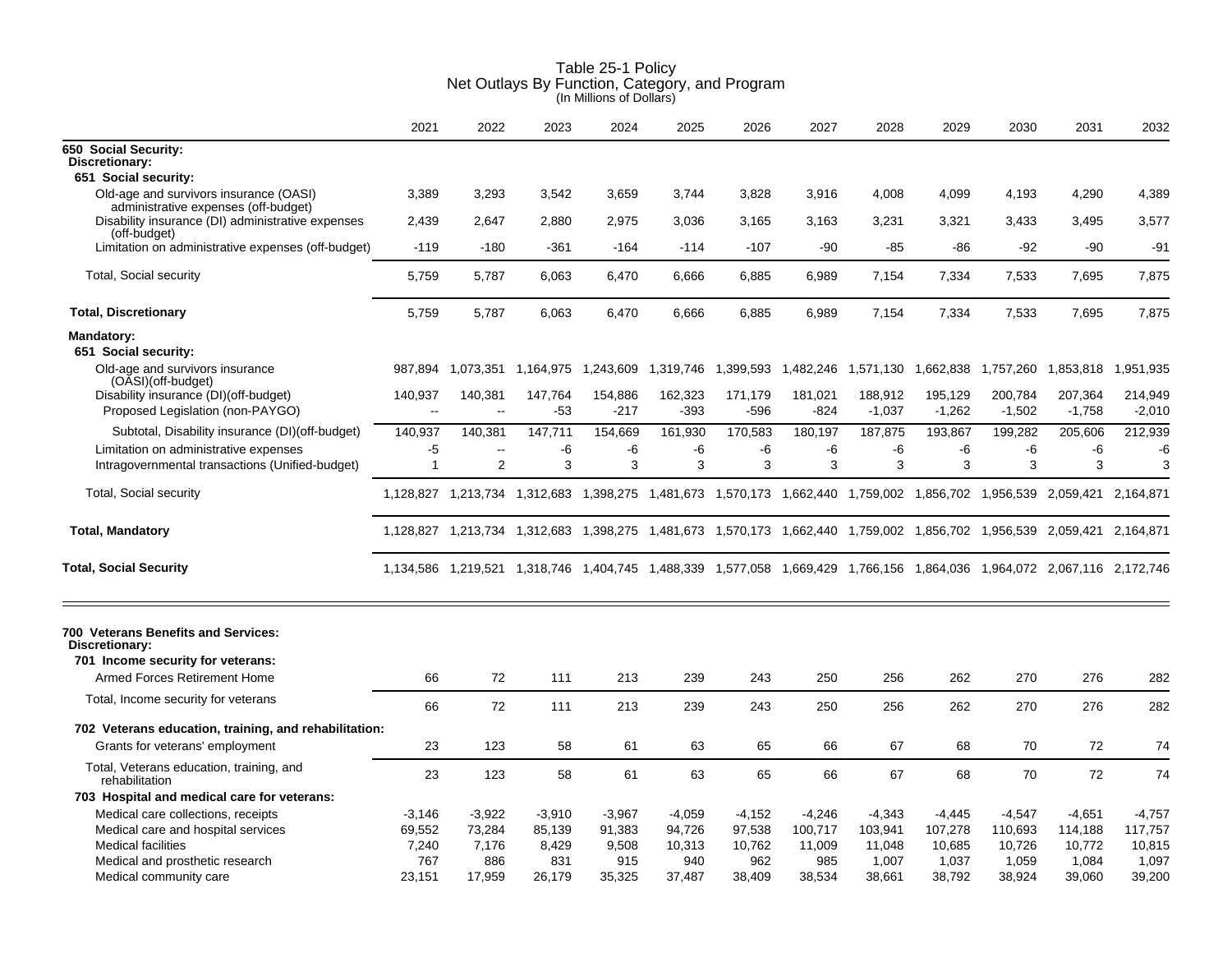# Table 25-1 Policy
## Net Outlays By Function, Category, and Program
(In Millions of Dollars)

| | 2021 | 2022 | 2023 | 2024 | 2025 | 2026 | 2027 | 2028 | 2029 | 2030 | 2031 | 2032 |
|---|---|---|---|---|---|---|---|---|---|---|---|---|
| **650 Social Security:** | | | | | | | | | | | | |
| **Discretionary:** | | | | | | | | | | | | |
| **651 Social security:** | | | | | | | | | | | | |
| Old-age and survivors insurance (OASI) administrative expenses (off-budget) | 3,389 | 3,293 | 3,542 | 3,659 | 3,744 | 3,828 | 3,916 | 4,008 | 4,099 | 4,193 | 4,290 | 4,389 |
| Disability insurance (DI) administrative expenses (off-budget) | 2,439 | 2,647 | 2,880 | 2,975 | 3,036 | 3,165 | 3,163 | 3,231 | 3,321 | 3,433 | 3,495 | 3,577 |
| Limitation on administrative expenses (off-budget) | -119 | -180 | -361 | -164 | -114 | -107 | -90 | -85 | -86 | -92 | -90 | -91 |
| Total, Social security | 5,759 | 5,787 | 6,063 | 6,470 | 6,666 | 6,885 | 6,989 | 7,154 | 7,334 | 7,533 | 7,695 | 7,875 |
| **Total, Discretionary** | 5,759 | 5,787 | 6,063 | 6,470 | 6,666 | 6,885 | 6,989 | 7,154 | 7,334 | 7,533 | 7,695 | 7,875 |
| **Mandatory:** | | | | | | | | | | | | |
| **651 Social security:** | | | | | | | | | | | | |
| Old-age and survivors insurance (OASI)(off-budget) | 987,894 | 1,073,351 | 1,164,975 | 1,243,609 | 1,319,746 | 1,399,593 | 1,482,246 | 1,571,130 | 1,662,838 | 1,757,260 | 1,853,818 | 1,951,935 |
| Disability insurance (DI)(off-budget) | 140,937 | 140,381 | 147,764 | 154,886 | 162,323 | 171,179 | 181,021 | 188,912 | 195,129 | 200,784 | 207,364 | 214,949 |
| Proposed Legislation (non-PAYGO) | -- | -- | -53 | -217 | -393 | -596 | -824 | -1,037 | -1,262 | -1,502 | -1,758 | -2,010 |
| Subtotal, Disability insurance (DI)(off-budget) | 140,937 | 140,381 | 147,711 | 154,669 | 161,930 | 170,583 | 180,197 | 187,875 | 193,867 | 199,282 | 205,606 | 212,939 |
| Limitation on administrative expenses | -5 | -- | -6 | -6 | -6 | -6 | -6 | -6 | -6 | -6 | -6 | -6 |
| Intragovernmental transactions (Unified-budget) | 1 | 2 | 3 | 3 | 3 | 3 | 3 | 3 | 3 | 3 | 3 | 3 |
| Total, Social security | 1,128,827 | 1,213,734 | 1,312,683 | 1,398,275 | 1,481,673 | 1,570,173 | 1,662,440 | 1,759,002 | 1,856,702 | 1,956,539 | 2,059,421 | 2,164,871 |
| **Total, Mandatory** | 1,128,827 | 1,213,734 | 1,312,683 | 1,398,275 | 1,481,673 | 1,570,173 | 1,662,440 | 1,759,002 | 1,856,702 | 1,956,539 | 2,059,421 | 2,164,871 |
| **Total, Social Security** | 1,134,586 | 1,219,521 | 1,318,746 | 1,404,745 | 1,488,339 | 1,577,058 | 1,669,429 | 1,766,156 | 1,864,036 | 1,964,072 | 2,067,116 | 2,172,746 |

| | 2021 | 2022 | 2023 | 2024 | 2025 | 2026 | 2027 | 2028 | 2029 | 2030 | 2031 | 2032 |
|---|---|---|---|---|---|---|---|---|---|---|---|---|
| **700 Veterans Benefits and Services:** | | | | | | | | | | | | |
| **Discretionary:** | | | | | | | | | | | | |
| **701 Income security for veterans:** | | | | | | | | | | | | |
| Armed Forces Retirement Home | 66 | 72 | 111 | 213 | 239 | 243 | 250 | 256 | 262 | 270 | 276 | 282 |
| Total, Income security for veterans | 66 | 72 | 111 | 213 | 239 | 243 | 250 | 256 | 262 | 270 | 276 | 282 |
| **702 Veterans education, training, and rehabilitation:** | | | | | | | | | | | | |
| Grants for veterans' employment | 23 | 123 | 58 | 61 | 63 | 65 | 66 | 67 | 68 | 70 | 72 | 74 |
| Total, Veterans education, training, and rehabilitation | 23 | 123 | 58 | 61 | 63 | 65 | 66 | 67 | 68 | 70 | 72 | 74 |
| **703 Hospital and medical care for veterans:** | | | | | | | | | | | | |
| Medical care collections, receipts | -3,146 | -3,922 | -3,910 | -3,967 | -4,059 | -4,152 | -4,246 | -4,343 | -4,445 | -4,547 | -4,651 | -4,757 |
| Medical care and hospital services | 69,552 | 73,284 | 85,139 | 91,383 | 94,726 | 97,538 | 100,717 | 103,941 | 107,278 | 110,693 | 114,188 | 117,757 |
| Medical facilities | 7,240 | 7,176 | 8,429 | 9,508 | 10,313 | 10,762 | 11,009 | 11,048 | 10,685 | 10,726 | 10,772 | 10,815 |
| Medical and prosthetic research | 767 | 886 | 831 | 915 | 940 | 962 | 985 | 1,007 | 1,037 | 1,059 | 1,084 | 1,097 |
| Medical community care | 23,151 | 17,959 | 26,179 | 35,325 | 37,487 | 38,409 | 38,534 | 38,661 | 38,792 | 38,924 | 39,060 | 39,200 |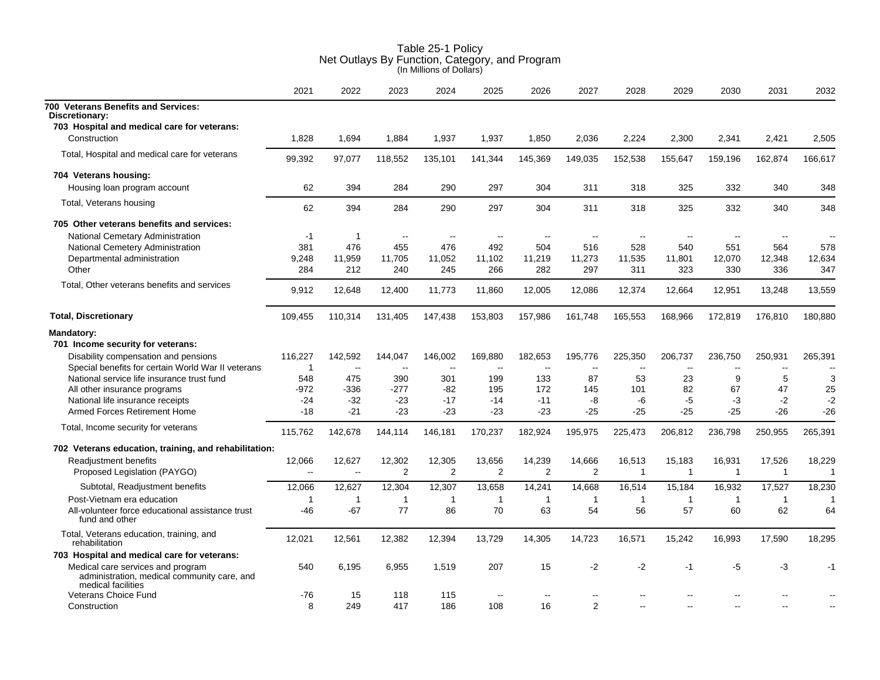# Table 25-1 Policy
## Net Outlays By Function, Category, and Program
(In Millions of Dollars)

| | 2021 | 2022 | 2023 | 2024 | 2025 | 2026 | 2027 | 2028 | 2029 | 2030 | 2031 | 2032 |
|---|---|---|---|---|---|---|---|---|---|---|---|---|
| **700 Veterans Benefits and Services:** | | | | | | | | | | | | |
| **Discretionary:** | | | | | | | | | | | | |
| **703 Hospital and medical care for veterans:** | | | | | | | | | | | | |
| Construction | 1,828 | 1,694 | 1,884 | 1,937 | 1,937 | 1,850 | 2,036 | 2,224 | 2,300 | 2,341 | 2,421 | 2,505 |
| Total, Hospital and medical care for veterans | 99,392 | 97,077 | 118,552 | 135,101 | 141,344 | 145,369 | 149,035 | 152,538 | 155,647 | 159,196 | 162,874 | 166,617 |
| **704 Veterans housing:** | | | | | | | | | | | | |
| Housing loan program account | 62 | 394 | 284 | 290 | 297 | 304 | 311 | 318 | 325 | 332 | 340 | 348 |
| Total, Veterans housing | 62 | 394 | 284 | 290 | 297 | 304 | 311 | 318 | 325 | 332 | 340 | 348 |
| **705 Other veterans benefits and services:** | | | | | | | | | | | | |
| National Cemetary Administration | -1 | 1 | -- | -- | -- | -- | -- | -- | -- | -- | -- | -- |
| National Cemetery Administration | 381 | 476 | 455 | 476 | 492 | 504 | 516 | 528 | 540 | 551 | 564 | 578 |
| Departmental administration | 9,248 | 11,959 | 11,705 | 11,052 | 11,102 | 11,219 | 11,273 | 11,535 | 11,801 | 12,070 | 12,348 | 12,634 |
| Other | 284 | 212 | 240 | 245 | 266 | 282 | 297 | 311 | 323 | 330 | 336 | 347 |
| Total, Other veterans benefits and services | 9,912 | 12,648 | 12,400 | 11,773 | 11,860 | 12,005 | 12,086 | 12,374 | 12,664 | 12,951 | 13,248 | 13,559 |
| **Total, Discretionary** | 109,455 | 110,314 | 131,405 | 147,438 | 153,803 | 157,986 | 161,748 | 165,553 | 168,966 | 172,819 | 176,810 | 180,880 |
| **Mandatory:** | | | | | | | | | | | | |
| **701 Income security for veterans:** | | | | | | | | | | | | |
| Disability compensation and pensions | 116,227 | 142,592 | 144,047 | 146,002 | 169,880 | 182,653 | 195,776 | 225,350 | 206,737 | 236,750 | 250,931 | 265,391 |
| Special benefits for certain World War II veterans | 1 | -- | -- | -- | -- | -- | -- | -- | -- | -- | -- | -- |
| National service life insurance trust fund | 548 | 475 | 390 | 301 | 199 | 133 | 87 | 53 | 23 | 9 | 5 | 3 |
| All other insurance programs | -972 | -336 | -277 | -82 | 195 | 172 | 145 | 101 | 82 | 67 | 47 | 25 |
| National life insurance receipts | -24 | -32 | -23 | -17 | -14 | -11 | -8 | -6 | -5 | -3 | -2 | -2 |
| Armed Forces Retirement Home | -18 | -21 | -23 | -23 | -23 | -23 | -25 | -25 | -25 | -25 | -26 | -26 |
| Total, Income security for veterans | 115,762 | 142,678 | 144,114 | 146,181 | 170,237 | 182,924 | 195,975 | 225,473 | 206,812 | 236,798 | 250,955 | 265,391 |
| **702 Veterans education, training, and rehabilitation:** | | | | | | | | | | | | |
| Readjustment benefits | 12,066 | 12,627 | 12,302 | 12,305 | 13,656 | 14,239 | 14,666 | 16,513 | 15,183 | 16,931 | 17,526 | 18,229 |
| Proposed Legislation (PAYGO) | -- | -- | 2 | 2 | 2 | 2 | 2 | 1 | 1 | 1 | 1 | 1 |
| Subtotal, Readjustment benefits | 12,066 | 12,627 | 12,304 | 12,307 | 13,658 | 14,241 | 14,668 | 16,514 | 15,184 | 16,932 | 17,527 | 18,230 |
| Post-Vietnam era education | 1 | 1 | 1 | 1 | 1 | 1 | 1 | 1 | 1 | 1 | 1 | 1 |
| All-volunteer force educational assistance trust fund and other | -46 | -67 | 77 | 86 | 70 | 63 | 54 | 56 | 57 | 60 | 62 | 64 |
| Total, Veterans education, training, and rehabilitation | 12,021 | 12,561 | 12,382 | 12,394 | 13,729 | 14,305 | 14,723 | 16,571 | 15,242 | 16,993 | 17,590 | 18,295 |
| **703 Hospital and medical care for veterans:** | | | | | | | | | | | | |
| Medical care services and program administration, medical community care, and medical facilities | 540 | 6,195 | 6,955 | 1,519 | 207 | 15 | -2 | -2 | -1 | -5 | -3 | -1 |
| Veterans Choice Fund | -76 | 15 | 118 | 115 | -- | -- | -- | -- | -- | -- | -- | -- |
| Construction | 8 | 249 | 417 | 186 | 108 | 16 | 2 | -- | -- | -- | -- | -- |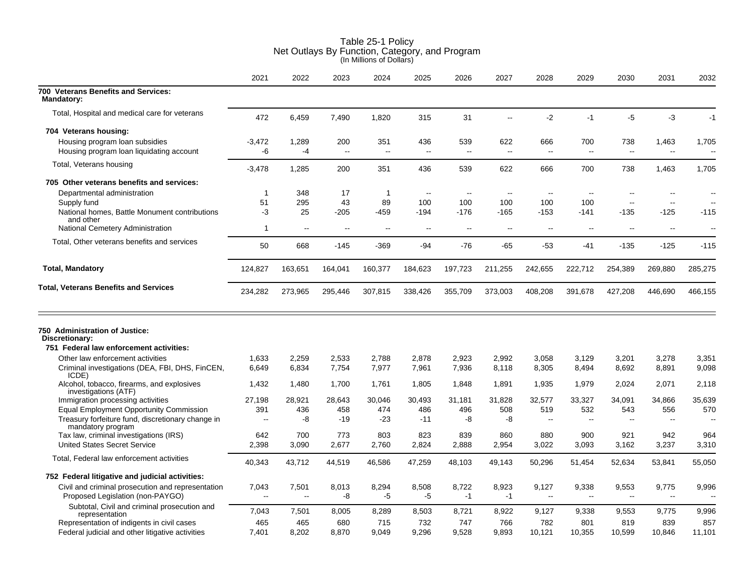# Table 25-1 Policy
## Net Outlays By Function, Category, and Program
(In Millions of Dollars)

| | 2021 | 2022 | 2023 | 2024 | 2025 | 2026 | 2027 | 2028 | 2029 | 2030 | 2031 | 2032 |
|---|---|---|---|---|---|---|---|---|---|---|---|---|
| **700 Veterans Benefits and Services:** | | | | | | | | | | | | |
| **Mandatory:** | | | | | | | | | | | | |
| Total, Hospital and medical care for veterans | 472 | 6,459 | 7,490 | 1,820 | 315 | 31 | -- | -2 | -1 | -5 | -3 | -1 |
| **704 Veterans housing:** | | | | | | | | | | | | |
| Housing program loan subsidies | -3,472 | 1,289 | 200 | 351 | 436 | 539 | 622 | 666 | 700 | 738 | 1,463 | 1,705 |
| Housing program loan liquidating account | -6 | -4 | -- | -- | -- | -- | -- | -- | -- | -- | -- | -- |
| Total, Veterans housing | -3,478 | 1,285 | 200 | 351 | 436 | 539 | 622 | 666 | 700 | 738 | 1,463 | 1,705 |
| **705 Other veterans benefits and services:** | | | | | | | | | | | | |
| Departmental administration | 1 | 348 | 17 | 1 | -- | -- | -- | -- | -- | -- | -- | -- |
| Supply fund | 51 | 295 | 43 | 89 | 100 | 100 | 100 | 100 | 100 | -- | -- | -- |
| National homes, Battle Monument contributions and other | -3 | 25 | -205 | -459 | -194 | -176 | -165 | -153 | -141 | -135 | -125 | -115 |
| National Cemetery Administration | 1 | -- | -- | -- | -- | -- | -- | -- | -- | -- | -- | -- |
| Total, Other veterans benefits and services | 50 | 668 | -145 | -369 | -94 | -76 | -65 | -53 | -41 | -135 | -125 | -115 |
| **Total, Mandatory** | 124,827 | 163,651 | 164,041 | 160,377 | 184,623 | 197,723 | 211,255 | 242,655 | 222,712 | 254,389 | 269,880 | 285,275 |
| **Total, Veterans Benefits and Services** | 234,282 | 273,965 | 295,446 | 307,815 | 338,426 | 355,709 | 373,003 | 408,208 | 391,678 | 427,208 | 446,690 | 466,155 |
| **750 Administration of Justice:** | | | | | | | | | | | | |
| **Discretionary:** | | | | | | | | | | | | |
| **751 Federal law enforcement activities:** | | | | | | | | | | | | |
| Other law enforcement activities | 1,633 | 2,259 | 2,533 | 2,788 | 2,878 | 2,923 | 2,992 | 3,058 | 3,129 | 3,201 | 3,278 | 3,351 |
| Criminal investigations (DEA, FBI, DHS, FinCEN, ICDE) | 6,649 | 6,834 | 7,754 | 7,977 | 7,961 | 7,936 | 8,118 | 8,305 | 8,494 | 8,692 | 8,891 | 9,098 |
| Alcohol, tobacco, firearms, and explosives investigations (ATF) | 1,432 | 1,480 | 1,700 | 1,761 | 1,805 | 1,848 | 1,891 | 1,935 | 1,979 | 2,024 | 2,071 | 2,118 |
| Immigration processing activities | 27,198 | 28,921 | 28,643 | 30,046 | 30,493 | 31,181 | 31,828 | 32,577 | 33,327 | 34,091 | 34,866 | 35,639 |
| Equal Employment Opportunity Commission | 391 | 436 | 458 | 474 | 486 | 496 | 508 | 519 | 532 | 543 | 556 | 570 |
| Treasury forfeiture fund, discretionary change in mandatory program | -- | -8 | -19 | -23 | -11 | -8 | -8 | -- | -- | -- | -- | -- |
| Tax law, criminal investigations (IRS) | 642 | 700 | 773 | 803 | 823 | 839 | 860 | 880 | 900 | 921 | 942 | 964 |
| United States Secret Service | 2,398 | 3,090 | 2,677 | 2,760 | 2,824 | 2,888 | 2,954 | 3,022 | 3,093 | 3,162 | 3,237 | 3,310 |
| Total, Federal law enforcement activities | 40,343 | 43,712 | 44,519 | 46,586 | 47,259 | 48,103 | 49,143 | 50,296 | 51,454 | 52,634 | 53,841 | 55,050 |
| **752 Federal litigative and judicial activities:** | | | | | | | | | | | | |
| Civil and criminal prosecution and representation | 7,043 | 7,501 | 8,013 | 8,294 | 8,508 | 8,722 | 8,923 | 9,127 | 9,338 | 9,553 | 9,775 | 9,996 |
| Proposed Legislation (non-PAYGO) | -- | -- | -8 | -5 | -5 | -1 | -1 | -- | -- | -- | -- | -- |
| Subtotal, Civil and criminal prosecution and representation | 7,043 | 7,501 | 8,005 | 8,289 | 8,503 | 8,721 | 8,922 | 9,127 | 9,338 | 9,553 | 9,775 | 9,996 |
| Representation of indigents in civil cases | 465 | 465 | 680 | 715 | 732 | 747 | 766 | 782 | 801 | 819 | 839 | 857 |
| Federal judicial and other litigative activities | 7,401 | 8,202 | 8,870 | 9,049 | 9,296 | 9,528 | 9,893 | 10,121 | 10,355 | 10,599 | 10,846 | 11,101 |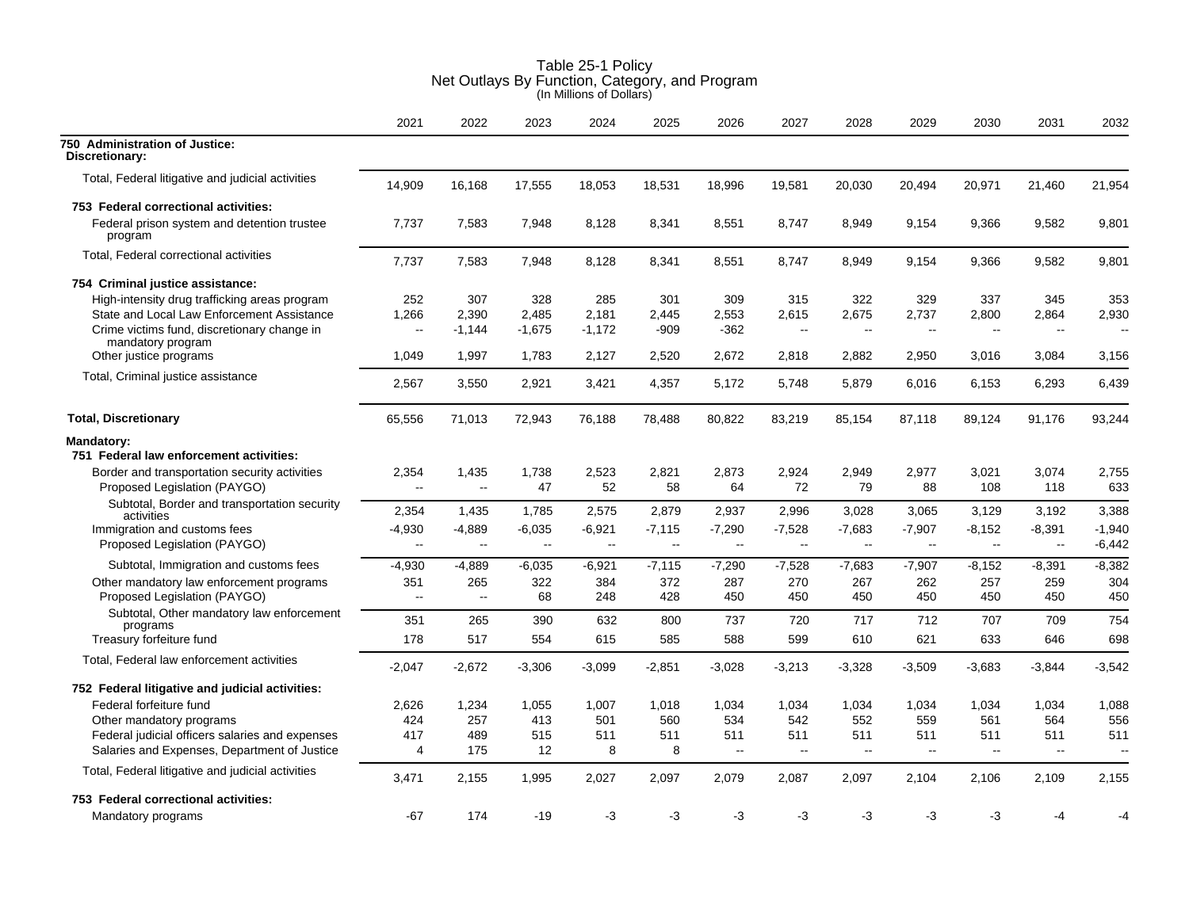# Table 25-1 Policy
## Net Outlays By Function, Category, and Program
(In Millions of Dollars)

| | 2021 | 2022 | 2023 | 2024 | 2025 | 2026 | 2027 | 2028 | 2029 | 2030 | 2031 | 2032 |
|---|---|---|---|---|---|---|---|---|---|---|---|---|
| **750 Administration of Justice:** | | | | | | | | | | | | |
| **Discretionary:** | | | | | | | | | | | | |
| Total, Federal litigative and judicial activities | 14,909 | 16,168 | 17,555 | 18,053 | 18,531 | 18,996 | 19,581 | 20,030 | 20,494 | 20,971 | 21,460 | 21,954 |
| **753 Federal correctional activities:** | | | | | | | | | | | | |
| Federal prison system and detention trustee program | 7,737 | 7,583 | 7,948 | 8,128 | 8,341 | 8,551 | 8,747 | 8,949 | 9,154 | 9,366 | 9,582 | 9,801 |
| Total, Federal correctional activities | 7,737 | 7,583 | 7,948 | 8,128 | 8,341 | 8,551 | 8,747 | 8,949 | 9,154 | 9,366 | 9,582 | 9,801 |
| **754 Criminal justice assistance:** | | | | | | | | | | | | |
| High-intensity drug trafficking areas program | 252 | 307 | 328 | 285 | 301 | 309 | 315 | 322 | 329 | 337 | 345 | 353 |
| State and Local Law Enforcement Assistance | 1,266 | 2,390 | 2,485 | 2,181 | 2,445 | 2,553 | 2,615 | 2,675 | 2,737 | 2,800 | 2,864 | 2,930 |
| Crime victims fund, discretionary change in mandatory program | -- | -1,144 | -1,675 | -1,172 | -909 | -362 | -- | -- | -- | -- | -- | -- |
| Other justice programs | 1,049 | 1,997 | 1,783 | 2,127 | 2,520 | 2,672 | 2,818 | 2,882 | 2,950 | 3,016 | 3,084 | 3,156 |
| Total, Criminal justice assistance | 2,567 | 3,550 | 2,921 | 3,421 | 4,357 | 5,172 | 5,748 | 5,879 | 6,016 | 6,153 | 6,293 | 6,439 |
| **Total, Discretionary** | 65,556 | 71,013 | 72,943 | 76,188 | 78,488 | 80,822 | 83,219 | 85,154 | 87,118 | 89,124 | 91,176 | 93,244 |
| **Mandatory:** | | | | | | | | | | | | |
| **751 Federal law enforcement activities:** | | | | | | | | | | | | |
| Border and transportation security activities | 2,354 | 1,435 | 1,738 | 2,523 | 2,821 | 2,873 | 2,924 | 2,949 | 2,977 | 3,021 | 3,074 | 2,755 |
| Proposed Legislation (PAYGO) | -- | -- | 47 | 52 | 58 | 64 | 72 | 79 | 88 | 108 | 118 | 633 |
| Subtotal, Border and transportation security activities | 2,354 | 1,435 | 1,785 | 2,575 | 2,879 | 2,937 | 2,996 | 3,028 | 3,065 | 3,129 | 3,192 | 3,388 |
| Immigration and customs fees | -4,930 | -4,889 | -6,035 | -6,921 | -7,115 | -7,290 | -7,528 | -7,683 | -7,907 | -8,152 | -8,391 | -1,940 |
| Proposed Legislation (PAYGO) | -- | -- | -- | -- | -- | -- | -- | -- | -- | -- | -- | -6,442 |
| Subtotal, Immigration and customs fees | -4,930 | -4,889 | -6,035 | -6,921 | -7,115 | -7,290 | -7,528 | -7,683 | -7,907 | -8,152 | -8,391 | -8,382 |
| Other mandatory law enforcement programs | 351 | 265 | 322 | 384 | 372 | 287 | 270 | 267 | 262 | 257 | 259 | 304 |
| Proposed Legislation (PAYGO) | -- | -- | 68 | 248 | 428 | 450 | 450 | 450 | 450 | 450 | 450 | 450 |
| Subtotal, Other mandatory law enforcement programs | 351 | 265 | 390 | 632 | 800 | 737 | 720 | 717 | 712 | 707 | 709 | 754 |
| Treasury forfeiture fund | 178 | 517 | 554 | 615 | 585 | 588 | 599 | 610 | 621 | 633 | 646 | 698 |
| Total, Federal law enforcement activities | -2,047 | -2,672 | -3,306 | -3,099 | -2,851 | -3,028 | -3,213 | -3,328 | -3,509 | -3,683 | -3,844 | -3,542 |
| **752 Federal litigative and judicial activities:** | | | | | | | | | | | | |
| Federal forfeiture fund | 2,626 | 1,234 | 1,055 | 1,007 | 1,018 | 1,034 | 1,034 | 1,034 | 1,034 | 1,034 | 1,034 | 1,088 |
| Other mandatory programs | 424 | 257 | 413 | 501 | 560 | 534 | 542 | 552 | 559 | 561 | 564 | 556 |
| Federal judicial officers salaries and expenses | 417 | 489 | 515 | 511 | 511 | 511 | 511 | 511 | 511 | 511 | 511 | 511 |
| Salaries and Expenses, Department of Justice | 4 | 175 | 12 | 8 | 8 | -- | -- | -- | -- | -- | -- | -- |
| Total, Federal litigative and judicial activities | 3,471 | 2,155 | 1,995 | 2,027 | 2,097 | 2,079 | 2,087 | 2,097 | 2,104 | 2,106 | 2,109 | 2,155 |
| **753 Federal correctional activities:** | | | | | | | | | | | | |
| Mandatory programs | -67 | 174 | -19 | -3 | -3 | -3 | -3 | -3 | -3 | -3 | -4 | -4 |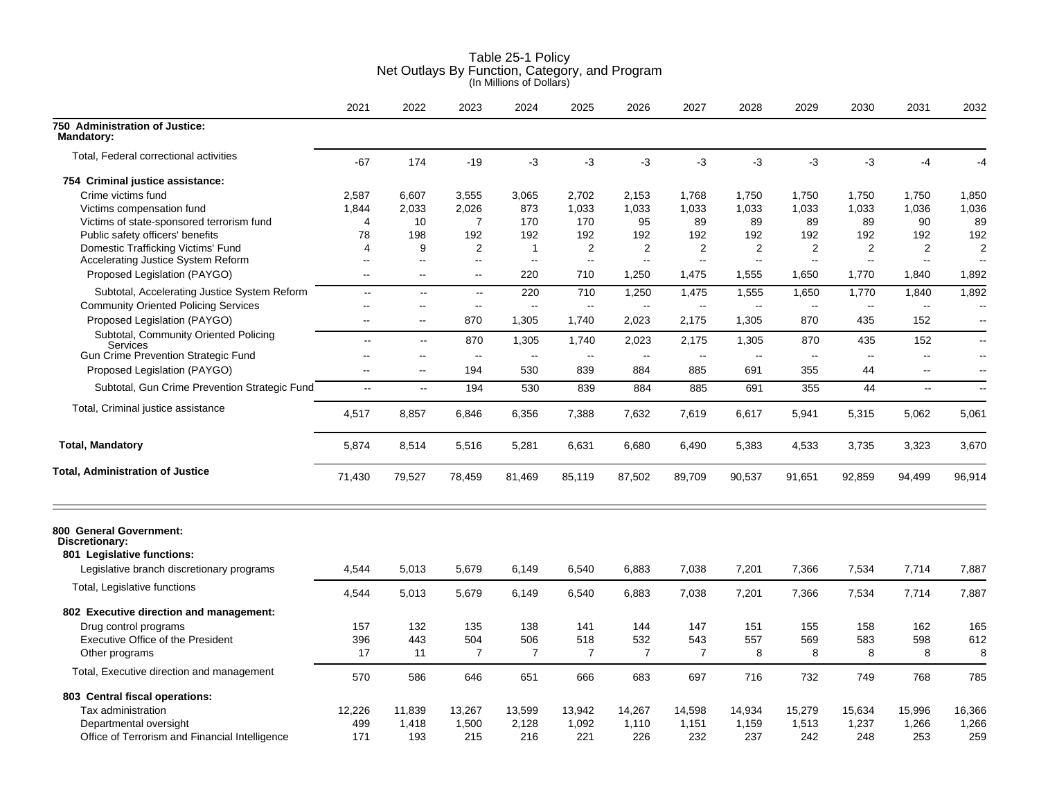# Table 25-1 Policy
## Net Outlays By Function, Category, and Program
(In Millions of Dollars)

| | 2021 | 2022 | 2023 | 2024 | 2025 | 2026 | 2027 | 2028 | 2029 | 2030 | 2031 | 2032 |
|---|---|---|---|---|---|---|---|---|---|---|---|---|
| **750 Administration of Justice:** | | | | | | | | | | | | |
| **Mandatory:** | | | | | | | | | | | | |
| Total, Federal correctional activities | -67 | 174 | -19 | -3 | -3 | -3 | -3 | -3 | -3 | -3 | -4 | -4 |
| **754 Criminal justice assistance:** | | | | | | | | | | | | |
| Crime victims fund | 2,587 | 6,607 | 3,555 | 3,065 | 2,702 | 2,153 | 1,768 | 1,750 | 1,750 | 1,750 | 1,750 | 1,850 |
| Victims compensation fund | 1,844 | 2,033 | 2,026 | 873 | 1,033 | 1,033 | 1,033 | 1,033 | 1,033 | 1,033 | 1,036 | 1,036 |
| Victims of state-sponsored terrorism fund | 4 | 10 | 7 | 170 | 170 | 95 | 89 | 89 | 89 | 89 | 90 | 89 |
| Public safety officers' benefits | 78 | 198 | 192 | 192 | 192 | 192 | 192 | 192 | 192 | 192 | 192 | 192 |
| Domestic Trafficking Victims' Fund | 4 | 9 | 2 | 1 | 2 | 2 | 2 | 2 | 2 | 2 | 2 | 2 |
| Accelerating Justice System Reform | -- | -- | -- | -- | -- | -- | -- | -- | -- | -- | -- | -- |
| Proposed Legislation (PAYGO) | -- | -- | -- | 220 | 710 | 1,250 | 1,475 | 1,555 | 1,650 | 1,770 | 1,840 | 1,892 |
| Subtotal, Accelerating Justice System Reform | -- | -- | -- | 220 | 710 | 1,250 | 1,475 | 1,555 | 1,650 | 1,770 | 1,840 | 1,892 |
| Community Oriented Policing Services | -- | -- | -- | -- | -- | -- | -- | -- | -- | -- | -- | -- |
| Proposed Legislation (PAYGO) | -- | -- | 870 | 1,305 | 1,740 | 2,023 | 2,175 | 1,305 | 870 | 435 | 152 | -- |
| Subtotal, Community Oriented Policing Services | -- | -- | 870 | 1,305 | 1,740 | 2,023 | 2,175 | 1,305 | 870 | 435 | 152 | -- |
| Gun Crime Prevention Strategic Fund | -- | -- | -- | -- | -- | -- | -- | -- | -- | -- | -- | -- |
| Proposed Legislation (PAYGO) | -- | -- | 194 | 530 | 839 | 884 | 885 | 691 | 355 | 44 | -- | -- |
| Subtotal, Gun Crime Prevention Strategic Fund | -- | -- | 194 | 530 | 839 | 884 | 885 | 691 | 355 | 44 | -- | -- |
| Total, Criminal justice assistance | 4,517 | 8,857 | 6,846 | 6,356 | 7,388 | 7,632 | 7,619 | 6,617 | 5,941 | 5,315 | 5,062 | 5,061 |
| **Total, Mandatory** | 5,874 | 8,514 | 5,516 | 5,281 | 6,631 | 6,680 | 6,490 | 5,383 | 4,533 | 3,735 | 3,323 | 3,670 |
| **Total, Administration of Justice** | 71,430 | 79,527 | 78,459 | 81,469 | 85,119 | 87,502 | 89,709 | 90,537 | 91,651 | 92,859 | 94,499 | 96,914 |
| **800 General Government:** | | | | | | | | | | | | |
| **Discretionary:** | | | | | | | | | | | | |
| **801 Legislative functions:** | | | | | | | | | | | | |
| Legislative branch discretionary programs | 4,544 | 5,013 | 5,679 | 6,149 | 6,540 | 6,883 | 7,038 | 7,201 | 7,366 | 7,534 | 7,714 | 7,887 |
| Total, Legislative functions | 4,544 | 5,013 | 5,679 | 6,149 | 6,540 | 6,883 | 7,038 | 7,201 | 7,366 | 7,534 | 7,714 | 7,887 |
| **802 Executive direction and management:** | | | | | | | | | | | | |
| Drug control programs | 157 | 132 | 135 | 138 | 141 | 144 | 147 | 151 | 155 | 158 | 162 | 165 |
| Executive Office of the President | 396 | 443 | 504 | 506 | 518 | 532 | 543 | 557 | 569 | 583 | 598 | 612 |
| Other programs | 17 | 11 | 7 | 7 | 7 | 7 | 7 | 8 | 8 | 8 | 8 | 8 |
| Total, Executive direction and management | 570 | 586 | 646 | 651 | 666 | 683 | 697 | 716 | 732 | 749 | 768 | 785 |
| **803 Central fiscal operations:** | | | | | | | | | | | | |
| Tax administration | 12,226 | 11,839 | 13,267 | 13,599 | 13,942 | 14,267 | 14,598 | 14,934 | 15,279 | 15,634 | 15,996 | 16,366 |
| Departmental oversight | 499 | 1,418 | 1,500 | 2,128 | 1,092 | 1,110 | 1,151 | 1,159 | 1,513 | 1,237 | 1,266 | 1,266 |
| Office of Terrorism and Financial Intelligence | 171 | 193 | 215 | 216 | 221 | 226 | 232 | 237 | 242 | 248 | 253 | 259 |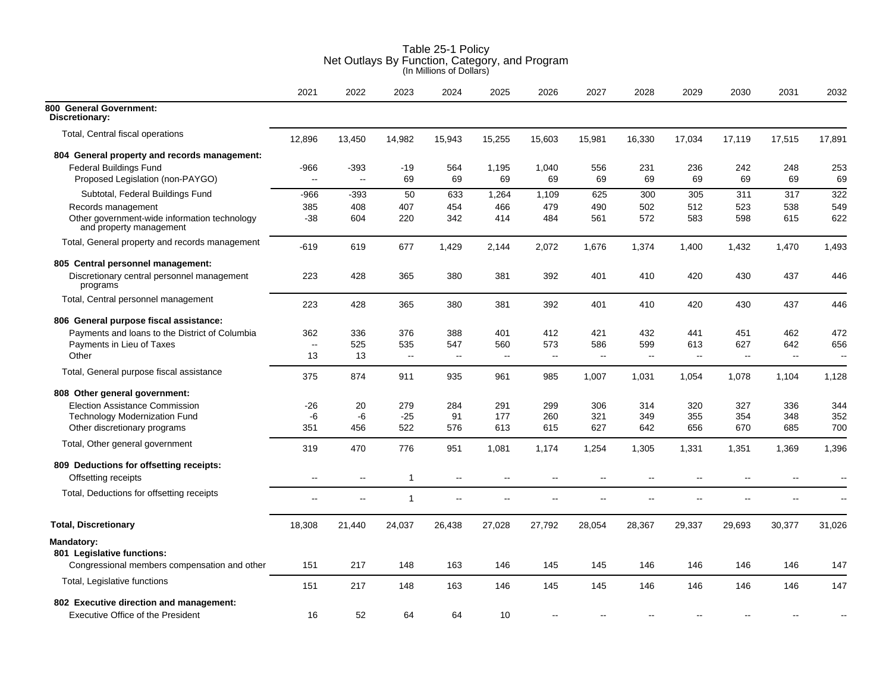# Table 25-1 Policy
## Net Outlays By Function, Category, and Program
(In Millions of Dollars)

| | 2021 | 2022 | 2023 | 2024 | 2025 | 2026 | 2027 | 2028 | 2029 | 2030 | 2031 | 2032 |
|---|---|---|---|---|---|---|---|---|---|---|---|---|
| **800 General Government:** | | | | | | | | | | | | |
| **Discretionary:** | | | | | | | | | | | | |
| Total, Central fiscal operations | 12,896 | 13,450 | 14,982 | 15,943 | 15,255 | 15,603 | 15,981 | 16,330 | 17,034 | 17,119 | 17,515 | 17,891 |
| **804 General property and records management:** | | | | | | | | | | | | |
| Federal Buildings Fund | -966 | -393 | -19 | 564 | 1,195 | 1,040 | 556 | 231 | 236 | 242 | 248 | 253 |
| Proposed Legislation (non-PAYGO) | -- | -- | 69 | 69 | 69 | 69 | 69 | 69 | 69 | 69 | 69 | 69 |
| Subtotal, Federal Buildings Fund | -966 | -393 | 50 | 633 | 1,264 | 1,109 | 625 | 300 | 305 | 311 | 317 | 322 |
| Records management | 385 | 408 | 407 | 454 | 466 | 479 | 490 | 502 | 512 | 523 | 538 | 549 |
| Other government-wide information technology and property management | -38 | 604 | 220 | 342 | 414 | 484 | 561 | 572 | 583 | 598 | 615 | 622 |
| Total, General property and records management | -619 | 619 | 677 | 1,429 | 2,144 | 2,072 | 1,676 | 1,374 | 1,400 | 1,432 | 1,470 | 1,493 |
| **805 Central personnel management:** | | | | | | | | | | | | |
| Discretionary central personnel management programs | 223 | 428 | 365 | 380 | 381 | 392 | 401 | 410 | 420 | 430 | 437 | 446 |
| Total, Central personnel management | 223 | 428 | 365 | 380 | 381 | 392 | 401 | 410 | 420 | 430 | 437 | 446 |
| **806 General purpose fiscal assistance:** | | | | | | | | | | | | |
| Payments and loans to the District of Columbia | 362 | 336 | 376 | 388 | 401 | 412 | 421 | 432 | 441 | 451 | 462 | 472 |
| Payments in Lieu of Taxes | -- | 525 | 535 | 547 | 560 | 573 | 586 | 599 | 613 | 627 | 642 | 656 |
| Other | 13 | 13 | -- | -- | -- | -- | -- | -- | -- | -- | -- | -- |
| Total, General purpose fiscal assistance | 375 | 874 | 911 | 935 | 961 | 985 | 1,007 | 1,031 | 1,054 | 1,078 | 1,104 | 1,128 |
| **808 Other general government:** | | | | | | | | | | | | |
| Election Assistance Commission | -26 | 20 | 279 | 284 | 291 | 299 | 306 | 314 | 320 | 327 | 336 | 344 |
| Technology Modernization Fund | -6 | -6 | -25 | 91 | 177 | 260 | 321 | 349 | 355 | 354 | 348 | 352 |
| Other discretionary programs | 351 | 456 | 522 | 576 | 613 | 615 | 627 | 642 | 656 | 670 | 685 | 700 |
| Total, Other general government | 319 | 470 | 776 | 951 | 1,081 | 1,174 | 1,254 | 1,305 | 1,331 | 1,351 | 1,369 | 1,396 |
| **809 Deductions for offsetting receipts:** | | | | | | | | | | | | |
| Offsetting receipts | -- | -- | 1 | -- | -- | -- | -- | -- | -- | -- | -- | -- |
| Total, Deductions for offsetting receipts | -- | -- | 1 | -- | -- | -- | -- | -- | -- | -- | -- | -- |
| **Total, Discretionary** | 18,308 | 21,440 | 24,037 | 26,438 | 27,028 | 27,792 | 28,054 | 28,367 | 29,337 | 29,693 | 30,377 | 31,026 |
| **Mandatory:** | | | | | | | | | | | | |
| **801 Legislative functions:** | | | | | | | | | | | | |
| Congressional members compensation and other | 151 | 217 | 148 | 163 | 146 | 145 | 145 | 146 | 146 | 146 | 146 | 147 |
| Total, Legislative functions | 151 | 217 | 148 | 163 | 146 | 145 | 145 | 146 | 146 | 146 | 146 | 147 |
| **802 Executive direction and management:** | | | | | | | | | | | | |
| Executive Office of the President | 16 | 52 | 64 | 64 | 10 | -- | -- | -- | -- | -- | -- | -- |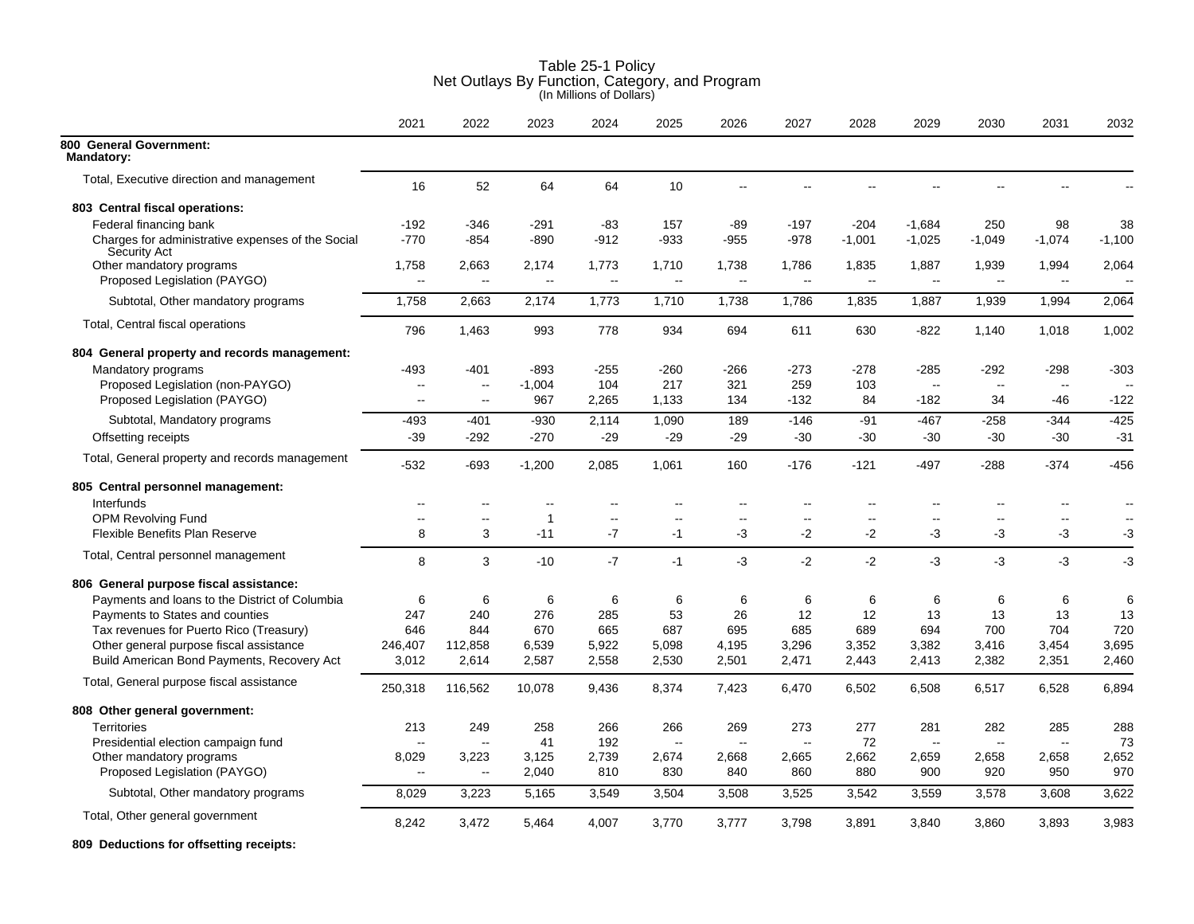# Table 25-1 Policy
## Net Outlays By Function, Category, and Program
(In Millions of Dollars)

| | 2021 | 2022 | 2023 | 2024 | 2025 | 2026 | 2027 | 2028 | 2029 | 2030 | 2031 | 2032 |
|---|---|---|---|---|---|---|---|---|---|---|---|---|
| **800 General Government:** | | | | | | | | | | | | |
| **Mandatory:** | | | | | | | | | | | | |
| Total, Executive direction and management | 16 | 52 | 64 | 64 | 10 | -- | -- | -- | -- | -- | -- | -- |
| **803 Central fiscal operations:** | | | | | | | | | | | | |
| Federal financing bank | -192 | -346 | -291 | -83 | 157 | -89 | -197 | -204 | -1,684 | 250 | 98 | 38 |
| Charges for administrative expenses of the Social Security Act | -770 | -854 | -890 | -912 | -933 | -955 | -978 | -1,001 | -1,025 | -1,049 | -1,074 | -1,100 |
| Other mandatory programs | 1,758 | 2,663 | 2,174 | 1,773 | 1,710 | 1,738 | 1,786 | 1,835 | 1,887 | 1,939 | 1,994 | 2,064 |
| Proposed Legislation (PAYGO) | -- | -- | -- | -- | -- | -- | -- | -- | -- | -- | -- | -- |
| Subtotal, Other mandatory programs | 1,758 | 2,663 | 2,174 | 1,773 | 1,710 | 1,738 | 1,786 | 1,835 | 1,887 | 1,939 | 1,994 | 2,064 |
| Total, Central fiscal operations | 796 | 1,463 | 993 | 778 | 934 | 694 | 611 | 630 | -822 | 1,140 | 1,018 | 1,002 |
| **804 General property and records management:** | | | | | | | | | | | | |
| Mandatory programs | -493 | -401 | -893 | -255 | -260 | -266 | -273 | -278 | -285 | -292 | -298 | -303 |
| Proposed Legislation (non-PAYGO) | -- | -- | -1,004 | 104 | 217 | 321 | 259 | 103 | -- | -- | -- | -- |
| Proposed Legislation (PAYGO) | -- | -- | 967 | 2,265 | 1,133 | 134 | -132 | 84 | -182 | 34 | -46 | -122 |
| Subtotal, Mandatory programs | -493 | -401 | -930 | 2,114 | 1,090 | 189 | -146 | -91 | -467 | -258 | -344 | -425 |
| Offsetting receipts | -39 | -292 | -270 | -29 | -29 | -29 | -30 | -30 | -30 | -30 | -30 | -31 |
| Total, General property and records management | -532 | -693 | -1,200 | 2,085 | 1,061 | 160 | -176 | -121 | -497 | -288 | -374 | -456 |
| **805 Central personnel management:** | | | | | | | | | | | | |
| Interfunds | -- | -- | -- | -- | -- | -- | -- | -- | -- | -- | -- | -- |
| OPM Revolving Fund | -- | -- | 1 | -- | -- | -- | -- | -- | -- | -- | -- | -- |
| Flexible Benefits Plan Reserve | 8 | 3 | -11 | -7 | -1 | -3 | -2 | -2 | -3 | -3 | -3 | -3 |
| Total, Central personnel management | 8 | 3 | -10 | -7 | -1 | -3 | -2 | -2 | -3 | -3 | -3 | -3 |
| **806 General purpose fiscal assistance:** | | | | | | | | | | | | |
| Payments and loans to the District of Columbia | 6 | 6 | 6 | 6 | 6 | 6 | 6 | 6 | 6 | 6 | 6 | 6 |
| Payments to States and counties | 247 | 240 | 276 | 285 | 53 | 26 | 12 | 12 | 13 | 13 | 13 | 13 |
| Tax revenues for Puerto Rico (Treasury) | 646 | 844 | 670 | 665 | 687 | 695 | 685 | 689 | 694 | 700 | 704 | 720 |
| Other general purpose fiscal assistance | 246,407 | 112,858 | 6,539 | 5,922 | 5,098 | 4,195 | 3,296 | 3,352 | 3,382 | 3,416 | 3,454 | 3,695 |
| Build American Bond Payments, Recovery Act | 3,012 | 2,614 | 2,587 | 2,558 | 2,530 | 2,501 | 2,471 | 2,443 | 2,413 | 2,382 | 2,351 | 2,460 |
| Total, General purpose fiscal assistance | 250,318 | 116,562 | 10,078 | 9,436 | 8,374 | 7,423 | 6,470 | 6,502 | 6,508 | 6,517 | 6,528 | 6,894 |
| **808 Other general government:** | | | | | | | | | | | | |
| Territories | 213 | 249 | 258 | 266 | 266 | 269 | 273 | 277 | 281 | 282 | 285 | 288 |
| Presidential election campaign fund | -- | -- | 41 | 192 | -- | -- | -- | 72 | -- | -- | -- | 73 |
| Other mandatory programs | 8,029 | 3,223 | 3,125 | 2,739 | 2,674 | 2,668 | 2,665 | 2,662 | 2,659 | 2,658 | 2,658 | 2,652 |
| Proposed Legislation (PAYGO) | -- | -- | 2,040 | 810 | 830 | 840 | 860 | 880 | 900 | 920 | 950 | 970 |
| Subtotal, Other mandatory programs | 8,029 | 3,223 | 5,165 | 3,549 | 3,504 | 3,508 | 3,525 | 3,542 | 3,559 | 3,578 | 3,608 | 3,622 |
| Total, Other general government | 8,242 | 3,472 | 5,464 | 4,007 | 3,770 | 3,777 | 3,798 | 3,891 | 3,840 | 3,860 | 3,893 | 3,983 |
| **809 Deductions for offsetting receipts:** | | | | | | | | | | | | |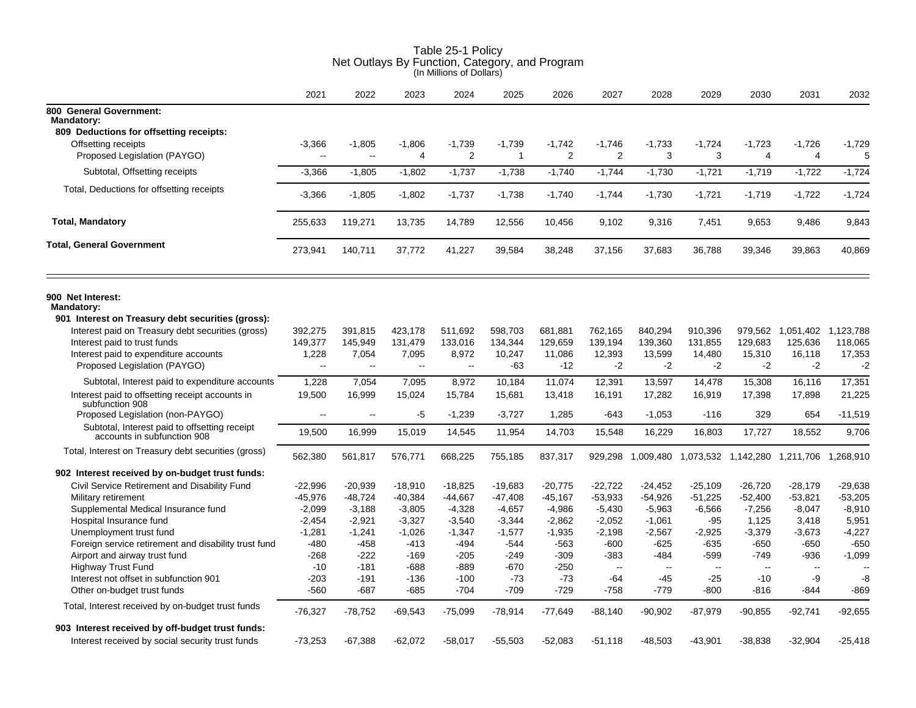# Table 25-1 Policy
## Net Outlays By Function, Category, and Program
(In Millions of Dollars)

| | 2021 | 2022 | 2023 | 2024 | 2025 | 2026 | 2027 | 2028 | 2029 | 2030 | 2031 | 2032 |
|---|---|---|---|---|---|---|---|---|---|---|---|---|
| **800 General Government:** | | | | | | | | | | | | |
| **Mandatory:** | | | | | | | | | | | | |
| **809 Deductions for offsetting receipts:** | | | | | | | | | | | | |
| Offsetting receipts | -3,366 | -1,805 | -1,806 | -1,739 | -1,739 | -1,742 | -1,746 | -1,733 | -1,724 | -1,723 | -1,726 | -1,729 |
| Proposed Legislation (PAYGO) | -- | -- | 4 | 2 | 1 | 2 | 2 | 3 | 3 | 4 | 4 | 5 |
| Subtotal, Offsetting receipts | -3,366 | -1,805 | -1,802 | -1,737 | -1,738 | -1,740 | -1,744 | -1,730 | -1,721 | -1,719 | -1,722 | -1,724 |
| Total, Deductions for offsetting receipts | -3,366 | -1,805 | -1,802 | -1,737 | -1,738 | -1,740 | -1,744 | -1,730 | -1,721 | -1,719 | -1,722 | -1,724 |
| **Total, Mandatory** | 255,633 | 119,271 | 13,735 | 14,789 | 12,556 | 10,456 | 9,102 | 9,316 | 7,451 | 9,653 | 9,486 | 9,843 |
| **Total, General Government** | 273,941 | 140,711 | 37,772 | 41,227 | 39,584 | 38,248 | 37,156 | 37,683 | 36,788 | 39,346 | 39,863 | 40,869 |

| | 2021 | 2022 | 2023 | 2024 | 2025 | 2026 | 2027 | 2028 | 2029 | 2030 | 2031 | 2032 |
|---|---|---|---|---|---|---|---|---|---|---|---|---|
| **900 Net Interest:** | | | | | | | | | | | | |
| **Mandatory:** | | | | | | | | | | | | |
| **901 Interest on Treasury debt securities (gross):** | | | | | | | | | | | | |
| Interest paid on Treasury debt securities (gross) | 392,275 | 391,815 | 423,178 | 511,692 | 598,703 | 681,881 | 762,165 | 840,294 | 910,396 | 979,562 | 1,051,402 | 1,123,788 |
| Interest paid to trust funds | 149,377 | 145,949 | 131,479 | 133,016 | 134,344 | 129,659 | 139,194 | 139,360 | 131,855 | 129,683 | 125,636 | 118,065 |
| Interest paid to expenditure accounts | 1,228 | 7,054 | 7,095 | 8,972 | 10,247 | 11,086 | 12,393 | 13,599 | 14,480 | 15,310 | 16,118 | 17,353 |
| Proposed Legislation (PAYGO) | -- | -- | -- | -- | -63 | -12 | -2 | -2 | -2 | -2 | -2 | -2 |
| Subtotal, Interest paid to expenditure accounts | 1,228 | 7,054 | 7,095 | 8,972 | 10,184 | 11,074 | 12,391 | 13,597 | 14,478 | 15,308 | 16,116 | 17,351 |
| Interest paid to offsetting receipt accounts in subfunction 908 | 19,500 | 16,999 | 15,024 | 15,784 | 15,681 | 13,418 | 16,191 | 17,282 | 16,919 | 17,398 | 17,898 | 21,225 |
| Proposed Legislation (non-PAYGO) | -- | -- | -5 | -1,239 | -3,727 | 1,285 | -643 | -1,053 | -116 | 329 | 654 | -11,519 |
| Subtotal, Interest paid to offsetting receipt accounts in subfunction 908 | 19,500 | 16,999 | 15,019 | 14,545 | 11,954 | 14,703 | 15,548 | 16,229 | 16,803 | 17,727 | 18,552 | 9,706 |
| Total, Interest on Treasury debt securities (gross) | 562,380 | 561,817 | 576,771 | 668,225 | 755,185 | 837,317 | 929,298 | 1,009,480 | 1,073,532 | 1,142,280 | 1,211,706 | 1,268,910 |
| **902 Interest received by on-budget trust funds:** | | | | | | | | | | | | |
| Civil Service Retirement and Disability Fund | -22,996 | -20,939 | -18,910 | -18,825 | -19,683 | -20,775 | -22,722 | -24,452 | -25,109 | -26,720 | -28,179 | -29,638 |
| Military retirement | -45,976 | -48,724 | -40,384 | -44,667 | -47,408 | -45,167 | -53,933 | -54,926 | -51,225 | -52,400 | -53,821 | -53,205 |
| Supplemental Medical Insurance fund | -2,099 | -3,188 | -3,805 | -4,328 | -4,657 | -4,986 | -5,430 | -5,963 | -6,566 | -7,256 | -8,047 | -8,910 |
| Hospital Insurance fund | -2,454 | -2,921 | -3,327 | -3,540 | -3,344 | -2,862 | -2,052 | -1,061 | -95 | 1,125 | 3,418 | 5,951 |
| Unemployment trust fund | -1,281 | -1,241 | -1,026 | -1,347 | -1,577 | -1,935 | -2,198 | -2,567 | -2,925 | -3,379 | -3,673 | -4,227 |
| Foreign service retirement and disability trust fund | -480 | -458 | -413 | -494 | -544 | -563 | -600 | -625 | -635 | -650 | -650 | -650 |
| Airport and airway trust fund | -268 | -222 | -169 | -205 | -249 | -309 | -383 | -484 | -599 | -749 | -936 | -1,099 |
| Highway Trust Fund | -10 | -181 | -688 | -889 | -670 | -250 | -- | -- | -- | -- | -- | -- |
| Interest not offset in subfunction 901 | -203 | -191 | -136 | -100 | -73 | -73 | -64 | -45 | -25 | -10 | -9 | -8 |
| Other on-budget trust funds | -560 | -687 | -685 | -704 | -709 | -729 | -758 | -779 | -800 | -816 | -844 | -869 |
| Total, Interest received by on-budget trust funds | -76,327 | -78,752 | -69,543 | -75,099 | -78,914 | -77,649 | -88,140 | -90,902 | -87,979 | -90,855 | -92,741 | -92,655 |
| **903 Interest received by off-budget trust funds:** | | | | | | | | | | | | |
| Interest received by social security trust funds | -73,253 | -67,388 | -62,072 | -58,017 | -55,503 | -52,083 | -51,118 | -48,503 | -43,901 | -38,838 | -32,904 | -25,418 |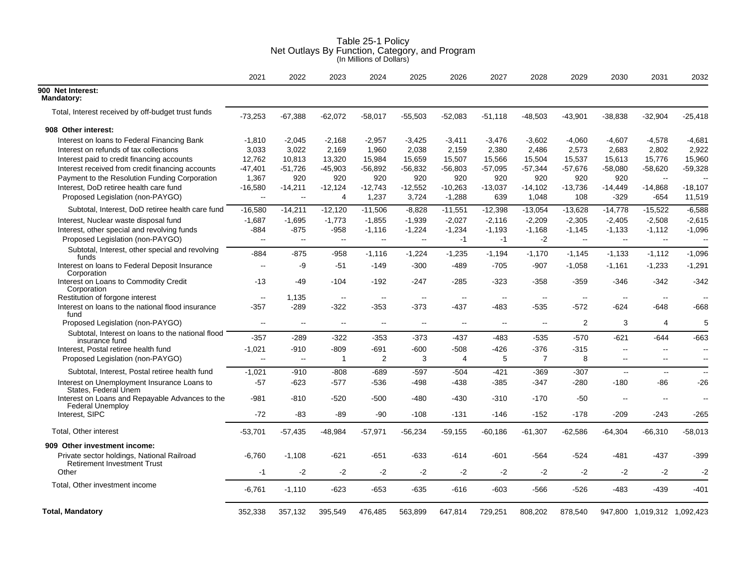# Table 25-1 Policy
## Net Outlays By Function, Category, and Program
(In Millions of Dollars)

| | 2021 | 2022 | 2023 | 2024 | 2025 | 2026 | 2027 | 2028 | 2029 | 2030 | 2031 | 2032 |
|---|---|---|---|---|---|---|---|---|---|---|---|---|
| **900 Net Interest:** | | | | | | | | | | | | |
| **Mandatory:** | | | | | | | | | | | | |
| Total, Interest received by off-budget trust funds | -73,253 | -67,388 | -62,072 | -58,017 | -55,503 | -52,083 | -51,118 | -48,503 | -43,901 | -38,838 | -32,904 | -25,418 |
| **908 Other interest:** | | | | | | | | | | | | |
| Interest on loans to Federal Financing Bank | -1,810 | -2,045 | -2,168 | -2,957 | -3,425 | -3,411 | -3,476 | -3,602 | -4,060 | -4,607 | -4,578 | -4,681 |
| Interest on refunds of tax collections | 3,033 | 3,022 | 2,169 | 1,960 | 2,038 | 2,159 | 2,380 | 2,486 | 2,573 | 2,683 | 2,802 | 2,922 |
| Interest paid to credit financing accounts | 12,762 | 10,813 | 13,320 | 15,984 | 15,659 | 15,507 | 15,566 | 15,504 | 15,537 | 15,613 | 15,776 | 15,960 |
| Interest received from credit financing accounts | -47,401 | -51,726 | -45,903 | -56,892 | -56,832 | -56,803 | -57,095 | -57,344 | -57,676 | -58,080 | -58,620 | -59,328 |
| Payment to the Resolution Funding Corporation | 1,367 | 920 | 920 | 920 | 920 | 920 | 920 | 920 | 920 | 920 | -- | -- |
| Interest, DoD retiree health care fund | -16,580 | -14,211 | -12,124 | -12,743 | -12,552 | -10,263 | -13,037 | -14,102 | -13,736 | -14,449 | -14,868 | -18,107 |
| Proposed Legislation (non-PAYGO) | -- | -- | 4 | 1,237 | 3,724 | -1,288 | 639 | 1,048 | 108 | -329 | -654 | 11,519 |
| Subtotal, Interest, DoD retiree health care fund | -16,580 | -14,211 | -12,120 | -11,506 | -8,828 | -11,551 | -12,398 | -13,054 | -13,628 | -14,778 | -15,522 | -6,588 |
| Interest, Nuclear waste disposal fund | -1,687 | -1,695 | -1,773 | -1,855 | -1,939 | -2,027 | -2,116 | -2,209 | -2,305 | -2,405 | -2,508 | -2,615 |
| Interest, other special and revolving funds | -884 | -875 | -958 | -1,116 | -1,224 | -1,234 | -1,193 | -1,168 | -1,145 | -1,133 | -1,112 | -1,096 |
| Proposed Legislation (non-PAYGO) | -- | -- | -- | -- | -- | -1 | -1 | -2 | -- | -- | -- | -- |
| Subtotal, Interest, other special and revolving funds | -884 | -875 | -958 | -1,116 | -1,224 | -1,235 | -1,194 | -1,170 | -1,145 | -1,133 | -1,112 | -1,096 |
| Interest on loans to Federal Deposit Insurance Corporation | -- | -9 | -51 | -149 | -300 | -489 | -705 | -907 | -1,058 | -1,161 | -1,233 | -1,291 |
| Interest on Loans to Commodity Credit Corporation | -13 | -49 | -104 | -192 | -247 | -285 | -323 | -358 | -359 | -346 | -342 | -342 |
| Restitution of forgone interest | -- | 1,135 | -- | -- | -- | -- | -- | -- | -- | -- | -- | -- |
| Interest on loans to the national flood insurance fund | -357 | -289 | -322 | -353 | -373 | -437 | -483 | -535 | -572 | -624 | -648 | -668 |
| Proposed Legislation (non-PAYGO) | -- | -- | -- | -- | -- | -- | -- | -- | 2 | 3 | 4 | 5 |
| Subtotal, Interest on loans to the national flood insurance fund | -357 | -289 | -322 | -353 | -373 | -437 | -483 | -535 | -570 | -621 | -644 | -663 |
| Interest, Postal retiree health fund | -1,021 | -910 | -809 | -691 | -600 | -508 | -426 | -376 | -315 | -- | -- | -- |
| Proposed Legislation (non-PAYGO) | -- | -- | 1 | 2 | 3 | 4 | 5 | 7 | 8 | -- | -- | -- |
| Subtotal, Interest, Postal retiree health fund | -1,021 | -910 | -808 | -689 | -597 | -504 | -421 | -369 | -307 | -- | -- | -- |
| Interest on Unemployment Insurance Loans to States, Federal Unem | -57 | -623 | -577 | -536 | -498 | -438 | -385 | -347 | -280 | -180 | -86 | -26 |
| Interest on Loans and Repayable Advances to the Federal Unemploy | -981 | -810 | -520 | -500 | -480 | -430 | -310 | -170 | -50 | -- | -- | -- |
| Interest, SIPC | -72 | -83 | -89 | -90 | -108 | -131 | -146 | -152 | -178 | -209 | -243 | -265 |
| Total, Other interest | -53,701 | -57,435 | -48,984 | -57,971 | -56,234 | -59,155 | -60,186 | -61,307 | -62,586 | -64,304 | -66,310 | -58,013 |
| **909 Other investment income:** | | | | | | | | | | | | |
| Private sector holdings, National Railroad Retirement Investment Trust | -6,760 | -1,108 | -621 | -651 | -633 | -614 | -601 | -564 | -524 | -481 | -437 | -399 |
| Other | -1 | -2 | -2 | -2 | -2 | -2 | -2 | -2 | -2 | -2 | -2 | -2 |
| Total, Other investment income | -6,761 | -1,110 | -623 | -653 | -635 | -616 | -603 | -566 | -526 | -483 | -439 | -401 |
| **Total, Mandatory** | 352,338 | 357,132 | 395,549 | 476,485 | 563,899 | 647,814 | 729,251 | 808,202 | 878,540 | 947,800 | 1,019,312 | 1,092,423 |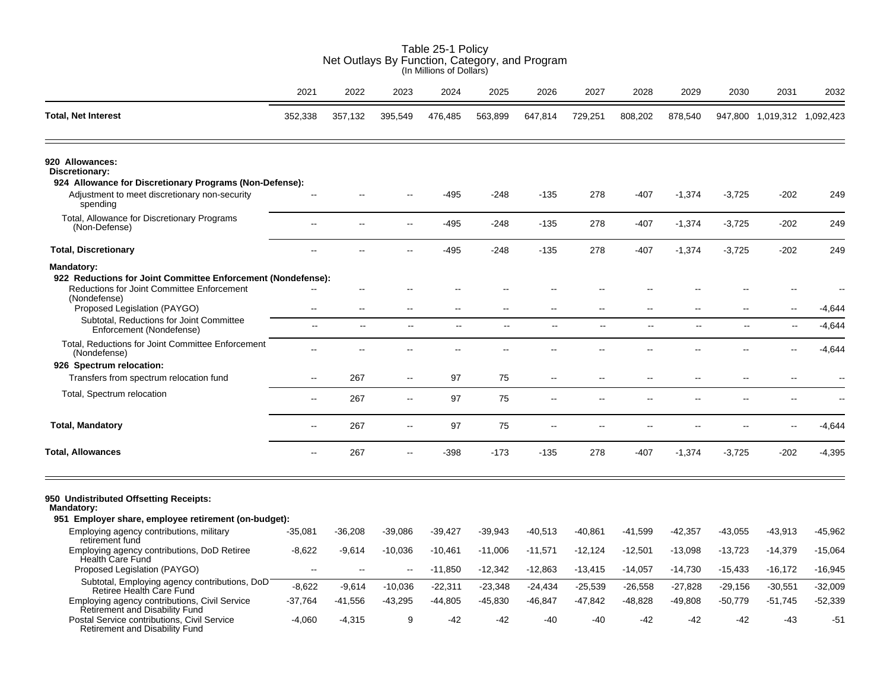# Table 25-1 Policy
## Net Outlays By Function, Category, and Program
### (In Millions of Dollars)

| | 2021 | 2022 | 2023 | 2024 | 2025 | 2026 | 2027 | 2028 | 2029 | 2030 | 2031 | 2032 |
|---|---|---|---|---|---|---|---|---|---|---|---|---|
| **Total, Net Interest** | 352,338 | 357,132 | 395,549 | 476,485 | 563,899 | 647,814 | 729,251 | 808,202 | 878,540 | 947,800 | 1,019,312 | 1,092,423 |
| **920 Allowances:** | | | | | | | | | | | | |
| **Discretionary:** | | | | | | | | | | | | |
| **924 Allowance for Discretionary Programs (Non-Defense):** | | | | | | | | | | | | |
| Adjustment to meet discretionary non-security spending | -- | -- | -- | -495 | -248 | -135 | 278 | -407 | -1,374 | -3,725 | -202 | 249 |
| Total, Allowance for Discretionary Programs (Non-Defense) | -- | -- | -- | -495 | -248 | -135 | 278 | -407 | -1,374 | -3,725 | -202 | 249 |
| **Total, Discretionary** | -- | -- | -- | -495 | -248 | -135 | 278 | -407 | -1,374 | -3,725 | -202 | 249 |
| **Mandatory:** | | | | | | | | | | | | |
| **922 Reductions for Joint Committee Enforcement (Nondefense):** | | | | | | | | | | | | |
| Reductions for Joint Committee Enforcement (Nondefense) | -- | -- | -- | -- | -- | -- | -- | -- | -- | -- | -- | -- |
| Proposed Legislation (PAYGO) | -- | -- | -- | -- | -- | -- | -- | -- | -- | -- | -- | -4,644 |
| Subtotal, Reductions for Joint Committee Enforcement (Nondefense) | -- | -- | -- | -- | -- | -- | -- | -- | -- | -- | -- | -4,644 |
| Total, Reductions for Joint Committee Enforcement (Nondefense) | -- | -- | -- | -- | -- | -- | -- | -- | -- | -- | -- | -4,644 |
| **926 Spectrum relocation:** | | | | | | | | | | | | |
| Transfers from spectrum relocation fund | -- | 267 | -- | 97 | 75 | -- | -- | -- | -- | -- | -- | -- |
| Total, Spectrum relocation | -- | 267 | -- | 97 | 75 | -- | -- | -- | -- | -- | -- | -- |
| **Total, Mandatory** | -- | 267 | -- | 97 | 75 | -- | -- | -- | -- | -- | -- | -4,644 |
| **Total, Allowances** | -- | 267 | -- | -398 | -173 | -135 | 278 | -407 | -1,374 | -3,725 | -202 | -4,395 |
| **950 Undistributed Offsetting Receipts:** | | | | | | | | | | | | |
| **Mandatory:** | | | | | | | | | | | | |
| **951 Employer share, employee retirement (on-budget):** | | | | | | | | | | | | |
| Employing agency contributions, military retirement fund | -35,081 | -36,208 | -39,086 | -39,427 | -39,943 | -40,513 | -40,861 | -41,599 | -42,357 | -43,055 | -43,913 | -45,962 |
| Employing agency contributions, DoD Retiree Health Care Fund | -8,622 | -9,614 | -10,036 | -10,461 | -11,006 | -11,571 | -12,124 | -12,501 | -13,098 | -13,723 | -14,379 | -15,064 |
| Proposed Legislation (PAYGO) | -- | -- | -- | -11,850 | -12,342 | -12,863 | -13,415 | -14,057 | -14,730 | -15,433 | -16,172 | -16,945 |
| Subtotal, Employing agency contributions, DoD Retiree Health Care Fund | -8,622 | -9,614 | -10,036 | -22,311 | -23,348 | -24,434 | -25,539 | -26,558 | -27,828 | -29,156 | -30,551 | -32,009 |
| Employing agency contributions, Civil Service Retirement and Disability Fund | -37,764 | -41,556 | -43,295 | -44,805 | -45,830 | -46,847 | -47,842 | -48,828 | -49,808 | -50,779 | -51,745 | -52,339 |
| Postal Service contributions, Civil Service Retirement and Disability Fund | -4,060 | -4,315 | 9 | -42 | -42 | -40 | -40 | -42 | -42 | -42 | -43 | -51 |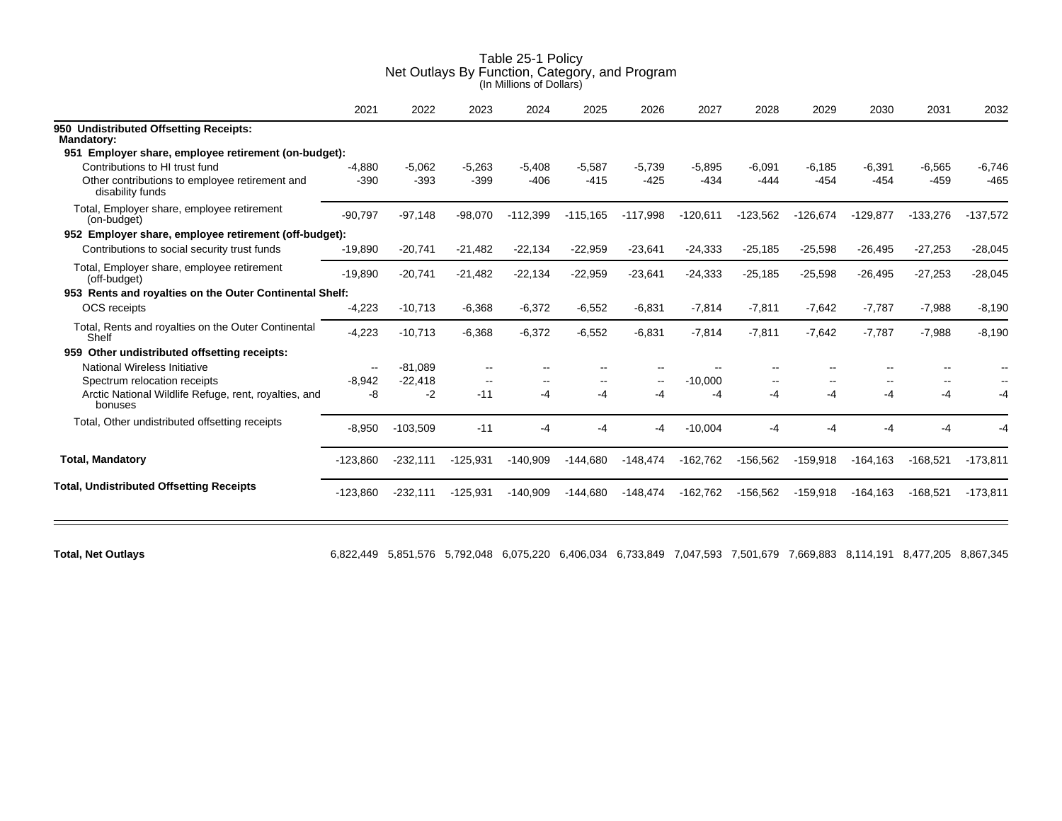# Table 25-1 Policy
## Net Outlays By Function, Category, and Program
(In Millions of Dollars)

| | 2021 | 2022 | 2023 | 2024 | 2025 | 2026 | 2027 | 2028 | 2029 | 2030 | 2031 | 2032 |
|---|---|---|---|---|---|---|---|---|---|---|---|---|
| **950 Undistributed Offsetting Receipts:** | | | | | | | | | | | | |
| **Mandatory:** | | | | | | | | | | | | |
| **951 Employer share, employee retirement (on-budget):** | | | | | | | | | | | | |
| Contributions to HI trust fund | -4,880 | -5,062 | -5,263 | -5,408 | -5,587 | -5,739 | -5,895 | -6,091 | -6,185 | -6,391 | -6,565 | -6,746 |
| Other contributions to employee retirement and disability funds | -390 | -393 | -399 | -406 | -415 | -425 | -434 | -444 | -454 | -454 | -459 | -465 |
| Total, Employer share, employee retirement (on-budget) | -90,797 | -97,148 | -98,070 | -112,399 | -115,165 | -117,998 | -120,611 | -123,562 | -126,674 | -129,877 | -133,276 | -137,572 |
| **952 Employer share, employee retirement (off-budget):** | | | | | | | | | | | | |
| Contributions to social security trust funds | -19,890 | -20,741 | -21,482 | -22,134 | -22,959 | -23,641 | -24,333 | -25,185 | -25,598 | -26,495 | -27,253 | -28,045 |
| Total, Employer share, employee retirement (off-budget) | -19,890 | -20,741 | -21,482 | -22,134 | -22,959 | -23,641 | -24,333 | -25,185 | -25,598 | -26,495 | -27,253 | -28,045 |
| **953 Rents and royalties on the Outer Continental Shelf:** | | | | | | | | | | | | |
| OCS receipts | -4,223 | -10,713 | -6,368 | -6,372 | -6,552 | -6,831 | -7,814 | -7,811 | -7,642 | -7,787 | -7,988 | -8,190 |
| Total, Rents and royalties on the Outer Continental Shelf | -4,223 | -10,713 | -6,368 | -6,372 | -6,552 | -6,831 | -7,814 | -7,811 | -7,642 | -7,787 | -7,988 | -8,190 |
| **959 Other undistributed offsetting receipts:** | | | | | | | | | | | | |
| National Wireless Initiative | -- | -81,089 | -- | -- | -- | -- | -- | -- | -- | -- | -- | -- |
| Spectrum relocation receipts | -8,942 | -22,418 | -- | -- | -- | -- | -10,000 | -- | -- | -- | -- | -- |
| Arctic National Wildlife Refuge, rent, royalties, and bonuses | -8 | -2 | -11 | -4 | -4 | -4 | -4 | -4 | -4 | -4 | -4 | -4 |
| Total, Other undistributed offsetting receipts | -8,950 | -103,509 | -11 | -4 | -4 | -4 | -10,004 | -4 | -4 | -4 | -4 | -4 |
| **Total, Mandatory** | -123,860 | -232,111 | -125,931 | -140,909 | -144,680 | -148,474 | -162,762 | -156,562 | -159,918 | -164,163 | -168,521 | -173,811 |
| **Total, Undistributed Offsetting Receipts** | -123,860 | -232,111 | -125,931 | -140,909 | -144,680 | -148,474 | -162,762 | -156,562 | -159,918 | -164,163 | -168,521 | -173,811 |
| **Total, Net Outlays** | 6,822,449 | 5,851,576 | 5,792,048 | 6,075,220 | 6,406,034 | 6,733,849 | 7,047,593 | 7,501,679 | 7,669,883 | 8,114,191 | 8,477,205 | 8,867,345 |